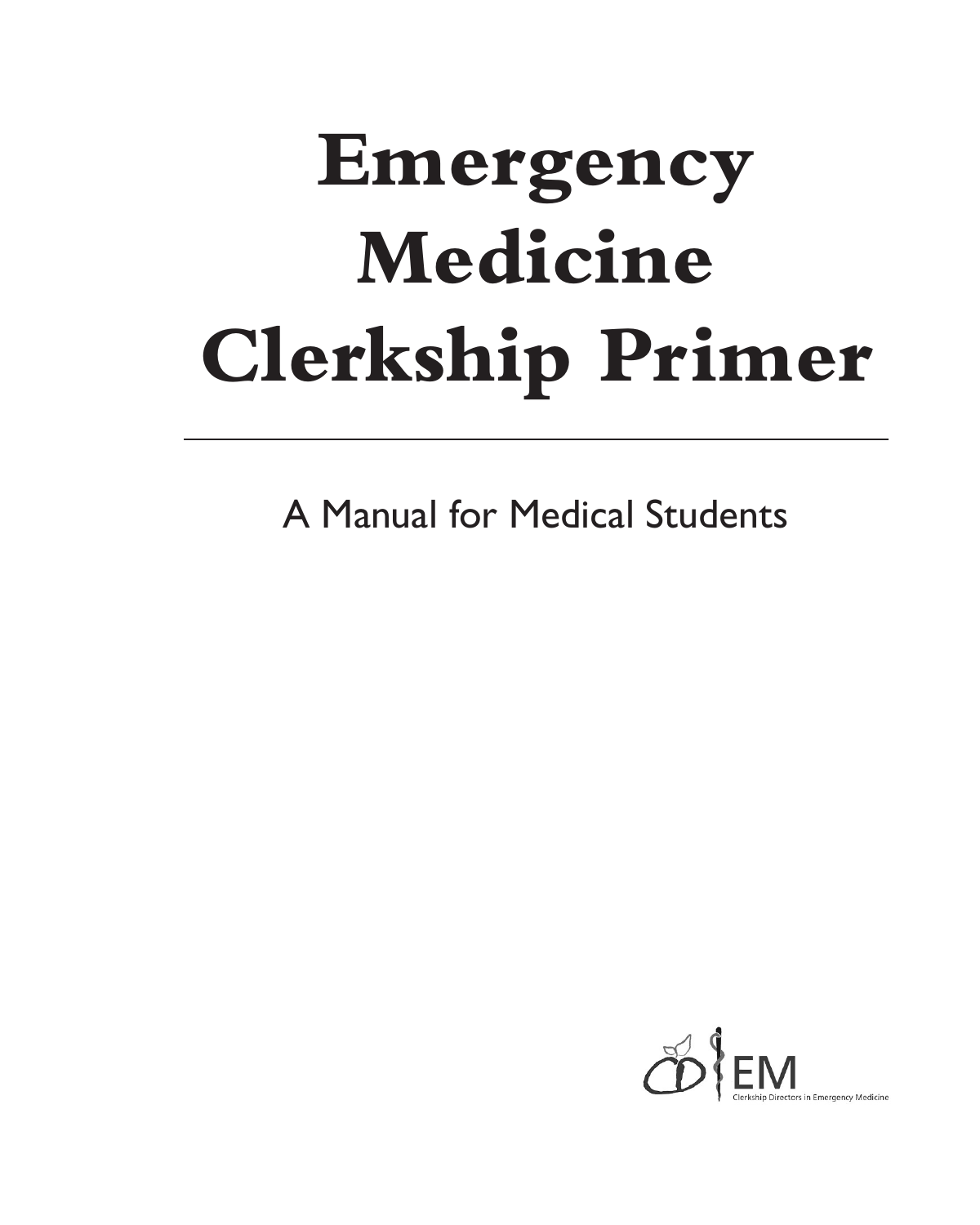# Emergency Medicine Clerkship Primer

---

A Manual for Medical Students

EM

Clerkship Directors in Emergency Medicine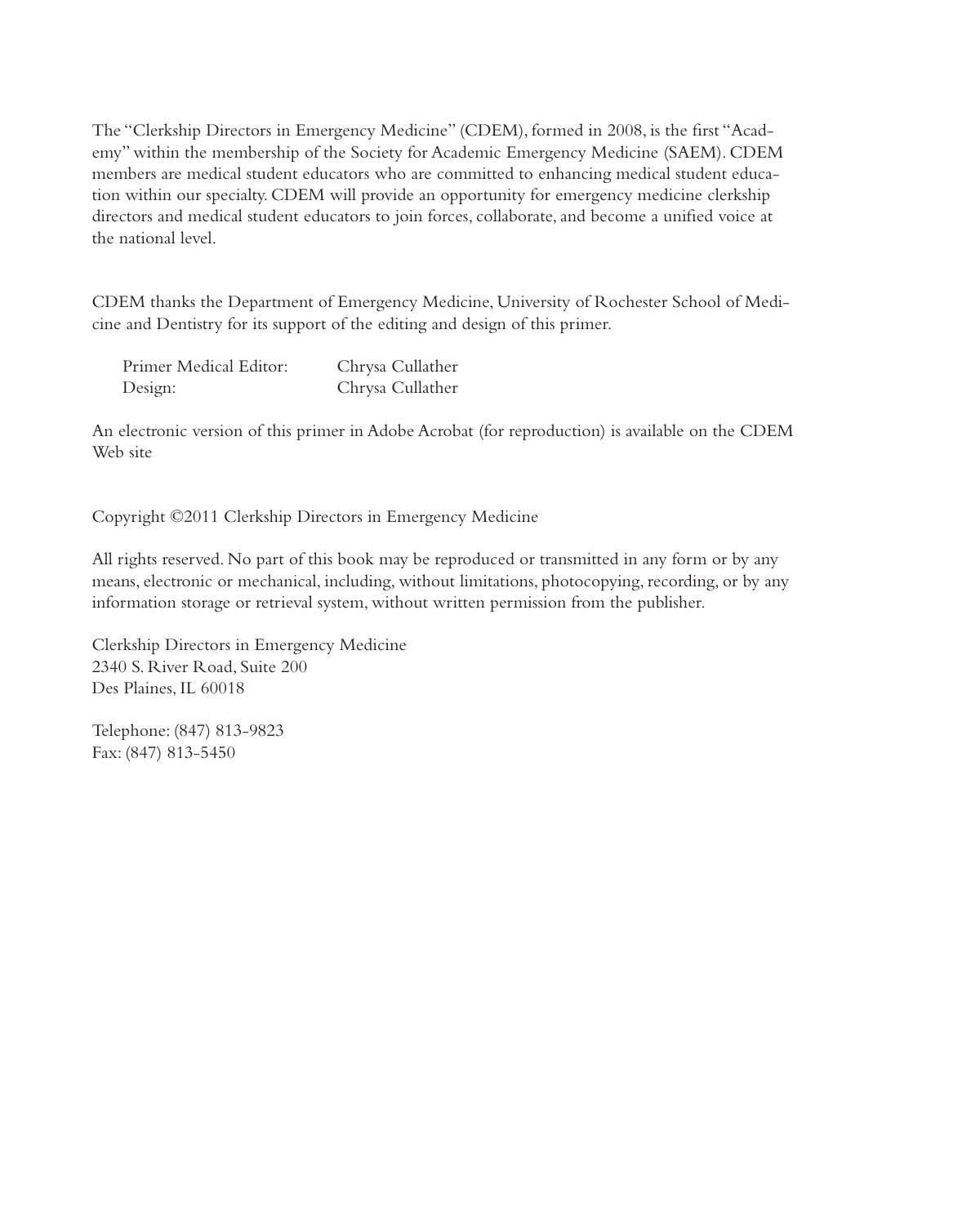The "Clerkship Directors in Emergency Medicine" (CDEM), formed in 2008, is the first "Academy" within the membership of the Society for Academic Emergency Medicine (SAEM). CDEM members are medical student educators who are committed to enhancing medical student education within our specialty. CDEM will provide an opportunity for emergency medicine clerkship directors and medical student educators to join forces, collaborate, and become a unified voice at the national level.

CDEM thanks the Department of Emergency Medicine, University of Rochester School of Medicine and Dentistry for its support of the editing and design of this primer.

| | |
|---|---|
| Primer Medical Editor: | Chrysa Cullather |
| Design: | Chrysa Cullather |

An electronic version of this primer in Adobe Acrobat (for reproduction) is available on the CDEM Web site

Copyright ©2011 Clerkship Directors in Emergency Medicine

All rights reserved. No part of this book may be reproduced or transmitted in any form or by any means, electronic or mechanical, including, without limitations, photocopying, recording, or by any information storage or retrieval system, without written permission from the publisher.

Clerkship Directors in Emergency Medicine
2340 S. River Road, Suite 200
Des Plaines, IL 60018

Telephone: (847) 813-9823
Fax: (847) 813-5450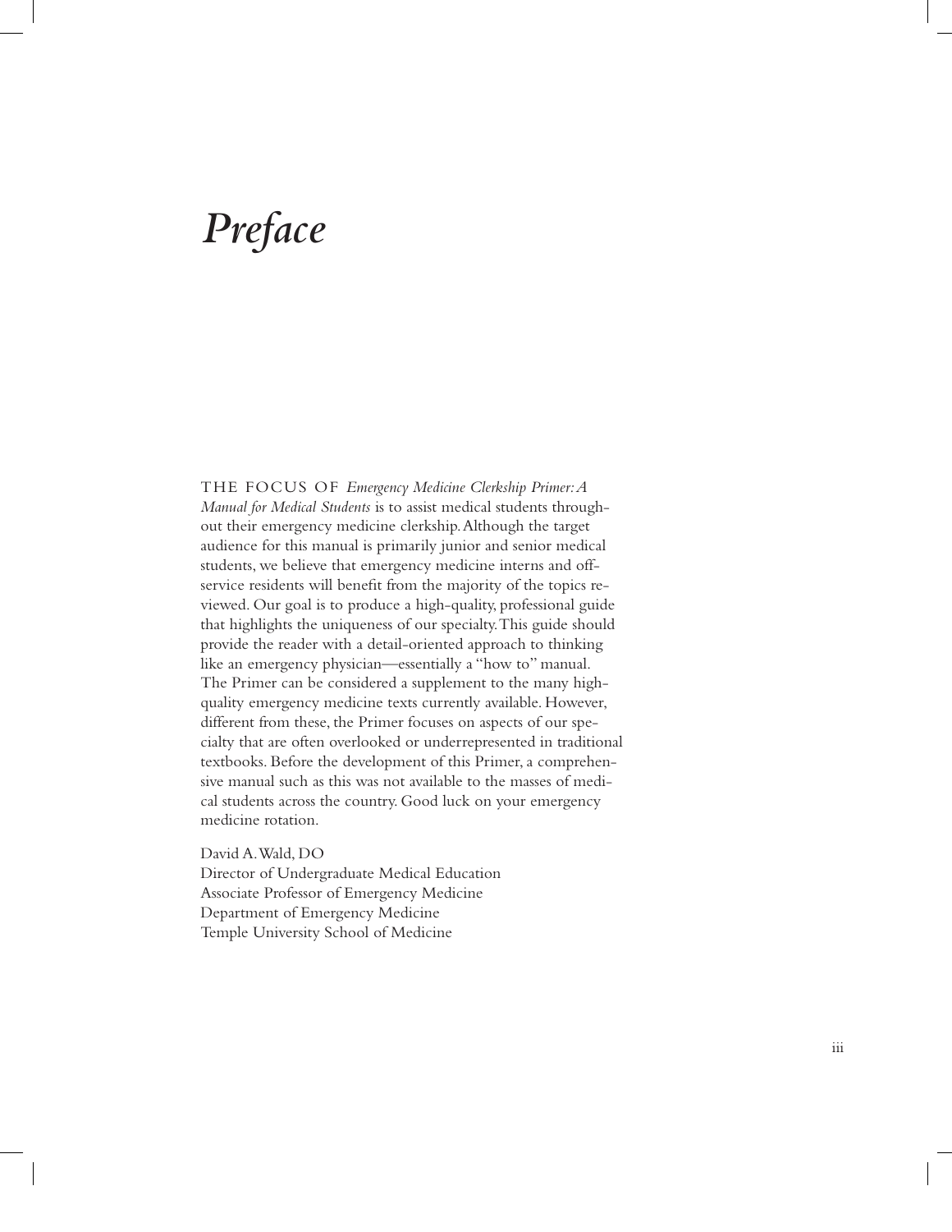# *Preface*

THE FOCUS OF *Emergency Medicine Clerkship Primer: A Manual for Medical Students* is to assist medical students throughout their emergency medicine clerkship. Although the target audience for this manual is primarily junior and senior medical students, we believe that emergency medicine interns and off-service residents will benefit from the majority of the topics reviewed. Our goal is to produce a high-quality, professional guide that highlights the uniqueness of our specialty. This guide should provide the reader with a detail-oriented approach to thinking like an emergency physician—essentially a "how to" manual. The Primer can be considered a supplement to the many high-quality emergency medicine texts currently available. However, different from these, the Primer focuses on aspects of our specialty that are often overlooked or underrepresented in traditional textbooks. Before the development of this Primer, a comprehensive manual such as this was not available to the masses of medical students across the country. Good luck on your emergency medicine rotation.

David A. Wald, DO
Director of Undergraduate Medical Education
Associate Professor of Emergency Medicine
Department of Emergency Medicine
Temple University School of Medicine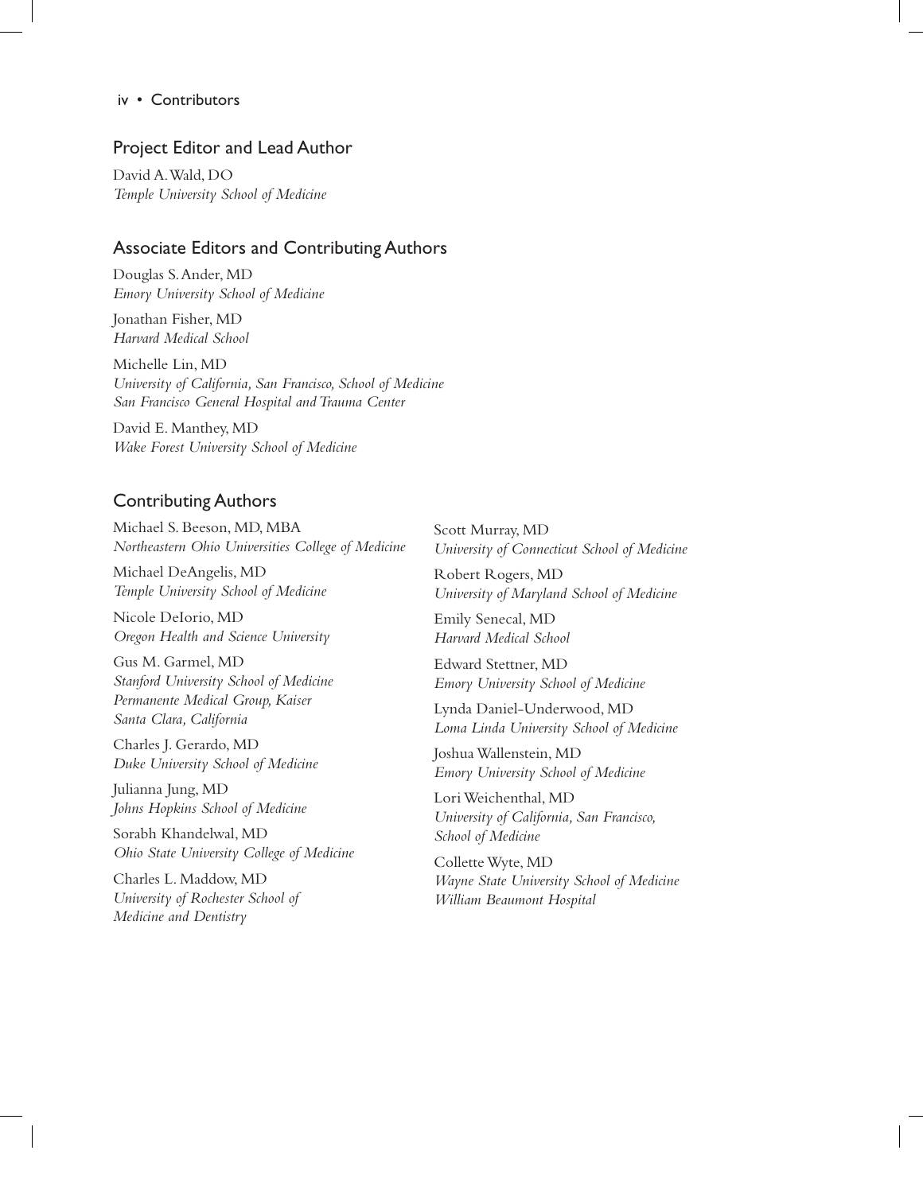## Project Editor and Lead Author

David A. Wald, DO
*Temple University School of Medicine*

## Associate Editors and Contributing Authors

Douglas S. Ander, MD
*Emory University School of Medicine*

Jonathan Fisher, MD
*Harvard Medical School*

Michelle Lin, MD
*University of California, San Francisco, School of Medicine*
*San Francisco General Hospital and Trauma Center*

David E. Manthey, MD
*Wake Forest University School of Medicine*

## Contributing Authors

Michael S. Beeson, MD, MBA
*Northeastern Ohio Universities College of Medicine*

Michael DeAngelis, MD
*Temple University School of Medicine*

Nicole DeIorio, MD
*Oregon Health and Science University*

Gus M. Garmel, MD
*Stanford University School of Medicine*
*Permanente Medical Group, Kaiser*
*Santa Clara, California*

Charles J. Gerardo, MD
*Duke University School of Medicine*

Julianna Jung, MD
*Johns Hopkins School of Medicine*

Sorabh Khandelwal, MD
*Ohio State University College of Medicine*

Charles L. Maddow, MD
*University of Rochester School of Medicine and Dentistry*

Scott Murray, MD
*University of Connecticut School of Medicine*

Robert Rogers, MD
*University of Maryland School of Medicine*

Emily Senecal, MD
*Harvard Medical School*

Edward Stettner, MD
*Emory University School of Medicine*

Lynda Daniel-Underwood, MD
*Loma Linda University School of Medicine*

Joshua Wallenstein, MD
*Emory University School of Medicine*

Lori Weichenthal, MD
*University of California, San Francisco, School of Medicine*

Collette Wyte, MD
*Wayne State University School of Medicine*
*William Beaumont Hospital*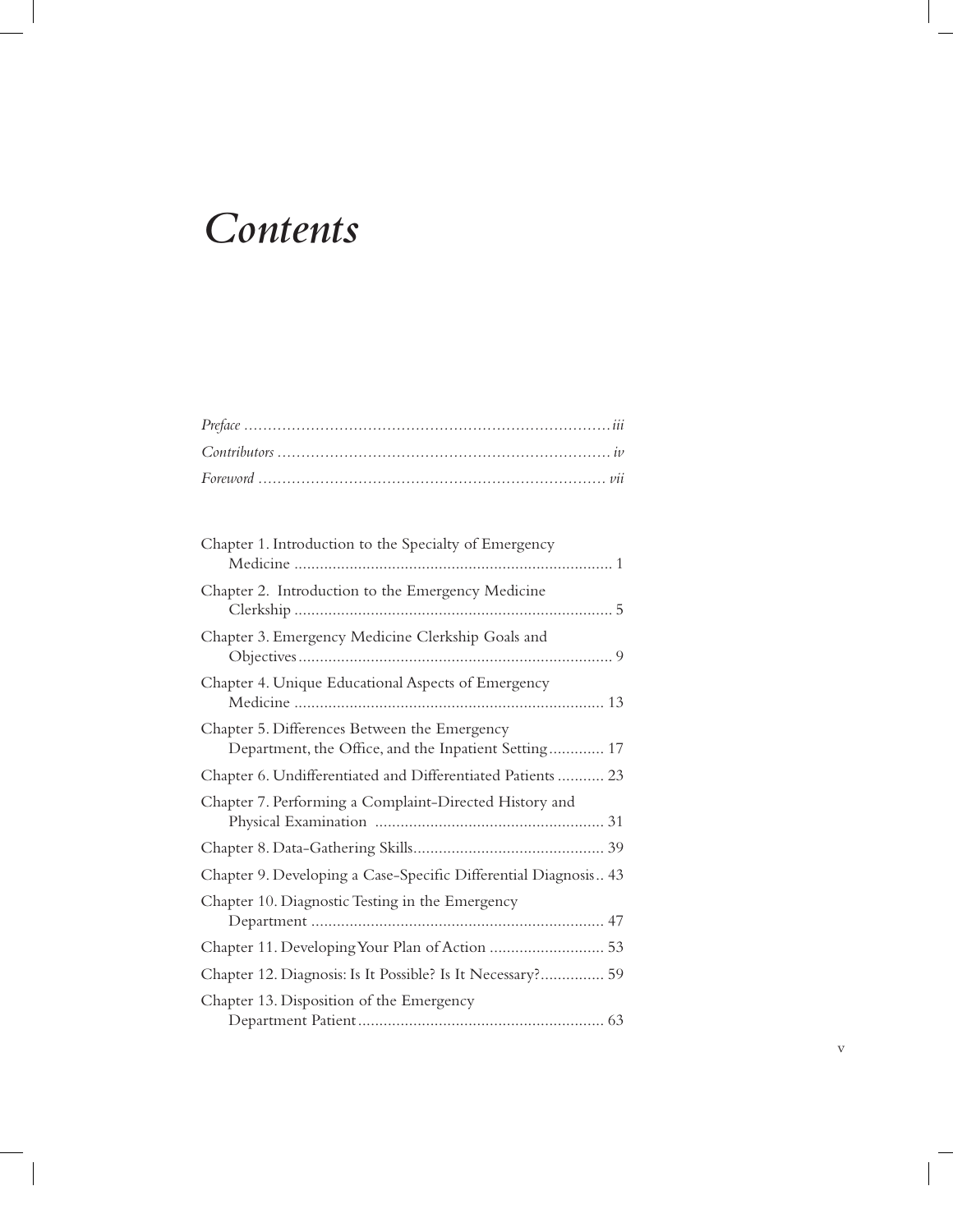# *Contents*

*Preface* ............................................................................iii

*Contributors* ....................................................................... iv

*Foreword* ......................................................................... vii

Chapter 1. Introduction to the Specialty of Emergency Medicine ........................................................................... 1

Chapter 2. Introduction to the Emergency Medicine Clerkship ........................................................................... 5

Chapter 3. Emergency Medicine Clerkship Goals and Objectives........................................................................... 9

Chapter 4. Unique Educational Aspects of Emergency Medicine ......................................................................... 13

Chapter 5. Differences Between the Emergency Department, the Office, and the Inpatient Setting............. 17

Chapter 6. Undifferentiated and Differentiated Patients ........... 23

Chapter 7. Performing a Complaint-Directed History and Physical Examination ...................................................... 31

Chapter 8. Data-Gathering Skills............................................. 39

Chapter 9. Developing a Case-Specific Differential Diagnosis.. 43

Chapter 10. Diagnostic Testing in the Emergency Department ..................................................................... 47

Chapter 11. Developing Your Plan of Action ........................... 53

Chapter 12. Diagnosis: Is It Possible? Is It Necessary?............... 59

Chapter 13. Disposition of the Emergency Department Patient.......................................................... 63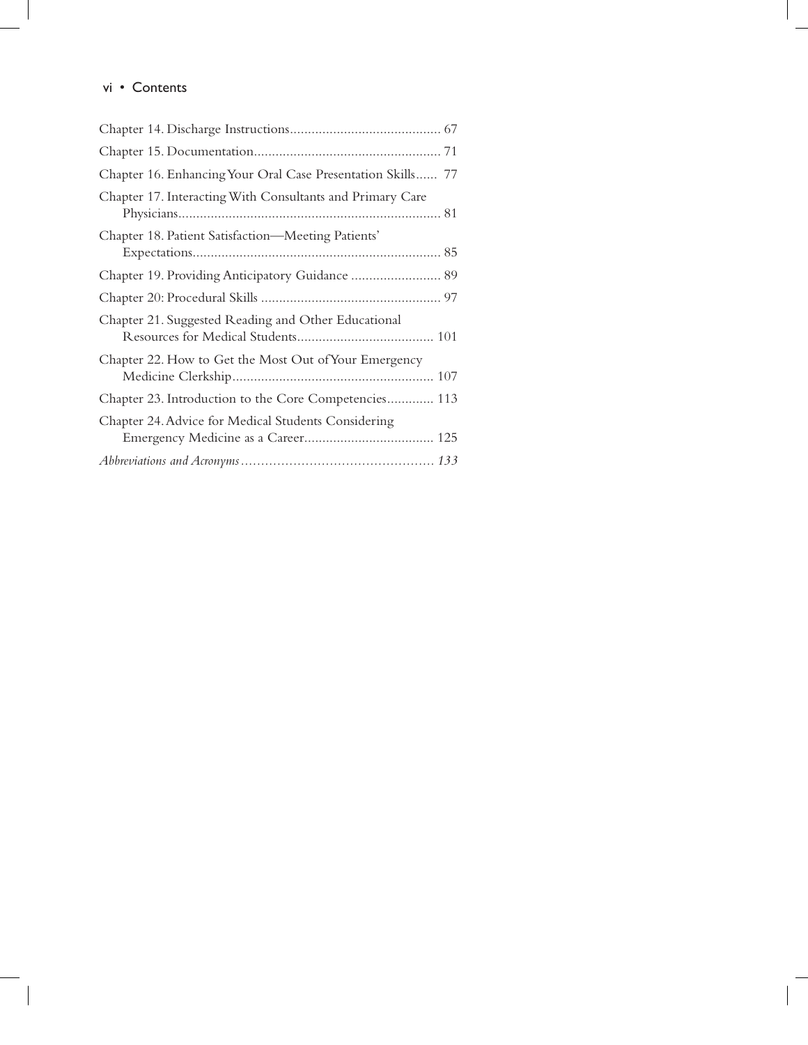Chapter 14. Discharge Instructions .......................................... 67

Chapter 15. Documentation .................................................... 71

Chapter 16. Enhancing Your Oral Case Presentation Skills ...... 77

Chapter 17. Interacting With Consultants and Primary Care Physicians ........................................................................ 81

Chapter 18. Patient Satisfaction—Meeting Patients' Expectations .................................................................... 85

Chapter 19. Providing Anticipatory Guidance ......................... 89

Chapter 20: Procedural Skills .................................................. 97

Chapter 21. Suggested Reading and Other Educational Resources for Medical Students ...................................... 101

Chapter 22. How to Get the Most Out of Your Emergency Medicine Clerkship ........................................................ 107

Chapter 23. Introduction to the Core Competencies ............. 113

Chapter 24. Advice for Medical Students Considering Emergency Medicine as a Career .................................... 125

*Abbreviations and Acronyms ................................................ 133*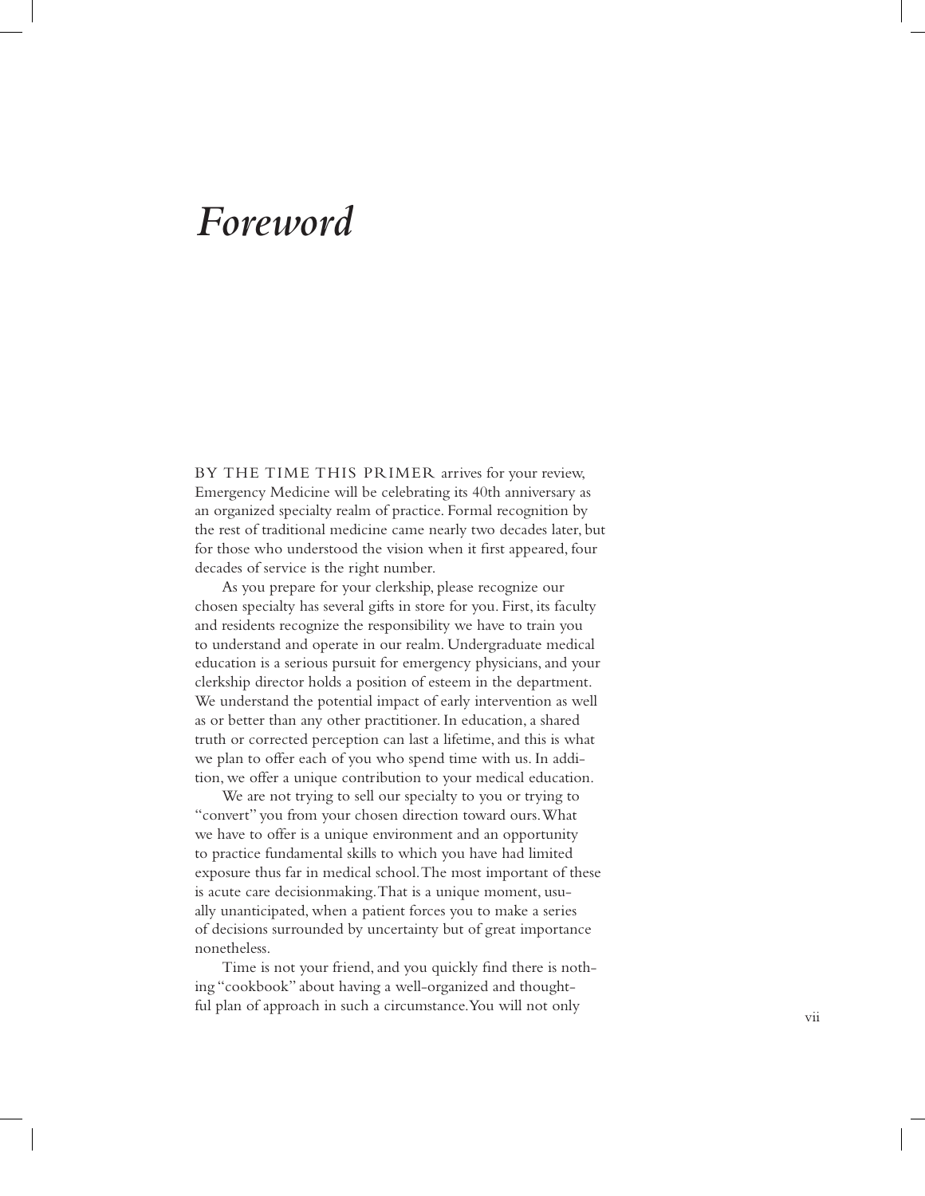# *Foreword*

BY THE TIME THIS PRIMER arrives for your review, Emergency Medicine will be celebrating its 40th anniversary as an organized specialty realm of practice. Formal recognition by the rest of traditional medicine came nearly two decades later, but for those who understood the vision when it first appeared, four decades of service is the right number.

As you prepare for your clerkship, please recognize our chosen specialty has several gifts in store for you. First, its faculty and residents recognize the responsibility we have to train you to understand and operate in our realm. Undergraduate medical education is a serious pursuit for emergency physicians, and your clerkship director holds a position of esteem in the department. We understand the potential impact of early intervention as well as or better than any other practitioner. In education, a shared truth or corrected perception can last a lifetime, and this is what we plan to offer each of you who spend time with us. In addition, we offer a unique contribution to your medical education.

We are not trying to sell our specialty to you or trying to "convert" you from your chosen direction toward ours. What we have to offer is a unique environment and an opportunity to practice fundamental skills to which you have had limited exposure thus far in medical school. The most important of these is acute care decisionmaking. That is a unique moment, usually unanticipated, when a patient forces you to make a series of decisions surrounded by uncertainty but of great importance nonetheless.

Time is not your friend, and you quickly find there is nothing "cookbook" about having a well-organized and thoughtful plan of approach in such a circumstance. You will not only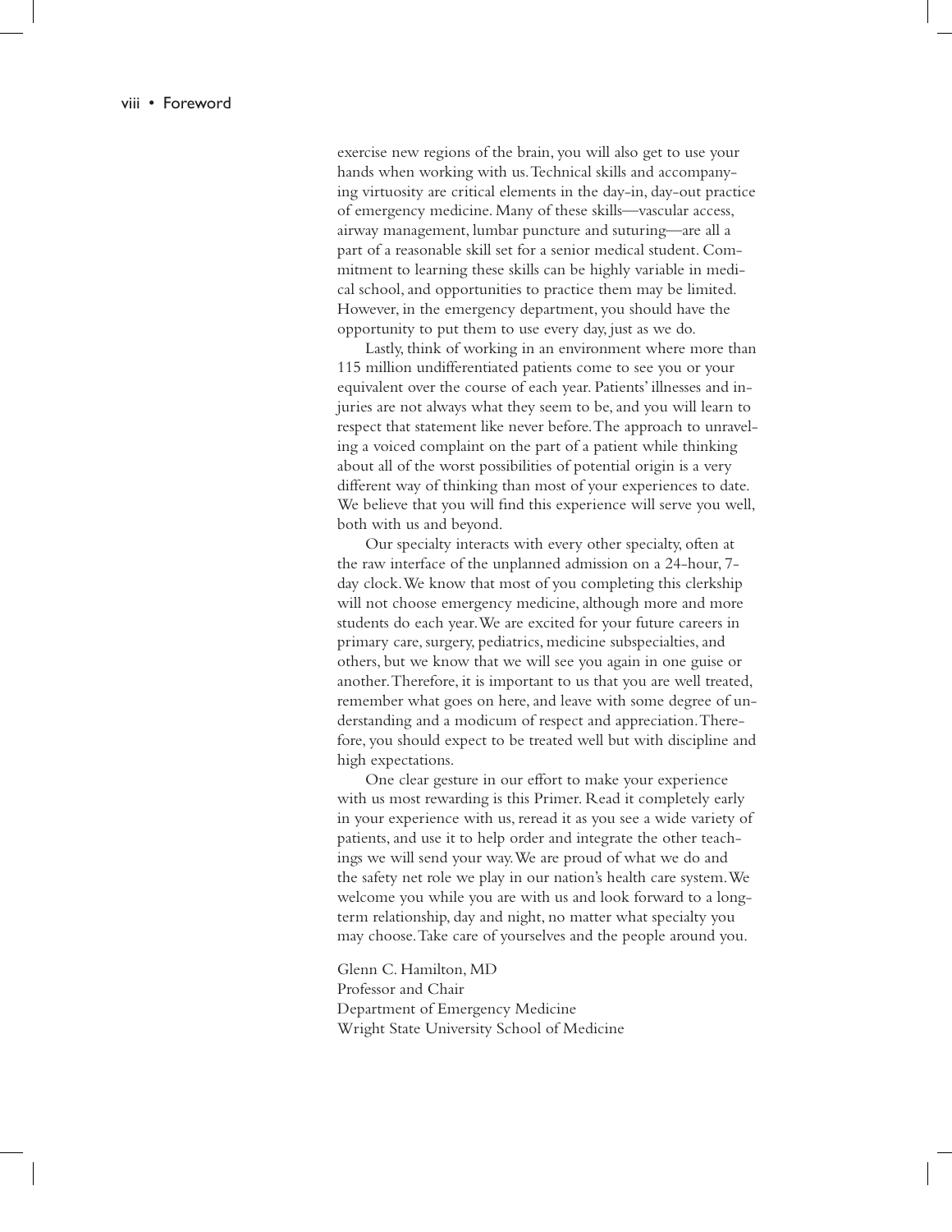exercise new regions of the brain, you will also get to use your hands when working with us. Technical skills and accompanying virtuosity are critical elements in the day-in, day-out practice of emergency medicine. Many of these skills—vascular access, airway management, lumbar puncture and suturing—are all a part of a reasonable skill set for a senior medical student. Commitment to learning these skills can be highly variable in medical school, and opportunities to practice them may be limited. However, in the emergency department, you should have the opportunity to put them to use every day, just as we do.

Lastly, think of working in an environment where more than 115 million undifferentiated patients come to see you or your equivalent over the course of each year. Patients' illnesses and injuries are not always what they seem to be, and you will learn to respect that statement like never before. The approach to unraveling a voiced complaint on the part of a patient while thinking about all of the worst possibilities of potential origin is a very different way of thinking than most of your experiences to date. We believe that you will find this experience will serve you well, both with us and beyond.

Our specialty interacts with every other specialty, often at the raw interface of the unplanned admission on a 24-hour, 7-day clock. We know that most of you completing this clerkship will not choose emergency medicine, although more and more students do each year. We are excited for your future careers in primary care, surgery, pediatrics, medicine subspecialties, and others, but we know that we will see you again in one guise or another. Therefore, it is important to us that you are well treated, remember what goes on here, and leave with some degree of understanding and a modicum of respect and appreciation. Therefore, you should expect to be treated well but with discipline and high expectations.

One clear gesture in our effort to make your experience with us most rewarding is this Primer. Read it completely early in your experience with us, reread it as you see a wide variety of patients, and use it to help order and integrate the other teachings we will send your way. We are proud of what we do and the safety net role we play in our nation's health care system. We welcome you while you are with us and look forward to a long-term relationship, day and night, no matter what specialty you may choose. Take care of yourselves and the people around you.

Glenn C. Hamilton, MD
Professor and Chair
Department of Emergency Medicine
Wright State University School of Medicine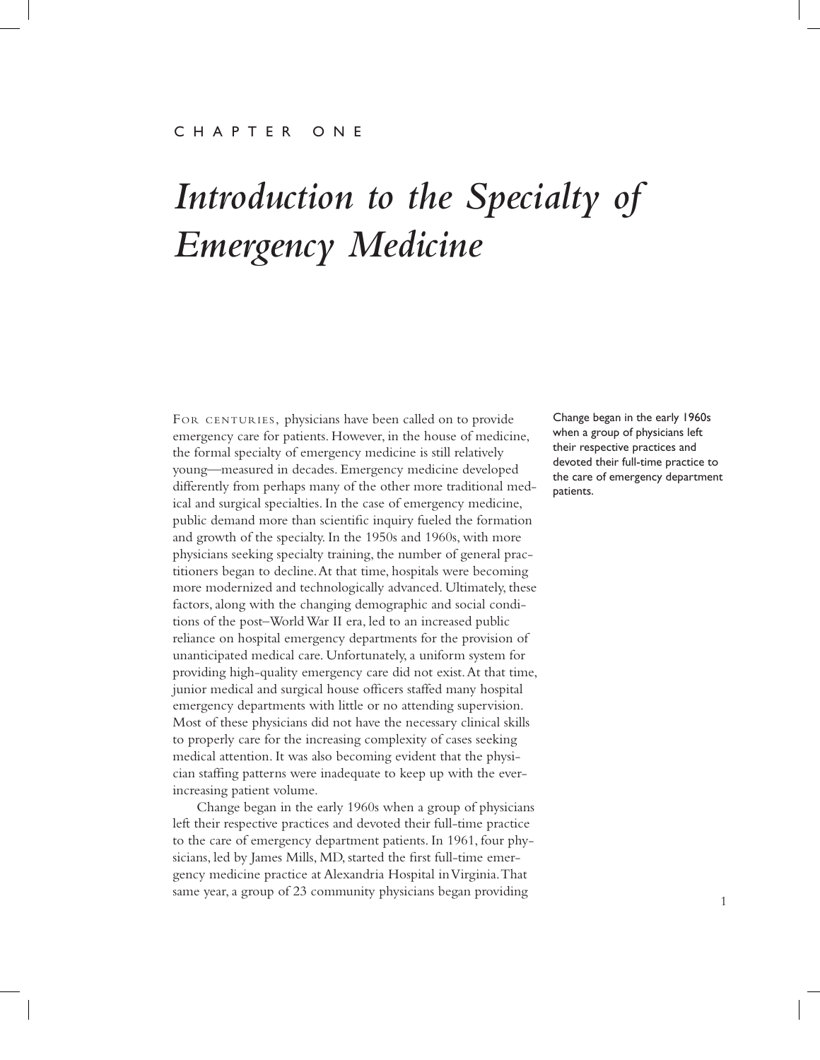CHAPTER ONE

# *Introduction to the Specialty of Emergency Medicine*

FOR CENTURIES, physicians have been called on to provide emergency care for patients. However, in the house of medicine, the formal specialty of emergency medicine is still relatively young—measured in decades. Emergency medicine developed differently from perhaps many of the other more traditional medical and surgical specialties. In the case of emergency medicine, public demand more than scientific inquiry fueled the formation and growth of the specialty. In the 1950s and 1960s, with more physicians seeking specialty training, the number of general practitioners began to decline. At that time, hospitals were becoming more modernized and technologically advanced. Ultimately, these factors, along with the changing demographic and social conditions of the post–World War II era, led to an increased public reliance on hospital emergency departments for the provision of unanticipated medical care. Unfortunately, a uniform system for providing high-quality emergency care did not exist. At that time, junior medical and surgical house officers staffed many hospital emergency departments with little or no attending supervision. Most of these physicians did not have the necessary clinical skills to properly care for the increasing complexity of cases seeking medical attention. It was also becoming evident that the physician staffing patterns were inadequate to keep up with the ever-increasing patient volume.

Change began in the early 1960s when a group of physicians left their respective practices and devoted their full-time practice to the care of emergency department patients.

Change began in the early 1960s when a group of physicians left their respective practices and devoted their full-time practice to the care of emergency department patients. In 1961, four physicians, led by James Mills, MD, started the first full-time emergency medicine practice at Alexandria Hospital in Virginia. That same year, a group of 23 community physicians began providing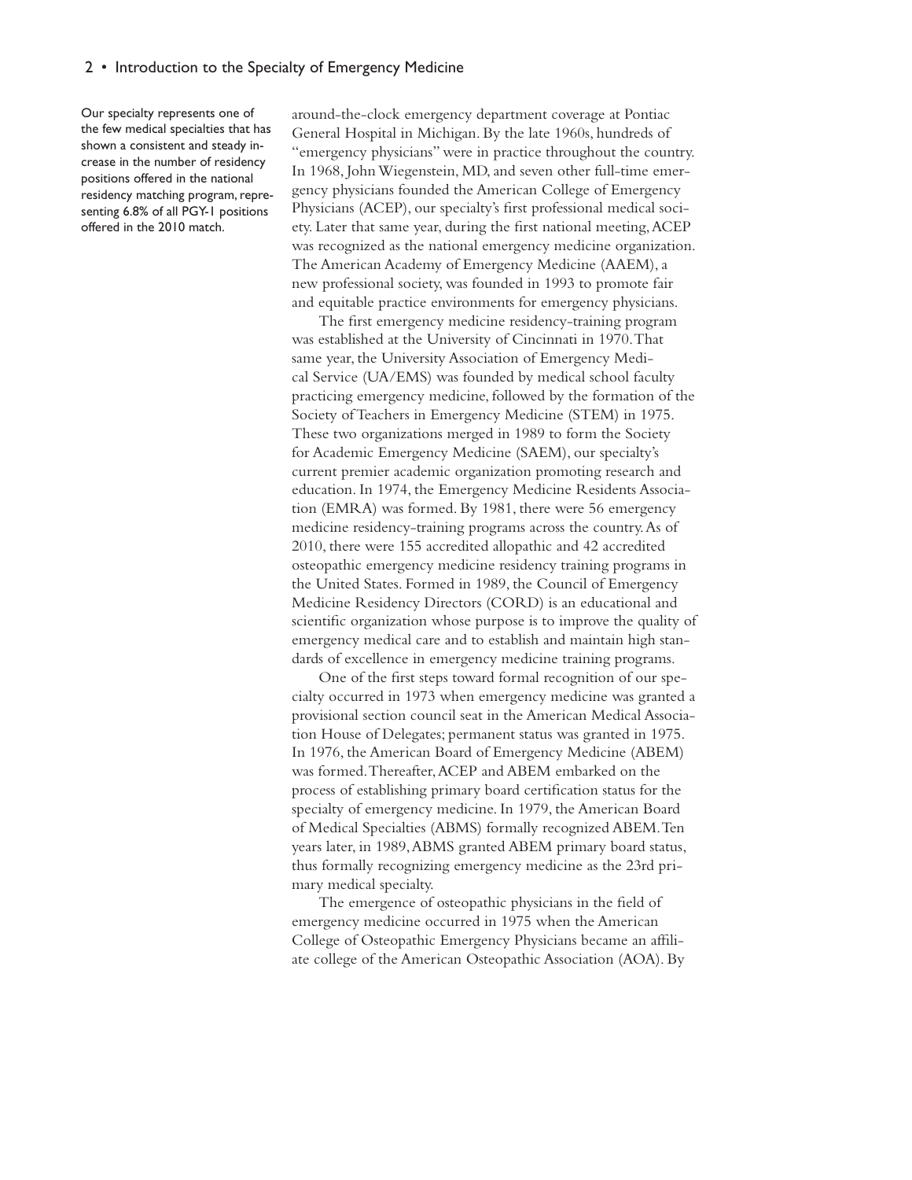Our specialty represents one of the few medical specialties that has shown a consistent and steady increase in the number of residency positions offered in the national residency matching program, representing 6.8% of all PGY-1 positions offered in the 2010 match.

around-the-clock emergency department coverage at Pontiac General Hospital in Michigan. By the late 1960s, hundreds of "emergency physicians" were in practice throughout the country. In 1968, John Wiegenstein, MD, and seven other full-time emergency physicians founded the American College of Emergency Physicians (ACEP), our specialty's first professional medical society. Later that same year, during the first national meeting, ACEP was recognized as the national emergency medicine organization. The American Academy of Emergency Medicine (AAEM), a new professional society, was founded in 1993 to promote fair and equitable practice environments for emergency physicians.

The first emergency medicine residency-training program was established at the University of Cincinnati in 1970. That same year, the University Association of Emergency Medical Service (UA/EMS) was founded by medical school faculty practicing emergency medicine, followed by the formation of the Society of Teachers in Emergency Medicine (STEM) in 1975. These two organizations merged in 1989 to form the Society for Academic Emergency Medicine (SAEM), our specialty's current premier academic organization promoting research and education. In 1974, the Emergency Medicine Residents Association (EMRA) was formed. By 1981, there were 56 emergency medicine residency-training programs across the country. As of 2010, there were 155 accredited allopathic and 42 accredited osteopathic emergency medicine residency training programs in the United States. Formed in 1989, the Council of Emergency Medicine Residency Directors (CORD) is an educational and scientific organization whose purpose is to improve the quality of emergency medical care and to establish and maintain high standards of excellence in emergency medicine training programs.

One of the first steps toward formal recognition of our specialty occurred in 1973 when emergency medicine was granted a provisional section council seat in the American Medical Association House of Delegates; permanent status was granted in 1975. In 1976, the American Board of Emergency Medicine (ABEM) was formed. Thereafter, ACEP and ABEM embarked on the process of establishing primary board certification status for the specialty of emergency medicine. In 1979, the American Board of Medical Specialties (ABMS) formally recognized ABEM. Ten years later, in 1989, ABMS granted ABEM primary board status, thus formally recognizing emergency medicine as the 23rd primary medical specialty.

The emergence of osteopathic physicians in the field of emergency medicine occurred in 1975 when the American College of Osteopathic Emergency Physicians became an affiliate college of the American Osteopathic Association (AOA). By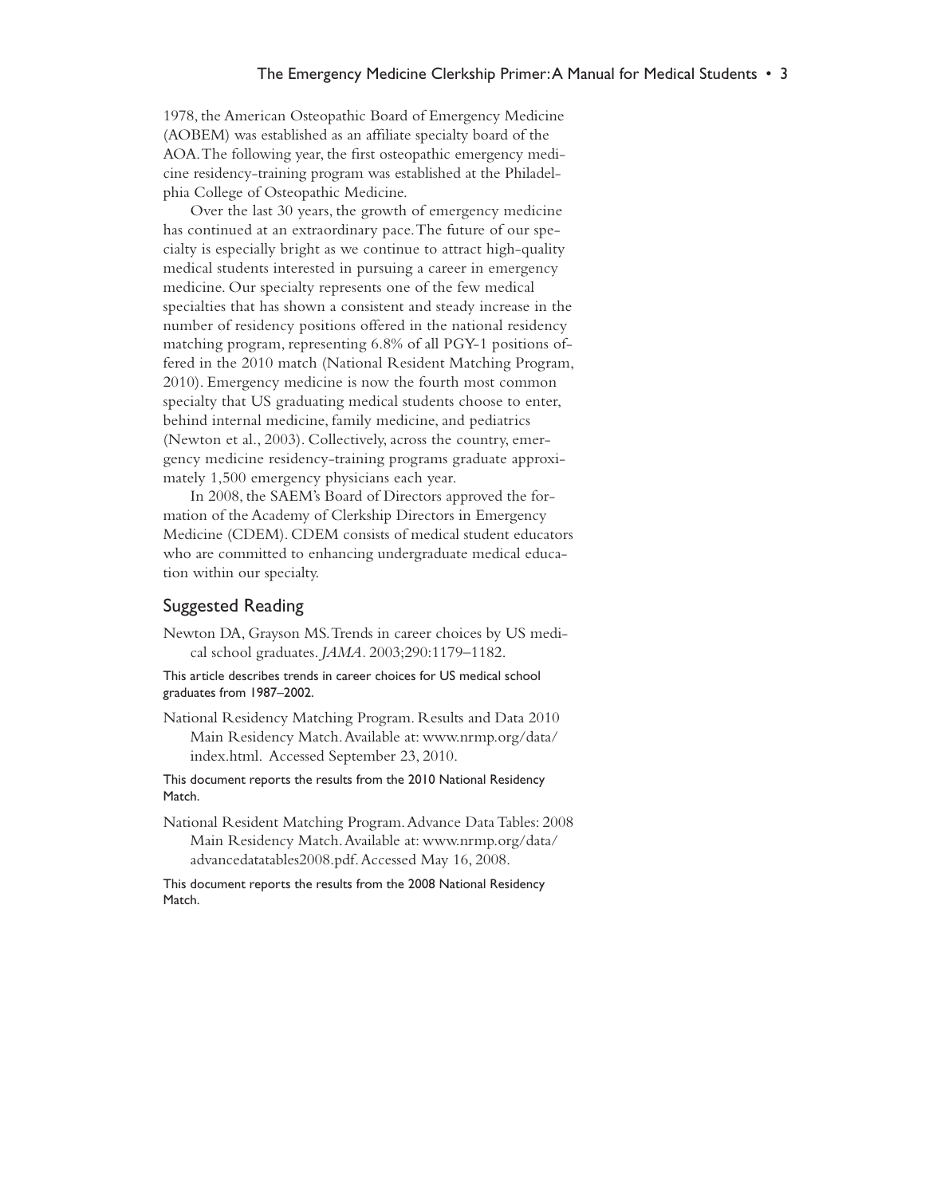1978, the American Osteopathic Board of Emergency Medicine (AOBEM) was established as an affiliate specialty board of the AOA. The following year, the first osteopathic emergency medicine residency-training program was established at the Philadelphia College of Osteopathic Medicine.

Over the last 30 years, the growth of emergency medicine has continued at an extraordinary pace. The future of our specialty is especially bright as we continue to attract high-quality medical students interested in pursuing a career in emergency medicine. Our specialty represents one of the few medical specialties that has shown a consistent and steady increase in the number of residency positions offered in the national residency matching program, representing 6.8% of all PGY-1 positions offered in the 2010 match (National Resident Matching Program, 2010). Emergency medicine is now the fourth most common specialty that US graduating medical students choose to enter, behind internal medicine, family medicine, and pediatrics (Newton et al., 2003). Collectively, across the country, emergency medicine residency-training programs graduate approximately 1,500 emergency physicians each year.

In 2008, the SAEM's Board of Directors approved the formation of the Academy of Clerkship Directors in Emergency Medicine (CDEM). CDEM consists of medical student educators who are committed to enhancing undergraduate medical education within our specialty.

## Suggested Reading

Newton DA, Grayson MS. Trends in career choices by US medical school graduates. *JAMA*. 2003;290:1179–1182.

This article describes trends in career choices for US medical school graduates from 1987–2002.

National Residency Matching Program. Results and Data 2010 Main Residency Match. Available at: www.nrmp.org/data/index.html. Accessed September 23, 2010.

This document reports the results from the 2010 National Residency Match.

National Resident Matching Program. Advance Data Tables: 2008 Main Residency Match. Available at: www.nrmp.org/data/advancedatatables2008.pdf. Accessed May 16, 2008.

This document reports the results from the 2008 National Residency Match.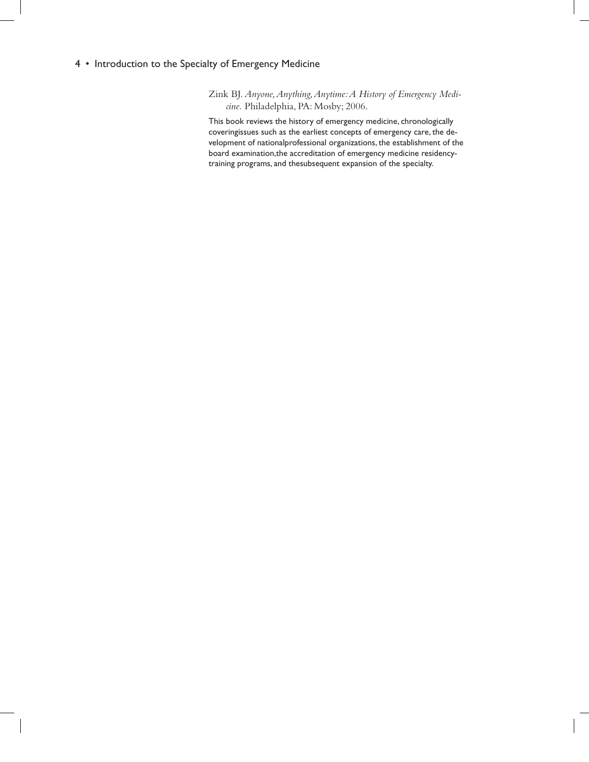Zink BJ. *Anyone, Anything, Anytime: A History of Emergency Medicine.* Philadelphia, PA: Mosby; 2006.

This book reviews the history of emergency medicine, chronologically coveringissues such as the earliest concepts of emergency care, the development of nationalprofessional organizations, the establishment of the board examination,the accreditation of emergency medicine residency-training programs, and thesubsequent expansion of the specialty.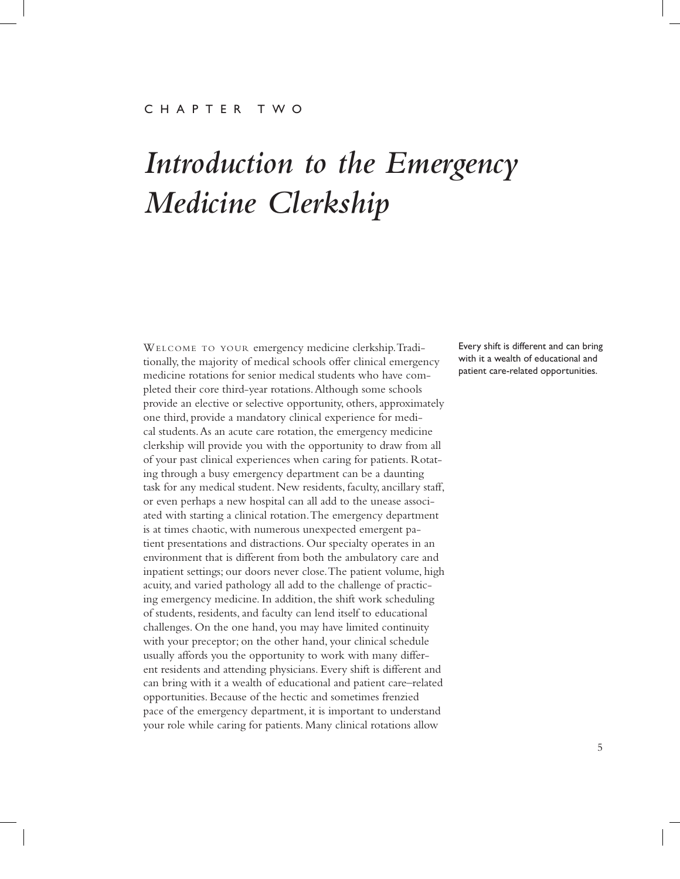CHAPTER TWO

# *Introduction to the Emergency Medicine Clerkship*

Every shift is different and can bring with it a wealth of educational and patient care-related opportunities.

WELCOME TO YOUR emergency medicine clerkship. Traditionally, the majority of medical schools offer clinical emergency medicine rotations for senior medical students who have completed their core third-year rotations. Although some schools provide an elective or selective opportunity, others, approximately one third, provide a mandatory clinical experience for medical students. As an acute care rotation, the emergency medicine clerkship will provide you with the opportunity to draw from all of your past clinical experiences when caring for patients. Rotating through a busy emergency department can be a daunting task for any medical student. New residents, faculty, ancillary staff, or even perhaps a new hospital can all add to the unease associated with starting a clinical rotation. The emergency department is at times chaotic, with numerous unexpected emergent patient presentations and distractions. Our specialty operates in an environment that is different from both the ambulatory care and inpatient settings; our doors never close. The patient volume, high acuity, and varied pathology all add to the challenge of practicing emergency medicine. In addition, the shift work scheduling of students, residents, and faculty can lend itself to educational challenges. On the one hand, you may have limited continuity with your preceptor; on the other hand, your clinical schedule usually affords you the opportunity to work with many different residents and attending physicians. Every shift is different and can bring with it a wealth of educational and patient care–related opportunities. Because of the hectic and sometimes frenzied pace of the emergency department, it is important to understand your role while caring for patients. Many clinical rotations allow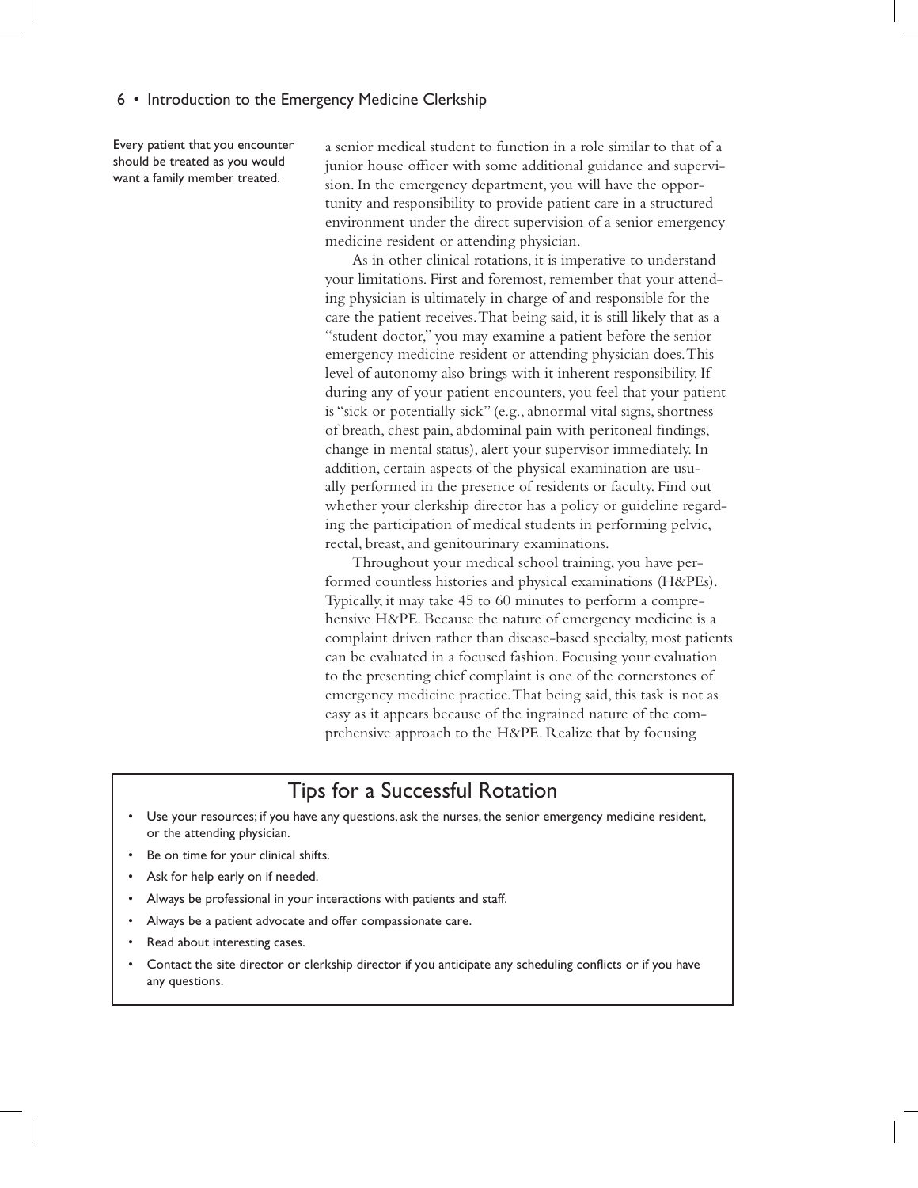Every patient that you encounter should be treated as you would want a family member treated.

a senior medical student to function in a role similar to that of a junior house officer with some additional guidance and supervision. In the emergency department, you will have the opportunity and responsibility to provide patient care in a structured environment under the direct supervision of a senior emergency medicine resident or attending physician.

As in other clinical rotations, it is imperative to understand your limitations. First and foremost, remember that your attending physician is ultimately in charge of and responsible for the care the patient receives. That being said, it is still likely that as a "student doctor," you may examine a patient before the senior emergency medicine resident or attending physician does. This level of autonomy also brings with it inherent responsibility. If during any of your patient encounters, you feel that your patient is "sick or potentially sick" (e.g., abnormal vital signs, shortness of breath, chest pain, abdominal pain with peritoneal findings, change in mental status), alert your supervisor immediately. In addition, certain aspects of the physical examination are usually performed in the presence of residents or faculty. Find out whether your clerkship director has a policy or guideline regarding the participation of medical students in performing pelvic, rectal, breast, and genitourinary examinations.

Throughout your medical school training, you have performed countless histories and physical examinations (H&PEs). Typically, it may take 45 to 60 minutes to perform a comprehensive H&PE. Because the nature of emergency medicine is a complaint driven rather than disease-based specialty, most patients can be evaluated in a focused fashion. Focusing your evaluation to the presenting chief complaint is one of the cornerstones of emergency medicine practice. That being said, this task is not as easy as it appears because of the ingrained nature of the comprehensive approach to the H&PE. Realize that by focusing

## Tips for a Successful Rotation

- Use your resources; if you have any questions, ask the nurses, the senior emergency medicine resident, or the attending physician.
- Be on time for your clinical shifts.
- Ask for help early on if needed.
- Always be professional in your interactions with patients and staff.
- Always be a patient advocate and offer compassionate care.
- Read about interesting cases.
- Contact the site director or clerkship director if you anticipate any scheduling conflicts or if you have any questions.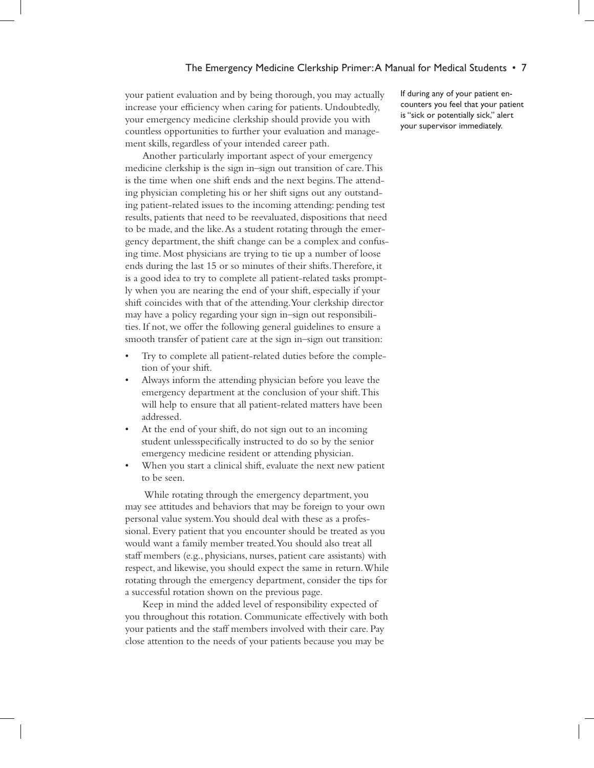your patient evaluation and by being thorough, you may actually increase your efficiency when caring for patients. Undoubtedly, your emergency medicine clerkship should provide you with countless opportunities to further your evaluation and management skills, regardless of your intended career path.

If during any of your patient encounters you feel that your patient is "sick or potentially sick," alert your supervisor immediately.

Another particularly important aspect of your emergency medicine clerkship is the sign in–sign out transition of care. This is the time when one shift ends and the next begins. The attending physician completing his or her shift signs out any outstanding patient-related issues to the incoming attending: pending test results, patients that need to be reevaluated, dispositions that need to be made, and the like. As a student rotating through the emergency department, the shift change can be a complex and confusing time. Most physicians are trying to tie up a number of loose ends during the last 15 or so minutes of their shifts. Therefore, it is a good idea to try to complete all patient-related tasks promptly when you are nearing the end of your shift, especially if your shift coincides with that of the attending. Your clerkship director may have a policy regarding your sign in–sign out responsibilities. If not, we offer the following general guidelines to ensure a smooth transfer of patient care at the sign in–sign out transition:

- Try to complete all patient-related duties before the completion of your shift.
- Always inform the attending physician before you leave the emergency department at the conclusion of your shift. This will help to ensure that all patient-related matters have been addressed.
- At the end of your shift, do not sign out to an incoming student unlessspecifically instructed to do so by the senior emergency medicine resident or attending physician.
- When you start a clinical shift, evaluate the next new patient to be seen.

While rotating through the emergency department, you may see attitudes and behaviors that may be foreign to your own personal value system. You should deal with these as a professional. Every patient that you encounter should be treated as you would want a family member treated. You should also treat all staff members (e.g., physicians, nurses, patient care assistants) with respect, and likewise, you should expect the same in return. While rotating through the emergency department, consider the tips for a successful rotation shown on the previous page.

Keep in mind the added level of responsibility expected of you throughout this rotation. Communicate effectively with both your patients and the staff members involved with their care. Pay close attention to the needs of your patients because you may be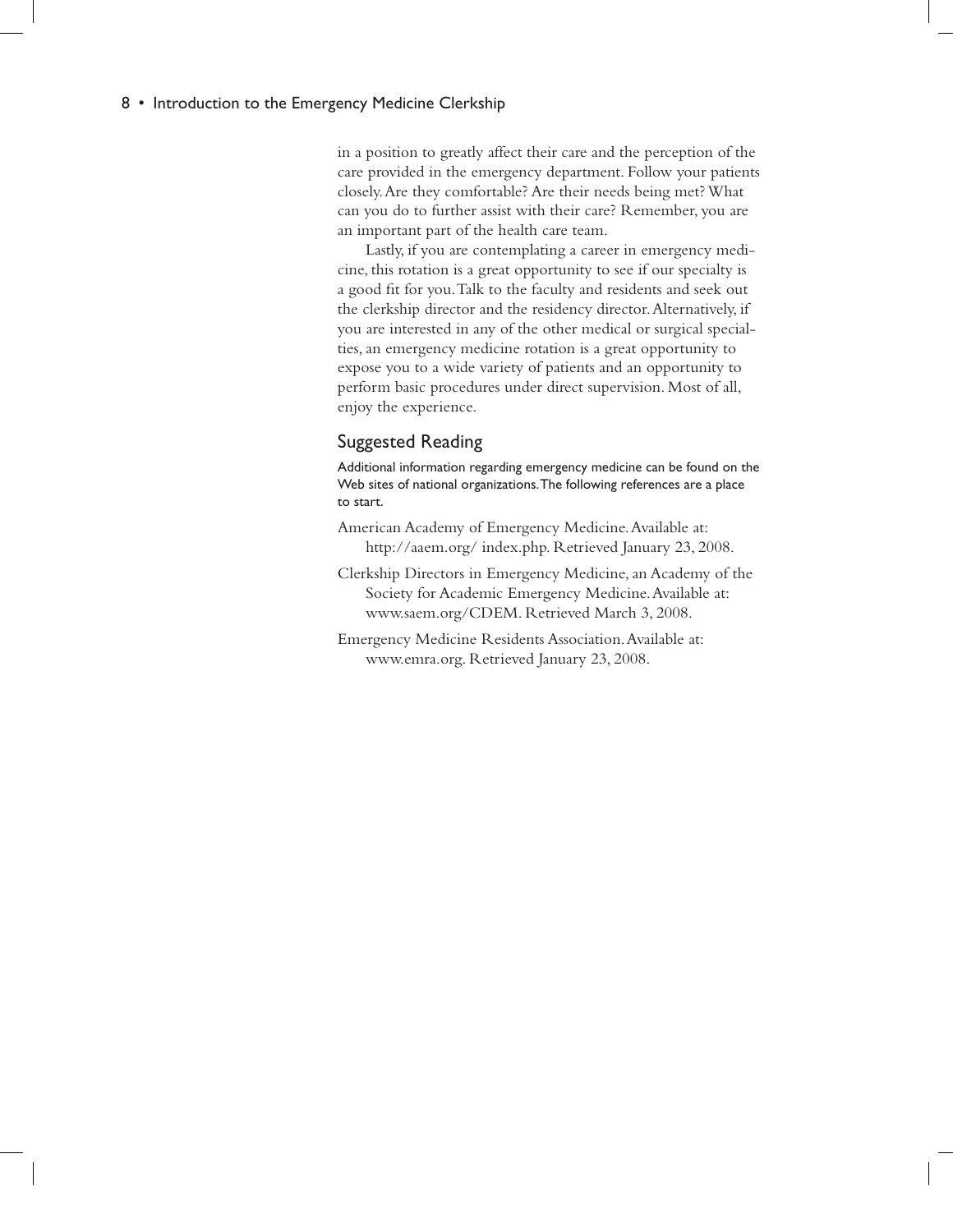in a position to greatly affect their care and the perception of the care provided in the emergency department. Follow your patients closely. Are they comfortable? Are their needs being met? What can you do to further assist with their care? Remember, you are an important part of the health care team.

Lastly, if you are contemplating a career in emergency medicine, this rotation is a great opportunity to see if our specialty is a good fit for you. Talk to the faculty and residents and seek out the clerkship director and the residency director. Alternatively, if you are interested in any of the other medical or surgical specialties, an emergency medicine rotation is a great opportunity to expose you to a wide variety of patients and an opportunity to perform basic procedures under direct supervision. Most of all, enjoy the experience.

## Suggested Reading

Additional information regarding emergency medicine can be found on the Web sites of national organizations. The following references are a place to start.

American Academy of Emergency Medicine. Available at: http://aaem.org/ index.php. Retrieved January 23, 2008.

Clerkship Directors in Emergency Medicine, an Academy of the Society for Academic Emergency Medicine. Available at: www.saem.org/CDEM. Retrieved March 3, 2008.

Emergency Medicine Residents Association. Available at: www.emra.org. Retrieved January 23, 2008.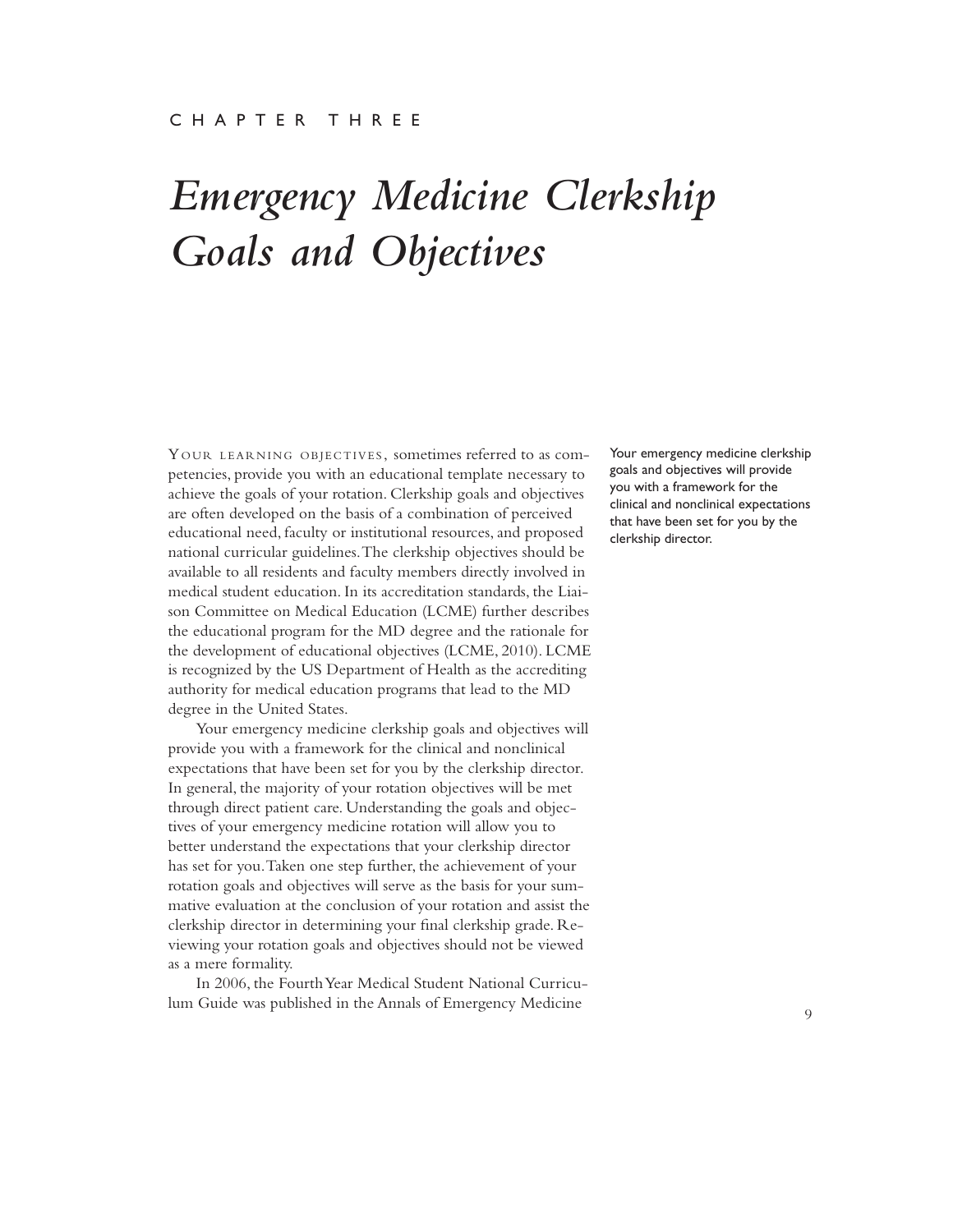CHAPTER THREE

# *Emergency Medicine Clerkship Goals and Objectives*

YOUR LEARNING OBJECTIVES, sometimes referred to as competencies, provide you with an educational template necessary to achieve the goals of your rotation. Clerkship goals and objectives are often developed on the basis of a combination of perceived educational need, faculty or institutional resources, and proposed national curricular guidelines. The clerkship objectives should be available to all residents and faculty members directly involved in medical student education. In its accreditation standards, the Liaison Committee on Medical Education (LCME) further describes the educational program for the MD degree and the rationale for the development of educational objectives (LCME, 2010). LCME is recognized by the US Department of Health as the accrediting authority for medical education programs that lead to the MD degree in the United States.

Your emergency medicine clerkship goals and objectives will provide you with a framework for the clinical and nonclinical expectations that have been set for you by the clerkship director.

Your emergency medicine clerkship goals and objectives will provide you with a framework for the clinical and nonclinical expectations that have been set for you by the clerkship director. In general, the majority of your rotation objectives will be met through direct patient care. Understanding the goals and objectives of your emergency medicine rotation will allow you to better understand the expectations that your clerkship director has set for you. Taken one step further, the achievement of your rotation goals and objectives will serve as the basis for your summative evaluation at the conclusion of your rotation and assist the clerkship director in determining your final clerkship grade. Reviewing your rotation goals and objectives should not be viewed as a mere formality.

In 2006, the Fourth Year Medical Student National Curriculum Guide was published in the Annals of Emergency Medicine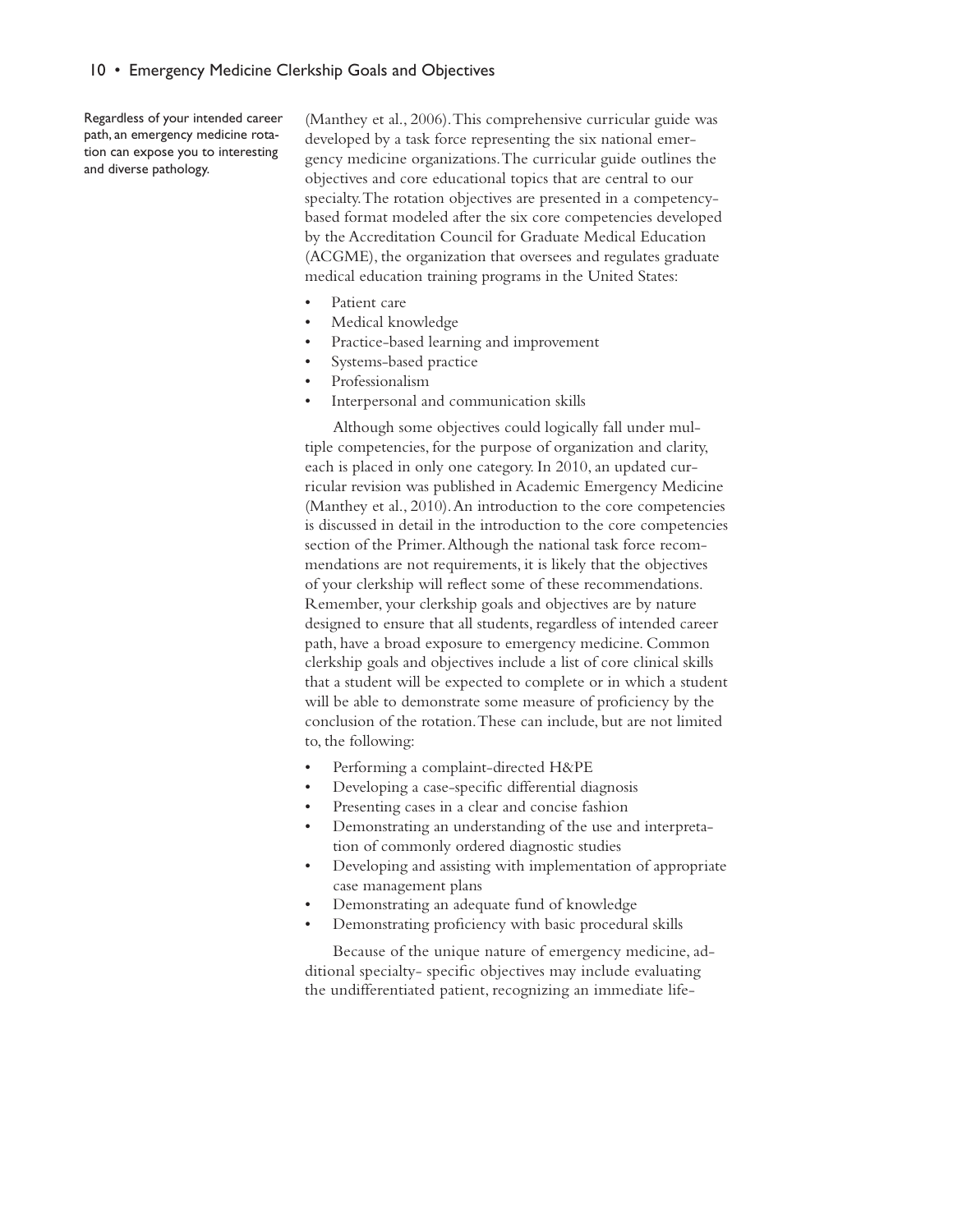Regardless of your intended career path, an emergency medicine rotation can expose you to interesting and diverse pathology.

(Manthey et al., 2006). This comprehensive curricular guide was developed by a task force representing the six national emergency medicine organizations. The curricular guide outlines the objectives and core educational topics that are central to our specialty. The rotation objectives are presented in a competency-based format modeled after the six core competencies developed by the Accreditation Council for Graduate Medical Education (ACGME), the organization that oversees and regulates graduate medical education training programs in the United States:

- Patient care
- Medical knowledge
- Practice-based learning and improvement
- Systems-based practice
- Professionalism
- Interpersonal and communication skills

Although some objectives could logically fall under multiple competencies, for the purpose of organization and clarity, each is placed in only one category. In 2010, an updated curricular revision was published in Academic Emergency Medicine (Manthey et al., 2010). An introduction to the core competencies is discussed in detail in the introduction to the core competencies section of the Primer. Although the national task force recommendations are not requirements, it is likely that the objectives of your clerkship will reflect some of these recommendations. Remember, your clerkship goals and objectives are by nature designed to ensure that all students, regardless of intended career path, have a broad exposure to emergency medicine. Common clerkship goals and objectives include a list of core clinical skills that a student will be expected to complete or in which a student will be able to demonstrate some measure of proficiency by the conclusion of the rotation. These can include, but are not limited to, the following:

- Performing a complaint-directed H&PE
- Developing a case-specific differential diagnosis
- Presenting cases in a clear and concise fashion
- Demonstrating an understanding of the use and interpretation of commonly ordered diagnostic studies
- Developing and assisting with implementation of appropriate case management plans
- Demonstrating an adequate fund of knowledge
- Demonstrating proficiency with basic procedural skills

Because of the unique nature of emergency medicine, additional specialty- specific objectives may include evaluating the undifferentiated patient, recognizing an immediate life-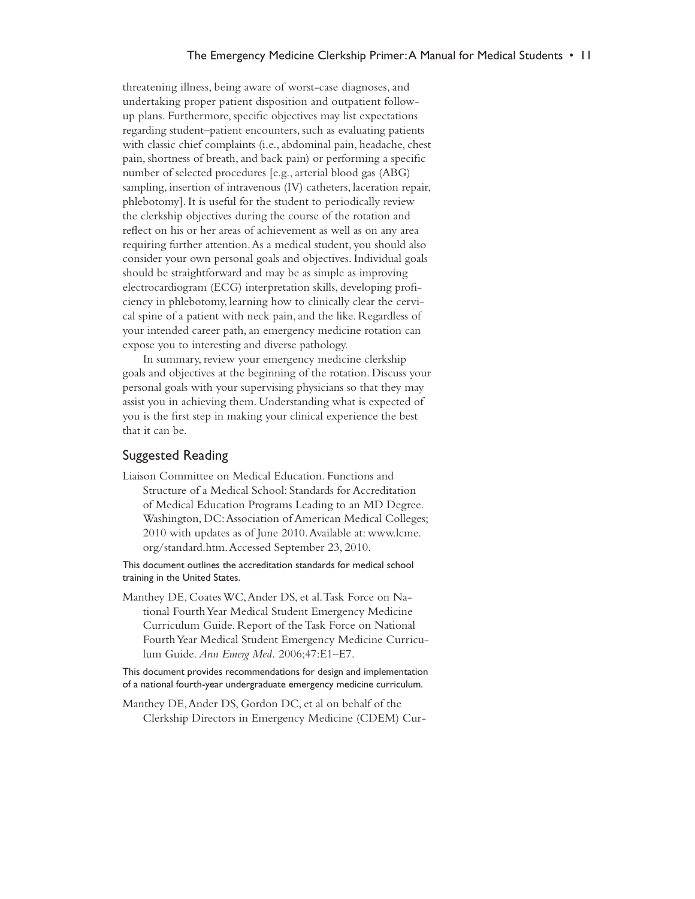threatening illness, being aware of worst-case diagnoses, and undertaking proper patient disposition and outpatient follow-up plans. Furthermore, specific objectives may list expectations regarding student–patient encounters, such as evaluating patients with classic chief complaints (i.e., abdominal pain, headache, chest pain, shortness of breath, and back pain) or performing a specific number of selected procedures [e.g., arterial blood gas (ABG) sampling, insertion of intravenous (IV) catheters, laceration repair, phlebotomy]. It is useful for the student to periodically review the clerkship objectives during the course of the rotation and reflect on his or her areas of achievement as well as on any area requiring further attention. As a medical student, you should also consider your own personal goals and objectives. Individual goals should be straightforward and may be as simple as improving electrocardiogram (ECG) interpretation skills, developing proficiency in phlebotomy, learning how to clinically clear the cervical spine of a patient with neck pain, and the like. Regardless of your intended career path, an emergency medicine rotation can expose you to interesting and diverse pathology.

In summary, review your emergency medicine clerkship goals and objectives at the beginning of the rotation. Discuss your personal goals with your supervising physicians so that they may assist you in achieving them. Understanding what is expected of you is the first step in making your clinical experience the best that it can be.

## Suggested Reading

Liaison Committee on Medical Education. Functions and Structure of a Medical School: Standards for Accreditation of Medical Education Programs Leading to an MD Degree. Washington, DC: Association of American Medical Colleges; 2010 with updates as of June 2010. Available at: www.lcme.org/standard.htm. Accessed September 23, 2010.

This document outlines the accreditation standards for medical school training in the United States.

Manthey DE, Coates WC, Ander DS, et al. Task Force on National Fourth Year Medical Student Emergency Medicine Curriculum Guide. Report of the Task Force on National Fourth Year Medical Student Emergency Medicine Curriculum Guide. *Ann Emerg Med.* 2006;47:E1–E7.

This document provides recommendations for design and implementation of a national fourth-year undergraduate emergency medicine curriculum.

Manthey DE, Ander DS, Gordon DC, et al on behalf of the Clerkship Directors in Emergency Medicine (CDEM) Cur-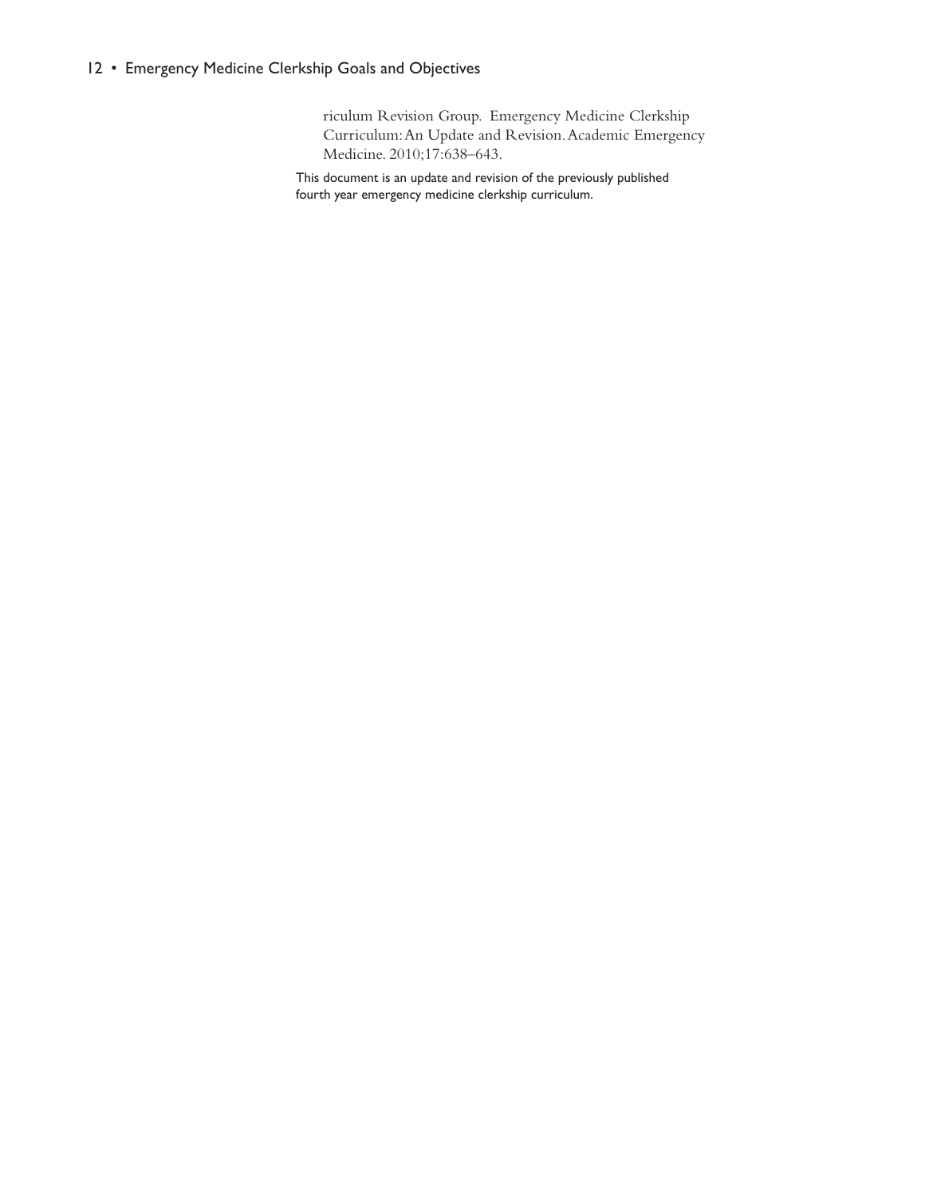riculum Revision Group. Emergency Medicine Clerkship Curriculum: An Update and Revision. Academic Emergency Medicine. 2010;17:638–643.

This document is an update and revision of the previously published fourth year emergency medicine clerkship curriculum.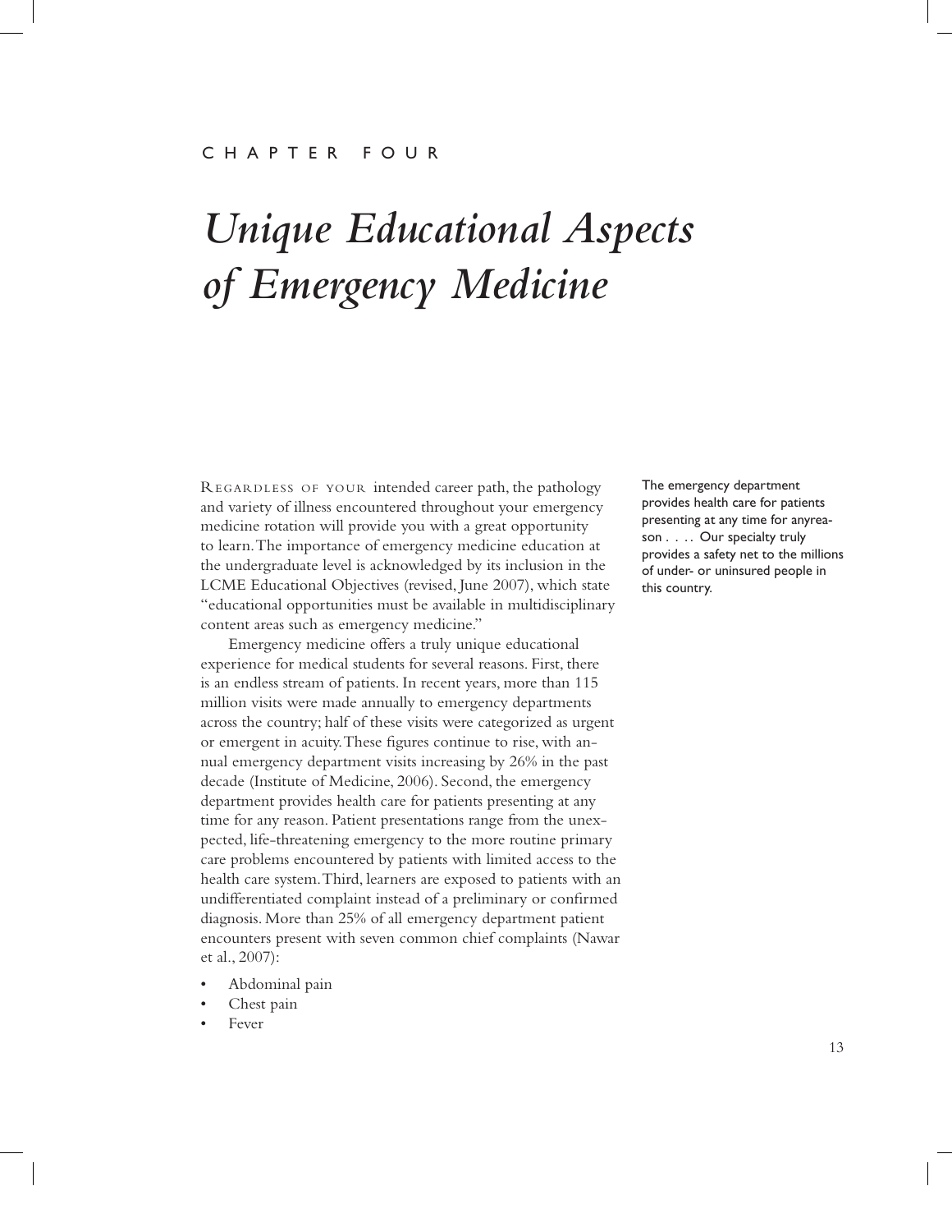CHAPTER FOUR

# *Unique Educational Aspects of Emergency Medicine*

REGARDLESS OF YOUR intended career path, the pathology and variety of illness encountered throughout your emergency medicine rotation will provide you with a great opportunity to learn. The importance of emergency medicine education at the undergraduate level is acknowledged by its inclusion in the LCME Educational Objectives (revised, June 2007), which state "educational opportunities must be available in multidisciplinary content areas such as emergency medicine."

> The emergency department provides health care for patients presenting at any time for anyreason . . . . Our specialty truly provides a safety net to the millions of under- or uninsured people in this country.

Emergency medicine offers a truly unique educational experience for medical students for several reasons. First, there is an endless stream of patients. In recent years, more than 115 million visits were made annually to emergency departments across the country; half of these visits were categorized as urgent or emergent in acuity. These figures continue to rise, with annual emergency department visits increasing by 26% in the past decade (Institute of Medicine, 2006). Second, the emergency department provides health care for patients presenting at any time for any reason. Patient presentations range from the unexpected, life-threatening emergency to the more routine primary care problems encountered by patients with limited access to the health care system. Third, learners are exposed to patients with an undifferentiated complaint instead of a preliminary or confirmed diagnosis. More than 25% of all emergency department patient encounters present with seven common chief complaints (Nawar et al., 2007):

- Abdominal pain
- Chest pain
- Fever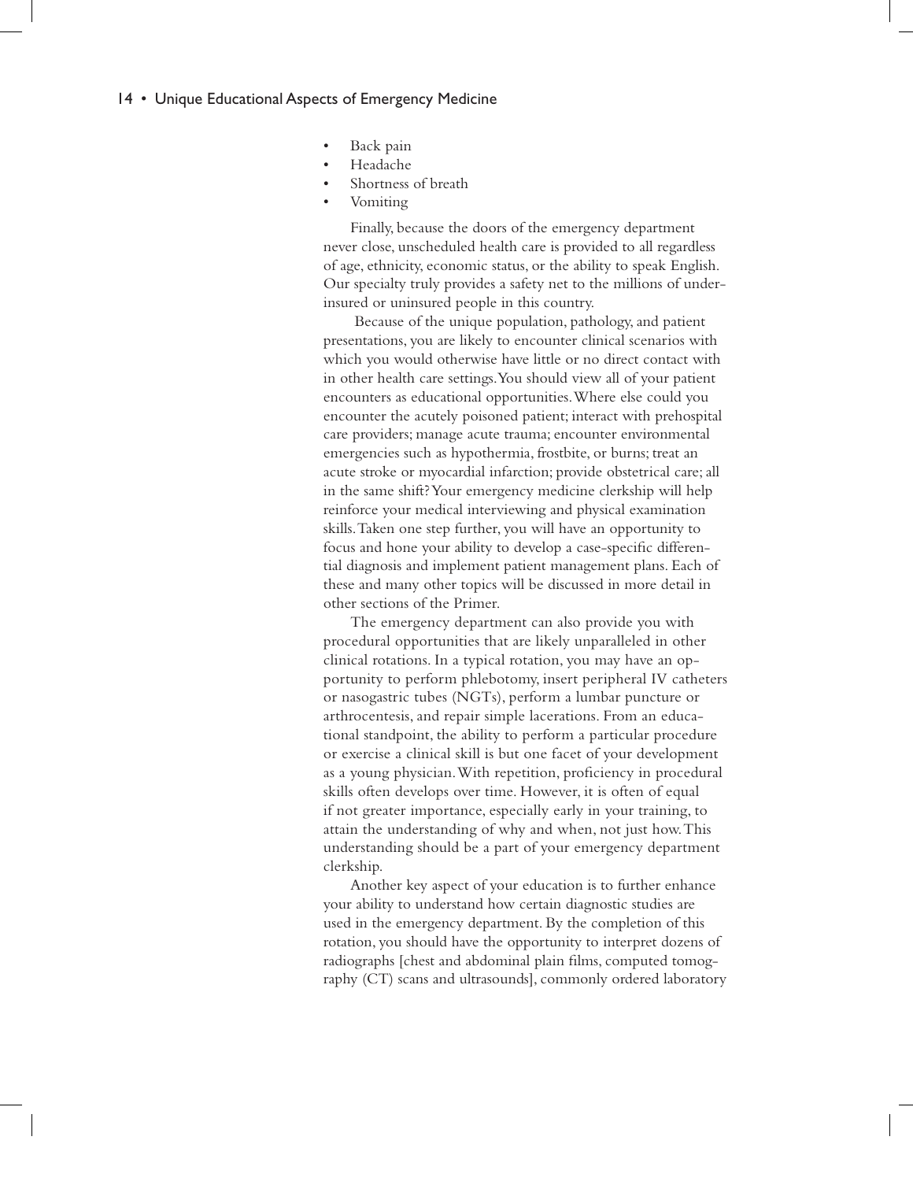- Back pain
- Headache
- Shortness of breath
- Vomiting

Finally, because the doors of the emergency department never close, unscheduled health care is provided to all regardless of age, ethnicity, economic status, or the ability to speak English. Our specialty truly provides a safety net to the millions of underinsured or uninsured people in this country.

Because of the unique population, pathology, and patient presentations, you are likely to encounter clinical scenarios with which you would otherwise have little or no direct contact with in other health care settings. You should view all of your patient encounters as educational opportunities. Where else could you encounter the acutely poisoned patient; interact with prehospital care providers; manage acute trauma; encounter environmental emergencies such as hypothermia, frostbite, or burns; treat an acute stroke or myocardial infarction; provide obstetrical care; all in the same shift? Your emergency medicine clerkship will help reinforce your medical interviewing and physical examination skills. Taken one step further, you will have an opportunity to focus and hone your ability to develop a case-specific differential diagnosis and implement patient management plans. Each of these and many other topics will be discussed in more detail in other sections of the Primer.

The emergency department can also provide you with procedural opportunities that are likely unparalleled in other clinical rotations. In a typical rotation, you may have an opportunity to perform phlebotomy, insert peripheral IV catheters or nasogastric tubes (NGTs), perform a lumbar puncture or arthrocentesis, and repair simple lacerations. From an educational standpoint, the ability to perform a particular procedure or exercise a clinical skill is but one facet of your development as a young physician. With repetition, proficiency in procedural skills often develops over time. However, it is often of equal if not greater importance, especially early in your training, to attain the understanding of why and when, not just how. This understanding should be a part of your emergency department clerkship.

Another key aspect of your education is to further enhance your ability to understand how certain diagnostic studies are used in the emergency department. By the completion of this rotation, you should have the opportunity to interpret dozens of radiographs [chest and abdominal plain films, computed tomography (CT) scans and ultrasounds], commonly ordered laboratory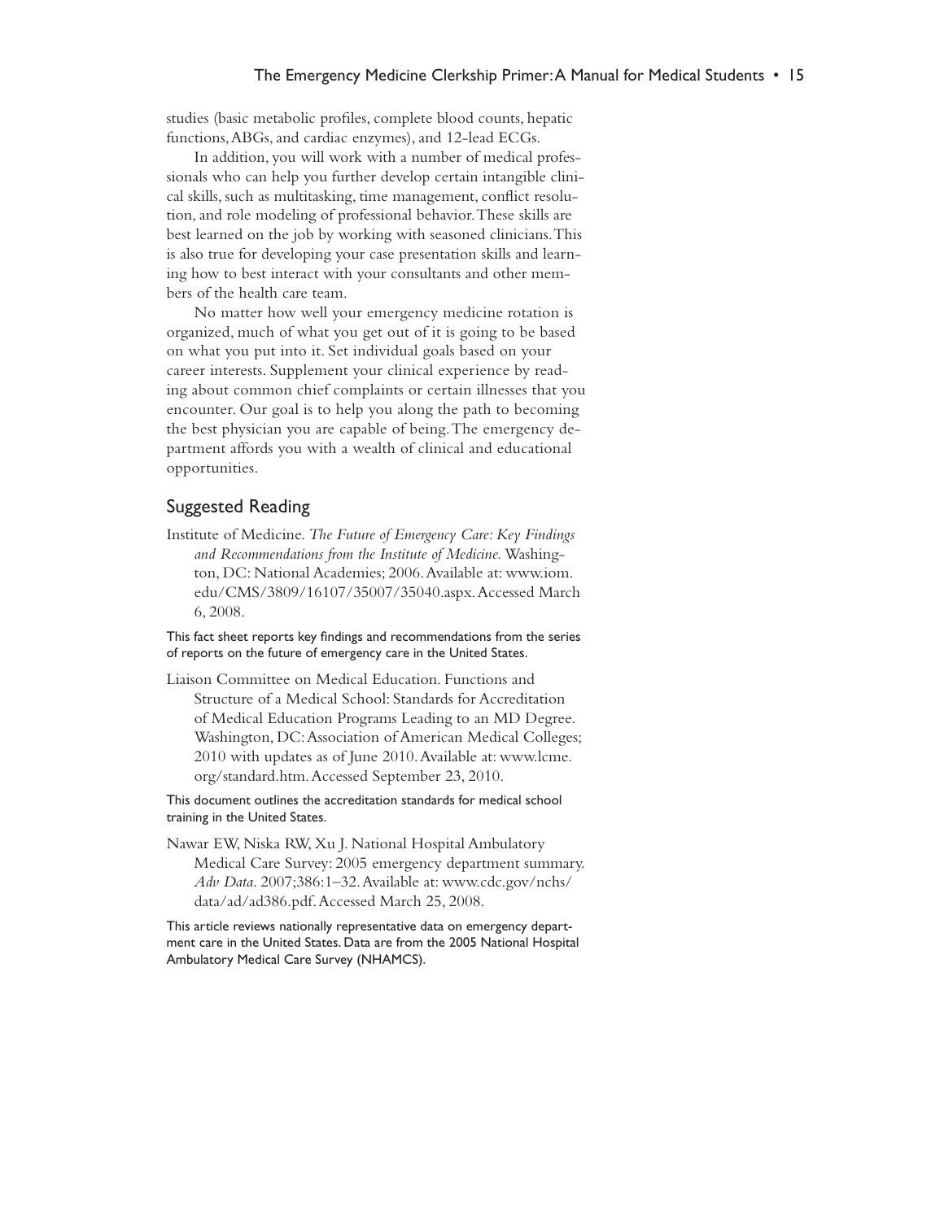studies (basic metabolic profiles, complete blood counts, hepatic functions, ABGs, and cardiac enzymes), and 12-lead ECGs.

In addition, you will work with a number of medical professionals who can help you further develop certain intangible clinical skills, such as multitasking, time management, conflict resolution, and role modeling of professional behavior. These skills are best learned on the job by working with seasoned clinicians. This is also true for developing your case presentation skills and learning how to best interact with your consultants and other members of the health care team.

No matter how well your emergency medicine rotation is organized, much of what you get out of it is going to be based on what you put into it. Set individual goals based on your career interests. Supplement your clinical experience by reading about common chief complaints or certain illnesses that you encounter. Our goal is to help you along the path to becoming the best physician you are capable of being. The emergency department affords you with a wealth of clinical and educational opportunities.

## Suggested Reading

Institute of Medicine. *The Future of Emergency Care: Key Findings and Recommendations from the Institute of Medicine.* Washington, DC: National Academies; 2006. Available at: www.iom.edu/CMS/3809/16107/35007/35040.aspx. Accessed March 6, 2008.

This fact sheet reports key findings and recommendations from the series of reports on the future of emergency care in the United States.

Liaison Committee on Medical Education. Functions and Structure of a Medical School: Standards for Accreditation of Medical Education Programs Leading to an MD Degree. Washington, DC: Association of American Medical Colleges; 2010 with updates as of June 2010. Available at: www.lcme.org/standard.htm. Accessed September 23, 2010.

This document outlines the accreditation standards for medical school training in the United States.

Nawar EW, Niska RW, Xu J. National Hospital Ambulatory Medical Care Survey: 2005 emergency department summary. *Adv Data.* 2007;386:1–32. Available at: www.cdc.gov/nchs/data/ad/ad386.pdf. Accessed March 25, 2008.

This article reviews nationally representative data on emergency department care in the United States. Data are from the 2005 National Hospital Ambulatory Medical Care Survey (NHAMCS).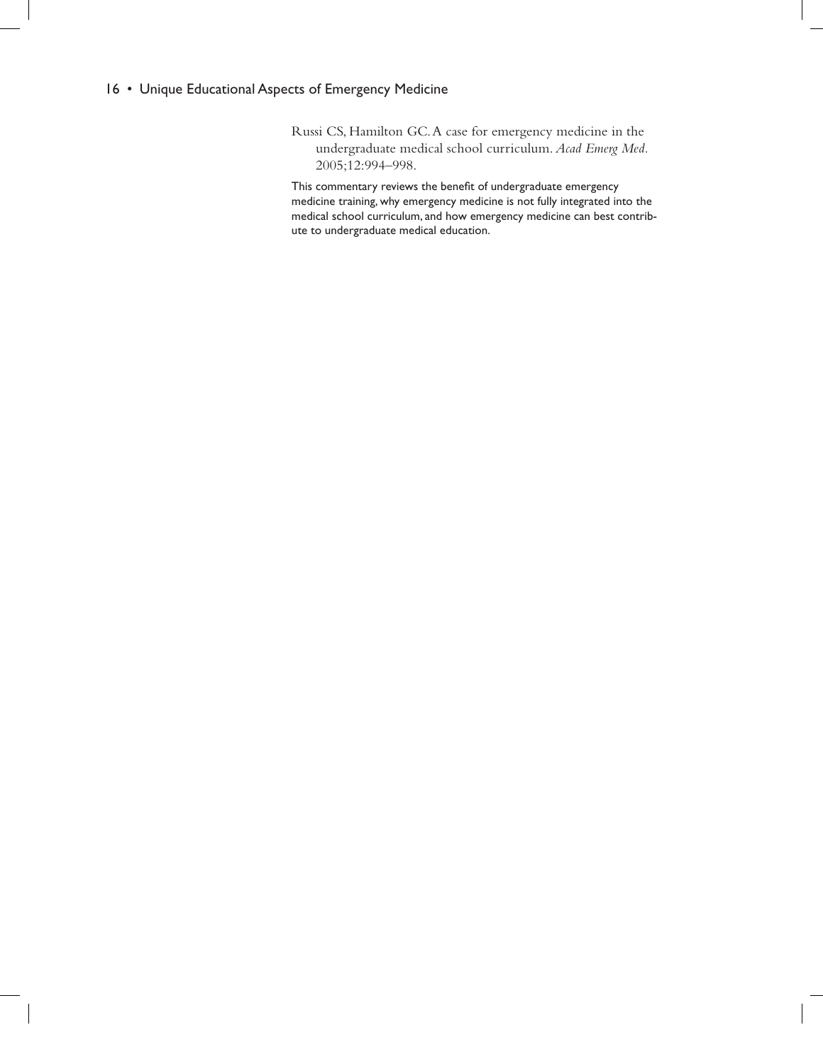Russi CS, Hamilton GC. A case for emergency medicine in the undergraduate medical school curriculum. *Acad Emerg Med.* 2005;12:994–998.

This commentary reviews the benefit of undergraduate emergency medicine training, why emergency medicine is not fully integrated into the medical school curriculum, and how emergency medicine can best contribute to undergraduate medical education.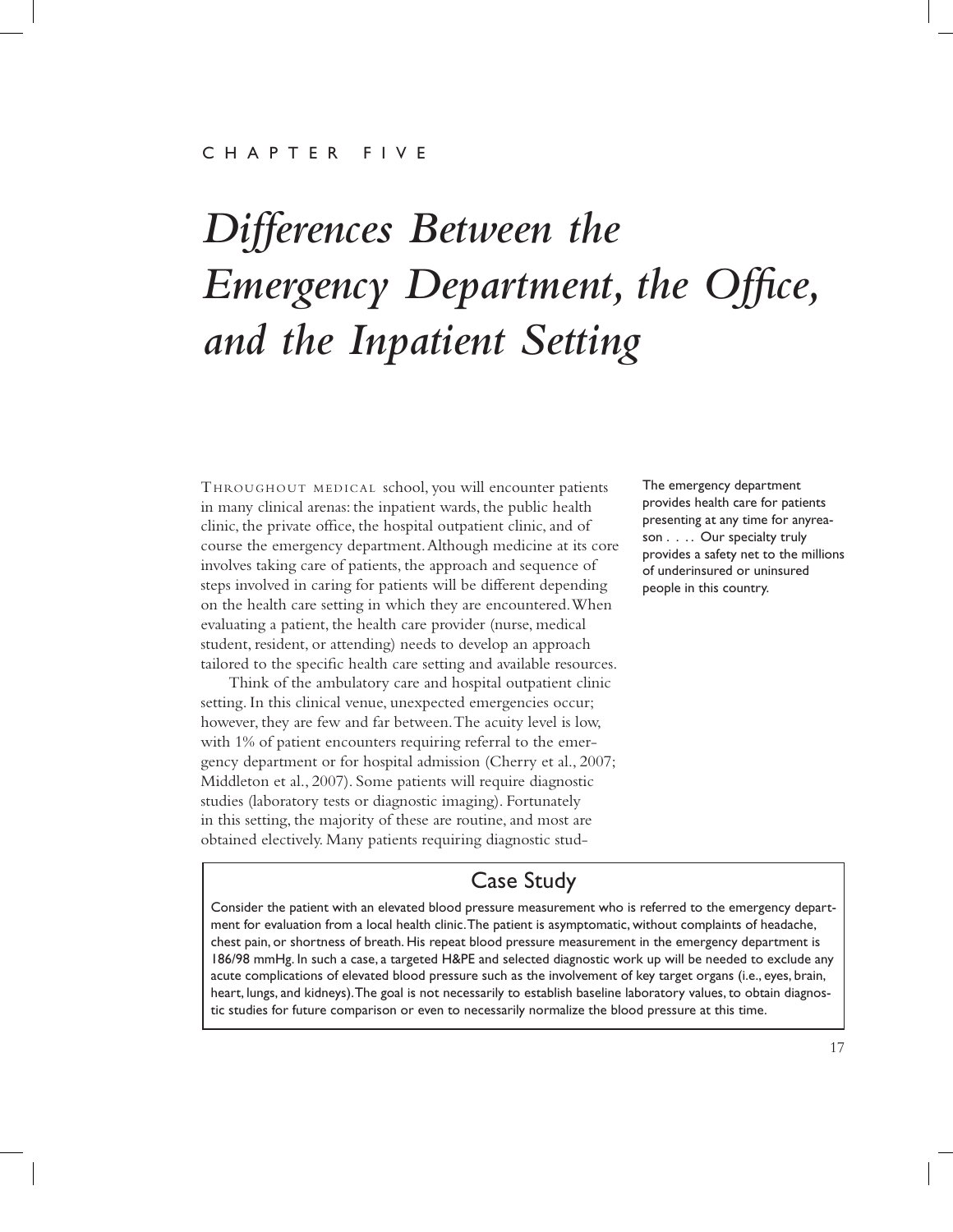CHAPTER FIVE

# *Differences Between the Emergency Department, the Office, and the Inpatient Setting*

THROUGHOUT MEDICAL school, you will encounter patients in many clinical arenas: the inpatient wards, the public health clinic, the private office, the hospital outpatient clinic, and of course the emergency department. Although medicine at its core involves taking care of patients, the approach and sequence of steps involved in caring for patients will be different depending on the health care setting in which they are encountered. When evaluating a patient, the health care provider (nurse, medical student, resident, or attending) needs to develop an approach tailored to the specific health care setting and available resources.

> The emergency department provides health care for patients presenting at any time for anyreason . . . . Our specialty truly provides a safety net to the millions of underinsured or uninsured people in this country.

Think of the ambulatory care and hospital outpatient clinic setting. In this clinical venue, unexpected emergencies occur; however, they are few and far between. The acuity level is low, with 1% of patient encounters requiring referral to the emergency department or for hospital admission (Cherry et al., 2007; Middleton et al., 2007). Some patients will require diagnostic studies (laboratory tests or diagnostic imaging). Fortunately in this setting, the majority of these are routine, and most are obtained electively. Many patients requiring diagnostic stud-

## Case Study

Consider the patient with an elevated blood pressure measurement who is referred to the emergency department for evaluation from a local health clinic. The patient is asymptomatic, without complaints of headache, chest pain, or shortness of breath. His repeat blood pressure measurement in the emergency department is 186/98 mmHg. In such a case, a targeted H&PE and selected diagnostic work up will be needed to exclude any acute complications of elevated blood pressure such as the involvement of key target organs (i.e., eyes, brain, heart, lungs, and kidneys). The goal is not necessarily to establish baseline laboratory values, to obtain diagnostic studies for future comparison or even to necessarily normalize the blood pressure at this time.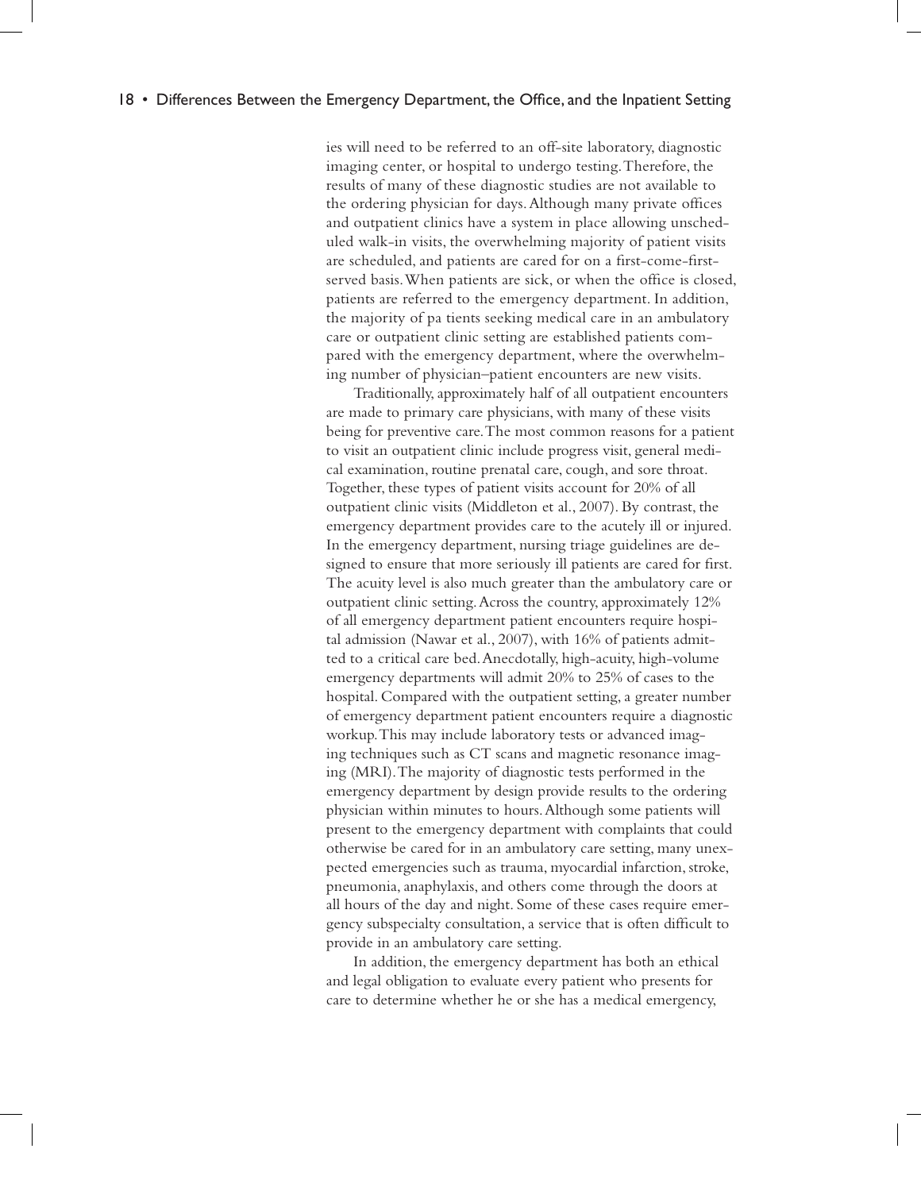ies will need to be referred to an off-site laboratory, diagnostic imaging center, or hospital to undergo testing. Therefore, the results of many of these diagnostic studies are not available to the ordering physician for days. Although many private offices and outpatient clinics have a system in place allowing unscheduled walk-in visits, the overwhelming majority of patient visits are scheduled, and patients are cared for on a first-come-first-served basis. When patients are sick, or when the office is closed, patients are referred to the emergency department. In addition, the majority of pa tients seeking medical care in an ambulatory care or outpatient clinic setting are established patients compared with the emergency department, where the overwhelming number of physician–patient encounters are new visits.

Traditionally, approximately half of all outpatient encounters are made to primary care physicians, with many of these visits being for preventive care. The most common reasons for a patient to visit an outpatient clinic include progress visit, general medical examination, routine prenatal care, cough, and sore throat. Together, these types of patient visits account for 20% of all outpatient clinic visits (Middleton et al., 2007). By contrast, the emergency department provides care to the acutely ill or injured. In the emergency department, nursing triage guidelines are designed to ensure that more seriously ill patients are cared for first. The acuity level is also much greater than the ambulatory care or outpatient clinic setting. Across the country, approximately 12% of all emergency department patient encounters require hospital admission (Nawar et al., 2007), with 16% of patients admitted to a critical care bed. Anecdotally, high-acuity, high-volume emergency departments will admit 20% to 25% of cases to the hospital. Compared with the outpatient setting, a greater number of emergency department patient encounters require a diagnostic workup. This may include laboratory tests or advanced imaging techniques such as CT scans and magnetic resonance imaging (MRI). The majority of diagnostic tests performed in the emergency department by design provide results to the ordering physician within minutes to hours. Although some patients will present to the emergency department with complaints that could otherwise be cared for in an ambulatory care setting, many unexpected emergencies such as trauma, myocardial infarction, stroke, pneumonia, anaphylaxis, and others come through the doors at all hours of the day and night. Some of these cases require emergency subspecialty consultation, a service that is often difficult to provide in an ambulatory care setting.

In addition, the emergency department has both an ethical and legal obligation to evaluate every patient who presents for care to determine whether he or she has a medical emergency,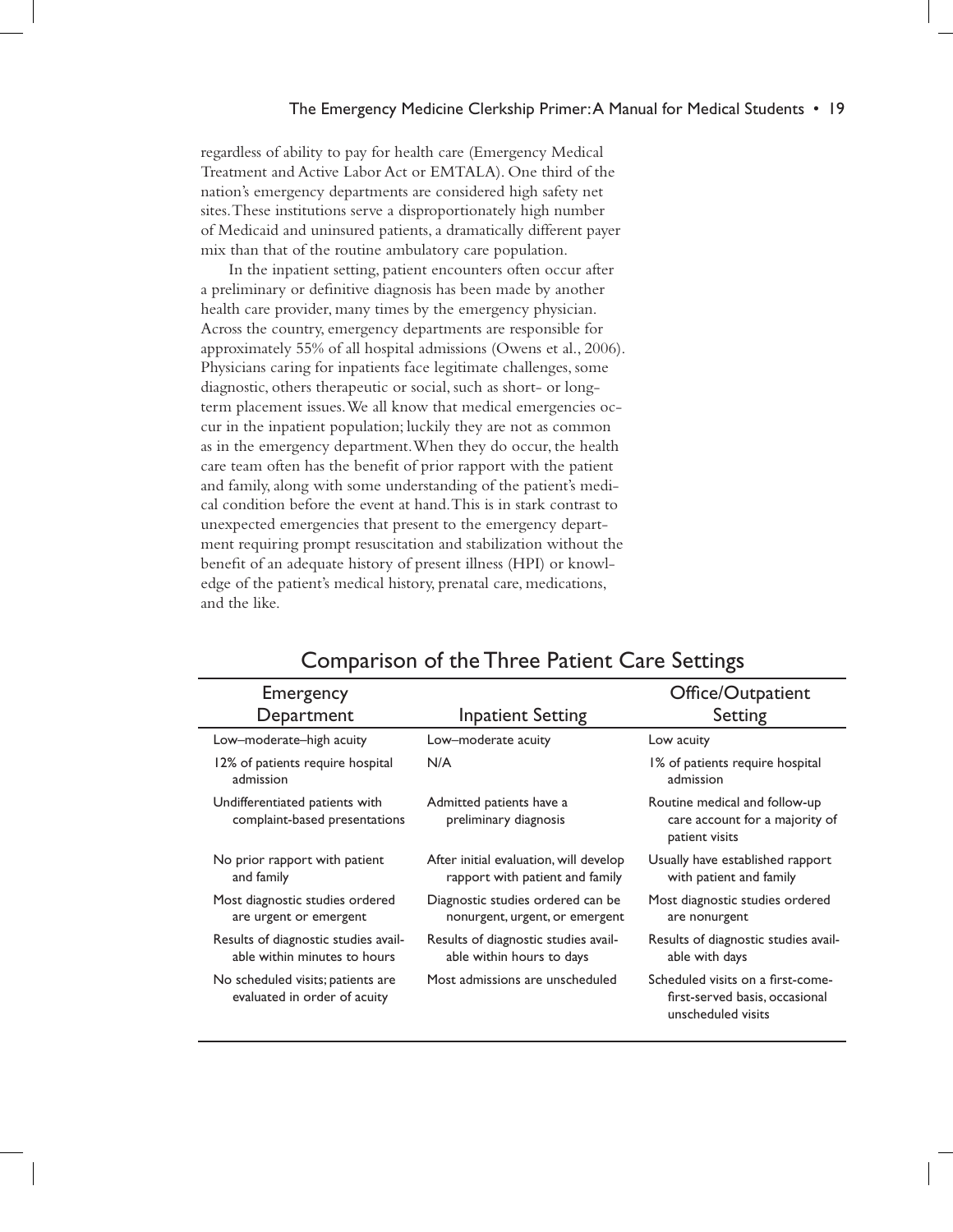regardless of ability to pay for health care (Emergency Medical Treatment and Active Labor Act or EMTALA). One third of the nation's emergency departments are considered high safety net sites. These institutions serve a disproportionately high number of Medicaid and uninsured patients, a dramatically different payer mix than that of the routine ambulatory care population.

In the inpatient setting, patient encounters often occur after a preliminary or definitive diagnosis has been made by another health care provider, many times by the emergency physician. Across the country, emergency departments are responsible for approximately 55% of all hospital admissions (Owens et al., 2006). Physicians caring for inpatients face legitimate challenges, some diagnostic, others therapeutic or social, such as short- or long-term placement issues. We all know that medical emergencies occur in the inpatient population; luckily they are not as common as in the emergency department. When they do occur, the health care team often has the benefit of prior rapport with the patient and family, along with some understanding of the patient's medical condition before the event at hand. This is in stark contrast to unexpected emergencies that present to the emergency department requiring prompt resuscitation and stabilization without the benefit of an adequate history of present illness (HPI) or knowledge of the patient's medical history, prenatal care, medications, and the like.

## Comparison of the Three Patient Care Settings

| Emergency Department | Inpatient Setting | Office/Outpatient Setting |
|---|---|---|
| Low–moderate–high acuity | Low–moderate acuity | Low acuity |
| 12% of patients require hospital admission | N/A | 1% of patients require hospital admission |
| Undifferentiated patients with complaint-based presentations | Admitted patients have a preliminary diagnosis | Routine medical and follow-up care account for a majority of patient visits |
| No prior rapport with patient and family | After initial evaluation, will develop rapport with patient and family | Usually have established rapport with patient and family |
| Most diagnostic studies ordered are urgent or emergent | Diagnostic studies ordered can be nonurgent, urgent, or emergent | Most diagnostic studies ordered are nonurgent |
| Results of diagnostic studies available within minutes to hours | Results of diagnostic studies available within hours to days | Results of diagnostic studies available with days |
| No scheduled visits; patients are evaluated in order of acuity | Most admissions are unscheduled | Scheduled visits on a first-come-first-served basis, occasional unscheduled visits |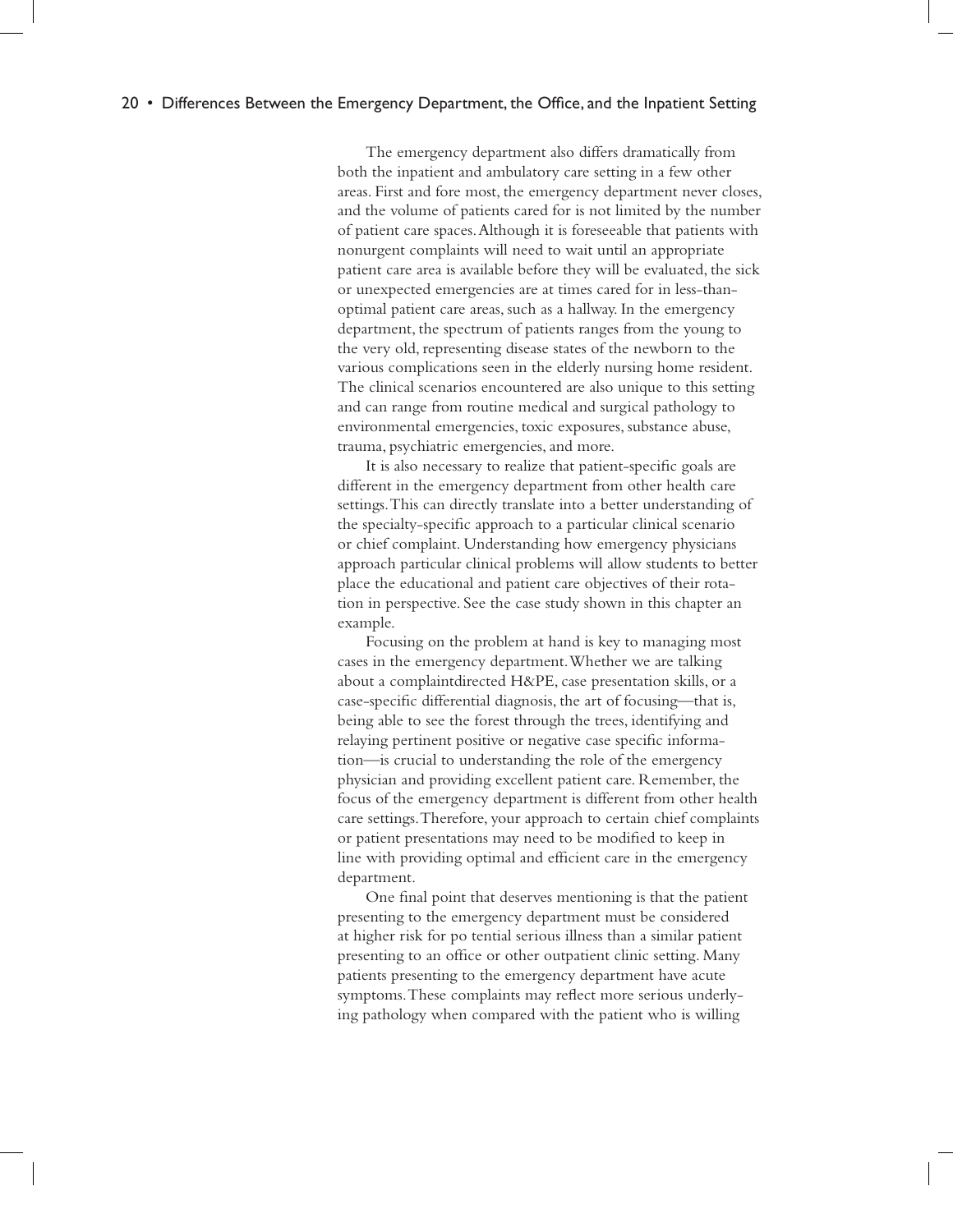The emergency department also differs dramatically from both the inpatient and ambulatory care setting in a few other areas. First and fore most, the emergency department never closes, and the volume of patients cared for is not limited by the number of patient care spaces. Although it is foreseeable that patients with nonurgent complaints will need to wait until an appropriate patient care area is available before they will be evaluated, the sick or unexpected emergencies are at times cared for in less-than-optimal patient care areas, such as a hallway. In the emergency department, the spectrum of patients ranges from the young to the very old, representing disease states of the newborn to the various complications seen in the elderly nursing home resident. The clinical scenarios encountered are also unique to this setting and can range from routine medical and surgical pathology to environmental emergencies, toxic exposures, substance abuse, trauma, psychiatric emergencies, and more.

It is also necessary to realize that patient-specific goals are different in the emergency department from other health care settings. This can directly translate into a better understanding of the specialty-specific approach to a particular clinical scenario or chief complaint. Understanding how emergency physicians approach particular clinical problems will allow students to better place the educational and patient care objectives of their rotation in perspective. See the case study shown in this chapter an example.

Focusing on the problem at hand is key to managing most cases in the emergency department. Whether we are talking about a complaintdirected H&PE, case presentation skills, or a case-specific differential diagnosis, the art of focusing—that is, being able to see the forest through the trees, identifying and relaying pertinent positive or negative case specific information—is crucial to understanding the role of the emergency physician and providing excellent patient care. Remember, the focus of the emergency department is different from other health care settings. Therefore, your approach to certain chief complaints or patient presentations may need to be modified to keep in line with providing optimal and efficient care in the emergency department.

One final point that deserves mentioning is that the patient presenting to the emergency department must be considered at higher risk for po tential serious illness than a similar patient presenting to an office or other outpatient clinic setting. Many patients presenting to the emergency department have acute symptoms. These complaints may reflect more serious underlying pathology when compared with the patient who is willing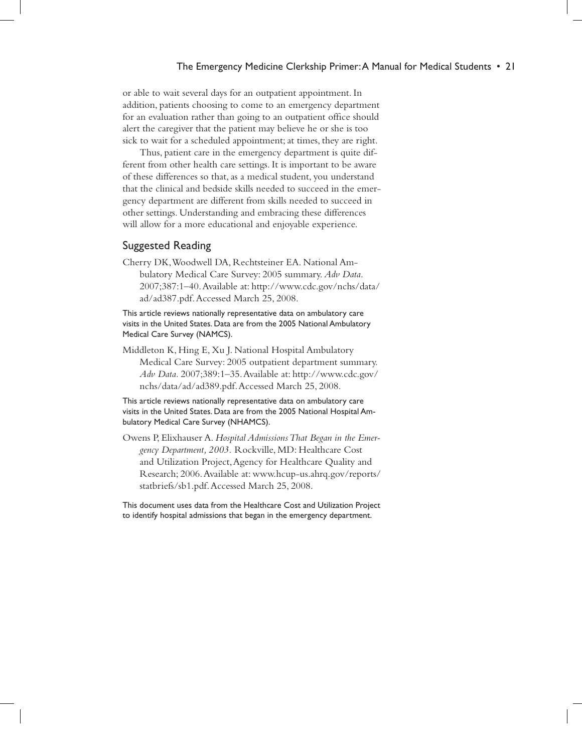or able to wait several days for an outpatient appointment. In addition, patients choosing to come to an emergency department for an evaluation rather than going to an outpatient office should alert the caregiver that the patient may believe he or she is too sick to wait for a scheduled appointment; at times, they are right.

Thus, patient care in the emergency department is quite different from other health care settings. It is important to be aware of these differences so that, as a medical student, you understand that the clinical and bedside skills needed to succeed in the emergency department are different from skills needed to succeed in other settings. Understanding and embracing these differences will allow for a more educational and enjoyable experience.

## Suggested Reading

Cherry DK, Woodwell DA, Rechtsteiner EA. National Ambulatory Medical Care Survey: 2005 summary. *Adv Data.* 2007;387:1–40. Available at: http://www.cdc.gov/nchs/data/ad/ad387.pdf. Accessed March 25, 2008.

This article reviews nationally representative data on ambulatory care visits in the United States. Data are from the 2005 National Ambulatory Medical Care Survey (NAMCS).

Middleton K, Hing E, Xu J. National Hospital Ambulatory Medical Care Survey: 2005 outpatient department summary. *Adv Data.* 2007;389:1–35. Available at: http://www.cdc.gov/nchs/data/ad/ad389.pdf. Accessed March 25, 2008.

This article reviews nationally representative data on ambulatory care visits in the United States. Data are from the 2005 National Hospital Ambulatory Medical Care Survey (NHAMCS).

Owens P, Elixhauser A. *Hospital Admissions That Began in the Emergency Department, 2003.* Rockville, MD: Healthcare Cost and Utilization Project, Agency for Healthcare Quality and Research; 2006. Available at: www.hcup-us.ahrq.gov/reports/statbriefs/sb1.pdf. Accessed March 25, 2008.

This document uses data from the Healthcare Cost and Utilization Project to identify hospital admissions that began in the emergency department.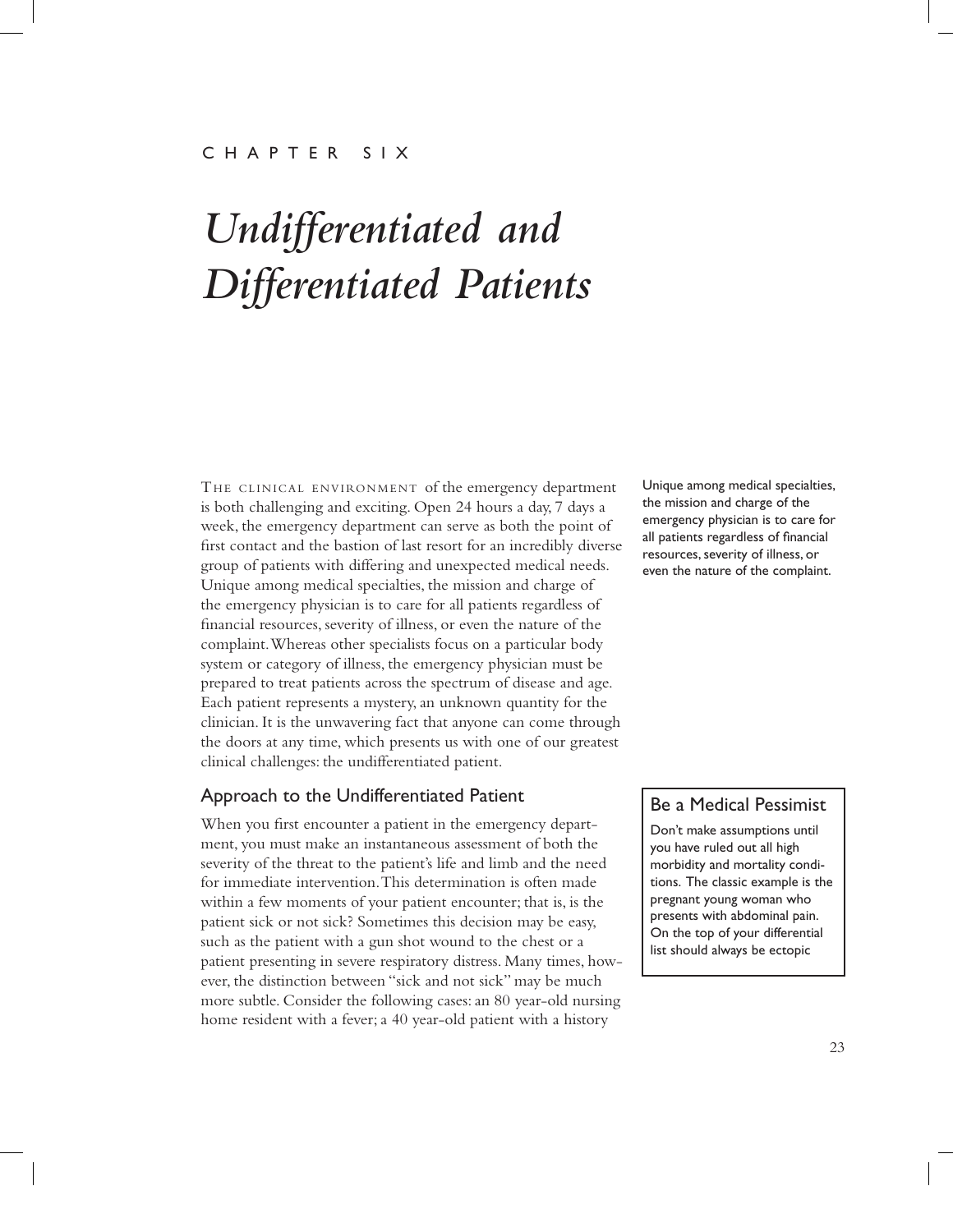CHAPTER SIX

# Undifferentiated and Differentiated Patients

THE CLINICAL ENVIRONMENT of the emergency department is both challenging and exciting. Open 24 hours a day, 7 days a week, the emergency department can serve as both the point of first contact and the bastion of last resort for an incredibly diverse group of patients with differing and unexpected medical needs. Unique among medical specialties, the mission and charge of the emergency physician is to care for all patients regardless of financial resources, severity of illness, or even the nature of the complaint. Whereas other specialists focus on a particular body system or category of illness, the emergency physician must be prepared to treat patients across the spectrum of disease and age. Each patient represents a mystery, an unknown quantity for the clinician. It is the unwavering fact that anyone can come through the doors at any time, which presents us with one of our greatest clinical challenges: the undifferentiated patient.

> Unique among medical specialties, the mission and charge of the emergency physician is to care for all patients regardless of financial resources, severity of illness, or even the nature of the complaint.

## Approach to the Undifferentiated Patient

When you first encounter a patient in the emergency department, you must make an instantaneous assessment of both the severity of the threat to the patient's life and limb and the need for immediate intervention. This determination is often made within a few moments of your patient encounter; that is, is the patient sick or not sick? Sometimes this decision may be easy, such as the patient with a gun shot wound to the chest or a patient presenting in severe respiratory distress. Many times, however, the distinction between "sick and not sick" may be much more subtle. Consider the following cases: an 80 year-old nursing home resident with a fever; a 40 year-old patient with a history

> **Be a Medical Pessimist**
>
> Don't make assumptions until you have ruled out all high morbidity and mortality conditions. The classic example is the pregnant young woman who presents with abdominal pain. On the top of your differential list should always be ectopic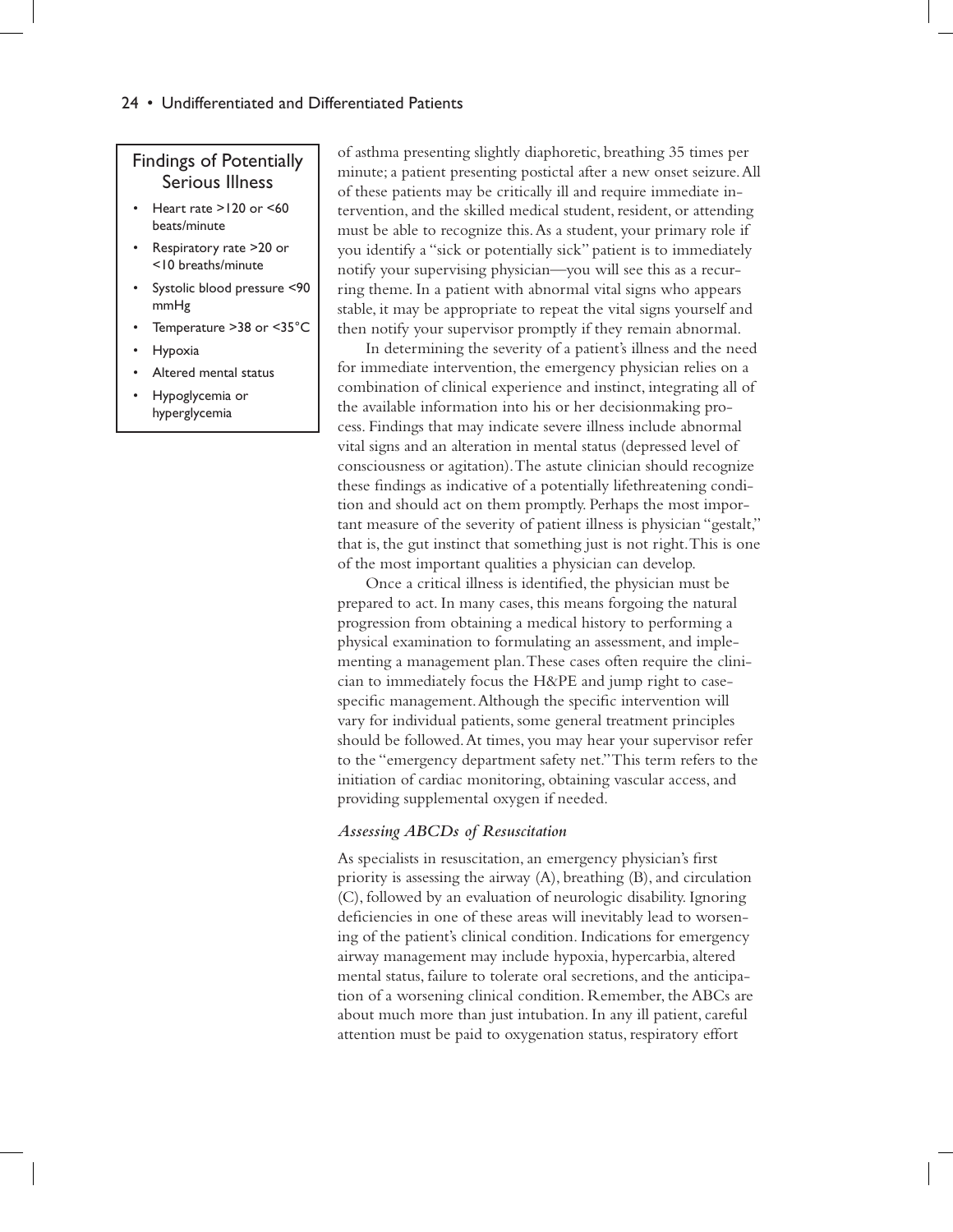### Findings of Potentially Serious Illness

- Heart rate >120 or <60 beats/minute
- Respiratory rate >20 or <10 breaths/minute
- Systolic blood pressure <90 mmHg
- Temperature >38 or <35°C
- Hypoxia
- Altered mental status
- Hypoglycemia or hyperglycemia

of asthma presenting slightly diaphoretic, breathing 35 times per minute; a patient presenting postictal after a new onset seizure. All of these patients may be critically ill and require immediate intervention, and the skilled medical student, resident, or attending must be able to recognize this. As a student, your primary role if you identify a "sick or potentially sick" patient is to immediately notify your supervising physician—you will see this as a recurring theme. In a patient with abnormal vital signs who appears stable, it may be appropriate to repeat the vital signs yourself and then notify your supervisor promptly if they remain abnormal.

In determining the severity of a patient's illness and the need for immediate intervention, the emergency physician relies on a combination of clinical experience and instinct, integrating all of the available information into his or her decisionmaking process. Findings that may indicate severe illness include abnormal vital signs and an alteration in mental status (depressed level of consciousness or agitation). The astute clinician should recognize these findings as indicative of a potentially lifethreatening condition and should act on them promptly. Perhaps the most important measure of the severity of patient illness is physician "gestalt," that is, the gut instinct that something just is not right. This is one of the most important qualities a physician can develop.

Once a critical illness is identified, the physician must be prepared to act. In many cases, this means forgoing the natural progression from obtaining a medical history to performing a physical examination to formulating an assessment, and implementing a management plan. These cases often require the clinician to immediately focus the H&PE and jump right to case-specific management. Although the specific intervention will vary for individual patients, some general treatment principles should be followed. At times, you may hear your supervisor refer to the "emergency department safety net." This term refers to the initiation of cardiac monitoring, obtaining vascular access, and providing supplemental oxygen if needed.

#### *Assessing ABCDs of Resuscitation*

As specialists in resuscitation, an emergency physician's first priority is assessing the airway (A), breathing (B), and circulation (C), followed by an evaluation of neurologic disability. Ignoring deficiencies in one of these areas will inevitably lead to worsening of the patient's clinical condition. Indications for emergency airway management may include hypoxia, hypercarbia, altered mental status, failure to tolerate oral secretions, and the anticipation of a worsening clinical condition. Remember, the ABCs are about much more than just intubation. In any ill patient, careful attention must be paid to oxygenation status, respiratory effort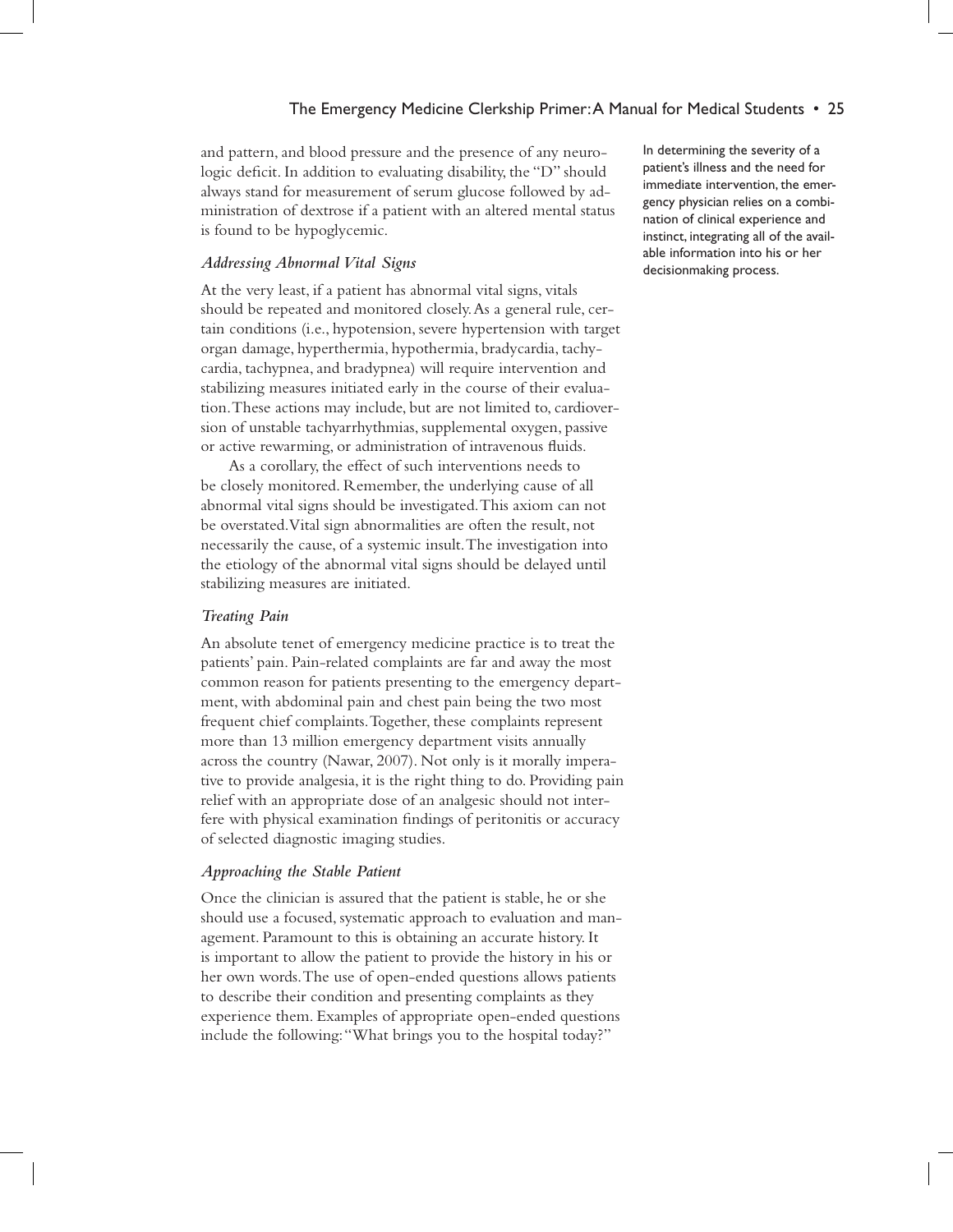and pattern, and blood pressure and the presence of any neurologic deficit. In addition to evaluating disability, the "D" should always stand for measurement of serum glucose followed by administration of dextrose if a patient with an altered mental status is found to be hypoglycemic.

In determining the severity of a patient's illness and the need for immediate intervention, the emergency physician relies on a combination of clinical experience and instinct, integrating all of the available information into his or her decisionmaking process.

### *Addressing Abnormal Vital Signs*

At the very least, if a patient has abnormal vital signs, vitals should be repeated and monitored closely. As a general rule, certain conditions (i.e., hypotension, severe hypertension with target organ damage, hyperthermia, hypothermia, bradycardia, tachycardia, tachypnea, and bradypnea) will require intervention and stabilizing measures initiated early in the course of their evaluation. These actions may include, but are not limited to, cardioversion of unstable tachyarrhythmias, supplemental oxygen, passive or active rewarming, or administration of intravenous fluids.

As a corollary, the effect of such interventions needs to be closely monitored. Remember, the underlying cause of all abnormal vital signs should be investigated. This axiom can not be overstated. Vital sign abnormalities are often the result, not necessarily the cause, of a systemic insult. The investigation into the etiology of the abnormal vital signs should be delayed until stabilizing measures are initiated.

### *Treating Pain*

An absolute tenet of emergency medicine practice is to treat the patients' pain. Pain-related complaints are far and away the most common reason for patients presenting to the emergency department, with abdominal pain and chest pain being the two most frequent chief complaints. Together, these complaints represent more than 13 million emergency department visits annually across the country (Nawar, 2007). Not only is it morally imperative to provide analgesia, it is the right thing to do. Providing pain relief with an appropriate dose of an analgesic should not interfere with physical examination findings of peritonitis or accuracy of selected diagnostic imaging studies.

### *Approaching the Stable Patient*

Once the clinician is assured that the patient is stable, he or she should use a focused, systematic approach to evaluation and management. Paramount to this is obtaining an accurate history. It is important to allow the patient to provide the history in his or her own words. The use of open-ended questions allows patients to describe their condition and presenting complaints as they experience them. Examples of appropriate open-ended questions include the following: "What brings you to the hospital today?"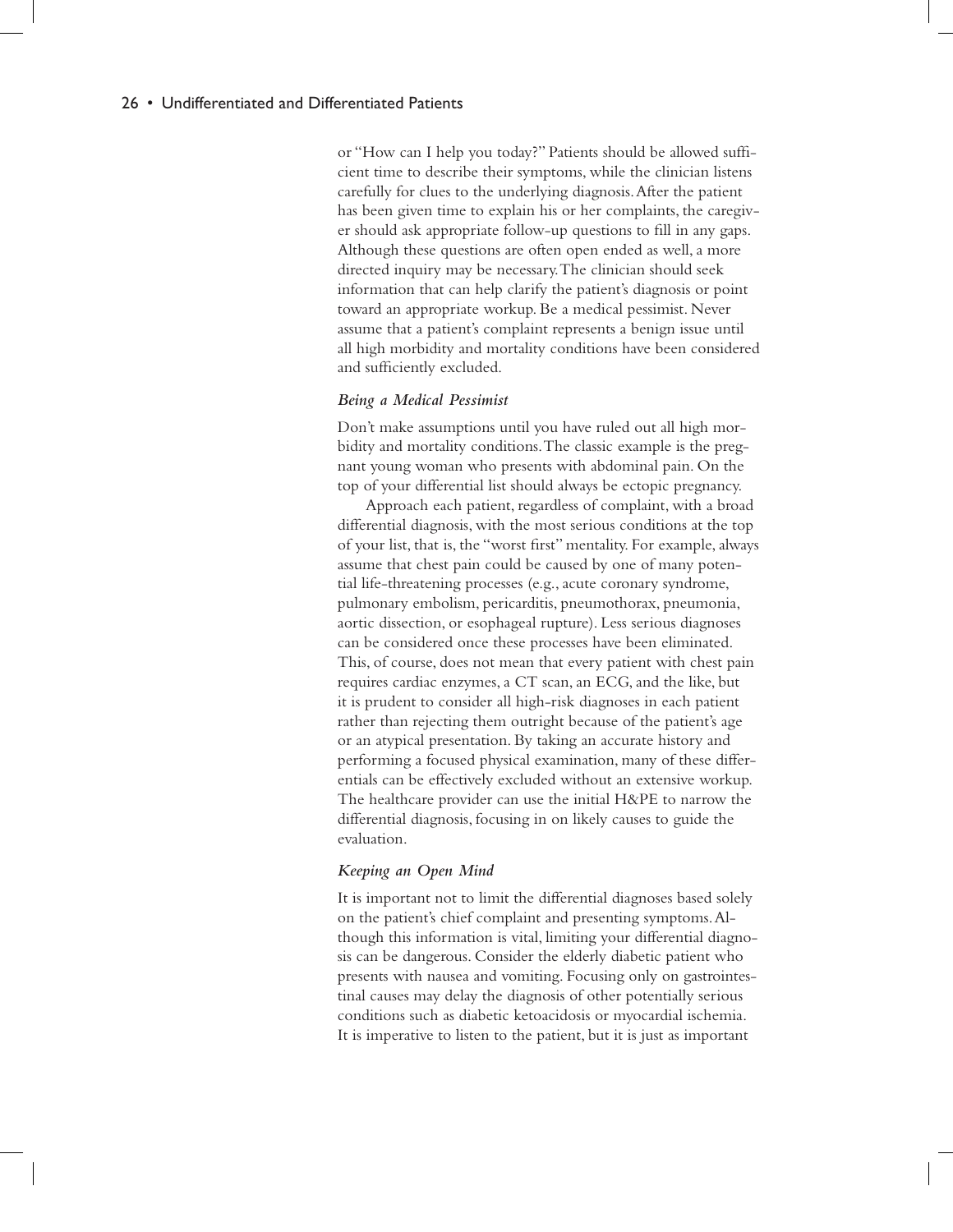or "How can I help you today?" Patients should be allowed sufficient time to describe their symptoms, while the clinician listens carefully for clues to the underlying diagnosis. After the patient has been given time to explain his or her complaints, the caregiver should ask appropriate follow-up questions to fill in any gaps. Although these questions are often open ended as well, a more directed inquiry may be necessary. The clinician should seek information that can help clarify the patient's diagnosis or point toward an appropriate workup. Be a medical pessimist. Never assume that a patient's complaint represents a benign issue until all high morbidity and mortality conditions have been considered and sufficiently excluded.

### *Being a Medical Pessimist*

Don't make assumptions until you have ruled out all high morbidity and mortality conditions. The classic example is the pregnant young woman who presents with abdominal pain. On the top of your differential list should always be ectopic pregnancy.

Approach each patient, regardless of complaint, with a broad differential diagnosis, with the most serious conditions at the top of your list, that is, the "worst first" mentality. For example, always assume that chest pain could be caused by one of many potential life-threatening processes (e.g., acute coronary syndrome, pulmonary embolism, pericarditis, pneumothorax, pneumonia, aortic dissection, or esophageal rupture). Less serious diagnoses can be considered once these processes have been eliminated. This, of course, does not mean that every patient with chest pain requires cardiac enzymes, a CT scan, an ECG, and the like, but it is prudent to consider all high-risk diagnoses in each patient rather than rejecting them outright because of the patient's age or an atypical presentation. By taking an accurate history and performing a focused physical examination, many of these differentials can be effectively excluded without an extensive workup. The healthcare provider can use the initial H&PE to narrow the differential diagnosis, focusing in on likely causes to guide the evaluation.

### *Keeping an Open Mind*

It is important not to limit the differential diagnoses based solely on the patient's chief complaint and presenting symptoms. Although this information is vital, limiting your differential diagnosis can be dangerous. Consider the elderly diabetic patient who presents with nausea and vomiting. Focusing only on gastrointestinal causes may delay the diagnosis of other potentially serious conditions such as diabetic ketoacidosis or myocardial ischemia. It is imperative to listen to the patient, but it is just as important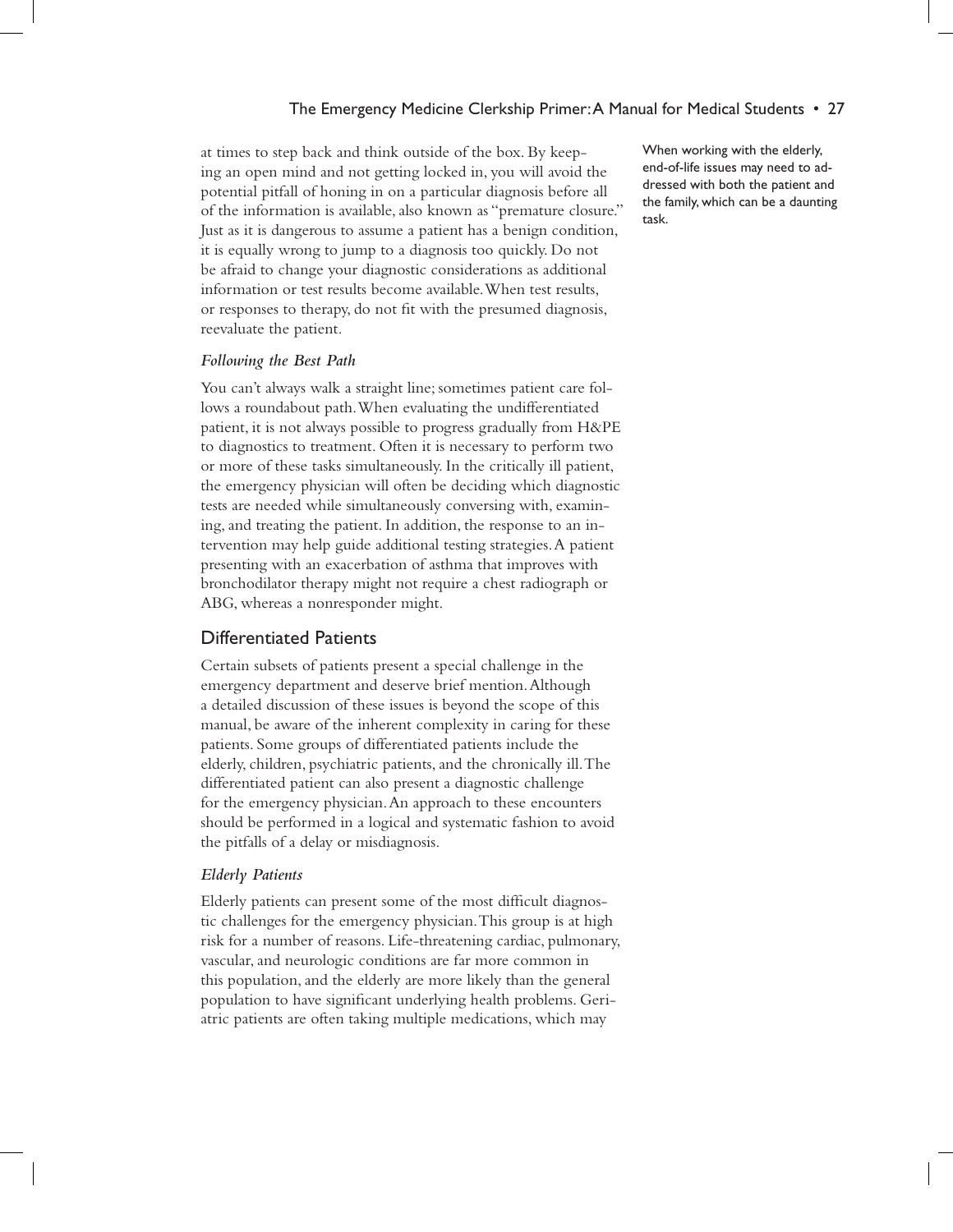at times to step back and think outside of the box. By keeping an open mind and not getting locked in, you will avoid the potential pitfall of honing in on a particular diagnosis before all of the information is available, also known as "premature closure." Just as it is dangerous to assume a patient has a benign condition, it is equally wrong to jump to a diagnosis too quickly. Do not be afraid to change your diagnostic considerations as additional information or test results become available. When test results, or responses to therapy, do not fit with the presumed diagnosis, reevaluate the patient.

When working with the elderly, end-of-life issues may need to addressed with both the patient and the family, which can be a daunting task.

### *Following the Best Path*

You can't always walk a straight line; sometimes patient care follows a roundabout path. When evaluating the undifferentiated patient, it is not always possible to progress gradually from H&PE to diagnostics to treatment. Often it is necessary to perform two or more of these tasks simultaneously. In the critically ill patient, the emergency physician will often be deciding which diagnostic tests are needed while simultaneously conversing with, examining, and treating the patient. In addition, the response to an intervention may help guide additional testing strategies. A patient presenting with an exacerbation of asthma that improves with bronchodilator therapy might not require a chest radiograph or ABG, whereas a nonresponder might.

## Differentiated Patients

Certain subsets of patients present a special challenge in the emergency department and deserve brief mention. Although a detailed discussion of these issues is beyond the scope of this manual, be aware of the inherent complexity in caring for these patients. Some groups of differentiated patients include the elderly, children, psychiatric patients, and the chronically ill. The differentiated patient can also present a diagnostic challenge for the emergency physician. An approach to these encounters should be performed in a logical and systematic fashion to avoid the pitfalls of a delay or misdiagnosis.

### *Elderly Patients*

Elderly patients can present some of the most difficult diagnostic challenges for the emergency physician. This group is at high risk for a number of reasons. Life-threatening cardiac, pulmonary, vascular, and neurologic conditions are far more common in this population, and the elderly are more likely than the general population to have significant underlying health problems. Geriatric patients are often taking multiple medications, which may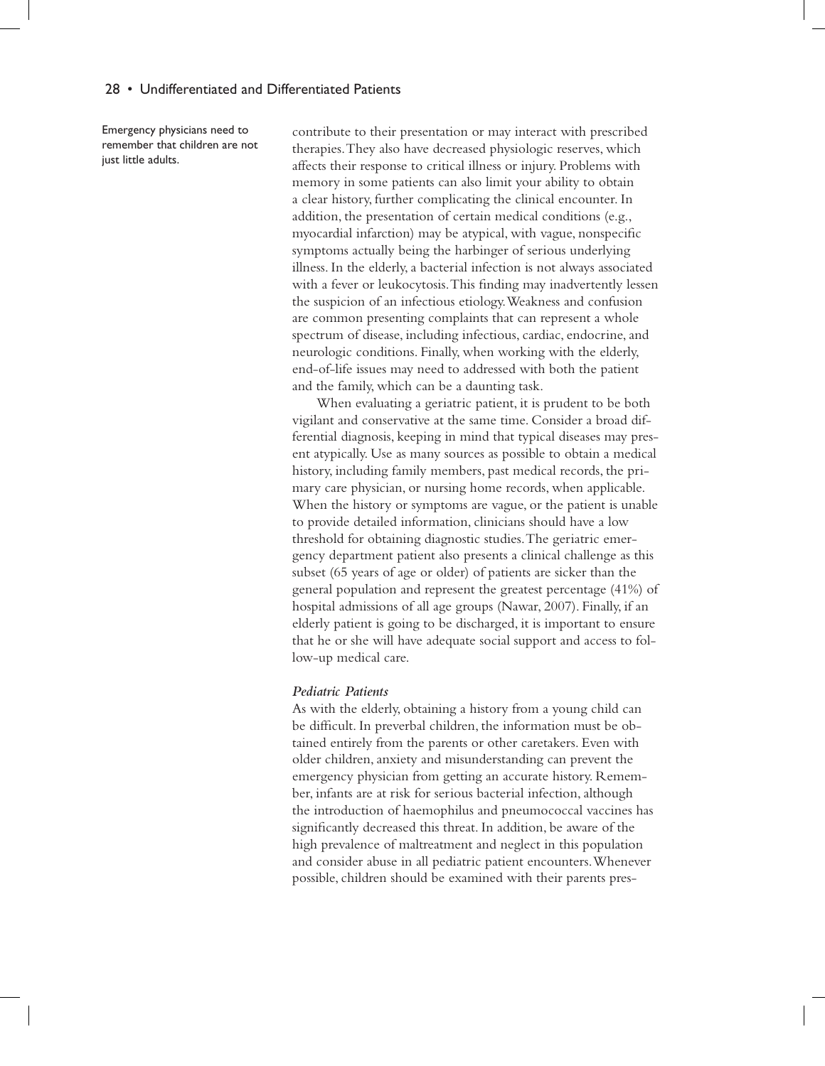Emergency physicians need to remember that children are not just little adults.

contribute to their presentation or may interact with prescribed therapies. They also have decreased physiologic reserves, which affects their response to critical illness or injury. Problems with memory in some patients can also limit your ability to obtain a clear history, further complicating the clinical encounter. In addition, the presentation of certain medical conditions (e.g., myocardial infarction) may be atypical, with vague, nonspecific symptoms actually being the harbinger of serious underlying illness. In the elderly, a bacterial infection is not always associated with a fever or leukocytosis. This finding may inadvertently lessen the suspicion of an infectious etiology. Weakness and confusion are common presenting complaints that can represent a whole spectrum of disease, including infectious, cardiac, endocrine, and neurologic conditions. Finally, when working with the elderly, end-of-life issues may need to addressed with both the patient and the family, which can be a daunting task.

When evaluating a geriatric patient, it is prudent to be both vigilant and conservative at the same time. Consider a broad differential diagnosis, keeping in mind that typical diseases may present atypically. Use as many sources as possible to obtain a medical history, including family members, past medical records, the primary care physician, or nursing home records, when applicable. When the history or symptoms are vague, or the patient is unable to provide detailed information, clinicians should have a low threshold for obtaining diagnostic studies. The geriatric emergency department patient also presents a clinical challenge as this subset (65 years of age or older) of patients are sicker than the general population and represent the greatest percentage (41%) of hospital admissions of all age groups (Nawar, 2007). Finally, if an elderly patient is going to be discharged, it is important to ensure that he or she will have adequate social support and access to follow-up medical care.

#### *Pediatric Patients*

As with the elderly, obtaining a history from a young child can be difficult. In preverbal children, the information must be obtained entirely from the parents or other caretakers. Even with older children, anxiety and misunderstanding can prevent the emergency physician from getting an accurate history. Remember, infants are at risk for serious bacterial infection, although the introduction of haemophilus and pneumococcal vaccines has significantly decreased this threat. In addition, be aware of the high prevalence of maltreatment and neglect in this population and consider abuse in all pediatric patient encounters. Whenever possible, children should be examined with their parents pres-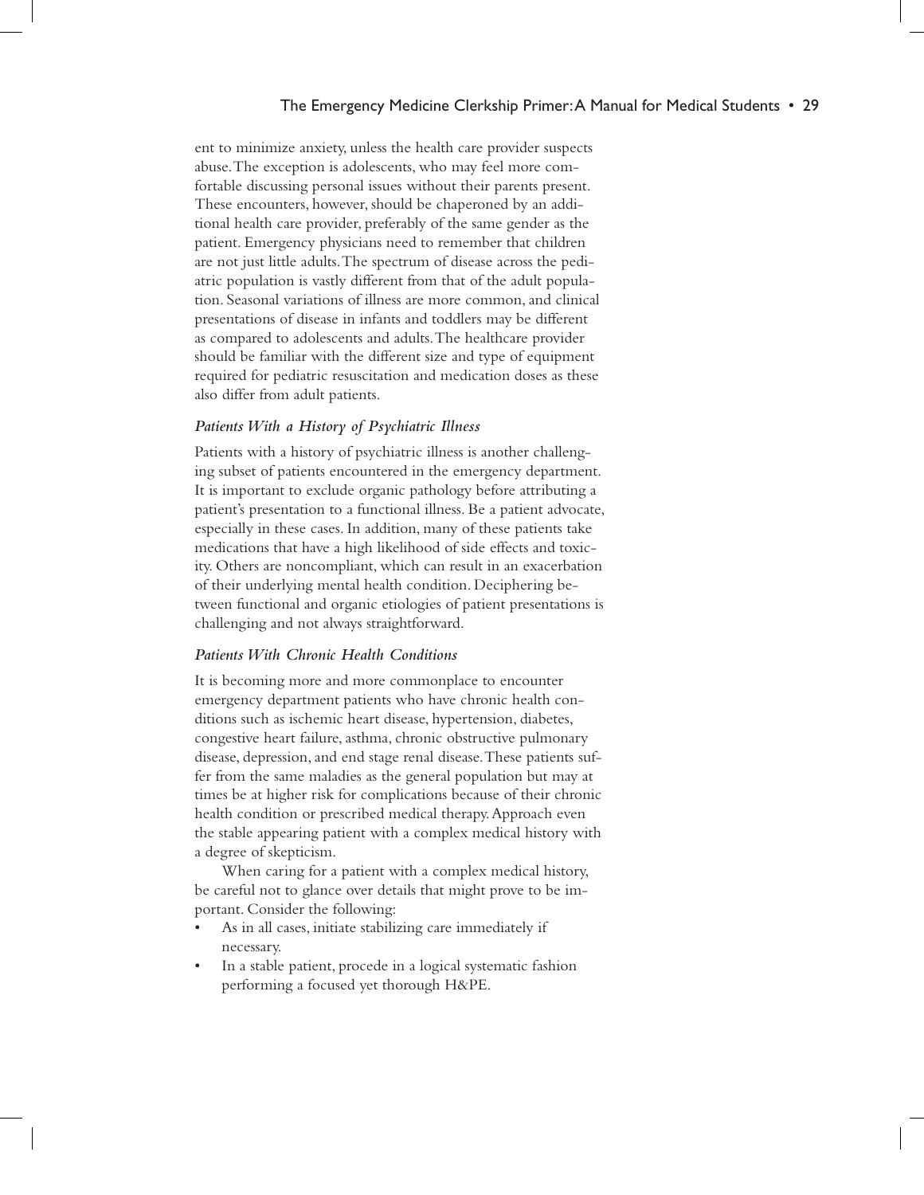ent to minimize anxiety, unless the health care provider suspects abuse. The exception is adolescents, who may feel more comfortable discussing personal issues without their parents present. These encounters, however, should be chaperoned by an additional health care provider, preferably of the same gender as the patient. Emergency physicians need to remember that children are not just little adults. The spectrum of disease across the pediatric population is vastly different from that of the adult population. Seasonal variations of illness are more common, and clinical presentations of disease in infants and toddlers may be different as compared to adolescents and adults. The healthcare provider should be familiar with the different size and type of equipment required for pediatric resuscitation and medication doses as these also differ from adult patients.

#### *Patients With a History of Psychiatric Illness*

Patients with a history of psychiatric illness is another challenging subset of patients encountered in the emergency department. It is important to exclude organic pathology before attributing a patient's presentation to a functional illness. Be a patient advocate, especially in these cases. In addition, many of these patients take medications that have a high likelihood of side effects and toxicity. Others are noncompliant, which can result in an exacerbation of their underlying mental health condition. Deciphering between functional and organic etiologies of patient presentations is challenging and not always straightforward.

#### *Patients With Chronic Health Conditions*

It is becoming more and more commonplace to encounter emergency department patients who have chronic health conditions such as ischemic heart disease, hypertension, diabetes, congestive heart failure, asthma, chronic obstructive pulmonary disease, depression, and end stage renal disease. These patients suffer from the same maladies as the general population but may at times be at higher risk for complications because of their chronic health condition or prescribed medical therapy. Approach even the stable appearing patient with a complex medical history with a degree of skepticism.

When caring for a patient with a complex medical history, be careful not to glance over details that might prove to be important. Consider the following:

- As in all cases, initiate stabilizing care immediately if necessary.
- In a stable patient, procede in a logical systematic fashion performing a focused yet thorough H&PE.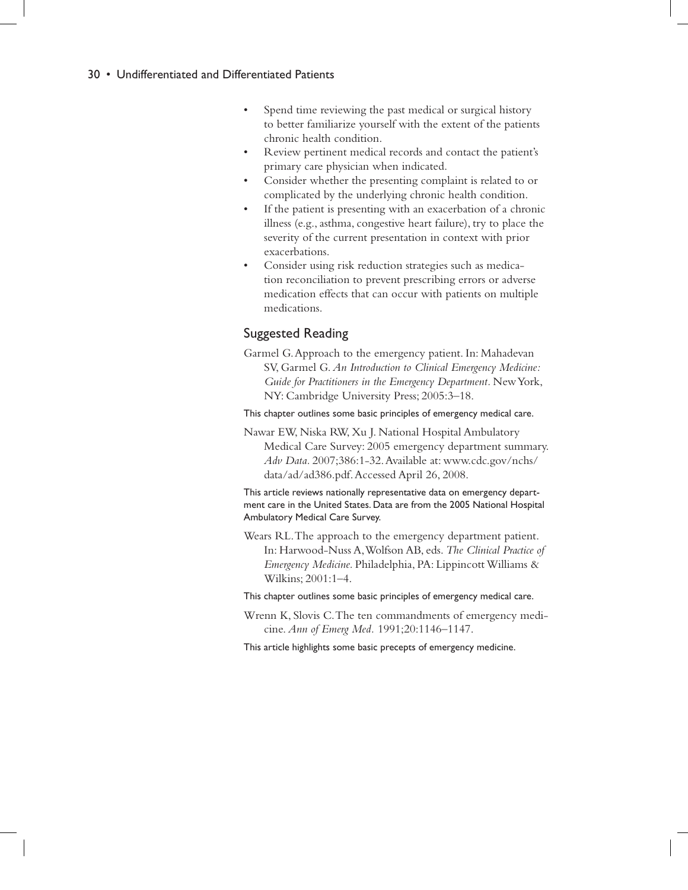- Spend time reviewing the past medical or surgical history to better familiarize yourself with the extent of the patients chronic health condition.
- Review pertinent medical records and contact the patient's primary care physician when indicated.
- Consider whether the presenting complaint is related to or complicated by the underlying chronic health condition.
- If the patient is presenting with an exacerbation of a chronic illness (e.g., asthma, congestive heart failure), try to place the severity of the current presentation in context with prior exacerbations.
- Consider using risk reduction strategies such as medication reconciliation to prevent prescribing errors or adverse medication effects that can occur with patients on multiple medications.

## Suggested Reading

Garmel G. Approach to the emergency patient. In: Mahadevan SV, Garmel G. *An Introduction to Clinical Emergency Medicine: Guide for Practitioners in the Emergency Department*. New York, NY: Cambridge University Press; 2005:3–18.

This chapter outlines some basic principles of emergency medical care.

Nawar EW, Niska RW, Xu J. National Hospital Ambulatory Medical Care Survey: 2005 emergency department summary. *Adv Data*. 2007;386:1-32. Available at: www.cdc.gov/nchs/data/ad/ad386.pdf. Accessed April 26, 2008.

This article reviews nationally representative data on emergency department care in the United States. Data are from the 2005 National Hospital Ambulatory Medical Care Survey.

Wears RL. The approach to the emergency department patient. In: Harwood-Nuss A, Wolfson AB, eds. *The Clinical Practice of Emergency Medicine*. Philadelphia, PA: Lippincott Williams & Wilkins; 2001:1–4.

This chapter outlines some basic principles of emergency medical care.

Wrenn K, Slovis C. The ten commandments of emergency medicine. *Ann of Emerg Med*. 1991;20:1146–1147.

This article highlights some basic precepts of emergency medicine.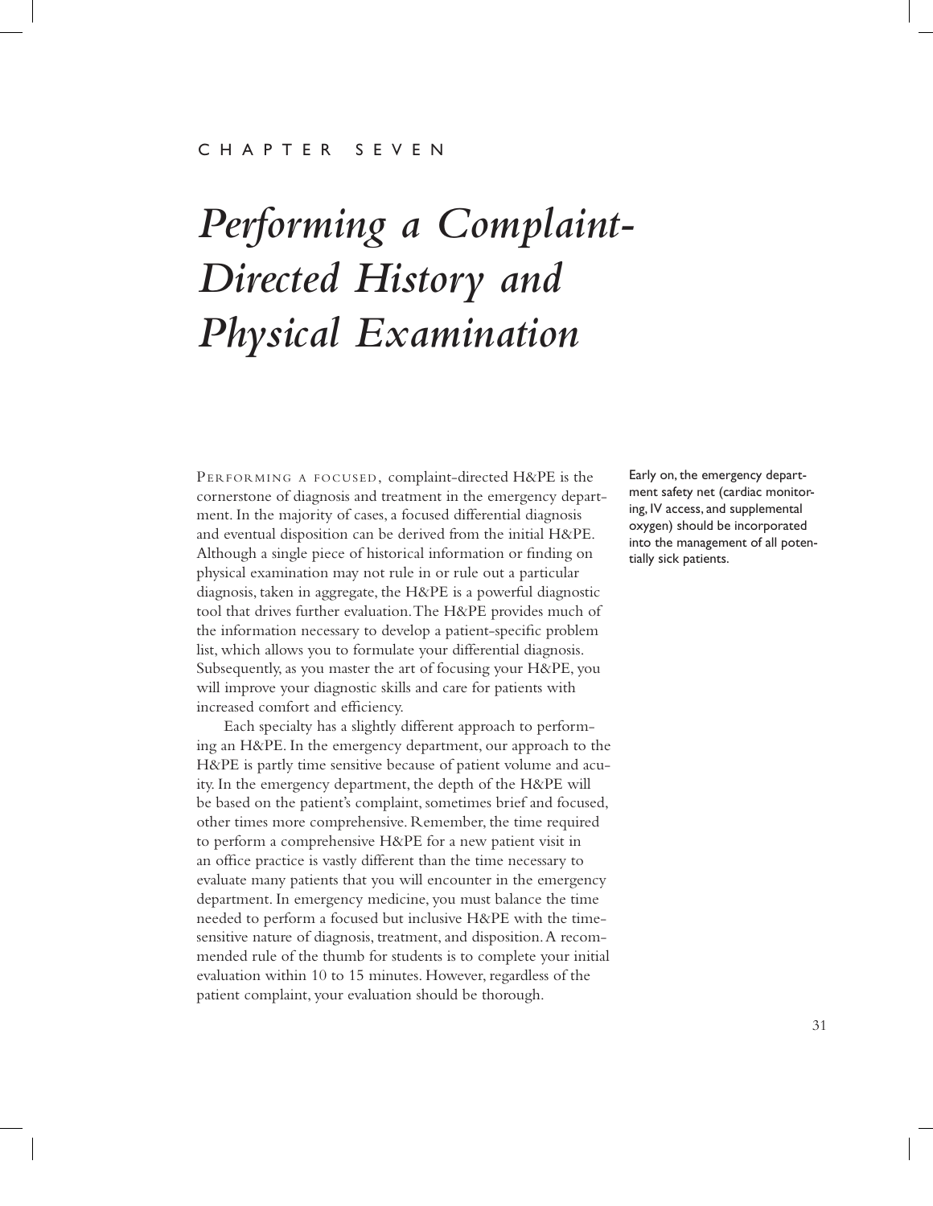CHAPTER SEVEN

# *Performing a Complaint-Directed History and Physical Examination*

PERFORMING A FOCUSED, complaint-directed H&PE is the cornerstone of diagnosis and treatment in the emergency department. In the majority of cases, a focused differential diagnosis and eventual disposition can be derived from the initial H&PE. Although a single piece of historical information or finding on physical examination may not rule in or rule out a particular diagnosis, taken in aggregate, the H&PE is a powerful diagnostic tool that drives further evaluation. The H&PE provides much of the information necessary to develop a patient-specific problem list, which allows you to formulate your differential diagnosis. Subsequently, as you master the art of focusing your H&PE, you will improve your diagnostic skills and care for patients with increased comfort and efficiency.

Early on, the emergency department safety net (cardiac monitoring, IV access, and supplemental oxygen) should be incorporated into the management of all potentially sick patients.

Each specialty has a slightly different approach to performing an H&PE. In the emergency department, our approach to the H&PE is partly time sensitive because of patient volume and acuity. In the emergency department, the depth of the H&PE will be based on the patient's complaint, sometimes brief and focused, other times more comprehensive. Remember, the time required to perform a comprehensive H&PE for a new patient visit in an office practice is vastly different than the time necessary to evaluate many patients that you will encounter in the emergency department. In emergency medicine, you must balance the time needed to perform a focused but inclusive H&PE with the time-sensitive nature of diagnosis, treatment, and disposition. A recommended rule of the thumb for students is to complete your initial evaluation within 10 to 15 minutes. However, regardless of the patient complaint, your evaluation should be thorough.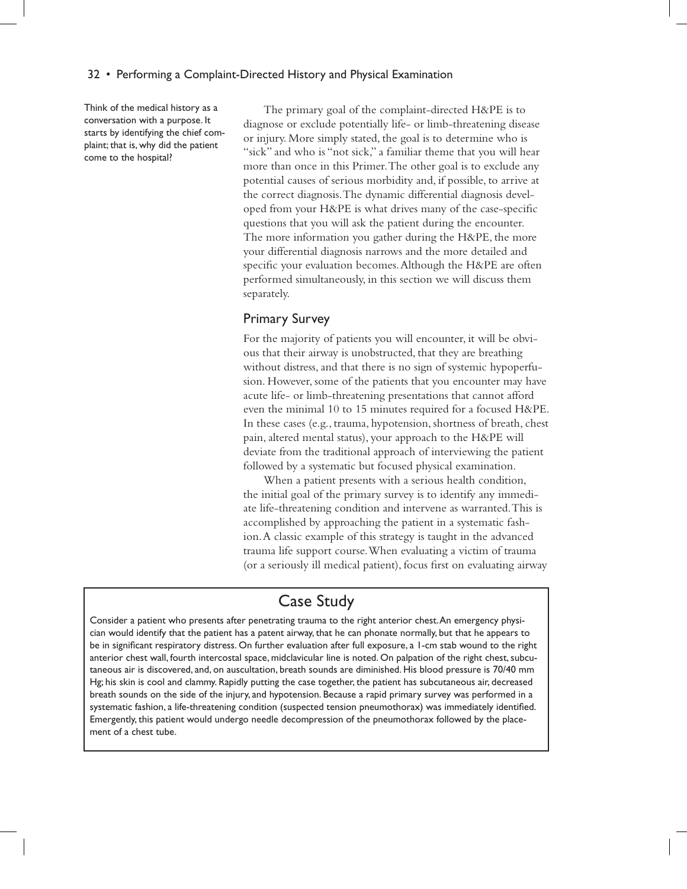Think of the medical history as a conversation with a purpose. It starts by identifying the chief complaint; that is, why did the patient come to the hospital?

The primary goal of the complaint-directed H&PE is to diagnose or exclude potentially life- or limb-threatening disease or injury. More simply stated, the goal is to determine who is "sick" and who is "not sick," a familiar theme that you will hear more than once in this Primer. The other goal is to exclude any potential causes of serious morbidity and, if possible, to arrive at the correct diagnosis. The dynamic differential diagnosis developed from your H&PE is what drives many of the case-specific questions that you will ask the patient during the encounter. The more information you gather during the H&PE, the more your differential diagnosis narrows and the more detailed and specific your evaluation becomes. Although the H&PE are often performed simultaneously, in this section we will discuss them separately.

## Primary Survey

For the majority of patients you will encounter, it will be obvious that their airway is unobstructed, that they are breathing without distress, and that there is no sign of systemic hypoperfusion. However, some of the patients that you encounter may have acute life- or limb-threatening presentations that cannot afford even the minimal 10 to 15 minutes required for a focused H&PE. In these cases (e.g., trauma, hypotension, shortness of breath, chest pain, altered mental status), your approach to the H&PE will deviate from the traditional approach of interviewing the patient followed by a systematic but focused physical examination.

When a patient presents with a serious health condition, the initial goal of the primary survey is to identify any immediate life-threatening condition and intervene as warranted. This is accomplished by approaching the patient in a systematic fashion. A classic example of this strategy is taught in the advanced trauma life support course. When evaluating a victim of trauma (or a seriously ill medical patient), focus first on evaluating airway

## Case Study

Consider a patient who presents after penetrating trauma to the right anterior chest. An emergency physician would identify that the patient has a patent airway, that he can phonate normally, but that he appears to be in significant respiratory distress. On further evaluation after full exposure, a 1-cm stab wound to the right anterior chest wall, fourth intercostal space, midclavicular line is noted. On palpation of the right chest, subcutaneous air is discovered, and, on auscultation, breath sounds are diminished. His blood pressure is 70/40 mm Hg; his skin is cool and clammy. Rapidly putting the case together, the patient has subcutaneous air, decreased breath sounds on the side of the injury, and hypotension. Because a rapid primary survey was performed in a systematic fashion, a life-threatening condition (suspected tension pneumothorax) was immediately identified. Emergently, this patient would undergo needle decompression of the pneumothorax followed by the placement of a chest tube.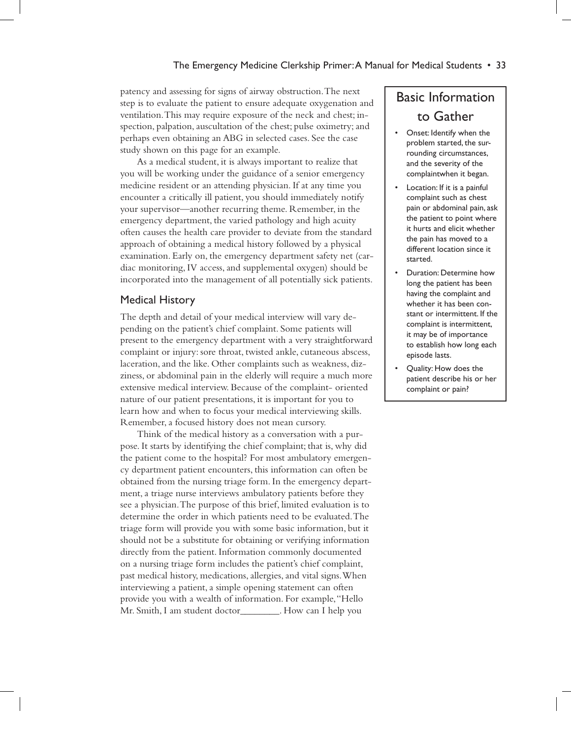patency and assessing for signs of airway obstruction. The next step is to evaluate the patient to ensure adequate oxygenation and ventilation. This may require exposure of the neck and chest; inspection, palpation, auscultation of the chest; pulse oximetry; and perhaps even obtaining an ABG in selected cases. See the case study shown on this page for an example.

As a medical student, it is always important to realize that you will be working under the guidance of a senior emergency medicine resident or an attending physician. If at any time you encounter a critically ill patient, you should immediately notify your supervisor—another recurring theme. Remember, in the emergency department, the varied pathology and high acuity often causes the health care provider to deviate from the standard approach of obtaining a medical history followed by a physical examination. Early on, the emergency department safety net (cardiac monitoring, IV access, and supplemental oxygen) should be incorporated into the management of all potentially sick patients.

## Medical History

The depth and detail of your medical interview will vary depending on the patient's chief complaint. Some patients will present to the emergency department with a very straightforward complaint or injury: sore throat, twisted ankle, cutaneous abscess, laceration, and the like. Other complaints such as weakness, dizziness, or abdominal pain in the elderly will require a much more extensive medical interview. Because of the complaint- oriented nature of our patient presentations, it is important for you to learn how and when to focus your medical interviewing skills. Remember, a focused history does not mean cursory.

Think of the medical history as a conversation with a purpose. It starts by identifying the chief complaint; that is, why did the patient come to the hospital? For most ambulatory emergency department patient encounters, this information can often be obtained from the nursing triage form. In the emergency department, a triage nurse interviews ambulatory patients before they see a physician. The purpose of this brief, limited evaluation is to determine the order in which patients need to be evaluated. The triage form will provide you with some basic information, but it should not be a substitute for obtaining or verifying information directly from the patient. Information commonly documented on a nursing triage form includes the patient's chief complaint, past medical history, medications, allergies, and vital signs. When interviewing a patient, a simple opening statement can often provide you with a wealth of information. For example, "Hello Mr. Smith, I am student doctor________. How can I help you

### Basic Information to Gather

- Onset: Identify when the problem started, the surrounding circumstances, and the severity of the complaintwhen it began.
- Location: If it is a painful complaint such as chest pain or abdominal pain, ask the patient to point where it hurts and elicit whether the pain has moved to a different location since it started.
- Duration: Determine how long the patient has been having the complaint and whether it has been constant or intermittent. If the complaint is intermittent, it may be of importance to establish how long each episode lasts.
- Quality: How does the patient describe his or her complaint or pain?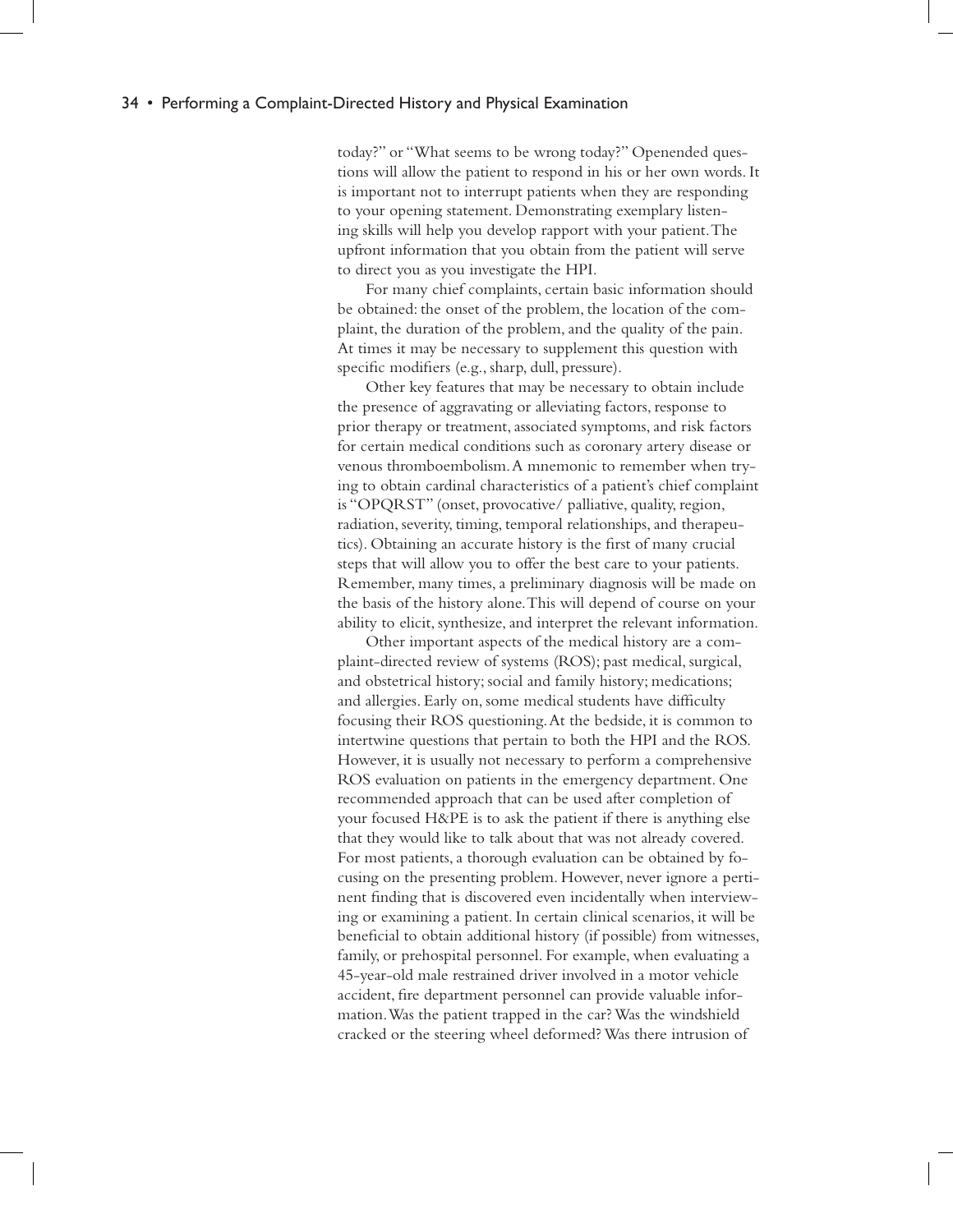today?" or "What seems to be wrong today?" Openended questions will allow the patient to respond in his or her own words. It is important not to interrupt patients when they are responding to your opening statement. Demonstrating exemplary listening skills will help you develop rapport with your patient. The upfront information that you obtain from the patient will serve to direct you as you investigate the HPI.

For many chief complaints, certain basic information should be obtained: the onset of the problem, the location of the complaint, the duration of the problem, and the quality of the pain. At times it may be necessary to supplement this question with specific modifiers (e.g., sharp, dull, pressure).

Other key features that may be necessary to obtain include the presence of aggravating or alleviating factors, response to prior therapy or treatment, associated symptoms, and risk factors for certain medical conditions such as coronary artery disease or venous thromboembolism. A mnemonic to remember when trying to obtain cardinal characteristics of a patient's chief complaint is "OPQRST" (onset, provocative/ palliative, quality, region, radiation, severity, timing, temporal relationships, and therapeutics). Obtaining an accurate history is the first of many crucial steps that will allow you to offer the best care to your patients. Remember, many times, a preliminary diagnosis will be made on the basis of the history alone. This will depend of course on your ability to elicit, synthesize, and interpret the relevant information.

Other important aspects of the medical history are a complaint-directed review of systems (ROS); past medical, surgical, and obstetrical history; social and family history; medications; and allergies. Early on, some medical students have difficulty focusing their ROS questioning. At the bedside, it is common to intertwine questions that pertain to both the HPI and the ROS. However, it is usually not necessary to perform a comprehensive ROS evaluation on patients in the emergency department. One recommended approach that can be used after completion of your focused H&PE is to ask the patient if there is anything else that they would like to talk about that was not already covered. For most patients, a thorough evaluation can be obtained by focusing on the presenting problem. However, never ignore a pertinent finding that is discovered even incidentally when interviewing or examining a patient. In certain clinical scenarios, it will be beneficial to obtain additional history (if possible) from witnesses, family, or prehospital personnel. For example, when evaluating a 45-year-old male restrained driver involved in a motor vehicle accident, fire department personnel can provide valuable information. Was the patient trapped in the car? Was the windshield cracked or the steering wheel deformed? Was there intrusion of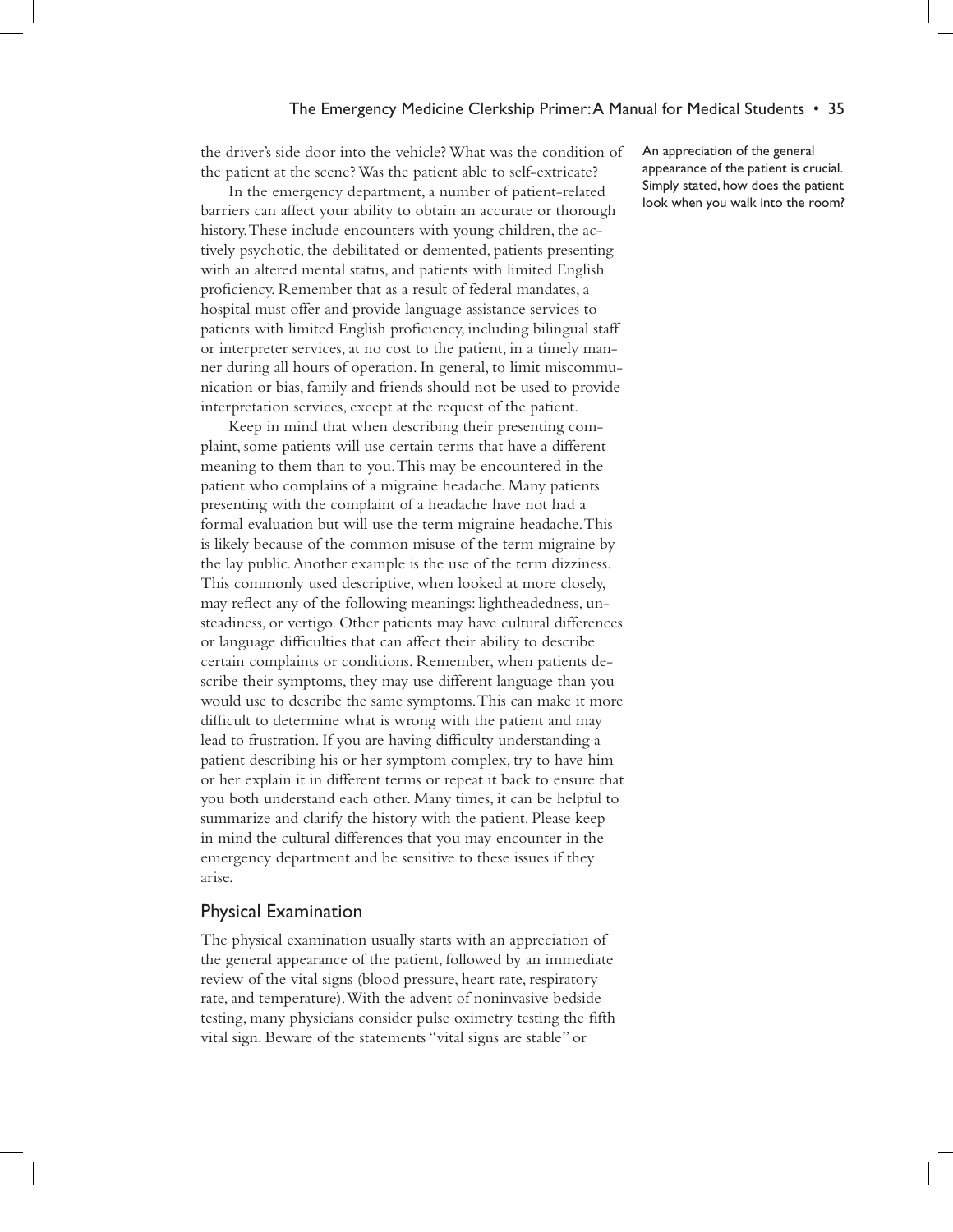the driver's side door into the vehicle? What was the condition of the patient at the scene? Was the patient able to self-extricate?

In the emergency department, a number of patient-related barriers can affect your ability to obtain an accurate or thorough history. These include encounters with young children, the actively psychotic, the debilitated or demented, patients presenting with an altered mental status, and patients with limited English proficiency. Remember that as a result of federal mandates, a hospital must offer and provide language assistance services to patients with limited English proficiency, including bilingual staff or interpreter services, at no cost to the patient, in a timely manner during all hours of operation. In general, to limit miscommunication or bias, family and friends should not be used to provide interpretation services, except at the request of the patient.

Keep in mind that when describing their presenting complaint, some patients will use certain terms that have a different meaning to them than to you. This may be encountered in the patient who complains of a migraine headache. Many patients presenting with the complaint of a headache have not had a formal evaluation but will use the term migraine headache. This is likely because of the common misuse of the term migraine by the lay public. Another example is the use of the term dizziness. This commonly used descriptive, when looked at more closely, may reflect any of the following meanings: lightheadedness, unsteadiness, or vertigo. Other patients may have cultural differences or language difficulties that can affect their ability to describe certain complaints or conditions. Remember, when patients describe their symptoms, they may use different language than you would use to describe the same symptoms. This can make it more difficult to determine what is wrong with the patient and may lead to frustration. If you are having difficulty understanding a patient describing his or her symptom complex, try to have him or her explain it in different terms or repeat it back to ensure that you both understand each other. Many times, it can be helpful to summarize and clarify the history with the patient. Please keep in mind the cultural differences that you may encounter in the emergency department and be sensitive to these issues if they arise.

## Physical Examination

The physical examination usually starts with an appreciation of the general appearance of the patient, followed by an immediate review of the vital signs (blood pressure, heart rate, respiratory rate, and temperature). With the advent of noninvasive bedside testing, many physicians consider pulse oximetry testing the fifth vital sign. Beware of the statements "vital signs are stable" or

An appreciation of the general appearance of the patient is crucial. Simply stated, how does the patient look when you walk into the room?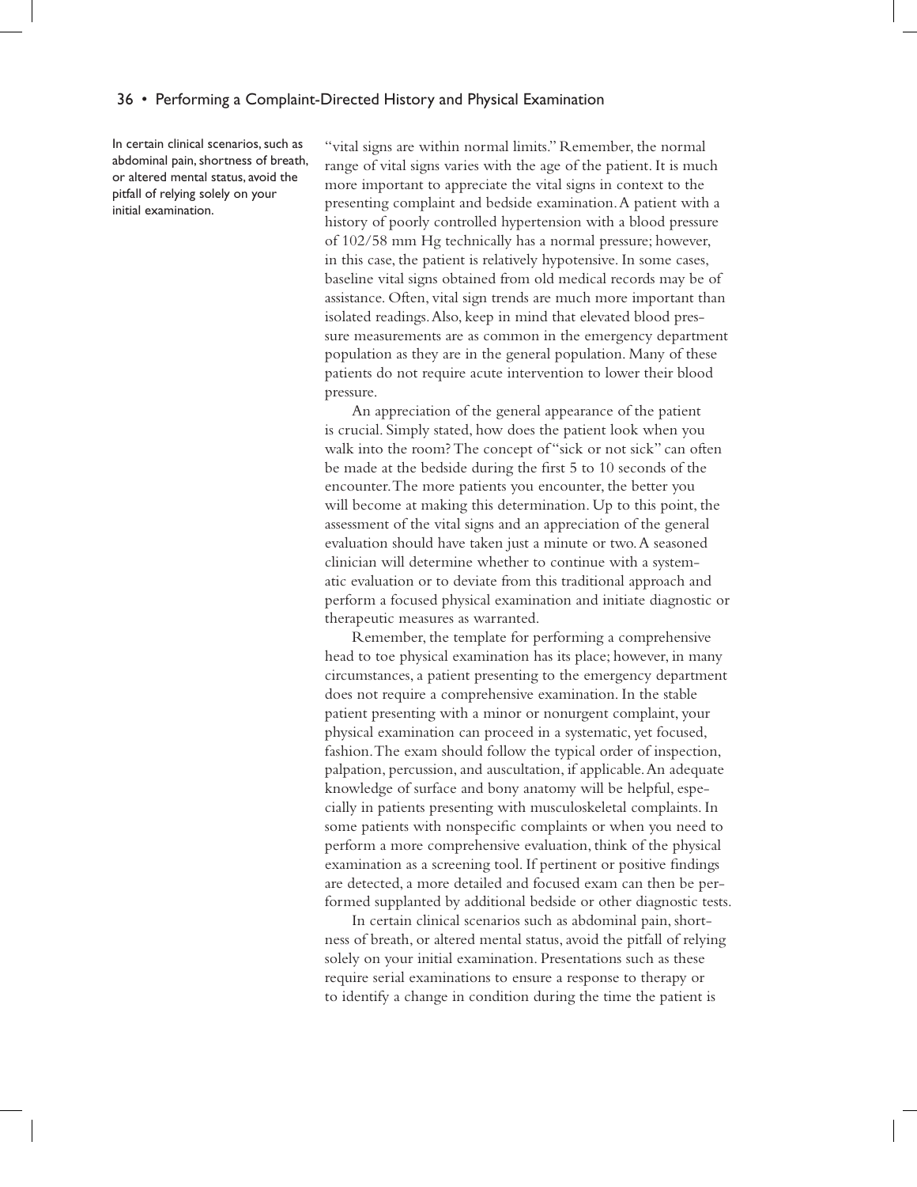In certain clinical scenarios, such as abdominal pain, shortness of breath, or altered mental status, avoid the pitfall of relying solely on your initial examination.

"vital signs are within normal limits." Remember, the normal range of vital signs varies with the age of the patient. It is much more important to appreciate the vital signs in context to the presenting complaint and bedside examination. A patient with a history of poorly controlled hypertension with a blood pressure of 102/58 mm Hg technically has a normal pressure; however, in this case, the patient is relatively hypotensive. In some cases, baseline vital signs obtained from old medical records may be of assistance. Often, vital sign trends are much more important than isolated readings. Also, keep in mind that elevated blood pressure measurements are as common in the emergency department population as they are in the general population. Many of these patients do not require acute intervention to lower their blood pressure.

An appreciation of the general appearance of the patient is crucial. Simply stated, how does the patient look when you walk into the room? The concept of "sick or not sick" can often be made at the bedside during the first 5 to 10 seconds of the encounter. The more patients you encounter, the better you will become at making this determination. Up to this point, the assessment of the vital signs and an appreciation of the general evaluation should have taken just a minute or two. A seasoned clinician will determine whether to continue with a systematic evaluation or to deviate from this traditional approach and perform a focused physical examination and initiate diagnostic or therapeutic measures as warranted.

Remember, the template for performing a comprehensive head to toe physical examination has its place; however, in many circumstances, a patient presenting to the emergency department does not require a comprehensive examination. In the stable patient presenting with a minor or nonurgent complaint, your physical examination can proceed in a systematic, yet focused, fashion. The exam should follow the typical order of inspection, palpation, percussion, and auscultation, if applicable. An adequate knowledge of surface and bony anatomy will be helpful, especially in patients presenting with musculoskeletal complaints. In some patients with nonspecific complaints or when you need to perform a more comprehensive evaluation, think of the physical examination as a screening tool. If pertinent or positive findings are detected, a more detailed and focused exam can then be performed supplanted by additional bedside or other diagnostic tests.

In certain clinical scenarios such as abdominal pain, shortness of breath, or altered mental status, avoid the pitfall of relying solely on your initial examination. Presentations such as these require serial examinations to ensure a response to therapy or to identify a change in condition during the time the patient is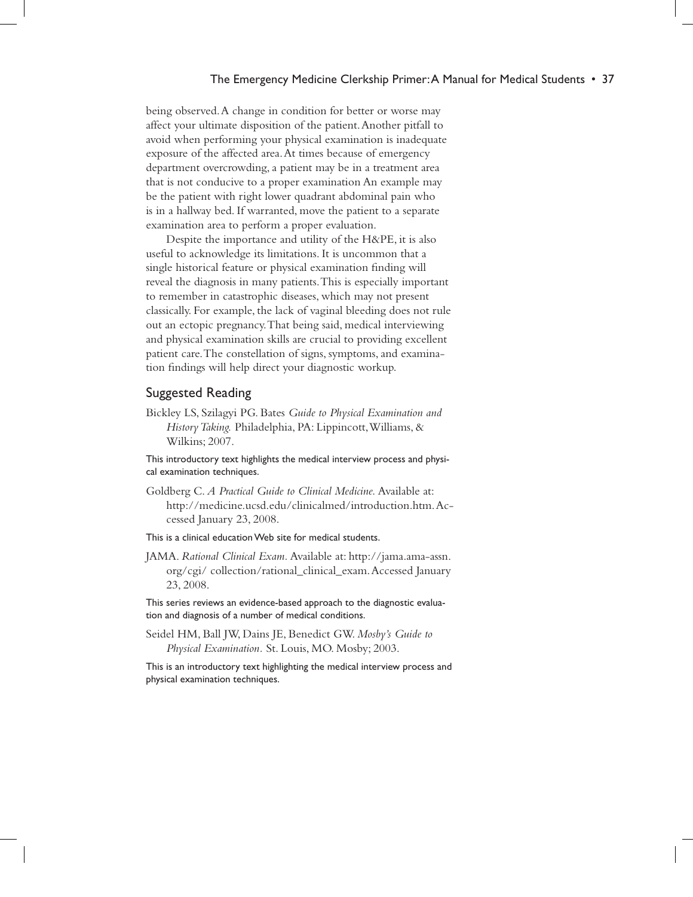being observed. A change in condition for better or worse may affect your ultimate disposition of the patient. Another pitfall to avoid when performing your physical examination is inadequate exposure of the affected area. At times because of emergency department overcrowding, a patient may be in a treatment area that is not conducive to a proper examination An example may be the patient with right lower quadrant abdominal pain who is in a hallway bed. If warranted, move the patient to a separate examination area to perform a proper evaluation.

Despite the importance and utility of the H&PE, it is also useful to acknowledge its limitations. It is uncommon that a single historical feature or physical examination finding will reveal the diagnosis in many patients. This is especially important to remember in catastrophic diseases, which may not present classically. For example, the lack of vaginal bleeding does not rule out an ectopic pregnancy. That being said, medical interviewing and physical examination skills are crucial to providing excellent patient care. The constellation of signs, symptoms, and examination findings will help direct your diagnostic workup.

## Suggested Reading

Bickley LS, Szilagyi PG. Bates *Guide to Physical Examination and History Taking.* Philadelphia, PA: Lippincott, Williams, & Wilkins; 2007.

This introductory text highlights the medical interview process and physical examination techniques.

Goldberg C. *A Practical Guide to Clinical Medicine.* Available at: http://medicine.ucsd.edu/clinicalmed/introduction.htm. Accessed January 23, 2008.

This is a clinical education Web site for medical students.

JAMA. *Rational Clinical Exam.* Available at: http://jama.ama-assn.org/cgi/ collection/rational_clinical_exam. Accessed January 23, 2008.

This series reviews an evidence-based approach to the diagnostic evaluation and diagnosis of a number of medical conditions.

Seidel HM, Ball JW, Dains JE, Benedict GW. *Mosby's Guide to Physical Examination.* St. Louis, MO. Mosby; 2003.

This is an introductory text highlighting the medical interview process and physical examination techniques.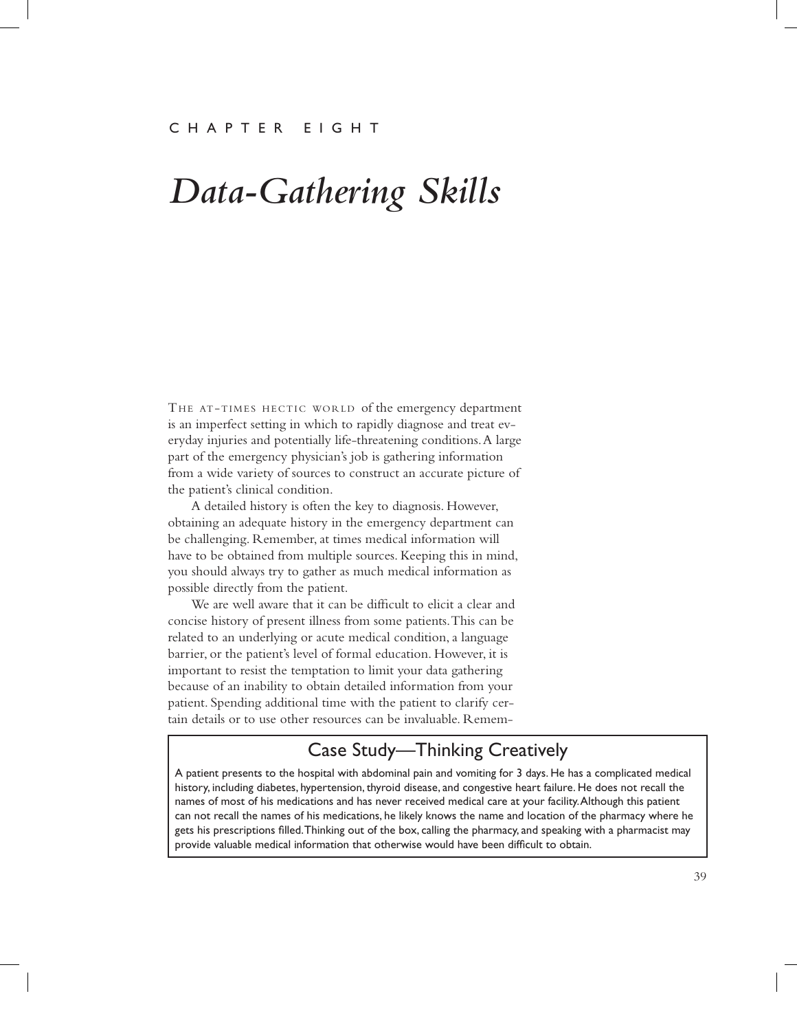CHAPTER EIGHT

# *Data-Gathering Skills*

THE AT-TIMES HECTIC WORLD of the emergency department is an imperfect setting in which to rapidly diagnose and treat everyday injuries and potentially life-threatening conditions. A large part of the emergency physician's job is gathering information from a wide variety of sources to construct an accurate picture of the patient's clinical condition.

A detailed history is often the key to diagnosis. However, obtaining an adequate history in the emergency department can be challenging. Remember, at times medical information will have to be obtained from multiple sources. Keeping this in mind, you should always try to gather as much medical information as possible directly from the patient.

We are well aware that it can be difficult to elicit a clear and concise history of present illness from some patients. This can be related to an underlying or acute medical condition, a language barrier, or the patient's level of formal education. However, it is important to resist the temptation to limit your data gathering because of an inability to obtain detailed information from your patient. Spending additional time with the patient to clarify certain details or to use other resources can be invaluable. Remem-

## Case Study—Thinking Creatively

A patient presents to the hospital with abdominal pain and vomiting for 3 days. He has a complicated medical history, including diabetes, hypertension, thyroid disease, and congestive heart failure. He does not recall the names of most of his medications and has never received medical care at your facility. Although this patient can not recall the names of his medications, he likely knows the name and location of the pharmacy where he gets his prescriptions filled. Thinking out of the box, calling the pharmacy, and speaking with a pharmacist may provide valuable medical information that otherwise would have been difficult to obtain.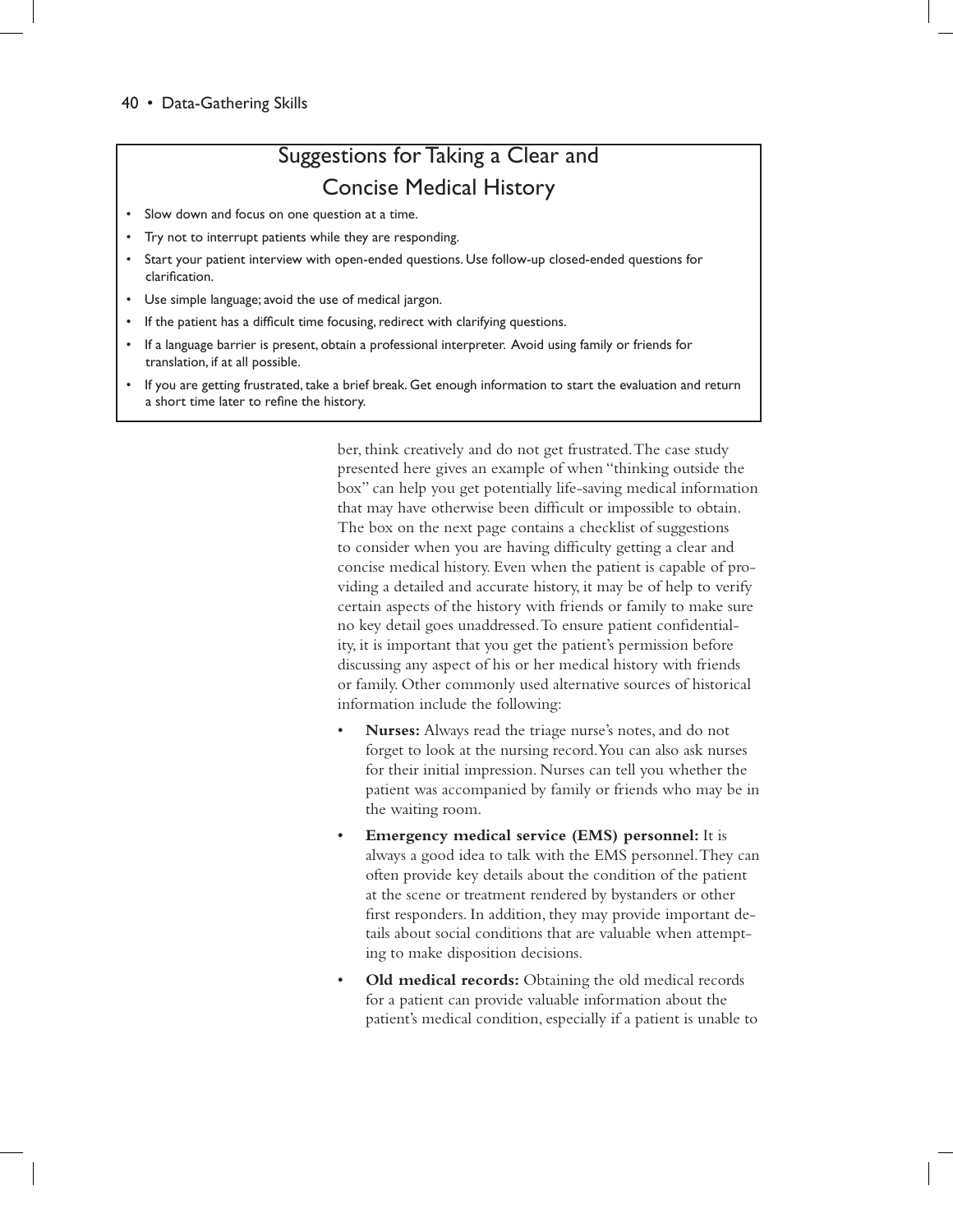## Suggestions for Taking a Clear and Concise Medical History

- Slow down and focus on one question at a time.
- Try not to interrupt patients while they are responding.
- Start your patient interview with open-ended questions. Use follow-up closed-ended questions for clarification.
- Use simple language; avoid the use of medical jargon.
- If the patient has a difficult time focusing, redirect with clarifying questions.
- If a language barrier is present, obtain a professional interpreter. Avoid using family or friends for translation, if at all possible.
- If you are getting frustrated, take a brief break. Get enough information to start the evaluation and return a short time later to refine the history.

ber, think creatively and do not get frustrated. The case study presented here gives an example of when "thinking outside the box" can help you get potentially life-saving medical information that may have otherwise been difficult or impossible to obtain. The box on the next page contains a checklist of suggestions to consider when you are having difficulty getting a clear and concise medical history. Even when the patient is capable of providing a detailed and accurate history, it may be of help to verify certain aspects of the history with friends or family to make sure no key detail goes unaddressed. To ensure patient confidentiality, it is important that you get the patient's permission before discussing any aspect of his or her medical history with friends or family. Other commonly used alternative sources of historical information include the following:

- **Nurses:** Always read the triage nurse's notes, and do not forget to look at the nursing record. You can also ask nurses for their initial impression. Nurses can tell you whether the patient was accompanied by family or friends who may be in the waiting room.
- **Emergency medical service (EMS) personnel:** It is always a good idea to talk with the EMS personnel. They can often provide key details about the condition of the patient at the scene or treatment rendered by bystanders or other first responders. In addition, they may provide important details about social conditions that are valuable when attempting to make disposition decisions.
- **Old medical records:** Obtaining the old medical records for a patient can provide valuable information about the patient's medical condition, especially if a patient is unable to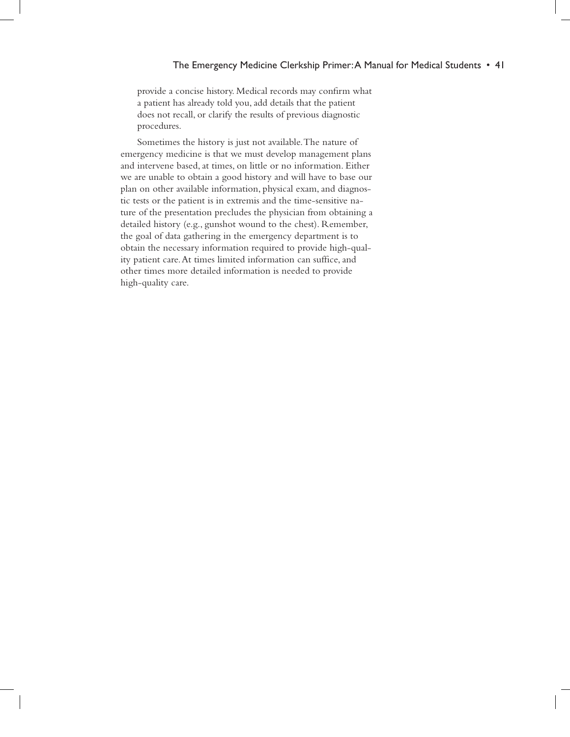provide a concise history. Medical records may confirm what a patient has already told you, add details that the patient does not recall, or clarify the results of previous diagnostic procedures.

Sometimes the history is just not available. The nature of emergency medicine is that we must develop management plans and intervene based, at times, on little or no information. Either we are unable to obtain a good history and will have to base our plan on other available information, physical exam, and diagnostic tests or the patient is in extremis and the time-sensitive nature of the presentation precludes the physician from obtaining a detailed history (e.g., gunshot wound to the chest). Remember, the goal of data gathering in the emergency department is to obtain the necessary information required to provide high-quality patient care. At times limited information can suffice, and other times more detailed information is needed to provide high-quality care.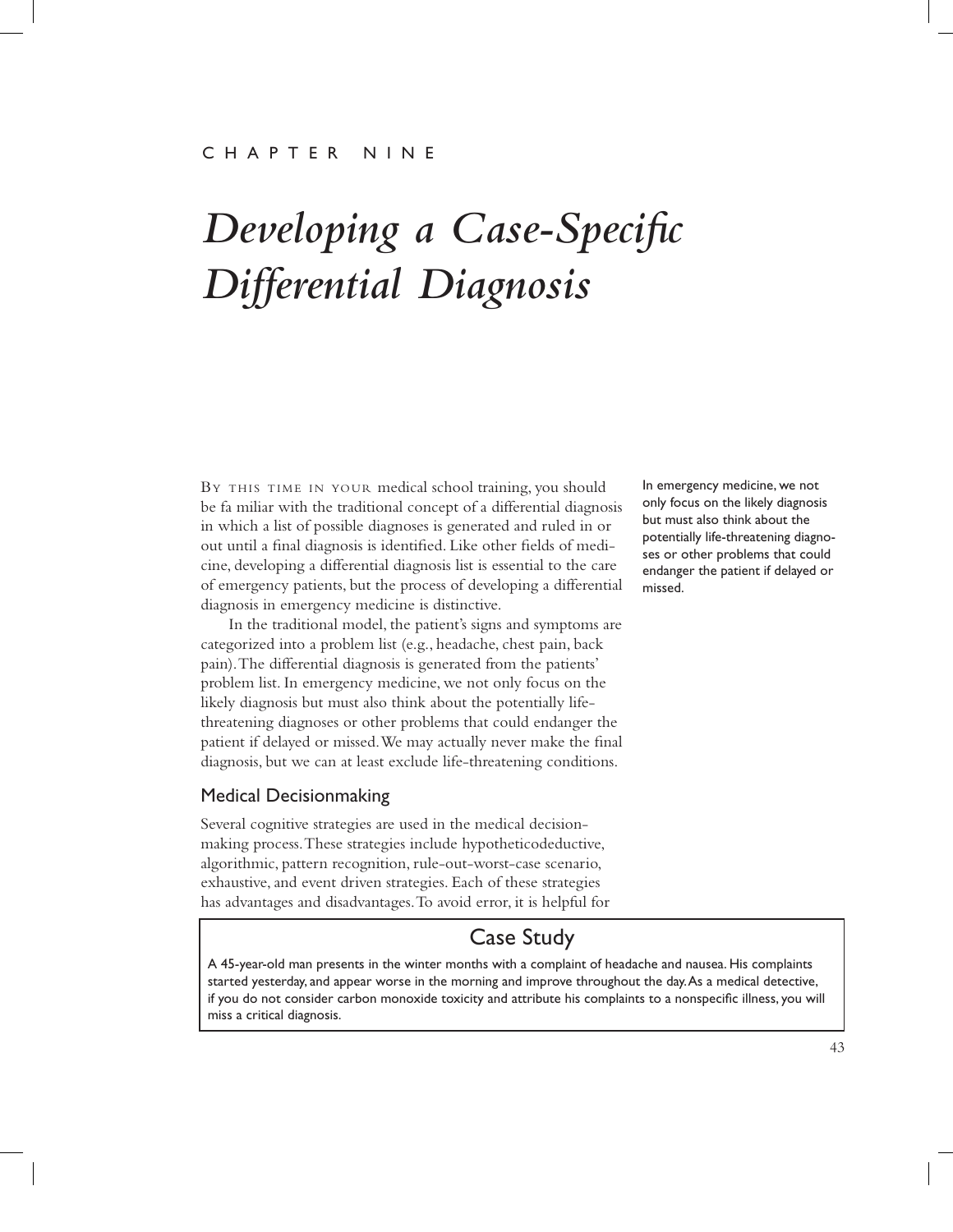CHAPTER NINE

# *Developing a Case-Specific Differential Diagnosis*

BY THIS TIME IN YOUR medical school training, you should be fa miliar with the traditional concept of a differential diagnosis in which a list of possible diagnoses is generated and ruled in or out until a final diagnosis is identified. Like other fields of medicine, developing a differential diagnosis list is essential to the care of emergency patients, but the process of developing a differential diagnosis in emergency medicine is distinctive.

In the traditional model, the patient's signs and symptoms are categorized into a problem list (e.g., headache, chest pain, back pain). The differential diagnosis is generated from the patients' problem list. In emergency medicine, we not only focus on the likely diagnosis but must also think about the potentially life-threatening diagnoses or other problems that could endanger the patient if delayed or missed. We may actually never make the final diagnosis, but we can at least exclude life-threatening conditions.

In emergency medicine, we not only focus on the likely diagnosis but must also think about the potentially life-threatening diagnoses or other problems that could endanger the patient if delayed or missed.

## Medical Decisionmaking

Several cognitive strategies are used in the medical decision-making process. These strategies include hypotheticodeductive, algorithmic, pattern recognition, rule-out-worst-case scenario, exhaustive, and event driven strategies. Each of these strategies has advantages and disadvantages. To avoid error, it is helpful for

## Case Study

A 45-year-old man presents in the winter months with a complaint of headache and nausea. His complaints started yesterday, and appear worse in the morning and improve throughout the day. As a medical detective, if you do not consider carbon monoxide toxicity and attribute his complaints to a nonspecific illness, you will miss a critical diagnosis.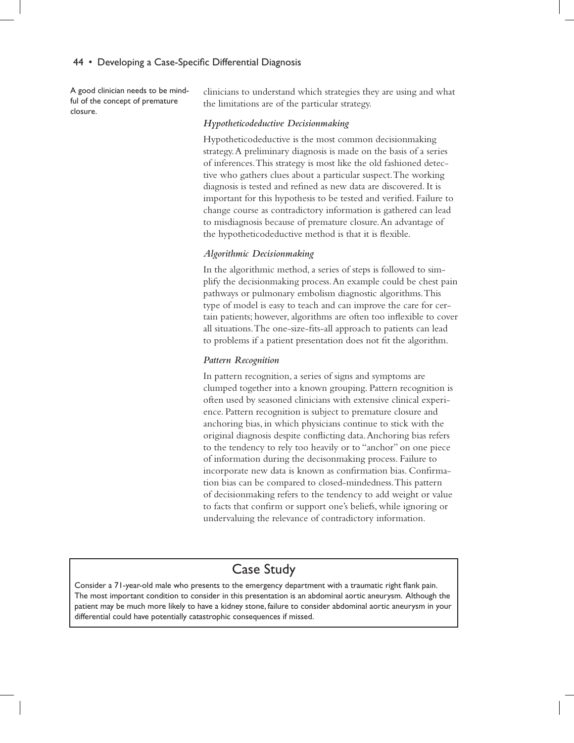A good clinician needs to be mindful of the concept of premature closure.

clinicians to understand which strategies they are using and what the limitations are of the particular strategy.

### *Hypotheticodeductive Decisionmaking*

Hypotheticodeductive is the most common decisionmaking strategy. A preliminary diagnosis is made on the basis of a series of inferences. This strategy is most like the old fashioned detective who gathers clues about a particular suspect. The working diagnosis is tested and refined as new data are discovered. It is important for this hypothesis to be tested and verified. Failure to change course as contradictory information is gathered can lead to misdiagnosis because of premature closure. An advantage of the hypotheticodeductive method is that it is flexible.

### *Algorithmic Decisionmaking*

In the algorithmic method, a series of steps is followed to simplify the decisionmaking process. An example could be chest pain pathways or pulmonary embolism diagnostic algorithms. This type of model is easy to teach and can improve the care for certain patients; however, algorithms are often too inflexible to cover all situations. The one-size-fits-all approach to patients can lead to problems if a patient presentation does not fit the algorithm.

### *Pattern Recognition*

In pattern recognition, a series of signs and symptoms are clumped together into a known grouping. Pattern recognition is often used by seasoned clinicians with extensive clinical experience. Pattern recognition is subject to premature closure and anchoring bias, in which physicians continue to stick with the original diagnosis despite conflicting data. Anchoring bias refers to the tendency to rely too heavily or to "anchor" on one piece of information during the decisonmaking process. Failure to incorporate new data is known as confirmation bias. Confirmation bias can be compared to closed-mindedness. This pattern of decisionmaking refers to the tendency to add weight or value to facts that confirm or support one's beliefs, while ignoring or undervaluing the relevance of contradictory information.

## Case Study

Consider a 71-year-old male who presents to the emergency department with a traumatic right flank pain. The most important condition to consider in this presentation is an abdominal aortic aneurysm. Although the patient may be much more likely to have a kidney stone, failure to consider abdominal aortic aneurysm in your differential could have potentially catastrophic consequences if missed.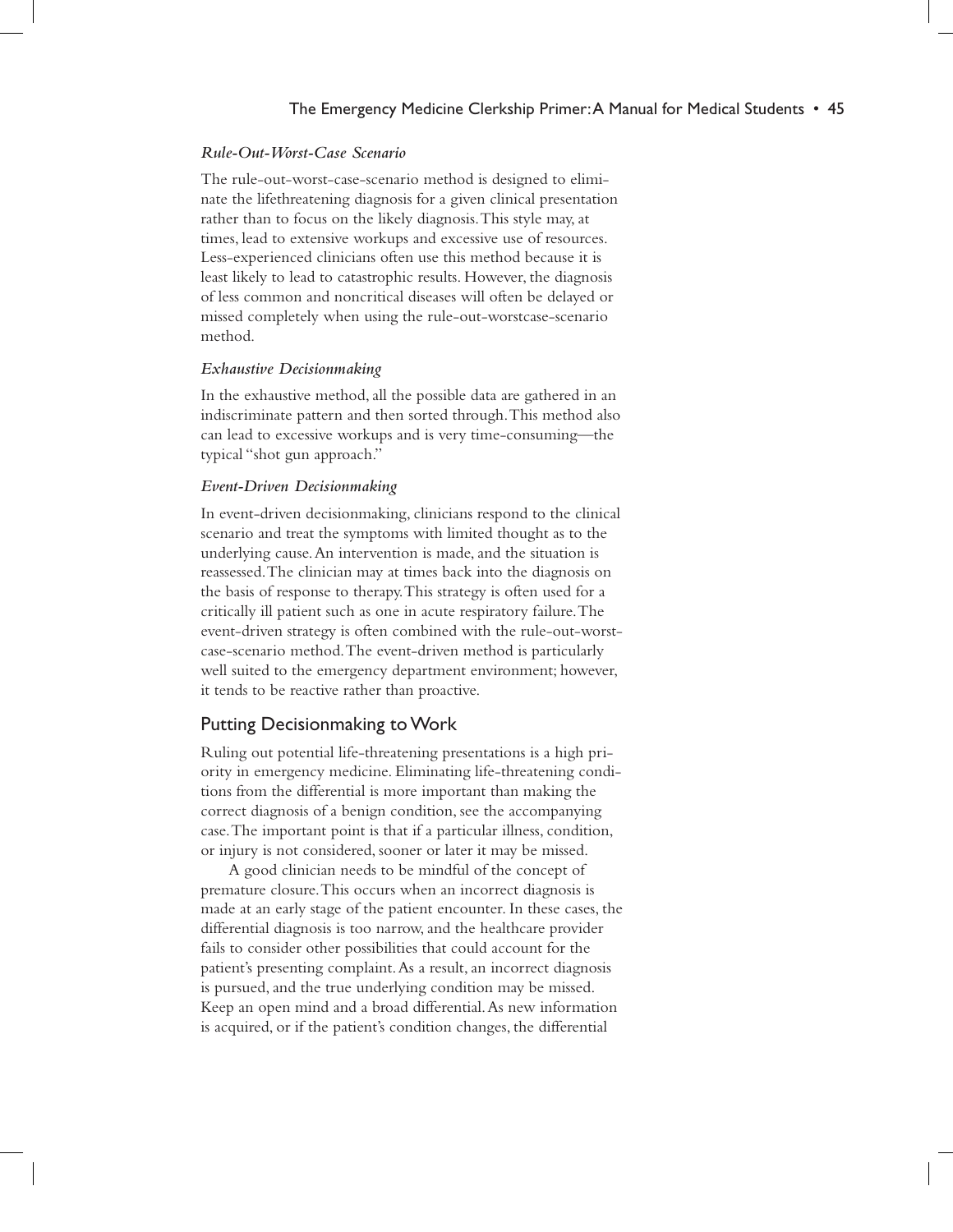### *Rule-Out-Worst-Case Scenario*

The rule-out-worst-case-scenario method is designed to eliminate the lifethreatening diagnosis for a given clinical presentation rather than to focus on the likely diagnosis. This style may, at times, lead to extensive workups and excessive use of resources. Less-experienced clinicians often use this method because it is least likely to lead to catastrophic results. However, the diagnosis of less common and noncritical diseases will often be delayed or missed completely when using the rule-out-worstcase-scenario method.

### *Exhaustive Decisionmaking*

In the exhaustive method, all the possible data are gathered in an indiscriminate pattern and then sorted through. This method also can lead to excessive workups and is very time-consuming—the typical "shot gun approach."

### *Event-Driven Decisionmaking*

In event-driven decisionmaking, clinicians respond to the clinical scenario and treat the symptoms with limited thought as to the underlying cause. An intervention is made, and the situation is reassessed. The clinician may at times back into the diagnosis on the basis of response to therapy. This strategy is often used for a critically ill patient such as one in acute respiratory failure. The event-driven strategy is often combined with the rule-out-worst-case-scenario method. The event-driven method is particularly well suited to the emergency department environment; however, it tends to be reactive rather than proactive.

## Putting Decisionmaking to Work

Ruling out potential life-threatening presentations is a high priority in emergency medicine. Eliminating life-threatening conditions from the differential is more important than making the correct diagnosis of a benign condition, see the accompanying case. The important point is that if a particular illness, condition, or injury is not considered, sooner or later it may be missed.

A good clinician needs to be mindful of the concept of premature closure. This occurs when an incorrect diagnosis is made at an early stage of the patient encounter. In these cases, the differential diagnosis is too narrow, and the healthcare provider fails to consider other possibilities that could account for the patient's presenting complaint. As a result, an incorrect diagnosis is pursued, and the true underlying condition may be missed. Keep an open mind and a broad differential. As new information is acquired, or if the patient's condition changes, the differential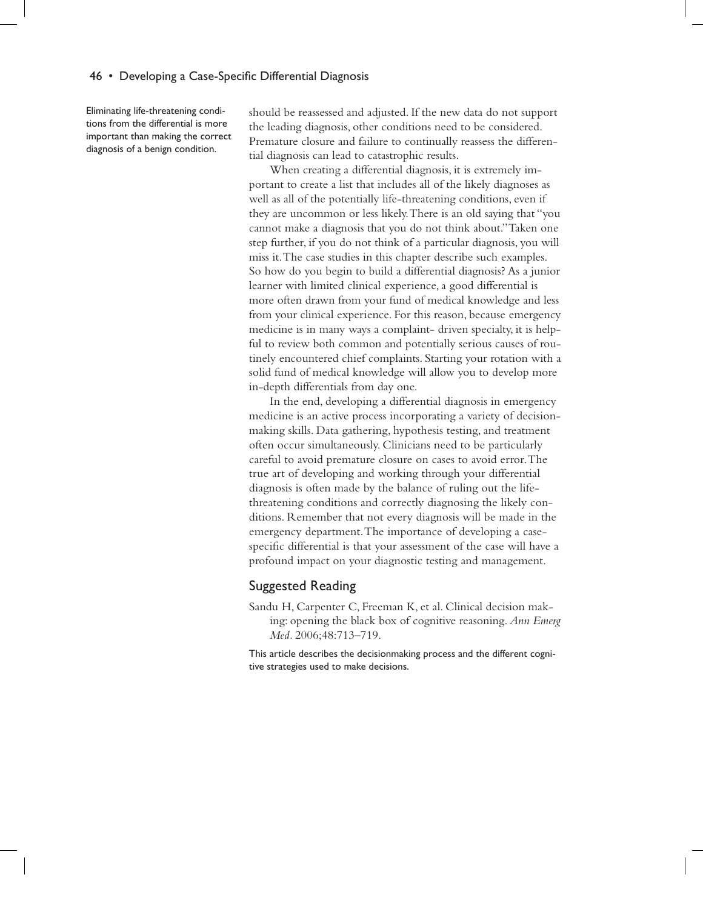Eliminating life-threatening conditions from the differential is more important than making the correct diagnosis of a benign condition.

should be reassessed and adjusted. If the new data do not support the leading diagnosis, other conditions need to be considered. Premature closure and failure to continually reassess the differential diagnosis can lead to catastrophic results.

When creating a differential diagnosis, it is extremely important to create a list that includes all of the likely diagnoses as well as all of the potentially life-threatening conditions, even if they are uncommon or less likely. There is an old saying that "you cannot make a diagnosis that you do not think about." Taken one step further, if you do not think of a particular diagnosis, you will miss it. The case studies in this chapter describe such examples. So how do you begin to build a differential diagnosis? As a junior learner with limited clinical experience, a good differential is more often drawn from your fund of medical knowledge and less from your clinical experience. For this reason, because emergency medicine is in many ways a complaint- driven specialty, it is helpful to review both common and potentially serious causes of routinely encountered chief complaints. Starting your rotation with a solid fund of medical knowledge will allow you to develop more in-depth differentials from day one.

In the end, developing a differential diagnosis in emergency medicine is an active process incorporating a variety of decision-making skills. Data gathering, hypothesis testing, and treatment often occur simultaneously. Clinicians need to be particularly careful to avoid premature closure on cases to avoid error. The true art of developing and working through your differential diagnosis is often made by the balance of ruling out the life-threatening conditions and correctly diagnosing the likely conditions. Remember that not every diagnosis will be made in the emergency department. The importance of developing a case-specific differential is that your assessment of the case will have a profound impact on your diagnostic testing and management.

## Suggested Reading

Sandu H, Carpenter C, Freeman K, et al. Clinical decision making: opening the black box of cognitive reasoning. *Ann Emerg Med*. 2006;48:713–719.

This article describes the decisionmaking process and the different cognitive strategies used to make decisions.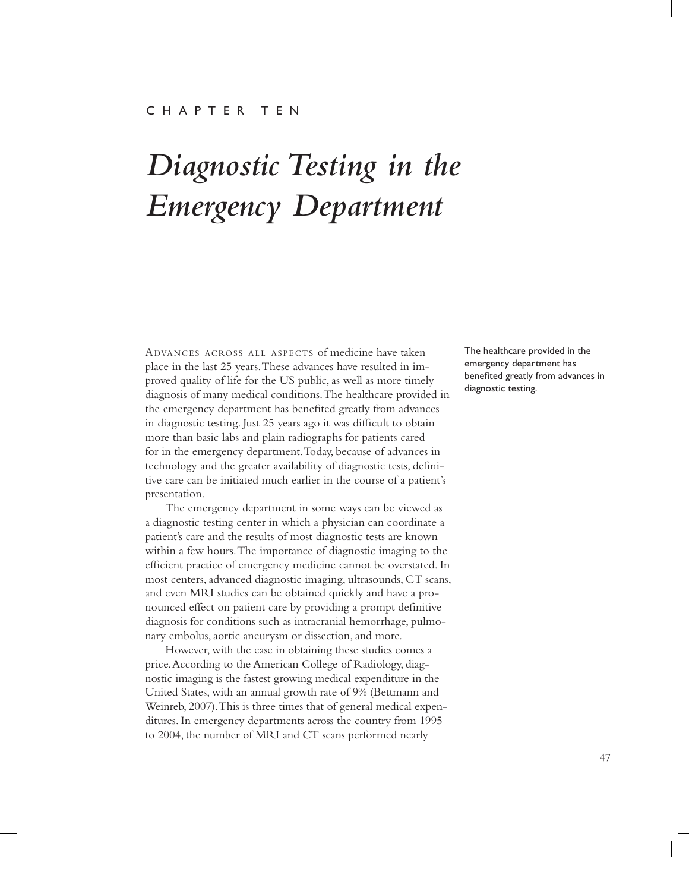CHAPTER TEN

# *Diagnostic Testing in the Emergency Department*

ADVANCES ACROSS ALL ASPECTS of medicine have taken place in the last 25 years. These advances have resulted in improved quality of life for the US public, as well as more timely diagnosis of many medical conditions. The healthcare provided in the emergency department has benefited greatly from advances in diagnostic testing. Just 25 years ago it was difficult to obtain more than basic labs and plain radiographs for patients cared for in the emergency department. Today, because of advances in technology and the greater availability of diagnostic tests, definitive care can be initiated much earlier in the course of a patient's presentation.

The healthcare provided in the emergency department has benefited greatly from advances in diagnostic testing.

The emergency department in some ways can be viewed as a diagnostic testing center in which a physician can coordinate a patient's care and the results of most diagnostic tests are known within a few hours. The importance of diagnostic imaging to the efficient practice of emergency medicine cannot be overstated. In most centers, advanced diagnostic imaging, ultrasounds, CT scans, and even MRI studies can be obtained quickly and have a pronounced effect on patient care by providing a prompt definitive diagnosis for conditions such as intracranial hemorrhage, pulmonary embolus, aortic aneurysm or dissection, and more.

However, with the ease in obtaining these studies comes a price. According to the American College of Radiology, diagnostic imaging is the fastest growing medical expenditure in the United States, with an annual growth rate of 9% (Bettmann and Weinreb, 2007). This is three times that of general medical expenditures. In emergency departments across the country from 1995 to 2004, the number of MRI and CT scans performed nearly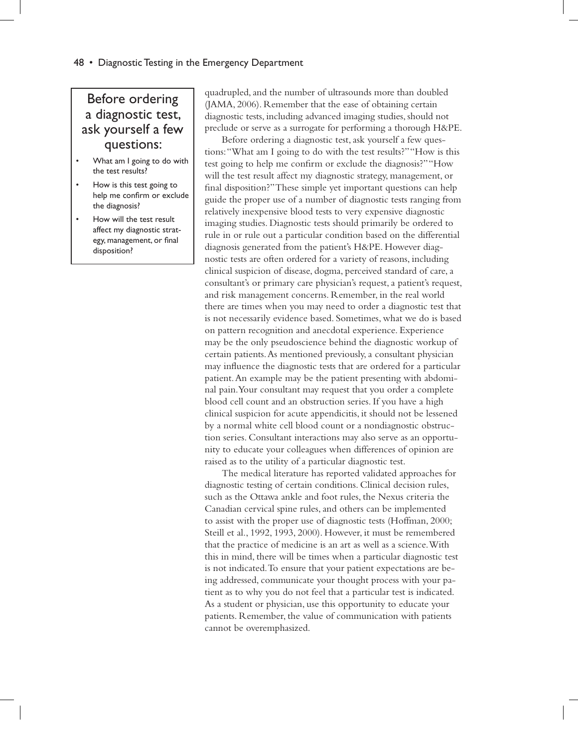> **Before ordering a diagnostic test, ask yourself a few questions:**
>
> - What am I going to do with the test results?
> - How is this test going to help me confirm or exclude the diagnosis?
> - How will the test result affect my diagnostic strategy, management, or final disposition?

quadrupled, and the number of ultrasounds more than doubled (JAMA, 2006). Remember that the ease of obtaining certain diagnostic tests, including advanced imaging studies, should not preclude or serve as a surrogate for performing a thorough H&PE.

Before ordering a diagnostic test, ask yourself a few questions: "What am I going to do with the test results?" "How is this test going to help me confirm or exclude the diagnosis?" "How will the test result affect my diagnostic strategy, management, or final disposition?" These simple yet important questions can help guide the proper use of a number of diagnostic tests ranging from relatively inexpensive blood tests to very expensive diagnostic imaging studies. Diagnostic tests should primarily be ordered to rule in or rule out a particular condition based on the differential diagnosis generated from the patient's H&PE. However diagnostic tests are often ordered for a variety of reasons, including clinical suspicion of disease, dogma, perceived standard of care, a consultant's or primary care physician's request, a patient's request, and risk management concerns. Remember, in the real world there are times when you may need to order a diagnostic test that is not necessarily evidence based. Sometimes, what we do is based on pattern recognition and anecdotal experience. Experience may be the only pseudoscience behind the diagnostic workup of certain patients. As mentioned previously, a consultant physician may influence the diagnostic tests that are ordered for a particular patient. An example may be the patient presenting with abdominal pain. Your consultant may request that you order a complete blood cell count and an obstruction series. If you have a high clinical suspicion for acute appendicitis, it should not be lessened by a normal white cell blood count or a nondiagnostic obstruction series. Consultant interactions may also serve as an opportunity to educate your colleagues when differences of opinion are raised as to the utility of a particular diagnostic test.

The medical literature has reported validated approaches for diagnostic testing of certain conditions. Clinical decision rules, such as the Ottawa ankle and foot rules, the Nexus criteria the Canadian cervical spine rules, and others can be implemented to assist with the proper use of diagnostic tests (Hoffman, 2000; Steill et al., 1992, 1993, 2000). However, it must be remembered that the practice of medicine is an art as well as a science. With this in mind, there will be times when a particular diagnostic test is not indicated. To ensure that your patient expectations are being addressed, communicate your thought process with your patient as to why you do not feel that a particular test is indicated. As a student or physician, use this opportunity to educate your patients. Remember, the value of communication with patients cannot be overemphasized.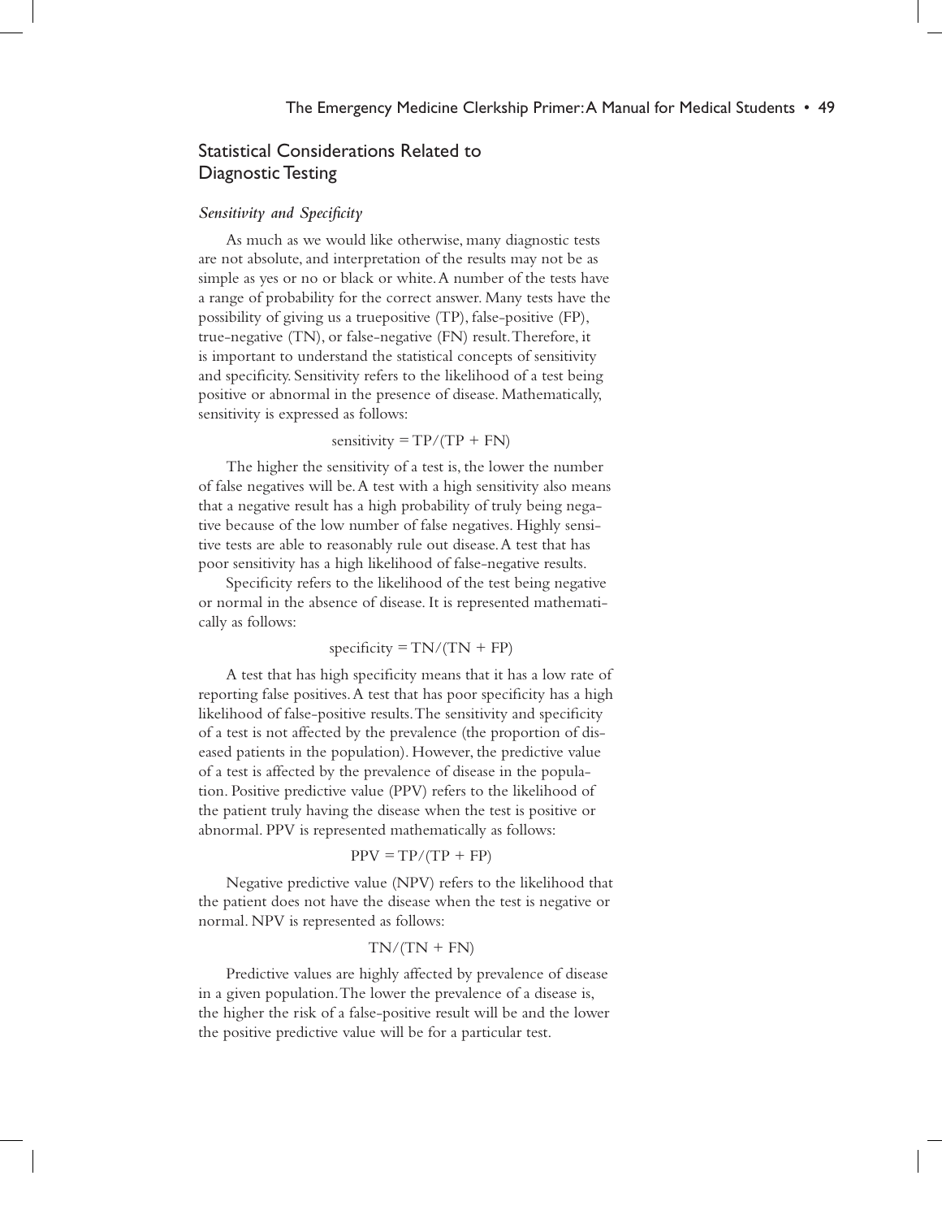## Statistical Considerations Related to Diagnostic Testing

### *Sensitivity and Specificity*

As much as we would like otherwise, many diagnostic tests are not absolute, and interpretation of the results may not be as simple as yes or no or black or white. A number of the tests have a range of probability for the correct answer. Many tests have the possibility of giving us a truepositive (TP), false-positive (FP), true-negative (TN), or false-negative (FN) result. Therefore, it is important to understand the statistical concepts of sensitivity and specificity. Sensitivity refers to the likelihood of a test being positive or abnormal in the presence of disease. Mathematically, sensitivity is expressed as follows:

$$\text{sensitivity} = TP/(TP + FN)$$

The higher the sensitivity of a test is, the lower the number of false negatives will be. A test with a high sensitivity also means that a negative result has a high probability of truly being negative because of the low number of false negatives. Highly sensitive tests are able to reasonably rule out disease. A test that has poor sensitivity has a high likelihood of false-negative results.

Specificity refers to the likelihood of the test being negative or normal in the absence of disease. It is represented mathematically as follows:

$$\text{specificity} = TN/(TN + FP)$$

A test that has high specificity means that it has a low rate of reporting false positives. A test that has poor specificity has a high likelihood of false-positive results. The sensitivity and specificity of a test is not affected by the prevalence (the proportion of diseased patients in the population). However, the predictive value of a test is affected by the prevalence of disease in the population. Positive predictive value (PPV) refers to the likelihood of the patient truly having the disease when the test is positive or abnormal. PPV is represented mathematically as follows:

$$PPV = TP/(TP + FP)$$

Negative predictive value (NPV) refers to the likelihood that the patient does not have the disease when the test is negative or normal. NPV is represented as follows:

$$TN/(TN + FN)$$

Predictive values are highly affected by prevalence of disease in a given population. The lower the prevalence of a disease is, the higher the risk of a false-positive result will be and the lower the positive predictive value will be for a particular test.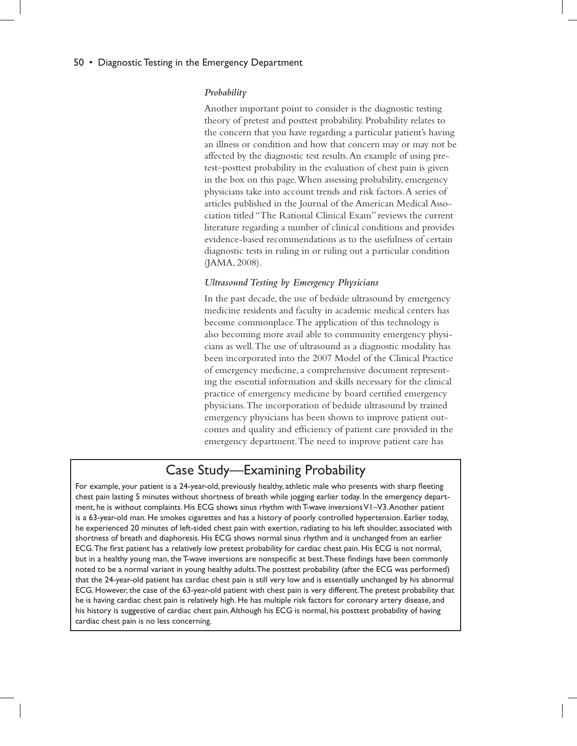### *Probability*

Another important point to consider is the diagnostic testing theory of pretest and posttest probability. Probability relates to the concern that you have regarding a particular patient's having an illness or condition and how that concern may or may not be affected by the diagnostic test results. An example of using pretest–posttest probability in the evaluation of chest pain is given in the box on this page. When assessing probability, emergency physicians take into account trends and risk factors. A series of articles published in the Journal of the American Medical Association titled "The Rational Clinical Exam" reviews the current literature regarding a number of clinical conditions and provides evidence-based recommendations as to the usefulness of certain diagnostic tests in ruling in or ruling out a particular condition (JAMA, 2008).

### *Ultrasound Testing by Emergency Physicians*

In the past decade, the use of bedside ultrasound by emergency medicine residents and faculty in academic medical centers has become commonplace. The application of this technology is also becoming more avail able to community emergency physicians as well. The use of ultrasound as a diagnostic modality has been incorporated into the 2007 Model of the Clinical Practice of emergency medicine, a comprehensive document representing the essential information and skills necessary for the clinical practice of emergency medicine by board certified emergency physicians. The incorporation of bedside ultrasound by trained emergency physicians has been shown to improve patient outcomes and quality and efficiency of patient care provided in the emergency department. The need to improve patient care has

## Case Study—Examining Probability

For example, your patient is a 24-year-old, previously healthy, athletic male who presents with sharp fleeting chest pain lasting 5 minutes without shortness of breath while jogging earlier today. In the emergency department, he is without complaints. His ECG shows sinus rhythm with T-wave inversions V1–V3. Another patient is a 63-year-old man. He smokes cigarettes and has a history of poorly controlled hypertension. Earlier today, he experienced 20 minutes of left-sided chest pain with exertion, radiating to his left shoulder, associated with shortness of breath and diaphoresis. His ECG shows normal sinus rhythm and is unchanged from an earlier ECG. The first patient has a relatively low pretest probability for cardiac chest pain. His ECG is not normal, but in a healthy young man, the T-wave inversions are nonspecific at best. These findings have been commonly noted to be a normal variant in young healthy adults. The posttest probability (after the ECG was performed) that the 24-year-old patient has cardiac chest pain is still very low and is essentially unchanged by his abnormal ECG. However, the case of the 63-year-old patient with chest pain is very different. The pretest probability that he is having cardiac chest pain is relatively high. He has multiple risk factors for coronary artery disease, and his history is suggestive of cardiac chest pain. Although his ECG is normal, his posttest probability of having cardiac chest pain is no less concerning.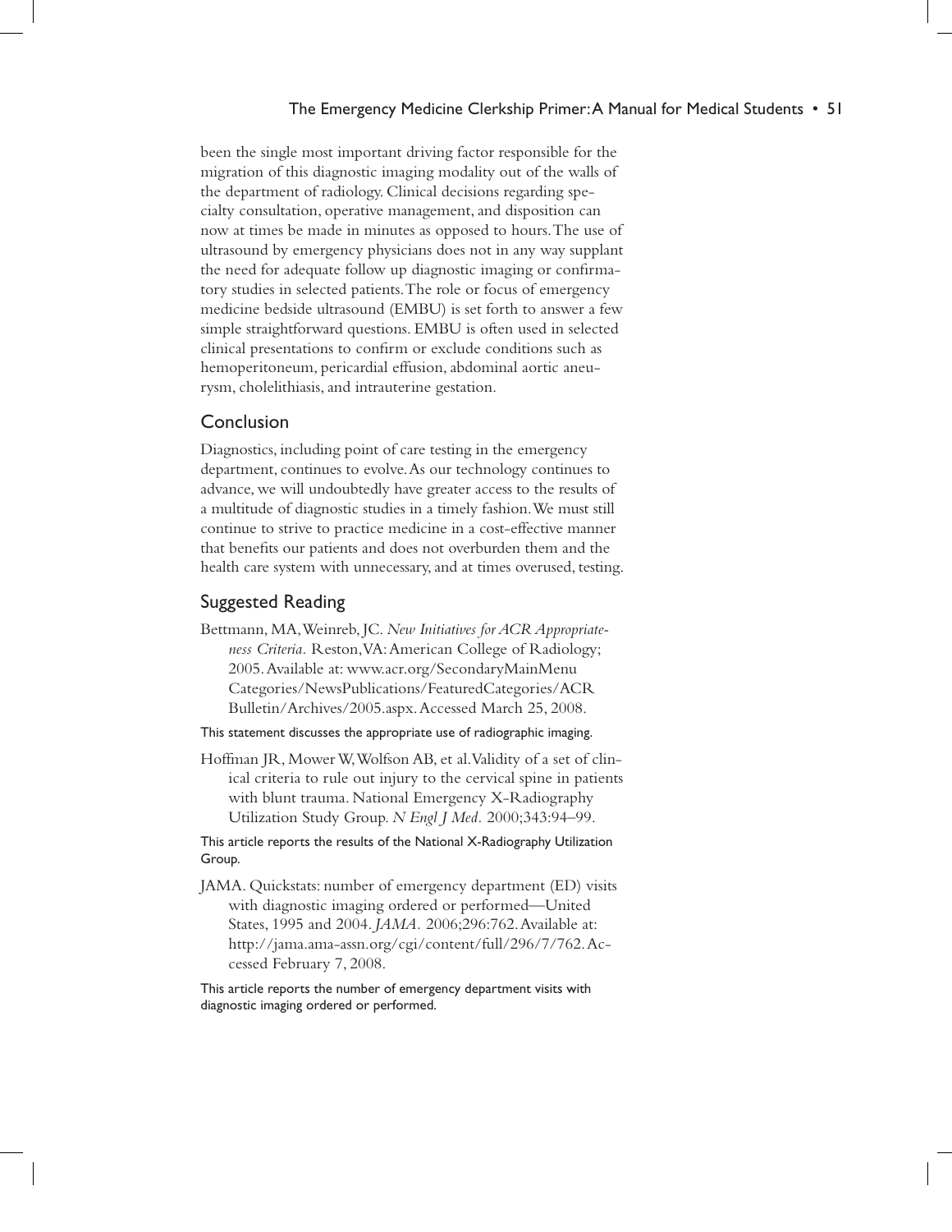been the single most important driving factor responsible for the migration of this diagnostic imaging modality out of the walls of the department of radiology. Clinical decisions regarding specialty consultation, operative management, and disposition can now at times be made in minutes as opposed to hours. The use of ultrasound by emergency physicians does not in any way supplant the need for adequate follow up diagnostic imaging or confirmatory studies in selected patients. The role or focus of emergency medicine bedside ultrasound (EMBU) is set forth to answer a few simple straightforward questions. EMBU is often used in selected clinical presentations to confirm or exclude conditions such as hemoperitoneum, pericardial effusion, abdominal aortic aneurysm, cholelithiasis, and intrauterine gestation.

## Conclusion

Diagnostics, including point of care testing in the emergency department, continues to evolve. As our technology continues to advance, we will undoubtedly have greater access to the results of a multitude of diagnostic studies in a timely fashion. We must still continue to strive to practice medicine in a cost-effective manner that benefits our patients and does not overburden them and the health care system with unnecessary, and at times overused, testing.

## Suggested Reading

Bettmann, MA, Weinreb, JC. *New Initiatives for ACR Appropriateness Criteria.* Reston, VA: American College of Radiology; 2005. Available at: www.acr.org/SecondaryMainMenuCategories/NewsPublications/FeaturedCategories/ACRBulletin/Archives/2005.aspx. Accessed March 25, 2008.

This statement discusses the appropriate use of radiographic imaging.

Hoffman JR, Mower W, Wolfson AB, et al. Validity of a set of clinical criteria to rule out injury to the cervical spine in patients with blunt trauma. National Emergency X-Radiography Utilization Study Group. *N Engl J Med.* 2000;343:94–99.

This article reports the results of the National X-Radiography Utilization Group.

JAMA. Quickstats: number of emergency department (ED) visits with diagnostic imaging ordered or performed—United States, 1995 and 2004. *JAMA.* 2006;296:762. Available at: http://jama.ama-assn.org/cgi/content/full/296/7/762. Accessed February 7, 2008.

This article reports the number of emergency department visits with diagnostic imaging ordered or performed.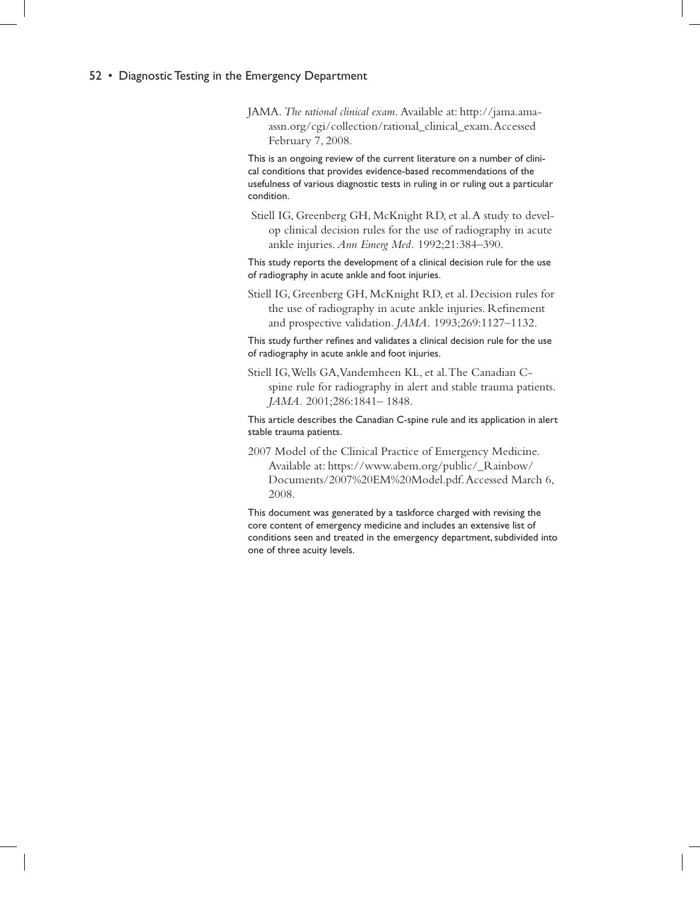JAMA. *The rational clinical exam*. Available at: http://jama.ama-assn.org/cgi/collection/rational_clinical_exam. Accessed February 7, 2008.

This is an ongoing review of the current literature on a number of clinical conditions that provides evidence-based recommendations of the usefulness of various diagnostic tests in ruling in or ruling out a particular condition.

Stiell IG, Greenberg GH, McKnight RD, et al. A study to develop clinical decision rules for the use of radiography in acute ankle injuries. *Ann Emerg Med*. 1992;21:384–390.

This study reports the development of a clinical decision rule for the use of radiography in acute ankle and foot injuries.

Stiell IG, Greenberg GH, McKnight RD, et al. Decision rules for the use of radiography in acute ankle injuries. Refinement and prospective validation. *JAMA*. 1993;269:1127–1132.

This study further refines and validates a clinical decision rule for the use of radiography in acute ankle and foot injuries.

Stiell IG, Wells GA, Vandemheen KL, et al. The Canadian C-spine rule for radiography in alert and stable trauma patients. *JAMA*. 2001;286:1841– 1848.

This article describes the Canadian C-spine rule and its application in alert stable trauma patients.

2007 Model of the Clinical Practice of Emergency Medicine. Available at: https://www.abem.org/public/_Rainbow/Documents/2007%20EM%20Model.pdf. Accessed March 6, 2008.

This document was generated by a taskforce charged with revising the core content of emergency medicine and includes an extensive list of conditions seen and treated in the emergency department, subdivided into one of three acuity levels.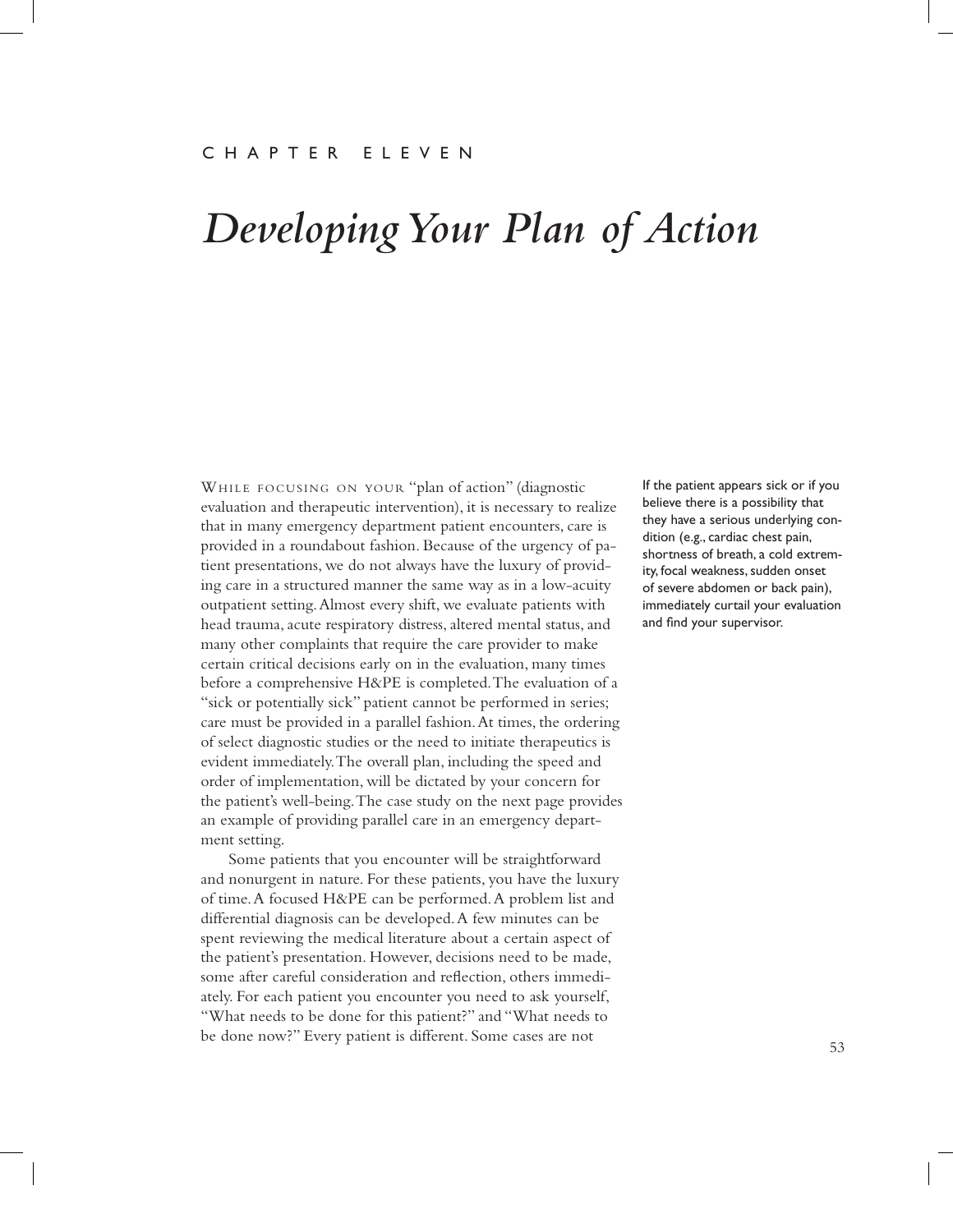CHAPTER ELEVEN

# *Developing Your Plan of Action*

WHILE FOCUSING ON YOUR "plan of action" (diagnostic evaluation and therapeutic intervention), it is necessary to realize that in many emergency department patient encounters, care is provided in a roundabout fashion. Because of the urgency of patient presentations, we do not always have the luxury of providing care in a structured manner the same way as in a low-acuity outpatient setting. Almost every shift, we evaluate patients with head trauma, acute respiratory distress, altered mental status, and many other complaints that require the care provider to make certain critical decisions early on in the evaluation, many times before a comprehensive H&PE is completed. The evaluation of a "sick or potentially sick" patient cannot be performed in series; care must be provided in a parallel fashion. At times, the ordering of select diagnostic studies or the need to initiate therapeutics is evident immediately. The overall plan, including the speed and order of implementation, will be dictated by your concern for the patient's well-being. The case study on the next page provides an example of providing parallel care in an emergency department setting.

If the patient appears sick or if you believe there is a possibility that they have a serious underlying condition (e.g., cardiac chest pain, shortness of breath, a cold extremity, focal weakness, sudden onset of severe abdomen or back pain), immediately curtail your evaluation and find your supervisor.

Some patients that you encounter will be straightforward and nonurgent in nature. For these patients, you have the luxury of time. A focused H&PE can be performed. A problem list and differential diagnosis can be developed. A few minutes can be spent reviewing the medical literature about a certain aspect of the patient's presentation. However, decisions need to be made, some after careful consideration and reflection, others immediately. For each patient you encounter you need to ask yourself, "What needs to be done for this patient?" and "What needs to be done now?" Every patient is different. Some cases are not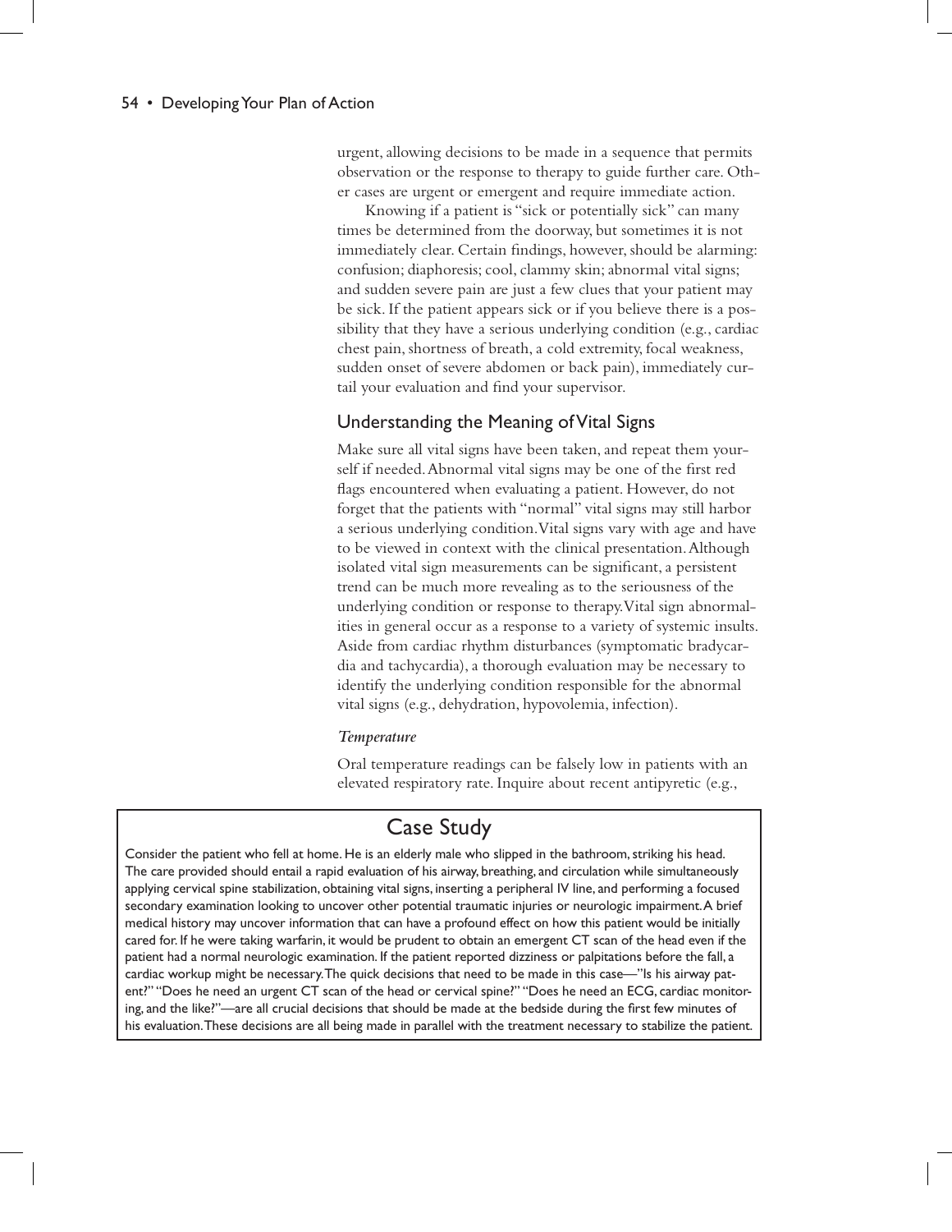urgent, allowing decisions to be made in a sequence that permits observation or the response to therapy to guide further care. Other cases are urgent or emergent and require immediate action.

Knowing if a patient is "sick or potentially sick" can many times be determined from the doorway, but sometimes it is not immediately clear. Certain findings, however, should be alarming: confusion; diaphoresis; cool, clammy skin; abnormal vital signs; and sudden severe pain are just a few clues that your patient may be sick. If the patient appears sick or if you believe there is a possibility that they have a serious underlying condition (e.g., cardiac chest pain, shortness of breath, a cold extremity, focal weakness, sudden onset of severe abdomen or back pain), immediately curtail your evaluation and find your supervisor.

## Understanding the Meaning of Vital Signs

Make sure all vital signs have been taken, and repeat them yourself if needed. Abnormal vital signs may be one of the first red flags encountered when evaluating a patient. However, do not forget that the patients with "normal" vital signs may still harbor a serious underlying condition. Vital signs vary with age and have to be viewed in context with the clinical presentation. Although isolated vital sign measurements can be significant, a persistent trend can be much more revealing as to the seriousness of the underlying condition or response to therapy. Vital sign abnormalities in general occur as a response to a variety of systemic insults. Aside from cardiac rhythm disturbances (symptomatic bradycardia and tachycardia), a thorough evaluation may be necessary to identify the underlying condition responsible for the abnormal vital signs (e.g., dehydration, hypovolemia, infection).

### *Temperature*

Oral temperature readings can be falsely low in patients with an elevated respiratory rate. Inquire about recent antipyretic (e.g.,

## Case Study

Consider the patient who fell at home. He is an elderly male who slipped in the bathroom, striking his head. The care provided should entail a rapid evaluation of his airway, breathing, and circulation while simultaneously applying cervical spine stabilization, obtaining vital signs, inserting a peripheral IV line, and performing a focused secondary examination looking to uncover other potential traumatic injuries or neurologic impairment. A brief medical history may uncover information that can have a profound effect on how this patient would be initially cared for. If he were taking warfarin, it would be prudent to obtain an emergent CT scan of the head even if the patient had a normal neurologic examination. If the patient reported dizziness or palpitations before the fall, a cardiac workup might be necessary. The quick decisions that need to be made in this case—"Is his airway patent?" "Does he need an urgent CT scan of the head or cervical spine?" "Does he need an ECG, cardiac monitoring, and the like?"—are all crucial decisions that should be made at the bedside during the first few minutes of his evaluation. These decisions are all being made in parallel with the treatment necessary to stabilize the patient.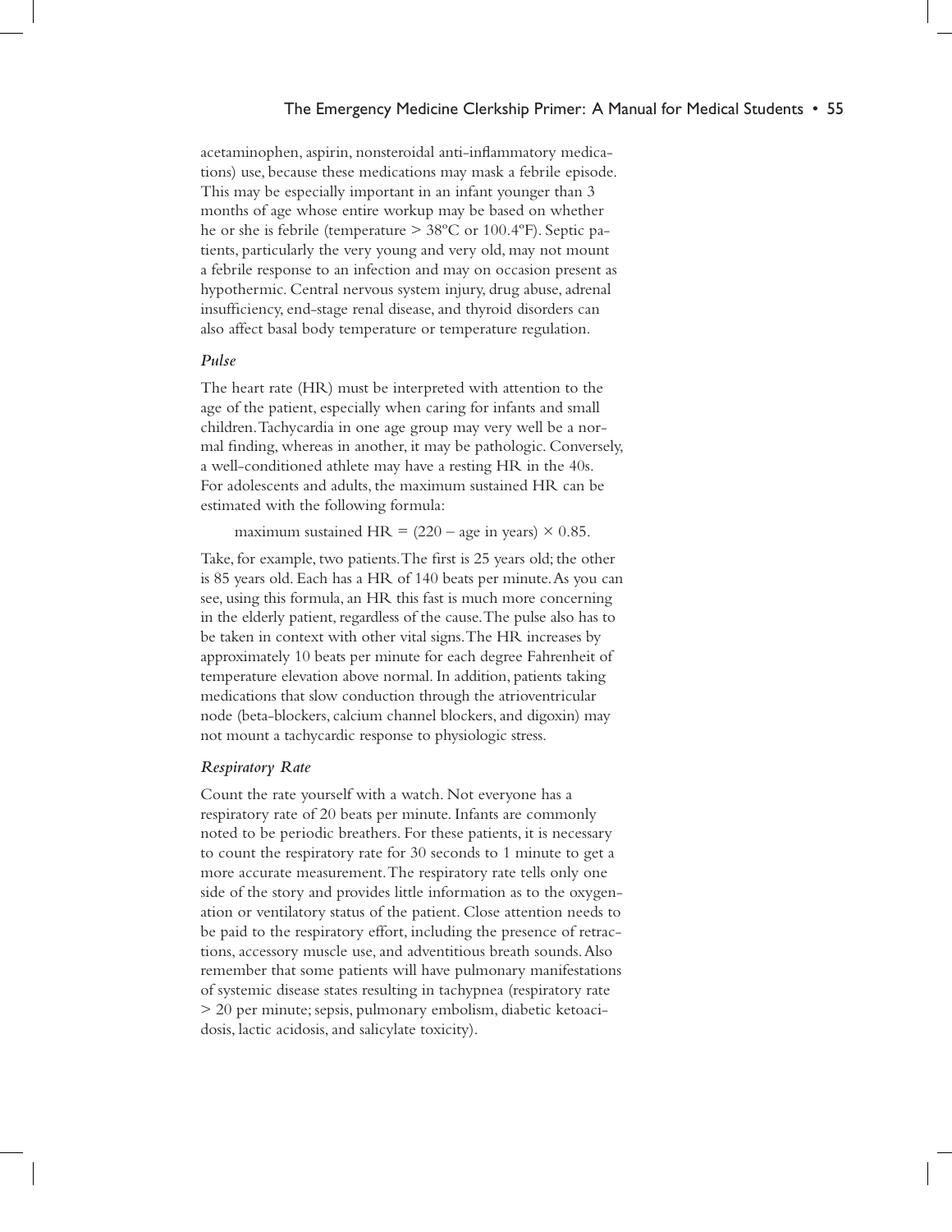acetaminophen, aspirin, nonsteroidal anti-inflammatory medications) use, because these medications may mask a febrile episode. This may be especially important in an infant younger than 3 months of age whose entire workup may be based on whether he or she is febrile (temperature > 38ºC or 100.4ºF). Septic patients, particularly the very young and very old, may not mount a febrile response to an infection and may on occasion present as hypothermic. Central nervous system injury, drug abuse, adrenal insufficiency, end-stage renal disease, and thyroid disorders can also affect basal body temperature or temperature regulation.

### *Pulse*

The heart rate (HR) must be interpreted with attention to the age of the patient, especially when caring for infants and small children. Tachycardia in one age group may very well be a normal finding, whereas in another, it may be pathologic. Conversely, a well-conditioned athlete may have a resting HR in the 40s. For adolescents and adults, the maximum sustained HR can be estimated with the following formula:

$$\text{maximum sustained HR} = (220 - \text{age in years}) \times 0.85.$$

Take, for example, two patients. The first is 25 years old; the other is 85 years old. Each has a HR of 140 beats per minute. As you can see, using this formula, an HR this fast is much more concerning in the elderly patient, regardless of the cause. The pulse also has to be taken in context with other vital signs. The HR increases by approximately 10 beats per minute for each degree Fahrenheit of temperature elevation above normal. In addition, patients taking medications that slow conduction through the atrioventricular node (beta-blockers, calcium channel blockers, and digoxin) may not mount a tachycardic response to physiologic stress.

### *Respiratory Rate*

Count the rate yourself with a watch. Not everyone has a respiratory rate of 20 beats per minute. Infants are commonly noted to be periodic breathers. For these patients, it is necessary to count the respiratory rate for 30 seconds to 1 minute to get a more accurate measurement. The respiratory rate tells only one side of the story and provides little information as to the oxygenation or ventilatory status of the patient. Close attention needs to be paid to the respiratory effort, including the presence of retractions, accessory muscle use, and adventitious breath sounds. Also remember that some patients will have pulmonary manifestations of systemic disease states resulting in tachypnea (respiratory rate > 20 per minute; sepsis, pulmonary embolism, diabetic ketoacidosis, lactic acidosis, and salicylate toxicity).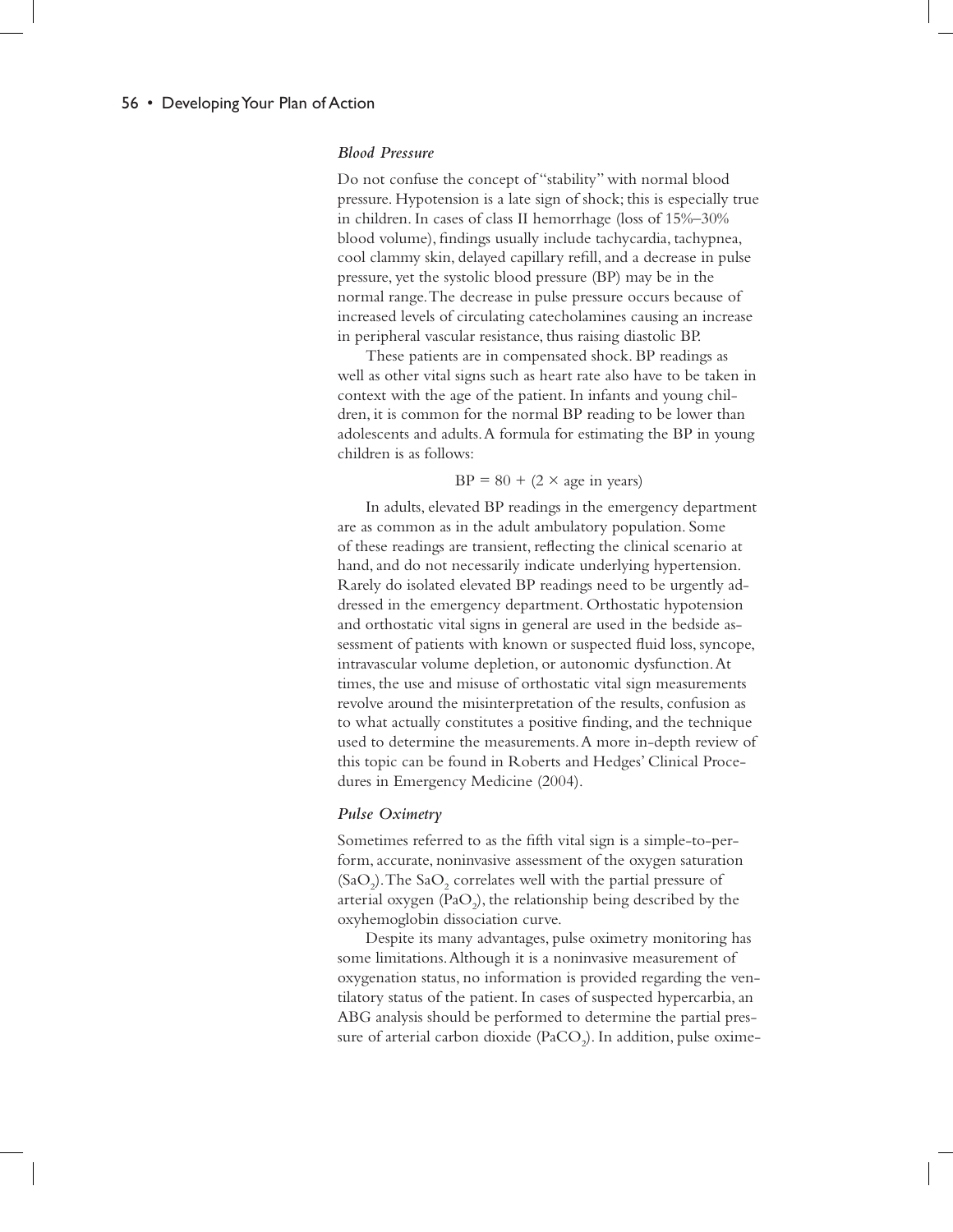### *Blood Pressure*

Do not confuse the concept of "stability" with normal blood pressure. Hypotension is a late sign of shock; this is especially true in children. In cases of class II hemorrhage (loss of 15%–30% blood volume), findings usually include tachycardia, tachypnea, cool clammy skin, delayed capillary refill, and a decrease in pulse pressure, yet the systolic blood pressure (BP) may be in the normal range. The decrease in pulse pressure occurs because of increased levels of circulating catecholamines causing an increase in peripheral vascular resistance, thus raising diastolic BP.

These patients are in compensated shock. BP readings as well as other vital signs such as heart rate also have to be taken in context with the age of the patient. In infants and young children, it is common for the normal BP reading to be lower than adolescents and adults. A formula for estimating the BP in young children is as follows:

$$\text{BP} = 80 + (2 \times \text{age in years})$$

In adults, elevated BP readings in the emergency department are as common as in the adult ambulatory population. Some of these readings are transient, reflecting the clinical scenario at hand, and do not necessarily indicate underlying hypertension. Rarely do isolated elevated BP readings need to be urgently addressed in the emergency department. Orthostatic hypotension and orthostatic vital signs in general are used in the bedside assessment of patients with known or suspected fluid loss, syncope, intravascular volume depletion, or autonomic dysfunction. At times, the use and misuse of orthostatic vital sign measurements revolve around the misinterpretation of the results, confusion as to what actually constitutes a positive finding, and the technique used to determine the measurements. A more in-depth review of this topic can be found in Roberts and Hedges' Clinical Procedures in Emergency Medicine (2004).

### *Pulse Oximetry*

Sometimes referred to as the fifth vital sign is a simple-to-perform, accurate, noninvasive assessment of the oxygen saturation ($SaO_2$). The $SaO_2$ correlates well with the partial pressure of arterial oxygen ($PaO_2$), the relationship being described by the oxyhemoglobin dissociation curve.

Despite its many advantages, pulse oximetry monitoring has some limitations. Although it is a noninvasive measurement of oxygenation status, no information is provided regarding the ventilatory status of the patient. In cases of suspected hypercarbia, an ABG analysis should be performed to determine the partial pressure of arterial carbon dioxide ($PaCO_2$). In addition, pulse oxime-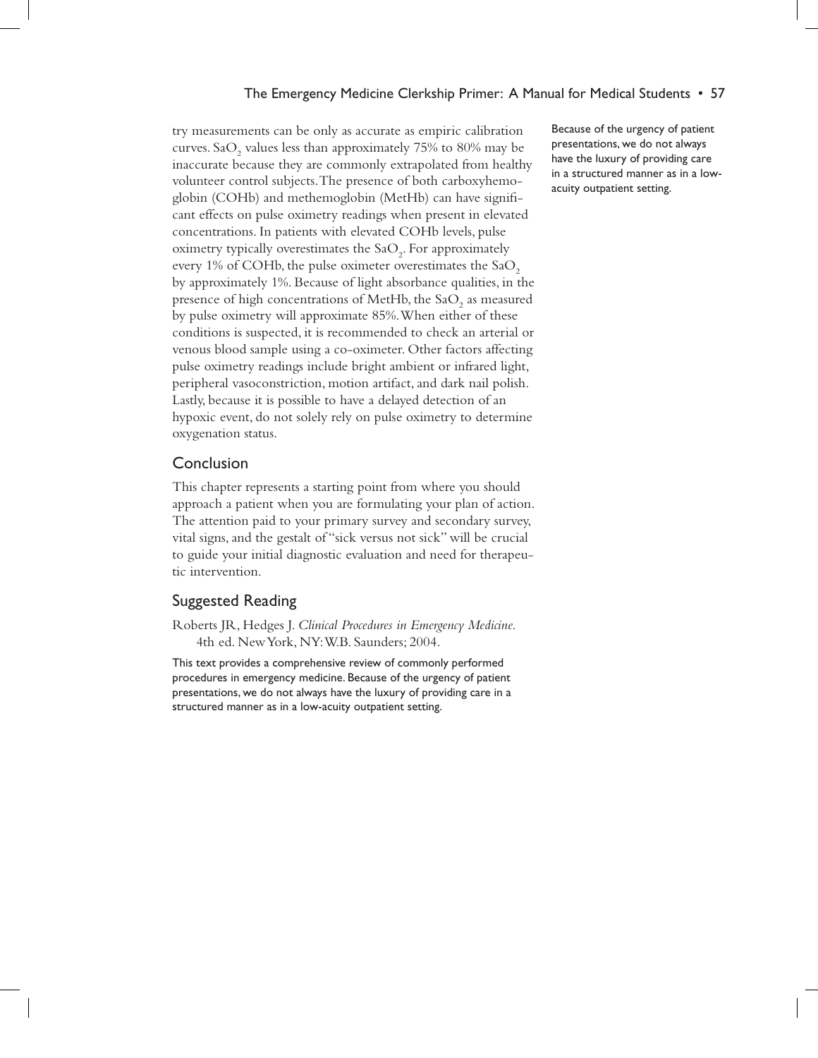try measurements can be only as accurate as empiric calibration curves. $SaO_2$ values less than approximately 75% to 80% may be inaccurate because they are commonly extrapolated from healthy volunteer control subjects. The presence of both carboxyhemoglobin (COHb) and methemoglobin (MetHb) can have significant effects on pulse oximetry readings when present in elevated concentrations. In patients with elevated COHb levels, pulse oximetry typically overestimates the $SaO_2$. For approximately every 1% of COHb, the pulse oximeter overestimates the $SaO_2$ by approximately 1%. Because of light absorbance qualities, in the presence of high concentrations of MetHb, the $SaO_2$ as measured by pulse oximetry will approximate 85%. When either of these conditions is suspected, it is recommended to check an arterial or venous blood sample using a co-oximeter. Other factors affecting pulse oximetry readings include bright ambient or infrared light, peripheral vasoconstriction, motion artifact, and dark nail polish. Lastly, because it is possible to have a delayed detection of an hypoxic event, do not solely rely on pulse oximetry to determine oxygenation status.

Because of the urgency of patient presentations, we do not always have the luxury of providing care in a structured manner as in a low-acuity outpatient setting.

## Conclusion

This chapter represents a starting point from where you should approach a patient when you are formulating your plan of action. The attention paid to your primary survey and secondary survey, vital signs, and the gestalt of "sick versus not sick" will be crucial to guide your initial diagnostic evaluation and need for therapeutic intervention.

## Suggested Reading

Roberts JR, Hedges J. *Clinical Procedures in Emergency Medicine.* 4th ed. New York, NY: W.B. Saunders; 2004.

This text provides a comprehensive review of commonly performed procedures in emergency medicine. Because of the urgency of patient presentations, we do not always have the luxury of providing care in a structured manner as in a low-acuity outpatient setting.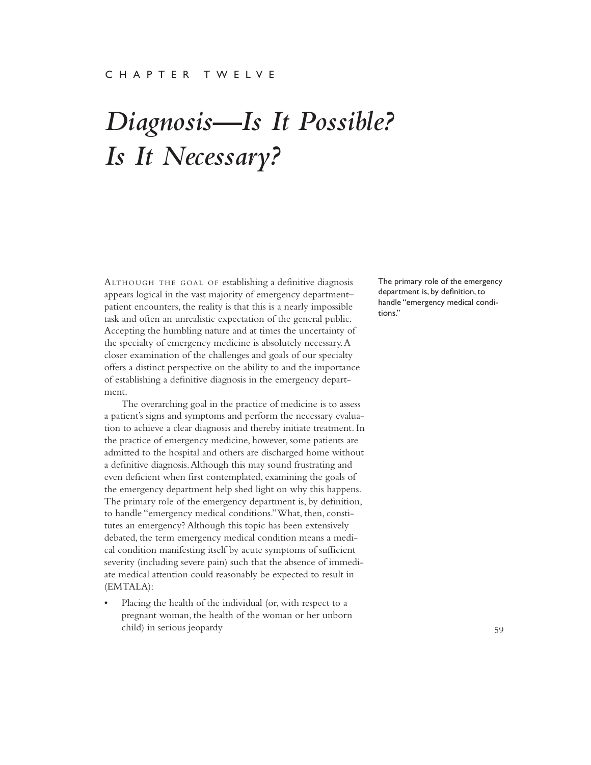CHAPTER TWELVE

# *Diagnosis—Is It Possible? Is It Necessary?*

Although the goal of establishing a definitive diagnosis appears logical in the vast majority of emergency department–patient encounters, the reality is that this is a nearly impossible task and often an unrealistic expectation of the general public. Accepting the humbling nature and at times the uncertainty of the specialty of emergency medicine is absolutely necessary. A closer examination of the challenges and goals of our specialty offers a distinct perspective on the ability to and the importance of establishing a definitive diagnosis in the emergency department.

The overarching goal in the practice of medicine is to assess a patient's signs and symptoms and perform the necessary evaluation to achieve a clear diagnosis and thereby initiate treatment. In the practice of emergency medicine, however, some patients are admitted to the hospital and others are discharged home without a definitive diagnosis. Although this may sound frustrating and even deficient when first contemplated, examining the goals of the emergency department help shed light on why this happens. The primary role of the emergency department is, by definition, to handle "emergency medical conditions." What, then, constitutes an emergency? Although this topic has been extensively debated, the term emergency medical condition means a medical condition manifesting itself by acute symptoms of sufficient severity (including severe pain) such that the absence of immediate medical attention could reasonably be expected to result in (EMTALA):

The primary role of the emergency department is, by definition, to handle "emergency medical conditions."

- Placing the health of the individual (or, with respect to a pregnant woman, the health of the woman or her unborn child) in serious jeopardy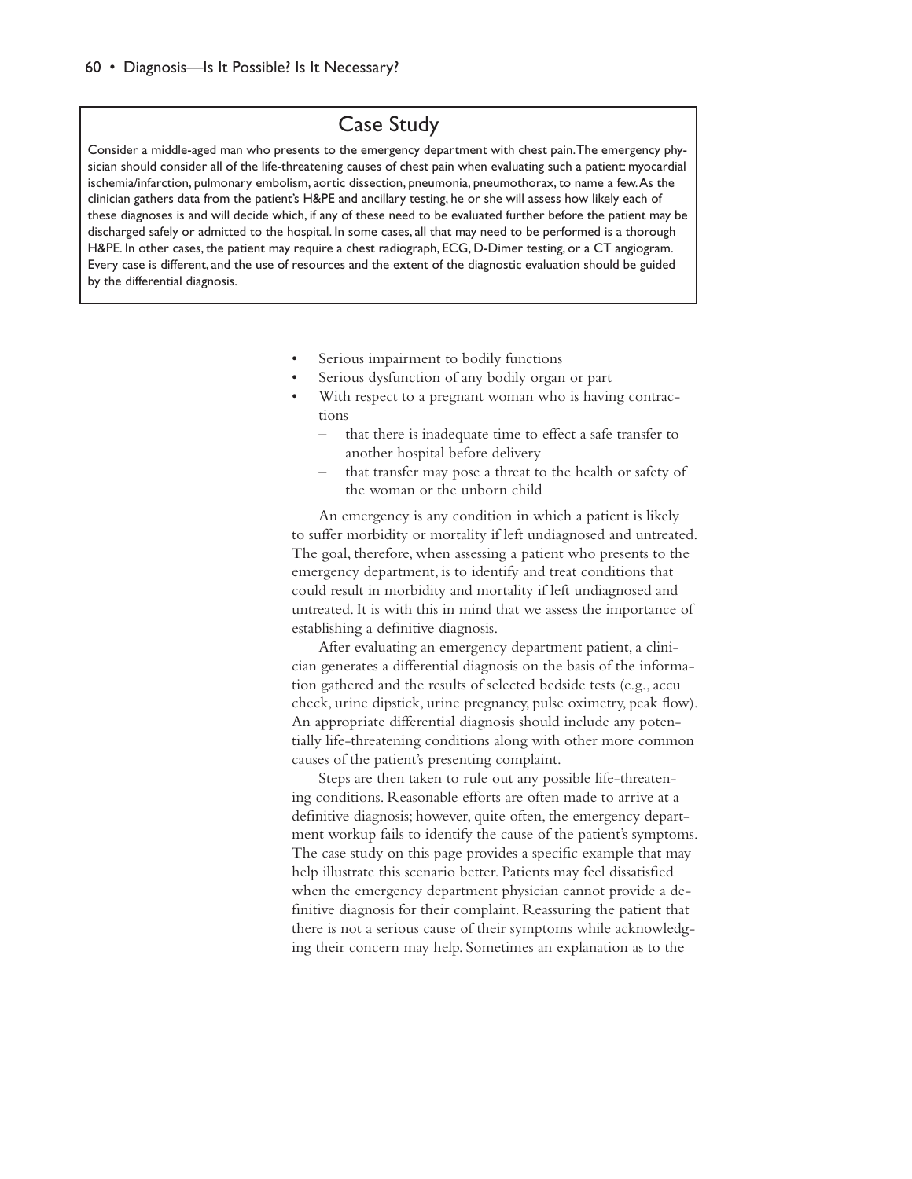## Case Study

Consider a middle-aged man who presents to the emergency department with chest pain. The emergency physician should consider all of the life-threatening causes of chest pain when evaluating such a patient: myocardial ischemia/infarction, pulmonary embolism, aortic dissection, pneumonia, pneumothorax, to name a few. As the clinician gathers data from the patient's H&PE and ancillary testing, he or she will assess how likely each of these diagnoses is and will decide which, if any of these need to be evaluated further before the patient may be discharged safely or admitted to the hospital. In some cases, all that may need to be performed is a thorough H&PE. In other cases, the patient may require a chest radiograph, ECG, D-Dimer testing, or a CT angiogram. Every case is different, and the use of resources and the extent of the diagnostic evaluation should be guided by the differential diagnosis.

- Serious impairment to bodily functions
- Serious dysfunction of any bodily organ or part
- With respect to a pregnant woman who is having contractions
  - that there is inadequate time to effect a safe transfer to another hospital before delivery
  - that transfer may pose a threat to the health or safety of the woman or the unborn child

An emergency is any condition in which a patient is likely to suffer morbidity or mortality if left undiagnosed and untreated. The goal, therefore, when assessing a patient who presents to the emergency department, is to identify and treat conditions that could result in morbidity and mortality if left undiagnosed and untreated. It is with this in mind that we assess the importance of establishing a definitive diagnosis.

After evaluating an emergency department patient, a clinician generates a differential diagnosis on the basis of the information gathered and the results of selected bedside tests (e.g., accu check, urine dipstick, urine pregnancy, pulse oximetry, peak flow). An appropriate differential diagnosis should include any potentially life-threatening conditions along with other more common causes of the patient's presenting complaint.

Steps are then taken to rule out any possible life-threatening conditions. Reasonable efforts are often made to arrive at a definitive diagnosis; however, quite often, the emergency department workup fails to identify the cause of the patient's symptoms. The case study on this page provides a specific example that may help illustrate this scenario better. Patients may feel dissatisfied when the emergency department physician cannot provide a definitive diagnosis for their complaint. Reassuring the patient that there is not a serious cause of their symptoms while acknowledging their concern may help. Sometimes an explanation as to the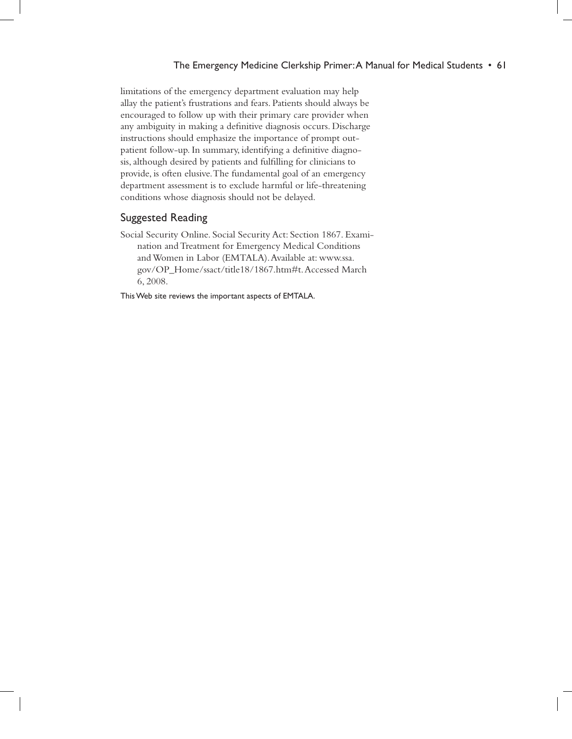limitations of the emergency department evaluation may help allay the patient's frustrations and fears. Patients should always be encouraged to follow up with their primary care provider when any ambiguity in making a definitive diagnosis occurs. Discharge instructions should emphasize the importance of prompt outpatient follow-up. In summary, identifying a definitive diagnosis, although desired by patients and fulfilling for clinicians to provide, is often elusive. The fundamental goal of an emergency department assessment is to exclude harmful or life-threatening conditions whose diagnosis should not be delayed.

## Suggested Reading

Social Security Online. Social Security Act: Section 1867. Examination and Treatment for Emergency Medical Conditions and Women in Labor (EMTALA). Available at: www.ssa.gov/OP_Home/ssact/title18/1867.htm#t. Accessed March 6, 2008.

This Web site reviews the important aspects of EMTALA.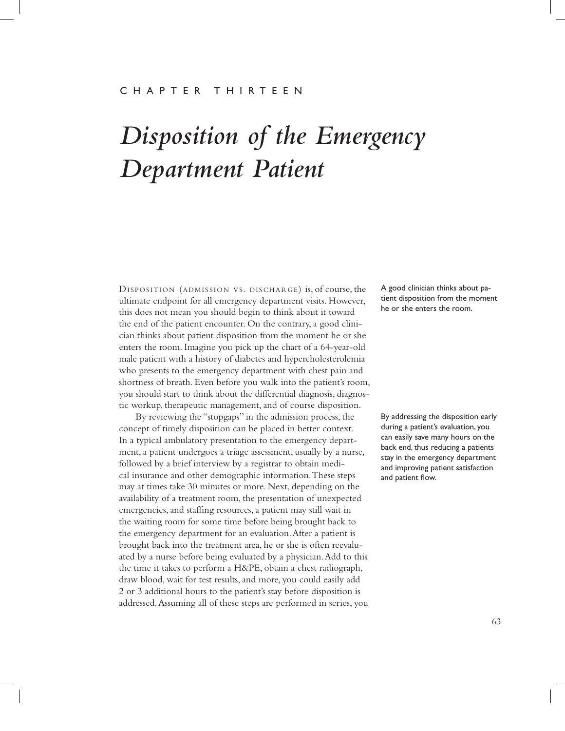CHAPTER THIRTEEN

# *Disposition of the Emergency Department Patient*

DISPOSITION (ADMISSION VS. DISCHARGE) is, of course, the ultimate endpoint for all emergency department visits. However, this does not mean you should begin to think about it toward the end of the patient encounter. On the contrary, a good clinician thinks about patient disposition from the moment he or she enters the room. Imagine you pick up the chart of a 64-year-old male patient with a history of diabetes and hypercholesterolemia who presents to the emergency department with chest pain and shortness of breath. Even before you walk into the patient's room, you should start to think about the differential diagnosis, diagnostic workup, therapeutic management, and of course disposition.

A good clinician thinks about patient disposition from the moment he or she enters the room.

By reviewing the "stopgaps" in the admission process, the concept of timely disposition can be placed in better context. In a typical ambulatory presentation to the emergency department, a patient undergoes a triage assessment, usually by a nurse, followed by a brief interview by a registrar to obtain medical insurance and other demographic information. These steps may at times take 30 minutes or more. Next, depending on the availability of a treatment room, the presentation of unexpected emergencies, and staffing resources, a patient may still wait in the waiting room for some time before being brought back to the emergency department for an evaluation. After a patient is brought back into the treatment area, he or she is often reevaluated by a nurse before being evaluated by a physician. Add to this the time it takes to perform a H&PE, obtain a chest radiograph, draw blood, wait for test results, and more, you could easily add 2 or 3 additional hours to the patient's stay before disposition is addressed. Assuming all of these steps are performed in series, you

By addressing the disposition early during a patient's evaluation, you can easily save many hours on the back end, thus reducing a patients stay in the emergency department and improving patient satisfaction and patient flow.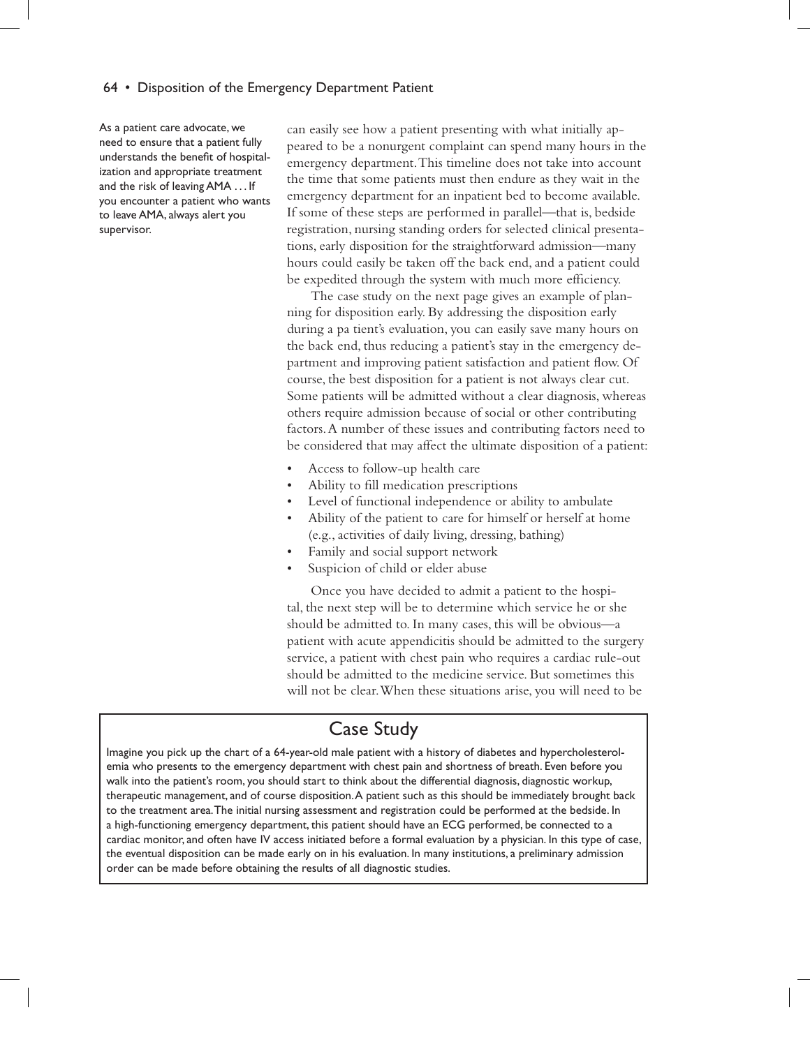As a patient care advocate, we need to ensure that a patient fully understands the benefit of hospitalization and appropriate treatment and the risk of leaving AMA . . . If you encounter a patient who wants to leave AMA, always alert you supervisor.

can easily see how a patient presenting with what initially appeared to be a nonurgent complaint can spend many hours in the emergency department. This timeline does not take into account the time that some patients must then endure as they wait in the emergency department for an inpatient bed to become available. If some of these steps are performed in parallel—that is, bedside registration, nursing standing orders for selected clinical presentations, early disposition for the straightforward admission—many hours could easily be taken off the back end, and a patient could be expedited through the system with much more efficiency.

The case study on the next page gives an example of planning for disposition early. By addressing the disposition early during a pa tient's evaluation, you can easily save many hours on the back end, thus reducing a patient's stay in the emergency department and improving patient satisfaction and patient flow. Of course, the best disposition for a patient is not always clear cut. Some patients will be admitted without a clear diagnosis, whereas others require admission because of social or other contributing factors. A number of these issues and contributing factors need to be considered that may affect the ultimate disposition of a patient:

- Access to follow-up health care
- Ability to fill medication prescriptions
- Level of functional independence or ability to ambulate
- Ability of the patient to care for himself or herself at home (e.g., activities of daily living, dressing, bathing)
- Family and social support network
- Suspicion of child or elder abuse

Once you have decided to admit a patient to the hospital, the next step will be to determine which service he or she should be admitted to. In many cases, this will be obvious—a patient with acute appendicitis should be admitted to the surgery service, a patient with chest pain who requires a cardiac rule-out should be admitted to the medicine service. But sometimes this will not be clear. When these situations arise, you will need to be

## Case Study

Imagine you pick up the chart of a 64-year-old male patient with a history of diabetes and hypercholesterolemia who presents to the emergency department with chest pain and shortness of breath. Even before you walk into the patient's room, you should start to think about the differential diagnosis, diagnostic workup, therapeutic management, and of course disposition. A patient such as this should be immediately brought back to the treatment area. The initial nursing assessment and registration could be performed at the bedside. In a high-functioning emergency department, this patient should have an ECG performed, be connected to a cardiac monitor, and often have IV access initiated before a formal evaluation by a physician. In this type of case, the eventual disposition can be made early on in his evaluation. In many institutions, a preliminary admission order can be made before obtaining the results of all diagnostic studies.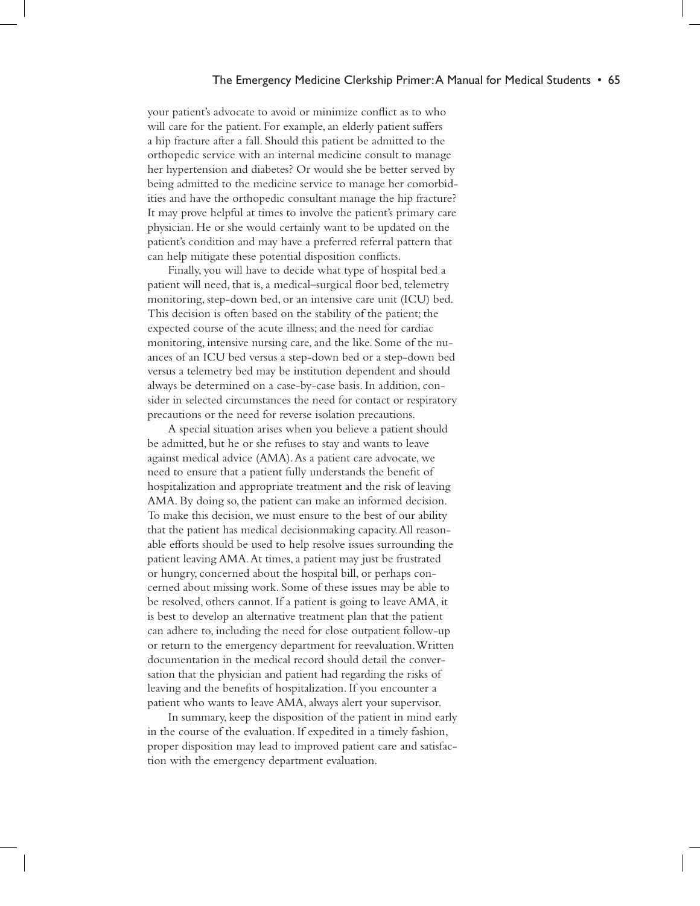your patient's advocate to avoid or minimize conflict as to who will care for the patient. For example, an elderly patient suffers a hip fracture after a fall. Should this patient be admitted to the orthopedic service with an internal medicine consult to manage her hypertension and diabetes? Or would she be better served by being admitted to the medicine service to manage her comorbidities and have the orthopedic consultant manage the hip fracture? It may prove helpful at times to involve the patient's primary care physician. He or she would certainly want to be updated on the patient's condition and may have a preferred referral pattern that can help mitigate these potential disposition conflicts.

Finally, you will have to decide what type of hospital bed a patient will need, that is, a medical–surgical floor bed, telemetry monitoring, step-down bed, or an intensive care unit (ICU) bed. This decision is often based on the stability of the patient; the expected course of the acute illness; and the need for cardiac monitoring, intensive nursing care, and the like. Some of the nuances of an ICU bed versus a step-down bed or a step-down bed versus a telemetry bed may be institution dependent and should always be determined on a case-by-case basis. In addition, consider in selected circumstances the need for contact or respiratory precautions or the need for reverse isolation precautions.

A special situation arises when you believe a patient should be admitted, but he or she refuses to stay and wants to leave against medical advice (AMA). As a patient care advocate, we need to ensure that a patient fully understands the benefit of hospitalization and appropriate treatment and the risk of leaving AMA. By doing so, the patient can make an informed decision. To make this decision, we must ensure to the best of our ability that the patient has medical decisionmaking capacity. All reasonable efforts should be used to help resolve issues surrounding the patient leaving AMA. At times, a patient may just be frustrated or hungry, concerned about the hospital bill, or perhaps concerned about missing work. Some of these issues may be able to be resolved, others cannot. If a patient is going to leave AMA, it is best to develop an alternative treatment plan that the patient can adhere to, including the need for close outpatient follow-up or return to the emergency department for reevaluation. Written documentation in the medical record should detail the conversation that the physician and patient had regarding the risks of leaving and the benefits of hospitalization. If you encounter a patient who wants to leave AMA, always alert your supervisor.

In summary, keep the disposition of the patient in mind early in the course of the evaluation. If expedited in a timely fashion, proper disposition may lead to improved patient care and satisfaction with the emergency department evaluation.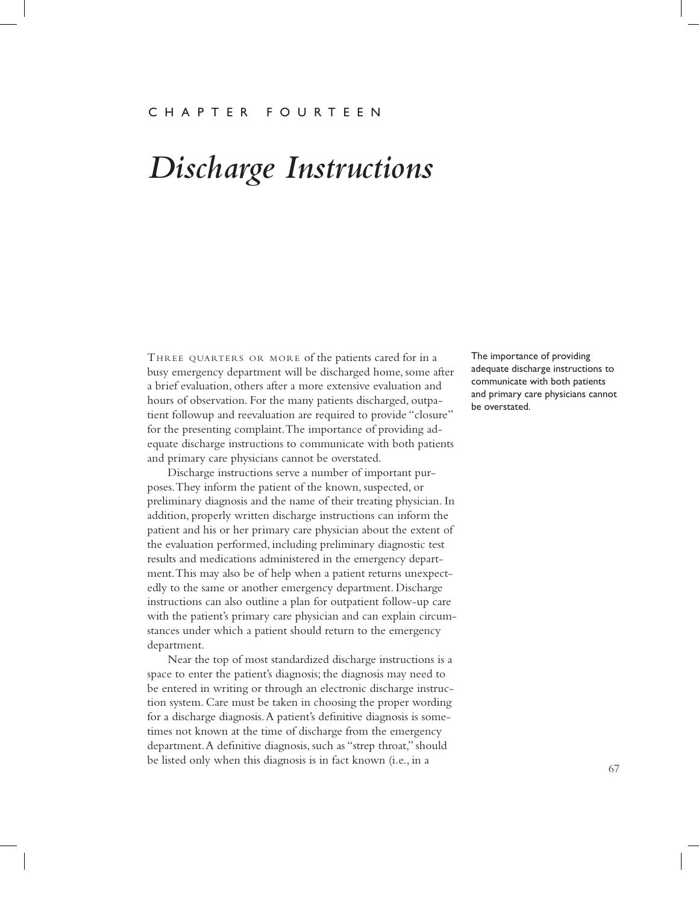CHAPTER FOURTEEN

# *Discharge Instructions*

THREE QUARTERS OR MORE of the patients cared for in a busy emergency department will be discharged home, some after a brief evaluation, others after a more extensive evaluation and hours of observation. For the many patients discharged, outpatient followup and reevaluation are required to provide "closure" for the presenting complaint. The importance of providing adequate discharge instructions to communicate with both patients and primary care physicians cannot be overstated.

The importance of providing adequate discharge instructions to communicate with both patients and primary care physicians cannot be overstated.

Discharge instructions serve a number of important purposes. They inform the patient of the known, suspected, or preliminary diagnosis and the name of their treating physician. In addition, properly written discharge instructions can inform the patient and his or her primary care physician about the extent of the evaluation performed, including preliminary diagnostic test results and medications administered in the emergency department. This may also be of help when a patient returns unexpectedly to the same or another emergency department. Discharge instructions can also outline a plan for outpatient follow-up care with the patient's primary care physician and can explain circumstances under which a patient should return to the emergency department.

Near the top of most standardized discharge instructions is a space to enter the patient's diagnosis; the diagnosis may need to be entered in writing or through an electronic discharge instruction system. Care must be taken in choosing the proper wording for a discharge diagnosis. A patient's definitive diagnosis is sometimes not known at the time of discharge from the emergency department. A definitive diagnosis, such as "strep throat," should be listed only when this diagnosis is in fact known (i.e., in a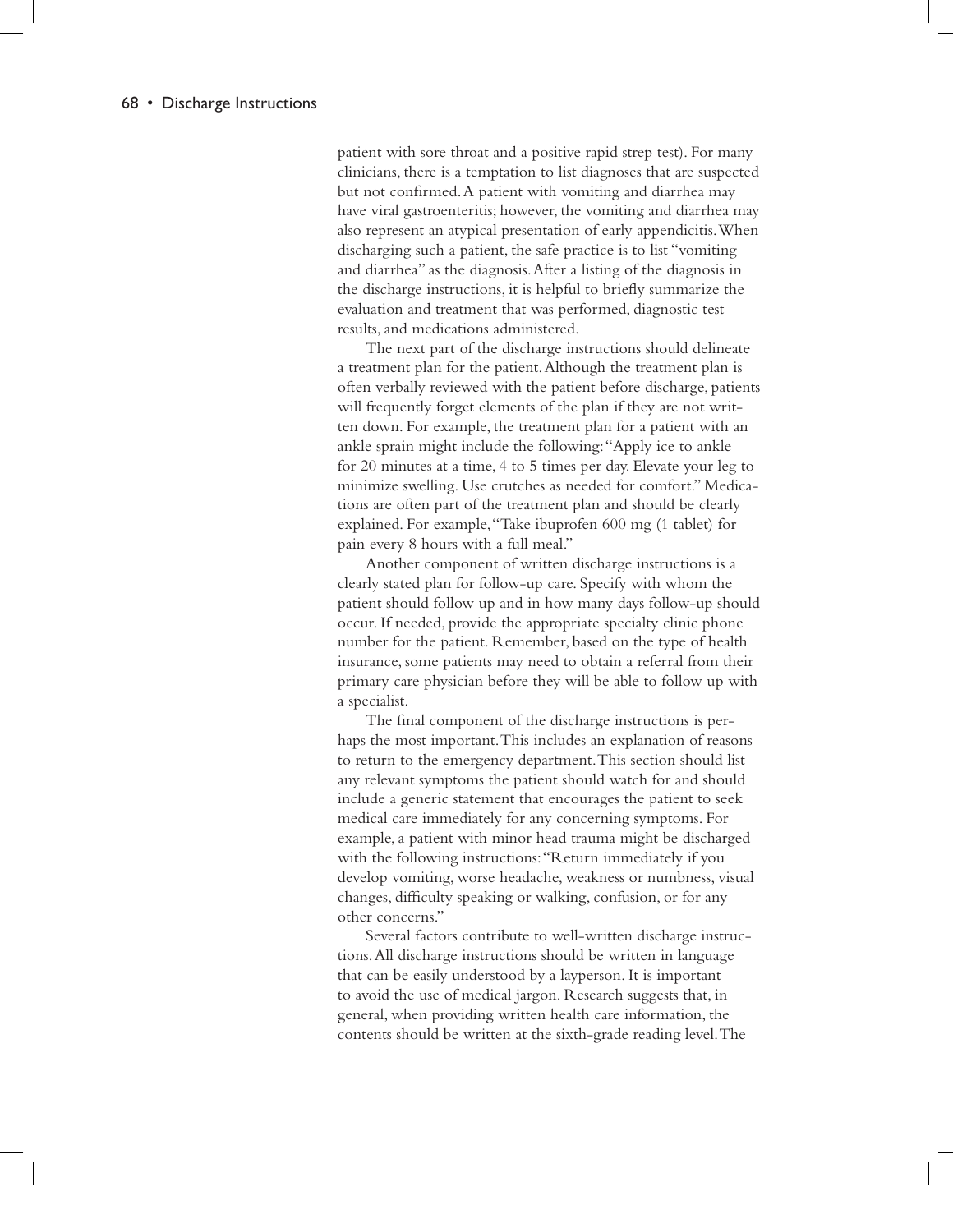patient with sore throat and a positive rapid strep test). For many clinicians, there is a temptation to list diagnoses that are suspected but not confirmed. A patient with vomiting and diarrhea may have viral gastroenteritis; however, the vomiting and diarrhea may also represent an atypical presentation of early appendicitis. When discharging such a patient, the safe practice is to list "vomiting and diarrhea" as the diagnosis. After a listing of the diagnosis in the discharge instructions, it is helpful to briefly summarize the evaluation and treatment that was performed, diagnostic test results, and medications administered.

The next part of the discharge instructions should delineate a treatment plan for the patient. Although the treatment plan is often verbally reviewed with the patient before discharge, patients will frequently forget elements of the plan if they are not written down. For example, the treatment plan for a patient with an ankle sprain might include the following: "Apply ice to ankle for 20 minutes at a time, 4 to 5 times per day. Elevate your leg to minimize swelling. Use crutches as needed for comfort." Medications are often part of the treatment plan and should be clearly explained. For example, "Take ibuprofen 600 mg (1 tablet) for pain every 8 hours with a full meal."

Another component of written discharge instructions is a clearly stated plan for follow-up care. Specify with whom the patient should follow up and in how many days follow-up should occur. If needed, provide the appropriate specialty clinic phone number for the patient. Remember, based on the type of health insurance, some patients may need to obtain a referral from their primary care physician before they will be able to follow up with a specialist.

The final component of the discharge instructions is perhaps the most important. This includes an explanation of reasons to return to the emergency department. This section should list any relevant symptoms the patient should watch for and should include a generic statement that encourages the patient to seek medical care immediately for any concerning symptoms. For example, a patient with minor head trauma might be discharged with the following instructions: "Return immediately if you develop vomiting, worse headache, weakness or numbness, visual changes, difficulty speaking or walking, confusion, or for any other concerns."

Several factors contribute to well-written discharge instructions. All discharge instructions should be written in language that can be easily understood by a layperson. It is important to avoid the use of medical jargon. Research suggests that, in general, when providing written health care information, the contents should be written at the sixth-grade reading level. The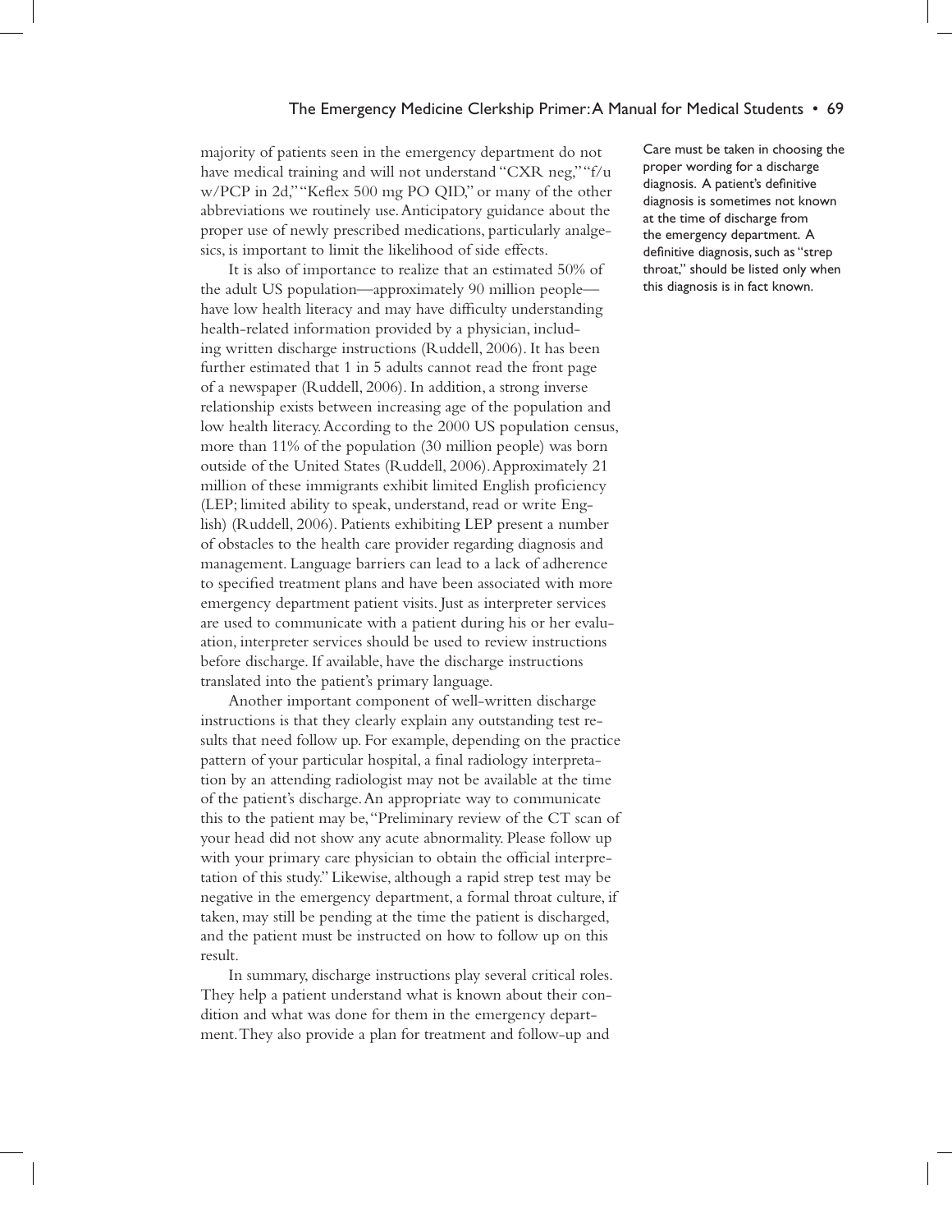majority of patients seen in the emergency department do not have medical training and will not understand "CXR neg," "f/u w/PCP in 2d," "Keflex 500 mg PO QID," or many of the other abbreviations we routinely use. Anticipatory guidance about the proper use of newly prescribed medications, particularly analgesics, is important to limit the likelihood of side effects.

It is also of importance to realize that an estimated 50% of the adult US population—approximately 90 million people—have low health literacy and may have difficulty understanding health-related information provided by a physician, including written discharge instructions (Ruddell, 2006). It has been further estimated that 1 in 5 adults cannot read the front page of a newspaper (Ruddell, 2006). In addition, a strong inverse relationship exists between increasing age of the population and low health literacy. According to the 2000 US population census, more than 11% of the population (30 million people) was born outside of the United States (Ruddell, 2006). Approximately 21 million of these immigrants exhibit limited English proficiency (LEP; limited ability to speak, understand, read or write English) (Ruddell, 2006). Patients exhibiting LEP present a number of obstacles to the health care provider regarding diagnosis and management. Language barriers can lead to a lack of adherence to specified treatment plans and have been associated with more emergency department patient visits. Just as interpreter services are used to communicate with a patient during his or her evaluation, interpreter services should be used to review instructions before discharge. If available, have the discharge instructions translated into the patient's primary language.

> Care must be taken in choosing the proper wording for a discharge diagnosis. A patient's definitive diagnosis is sometimes not known at the time of discharge from the emergency department. A definitive diagnosis, such as "strep throat," should be listed only when this diagnosis is in fact known.

Another important component of well-written discharge instructions is that they clearly explain any outstanding test results that need follow up. For example, depending on the practice pattern of your particular hospital, a final radiology interpretation by an attending radiologist may not be available at the time of the patient's discharge. An appropriate way to communicate this to the patient may be, "Preliminary review of the CT scan of your head did not show any acute abnormality. Please follow up with your primary care physician to obtain the official interpretation of this study." Likewise, although a rapid strep test may be negative in the emergency department, a formal throat culture, if taken, may still be pending at the time the patient is discharged, and the patient must be instructed on how to follow up on this result.

In summary, discharge instructions play several critical roles. They help a patient understand what is known about their condition and what was done for them in the emergency department. They also provide a plan for treatment and follow-up and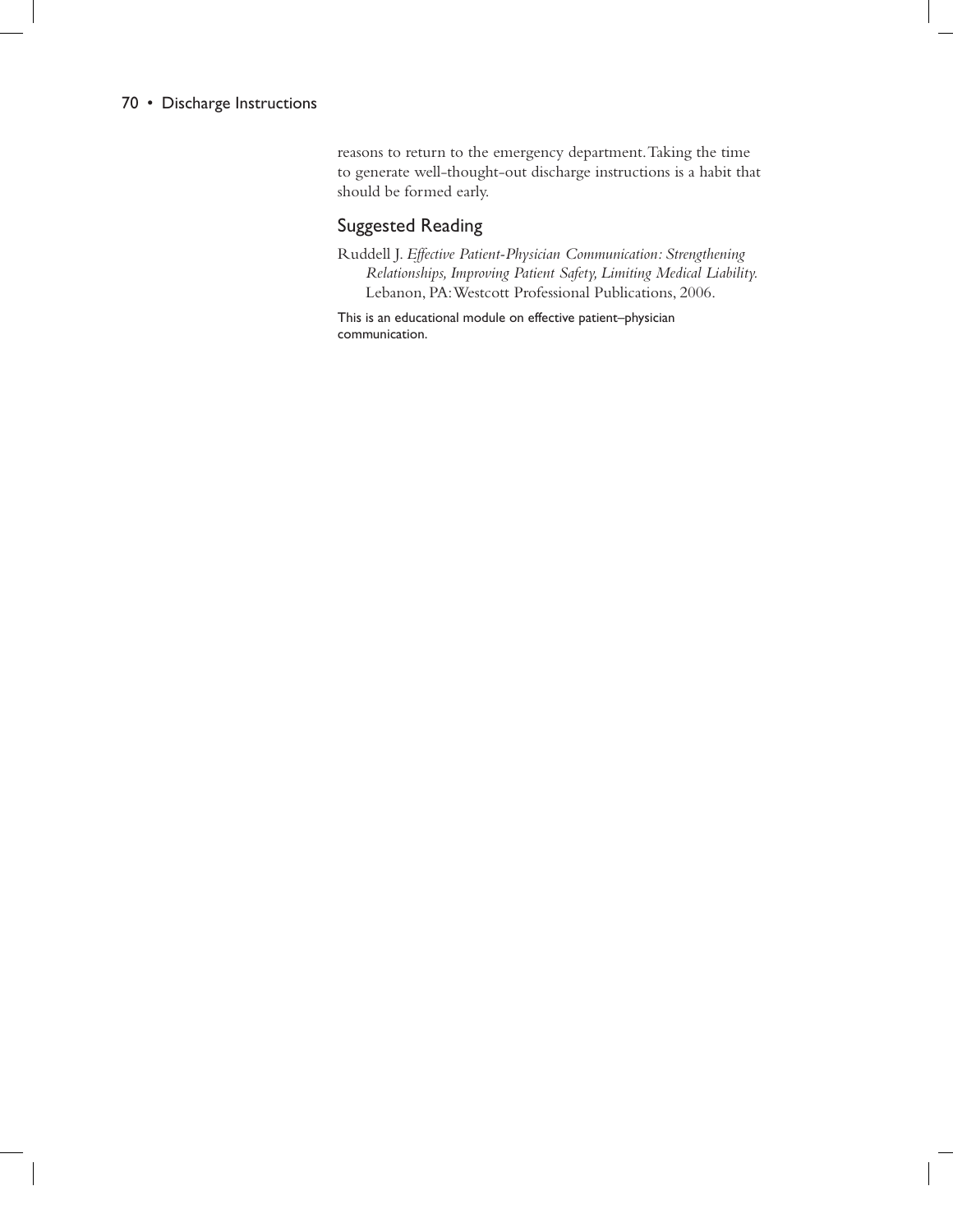reasons to return to the emergency department. Taking the time to generate well-thought-out discharge instructions is a habit that should be formed early.

## Suggested Reading

Ruddell J. *Effective Patient-Physician Communication: Strengthening Relationships, Improving Patient Safety, Limiting Medical Liability.* Lebanon, PA: Westcott Professional Publications, 2006.

This is an educational module on effective patient–physician communication.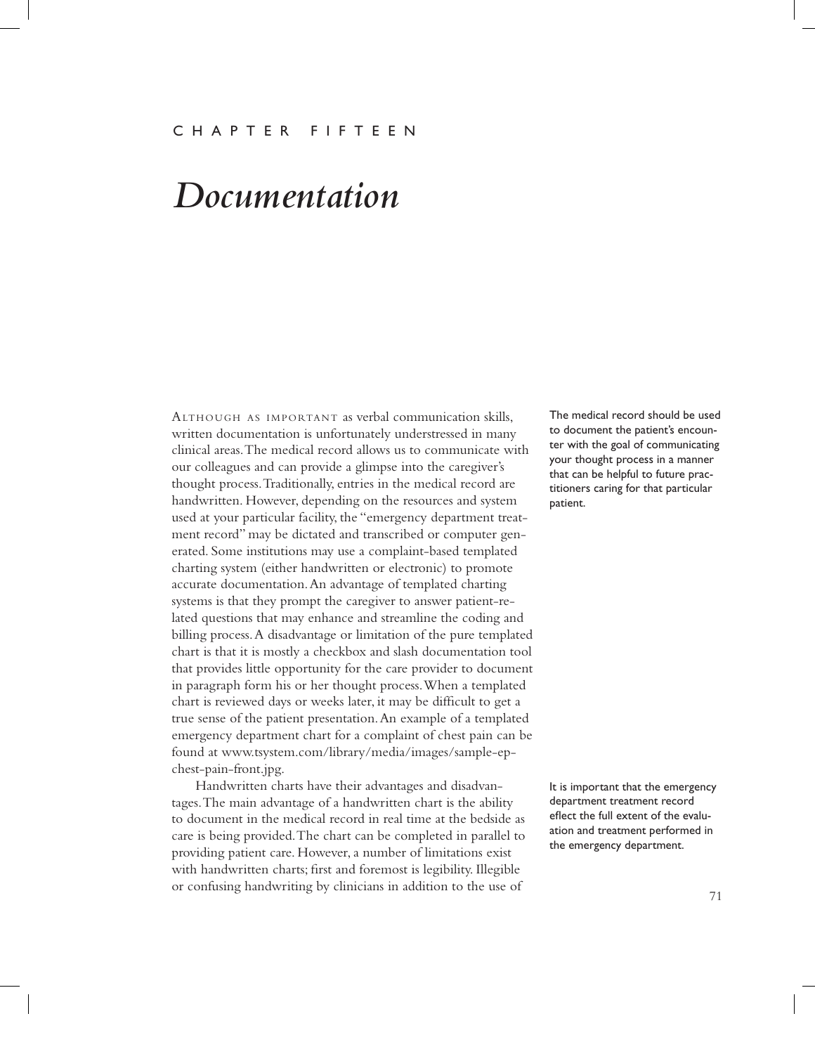CHAPTER FIFTEEN

# *Documentation*

ALTHOUGH AS IMPORTANT as verbal communication skills, written documentation is unfortunately understressed in many clinical areas. The medical record allows us to communicate with our colleagues and can provide a glimpse into the caregiver's thought process. Traditionally, entries in the medical record are handwritten. However, depending on the resources and system used at your particular facility, the "emergency department treatment record" may be dictated and transcribed or computer generated. Some institutions may use a complaint-based templated charting system (either handwritten or electronic) to promote accurate documentation. An advantage of templated charting systems is that they prompt the caregiver to answer patient-related questions that may enhance and streamline the coding and billing process. A disadvantage or limitation of the pure templated chart is that it is mostly a checkbox and slash documentation tool that provides little opportunity for the care provider to document in paragraph form his or her thought process. When a templated chart is reviewed days or weeks later, it may be difficult to get a true sense of the patient presentation. An example of a templated emergency department chart for a complaint of chest pain can be found at www.tsystem.com/library/media/images/sample-ep-chest-pain-front.jpg.

The medical record should be used to document the patient's encounter with the goal of communicating your thought process in a manner that can be helpful to future practitioners caring for that particular patient.

Handwritten charts have their advantages and disadvantages. The main advantage of a handwritten chart is the ability to document in the medical record in real time at the bedside as care is being provided. The chart can be completed in parallel to providing patient care. However, a number of limitations exist with handwritten charts; first and foremost is legibility. Illegible or confusing handwriting by clinicians in addition to the use of

It is important that the emergency department treatment record eflect the full extent of the evaluation and treatment performed in the emergency department.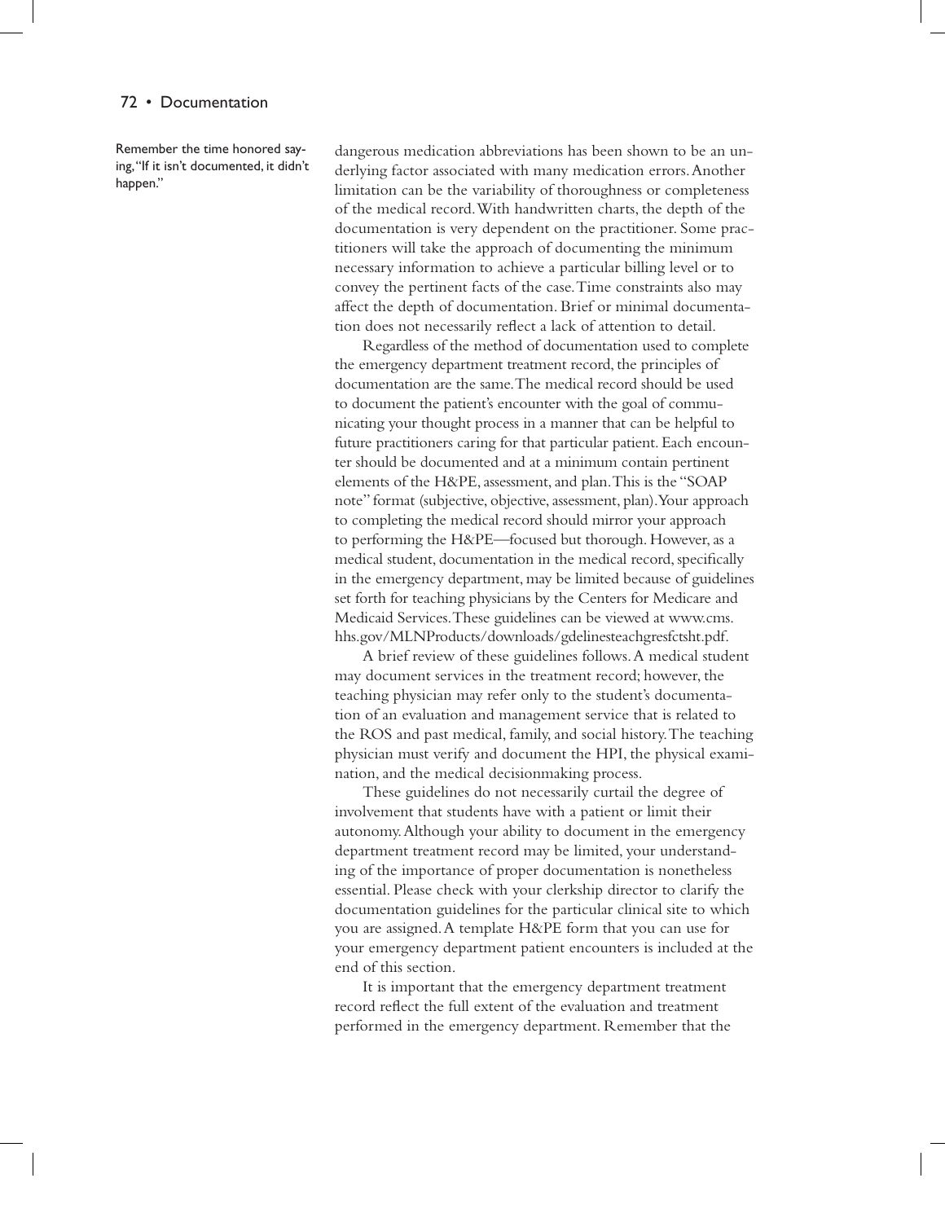Remember the time honored saying, "If it isn't documented, it didn't happen."

dangerous medication abbreviations has been shown to be an underlying factor associated with many medication errors. Another limitation can be the variability of thoroughness or completeness of the medical record. With handwritten charts, the depth of the documentation is very dependent on the practitioner. Some practitioners will take the approach of documenting the minimum necessary information to achieve a particular billing level or to convey the pertinent facts of the case. Time constraints also may affect the depth of documentation. Brief or minimal documentation does not necessarily reflect a lack of attention to detail.

Regardless of the method of documentation used to complete the emergency department treatment record, the principles of documentation are the same. The medical record should be used to document the patient's encounter with the goal of communicating your thought process in a manner that can be helpful to future practitioners caring for that particular patient. Each encounter should be documented and at a minimum contain pertinent elements of the H&PE, assessment, and plan. This is the "SOAP note" format (subjective, objective, assessment, plan). Your approach to completing the medical record should mirror your approach to performing the H&PE—focused but thorough. However, as a medical student, documentation in the medical record, specifically in the emergency department, may be limited because of guidelines set forth for teaching physicians by the Centers for Medicare and Medicaid Services. These guidelines can be viewed at www.cms.hhs.gov/MLNProducts/downloads/gdelinesteachgresfctsht.pdf.

A brief review of these guidelines follows. A medical student may document services in the treatment record; however, the teaching physician may refer only to the student's documentation of an evaluation and management service that is related to the ROS and past medical, family, and social history. The teaching physician must verify and document the HPI, the physical examination, and the medical decisionmaking process.

These guidelines do not necessarily curtail the degree of involvement that students have with a patient or limit their autonomy. Although your ability to document in the emergency department treatment record may be limited, your understanding of the importance of proper documentation is nonetheless essential. Please check with your clerkship director to clarify the documentation guidelines for the particular clinical site to which you are assigned. A template H&PE form that you can use for your emergency department patient encounters is included at the end of this section.

It is important that the emergency department treatment record reflect the full extent of the evaluation and treatment performed in the emergency department. Remember that the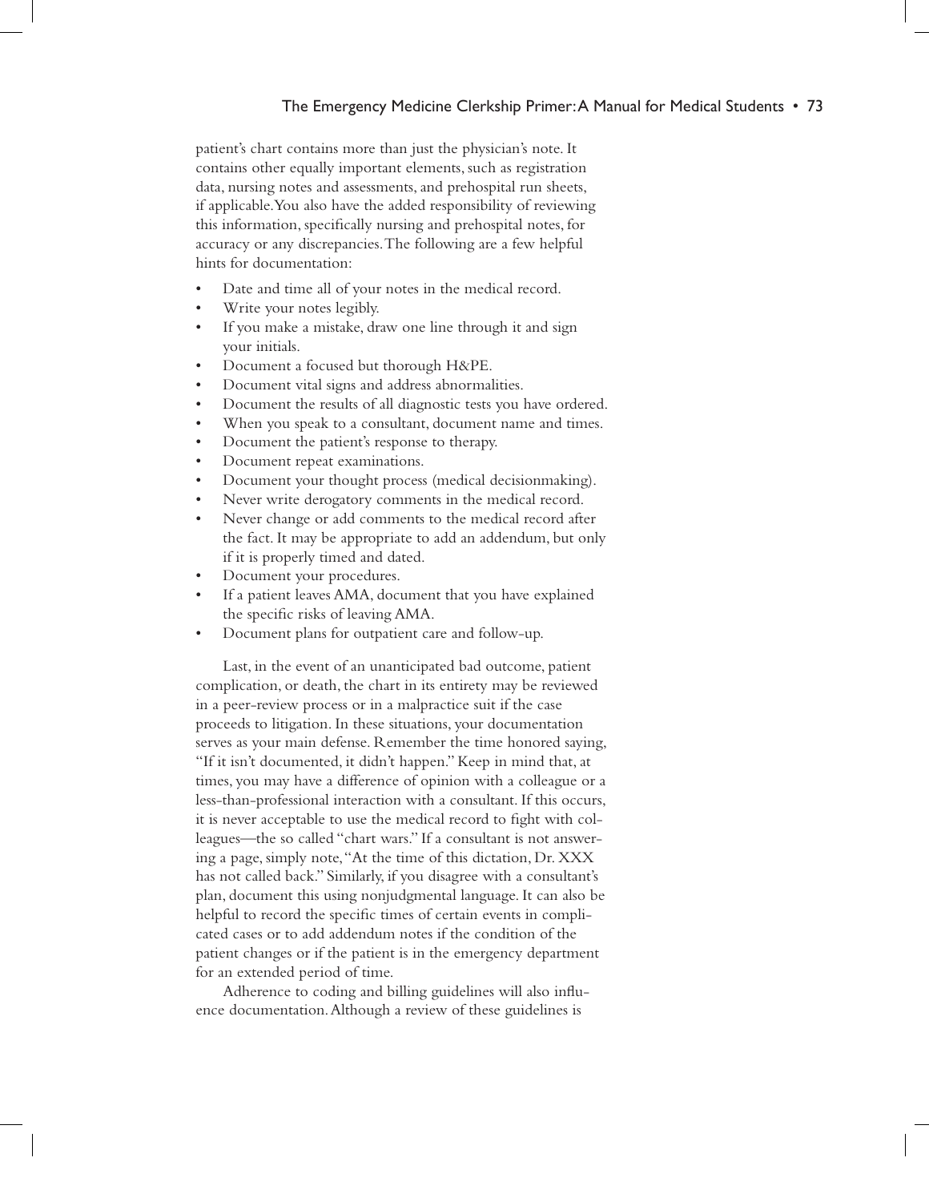patient's chart contains more than just the physician's note. It contains other equally important elements, such as registration data, nursing notes and assessments, and prehospital run sheets, if applicable. You also have the added responsibility of reviewing this information, specifically nursing and prehospital notes, for accuracy or any discrepancies. The following are a few helpful hints for documentation:

- Date and time all of your notes in the medical record.
- Write your notes legibly.
- If you make a mistake, draw one line through it and sign your initials.
- Document a focused but thorough H&PE.
- Document vital signs and address abnormalities.
- Document the results of all diagnostic tests you have ordered.
- When you speak to a consultant, document name and times.
- Document the patient's response to therapy.
- Document repeat examinations.
- Document your thought process (medical decisionmaking).
- Never write derogatory comments in the medical record.
- Never change or add comments to the medical record after the fact. It may be appropriate to add an addendum, but only if it is properly timed and dated.
- Document your procedures.
- If a patient leaves AMA, document that you have explained the specific risks of leaving AMA.
- Document plans for outpatient care and follow-up.

Last, in the event of an unanticipated bad outcome, patient complication, or death, the chart in its entirety may be reviewed in a peer-review process or in a malpractice suit if the case proceeds to litigation. In these situations, your documentation serves as your main defense. Remember the time honored saying, "If it isn't documented, it didn't happen." Keep in mind that, at times, you may have a difference of opinion with a colleague or a less-than-professional interaction with a consultant. If this occurs, it is never acceptable to use the medical record to fight with colleagues—the so called "chart wars." If a consultant is not answering a page, simply note, "At the time of this dictation, Dr. XXX has not called back." Similarly, if you disagree with a consultant's plan, document this using nonjudgmental language. It can also be helpful to record the specific times of certain events in complicated cases or to add addendum notes if the condition of the patient changes or if the patient is in the emergency department for an extended period of time.

Adherence to coding and billing guidelines will also influence documentation. Although a review of these guidelines is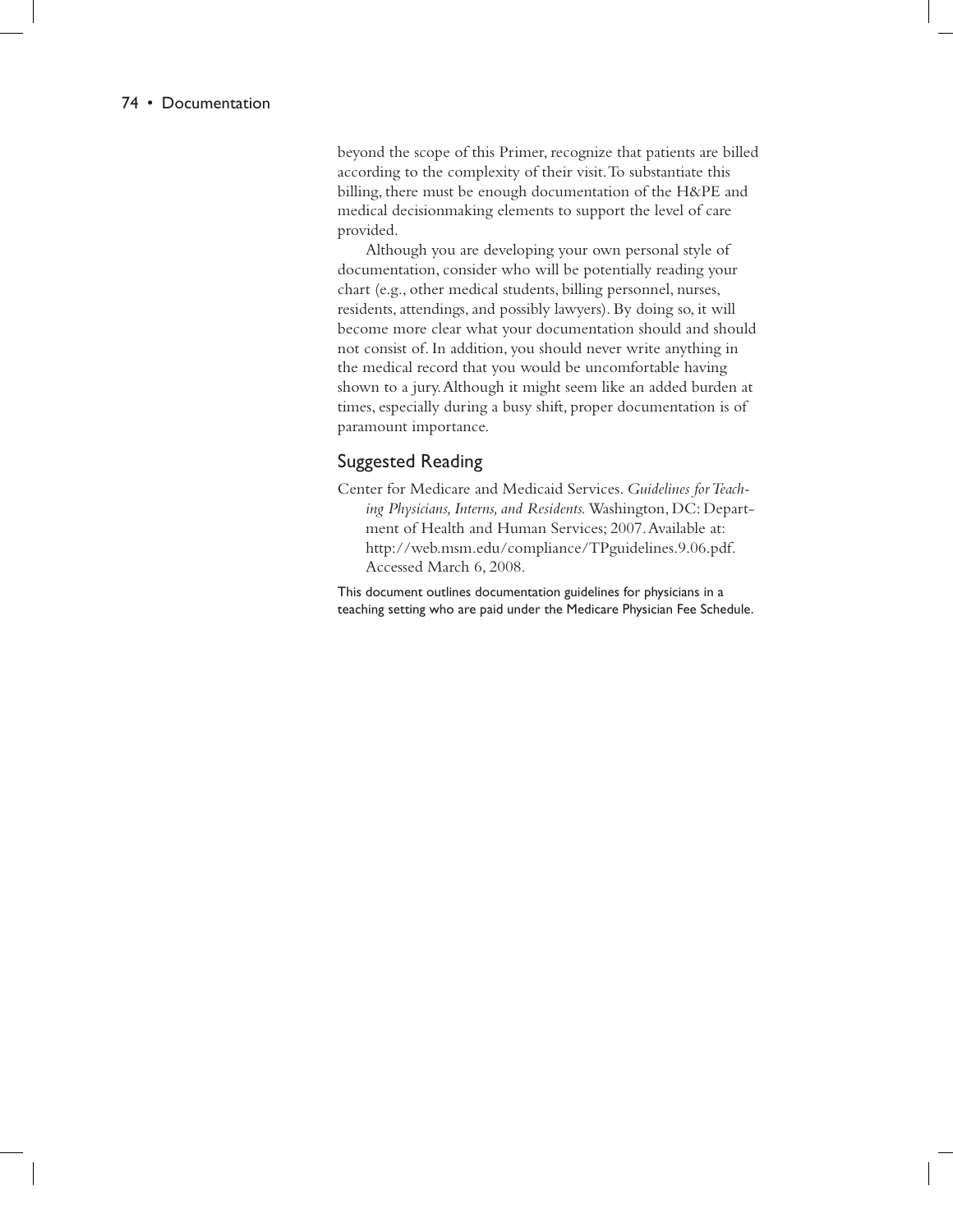beyond the scope of this Primer, recognize that patients are billed according to the complexity of their visit. To substantiate this billing, there must be enough documentation of the H&PE and medical decisionmaking elements to support the level of care provided.

Although you are developing your own personal style of documentation, consider who will be potentially reading your chart (e.g., other medical students, billing personnel, nurses, residents, attendings, and possibly lawyers). By doing so, it will become more clear what your documentation should and should not consist of. In addition, you should never write anything in the medical record that you would be uncomfortable having shown to a jury. Although it might seem like an added burden at times, especially during a busy shift, proper documentation is of paramount importance.

## Suggested Reading

Center for Medicare and Medicaid Services. *Guidelines for Teaching Physicians, Interns, and Residents.* Washington, DC: Department of Health and Human Services; 2007. Available at: http://web.msm.edu/compliance/TPguidelines.9.06.pdf. Accessed March 6, 2008.

This document outlines documentation guidelines for physicians in a teaching setting who are paid under the Medicare Physician Fee Schedule.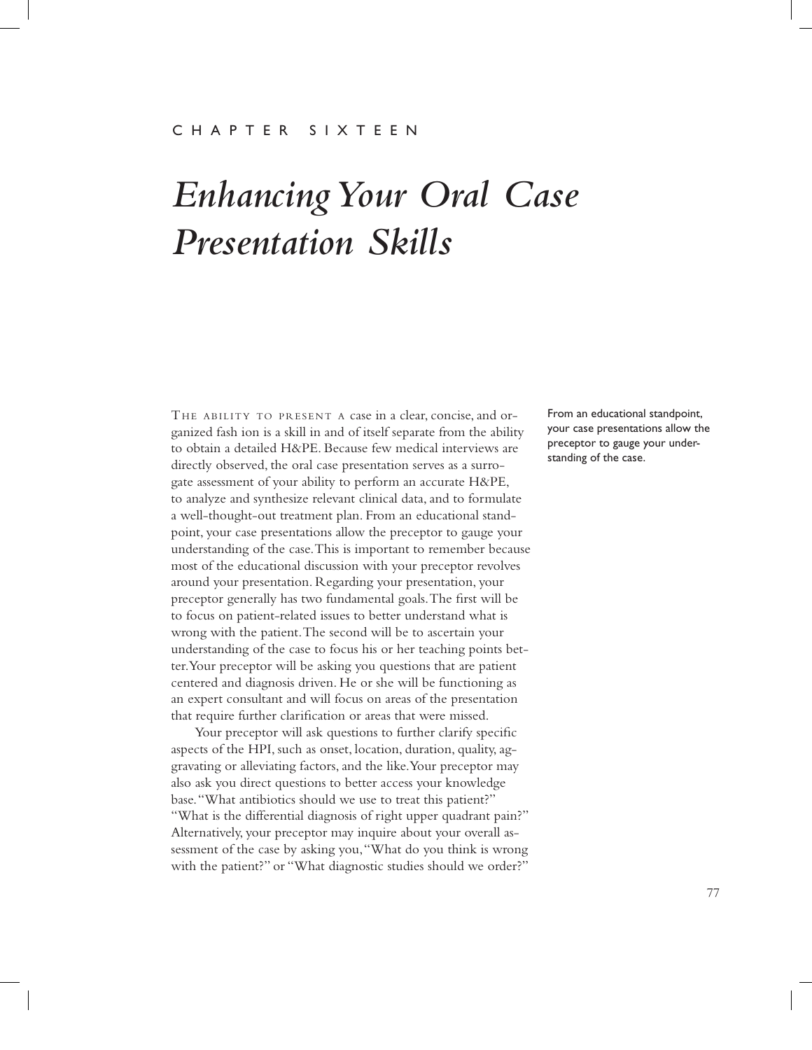CHAPTER SIXTEEN

# *Enhancing Your Oral Case Presentation Skills*

THE ABILITY TO PRESENT A case in a clear, concise, and organized fash ion is a skill in and of itself separate from the ability to obtain a detailed H&PE. Because few medical interviews are directly observed, the oral case presentation serves as a surrogate assessment of your ability to perform an accurate H&PE, to analyze and synthesize relevant clinical data, and to formulate a well-thought-out treatment plan. From an educational standpoint, your case presentations allow the preceptor to gauge your understanding of the case. This is important to remember because most of the educational discussion with your preceptor revolves around your presentation. Regarding your presentation, your preceptor generally has two fundamental goals. The first will be to focus on patient-related issues to better understand what is wrong with the patient. The second will be to ascertain your understanding of the case to focus his or her teaching points better. Your preceptor will be asking you questions that are patient centered and diagnosis driven. He or she will be functioning as an expert consultant and will focus on areas of the presentation that require further clarification or areas that were missed.

From an educational standpoint, your case presentations allow the preceptor to gauge your understanding of the case.

Your preceptor will ask questions to further clarify specific aspects of the HPI, such as onset, location, duration, quality, aggravating or alleviating factors, and the like. Your preceptor may also ask you direct questions to better access your knowledge base. "What antibiotics should we use to treat this patient?" "What is the differential diagnosis of right upper quadrant pain?" Alternatively, your preceptor may inquire about your overall assessment of the case by asking you, "What do you think is wrong with the patient?" or "What diagnostic studies should we order?"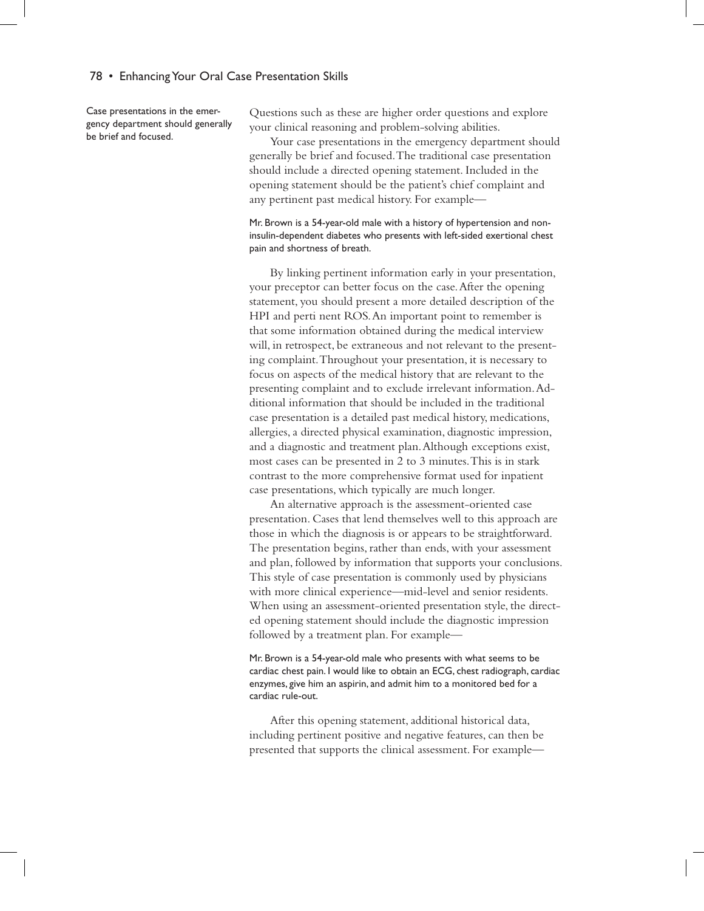Case presentations in the emergency department should generally be brief and focused.

Questions such as these are higher order questions and explore your clinical reasoning and problem-solving abilities.

Your case presentations in the emergency department should generally be brief and focused. The traditional case presentation should include a directed opening statement. Included in the opening statement should be the patient's chief complaint and any pertinent past medical history. For example—

Mr. Brown is a 54-year-old male with a history of hypertension and non-insulin-dependent diabetes who presents with left-sided exertional chest pain and shortness of breath.

By linking pertinent information early in your presentation, your preceptor can better focus on the case. After the opening statement, you should present a more detailed description of the HPI and perti nent ROS. An important point to remember is that some information obtained during the medical interview will, in retrospect, be extraneous and not relevant to the presenting complaint. Throughout your presentation, it is necessary to focus on aspects of the medical history that are relevant to the presenting complaint and to exclude irrelevant information. Additional information that should be included in the traditional case presentation is a detailed past medical history, medications, allergies, a directed physical examination, diagnostic impression, and a diagnostic and treatment plan. Although exceptions exist, most cases can be presented in 2 to 3 minutes. This is in stark contrast to the more comprehensive format used for inpatient case presentations, which typically are much longer.

An alternative approach is the assessment-oriented case presentation. Cases that lend themselves well to this approach are those in which the diagnosis is or appears to be straightforward. The presentation begins, rather than ends, with your assessment and plan, followed by information that supports your conclusions. This style of case presentation is commonly used by physicians with more clinical experience—mid-level and senior residents. When using an assessment-oriented presentation style, the directed opening statement should include the diagnostic impression followed by a treatment plan. For example—

Mr. Brown is a 54-year-old male who presents with what seems to be cardiac chest pain. I would like to obtain an ECG, chest radiograph, cardiac enzymes, give him an aspirin, and admit him to a monitored bed for a cardiac rule-out.

After this opening statement, additional historical data, including pertinent positive and negative features, can then be presented that supports the clinical assessment. For example—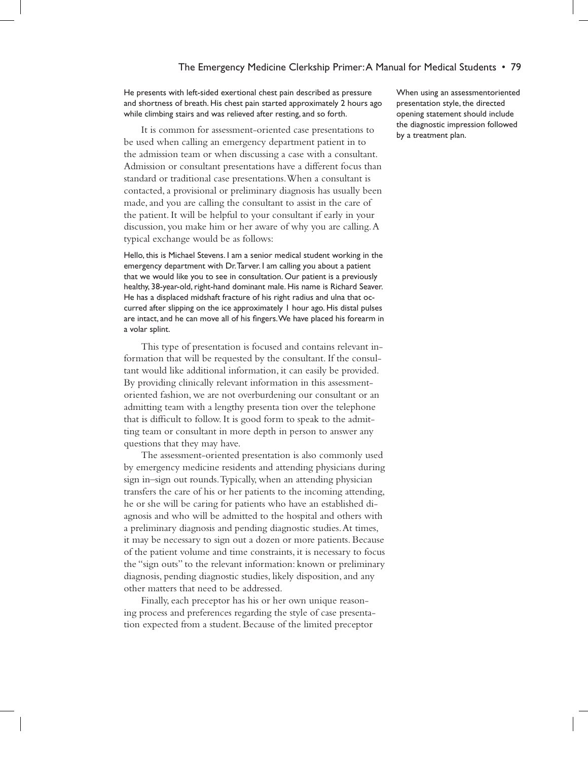He presents with left-sided exertional chest pain described as pressure and shortness of breath. His chest pain started approximately 2 hours ago while climbing stairs and was relieved after resting, and so forth.

It is common for assessment-oriented case presentations to be used when calling an emergency department patient in to the admission team or when discussing a case with a consultant. Admission or consultant presentations have a different focus than standard or traditional case presentations. When a consultant is contacted, a provisional or preliminary diagnosis has usually been made, and you are calling the consultant to assist in the care of the patient. It will be helpful to your consultant if early in your discussion, you make him or her aware of why you are calling. A typical exchange would be as follows:

When using an assessmentoriented presentation style, the directed opening statement should include the diagnostic impression followed by a treatment plan.

Hello, this is Michael Stevens. I am a senior medical student working in the emergency department with Dr. Tarver. I am calling you about a patient that we would like you to see in consultation. Our patient is a previously healthy, 38-year-old, right-hand dominant male. His name is Richard Seaver. He has a displaced midshaft fracture of his right radius and ulna that occurred after slipping on the ice approximately 1 hour ago. His distal pulses are intact, and he can move all of his fingers. We have placed his forearm in a volar splint.

This type of presentation is focused and contains relevant information that will be requested by the consultant. If the consultant would like additional information, it can easily be provided. By providing clinically relevant information in this assessment-oriented fashion, we are not overburdening our consultant or an admitting team with a lengthy presenta tion over the telephone that is difficult to follow. It is good form to speak to the admitting team or consultant in more depth in person to answer any questions that they may have.

The assessment-oriented presentation is also commonly used by emergency medicine residents and attending physicians during sign in–sign out rounds. Typically, when an attending physician transfers the care of his or her patients to the incoming attending, he or she will be caring for patients who have an established diagnosis and who will be admitted to the hospital and others with a preliminary diagnosis and pending diagnostic studies. At times, it may be necessary to sign out a dozen or more patients. Because of the patient volume and time constraints, it is necessary to focus the "sign outs" to the relevant information: known or preliminary diagnosis, pending diagnostic studies, likely disposition, and any other matters that need to be addressed.

Finally, each preceptor has his or her own unique reasoning process and preferences regarding the style of case presentation expected from a student. Because of the limited preceptor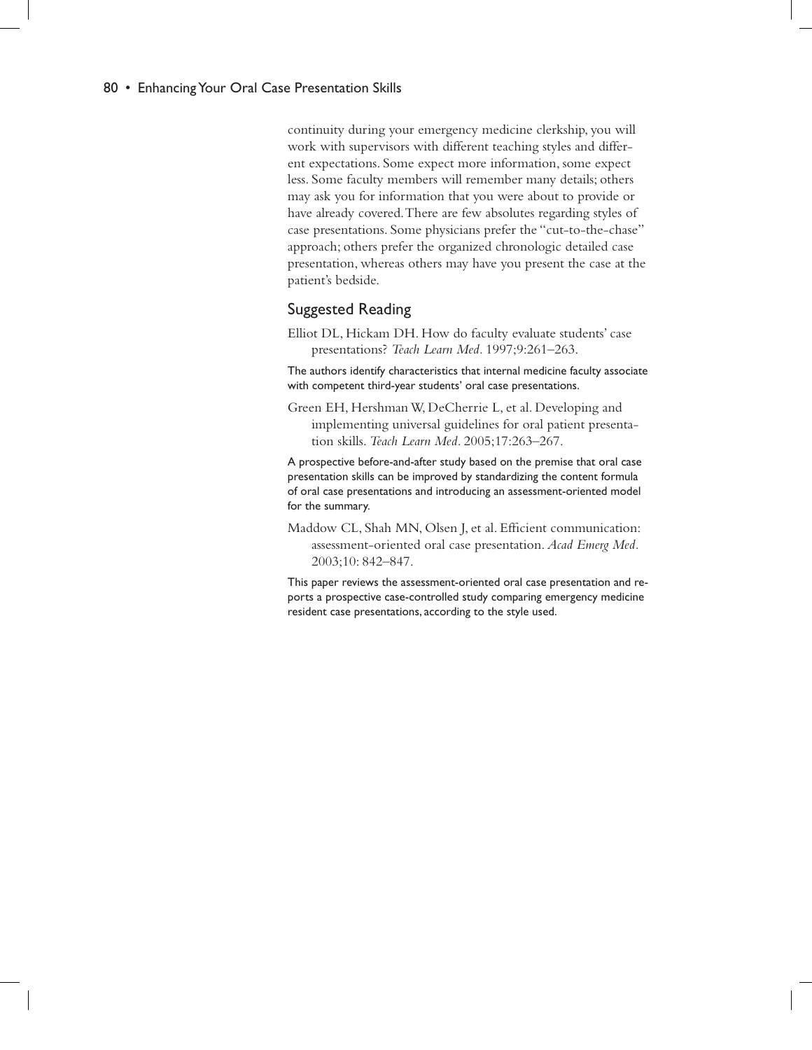continuity during your emergency medicine clerkship, you will work with supervisors with different teaching styles and different expectations. Some expect more information, some expect less. Some faculty members will remember many details; others may ask you for information that you were about to provide or have already covered. There are few absolutes regarding styles of case presentations. Some physicians prefer the "cut-to-the-chase" approach; others prefer the organized chronologic detailed case presentation, whereas others may have you present the case at the patient's bedside.

## Suggested Reading

Elliot DL, Hickam DH. How do faculty evaluate students' case presentations? *Teach Learn Med*. 1997;9:261–263.

The authors identify characteristics that internal medicine faculty associate with competent third-year students' oral case presentations.

Green EH, Hershman W, DeCherrie L, et al. Developing and implementing universal guidelines for oral patient presentation skills. *Teach Learn Med*. 2005;17:263–267.

A prospective before-and-after study based on the premise that oral case presentation skills can be improved by standardizing the content formula of oral case presentations and introducing an assessment-oriented model for the summary.

Maddow CL, Shah MN, Olsen J, et al. Efficient communication: assessment-oriented oral case presentation. *Acad Emerg Med*. 2003;10: 842–847.

This paper reviews the assessment-oriented oral case presentation and reports a prospective case-controlled study comparing emergency medicine resident case presentations, according to the style used.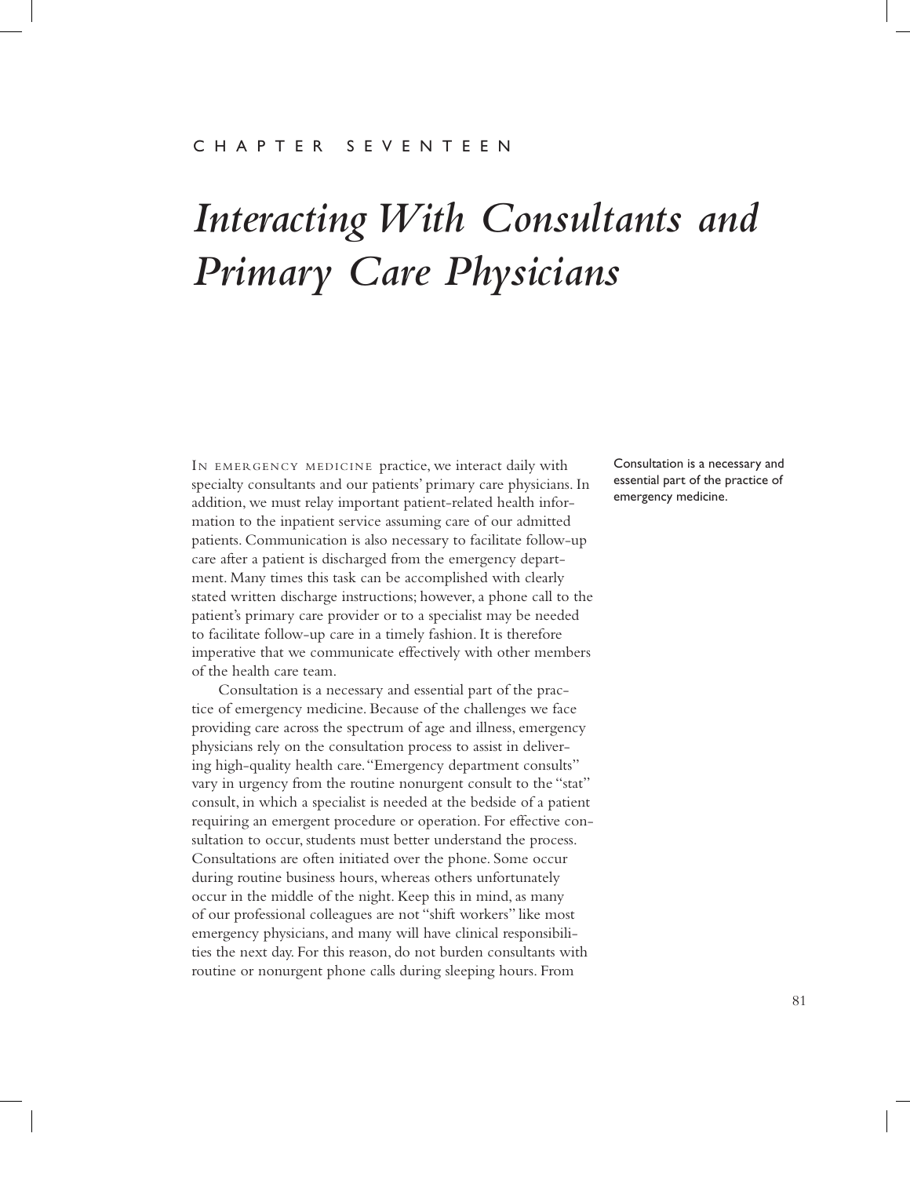CHAPTER SEVENTEEN

# *Interacting With Consultants and Primary Care Physicians*

In emergency medicine practice, we interact daily with specialty consultants and our patients' primary care physicians. In addition, we must relay important patient-related health information to the inpatient service assuming care of our admitted patients. Communication is also necessary to facilitate follow-up care after a patient is discharged from the emergency department. Many times this task can be accomplished with clearly stated written discharge instructions; however, a phone call to the patient's primary care provider or to a specialist may be needed to facilitate follow-up care in a timely fashion. It is therefore imperative that we communicate effectively with other members of the health care team.

Consultation is a necessary and essential part of the practice of emergency medicine.

Consultation is a necessary and essential part of the practice of emergency medicine. Because of the challenges we face providing care across the spectrum of age and illness, emergency physicians rely on the consultation process to assist in delivering high-quality health care. "Emergency department consults" vary in urgency from the routine nonurgent consult to the "stat" consult, in which a specialist is needed at the bedside of a patient requiring an emergent procedure or operation. For effective consultation to occur, students must better understand the process. Consultations are often initiated over the phone. Some occur during routine business hours, whereas others unfortunately occur in the middle of the night. Keep this in mind, as many of our professional colleagues are not "shift workers" like most emergency physicians, and many will have clinical responsibilities the next day. For this reason, do not burden consultants with routine or nonurgent phone calls during sleeping hours. From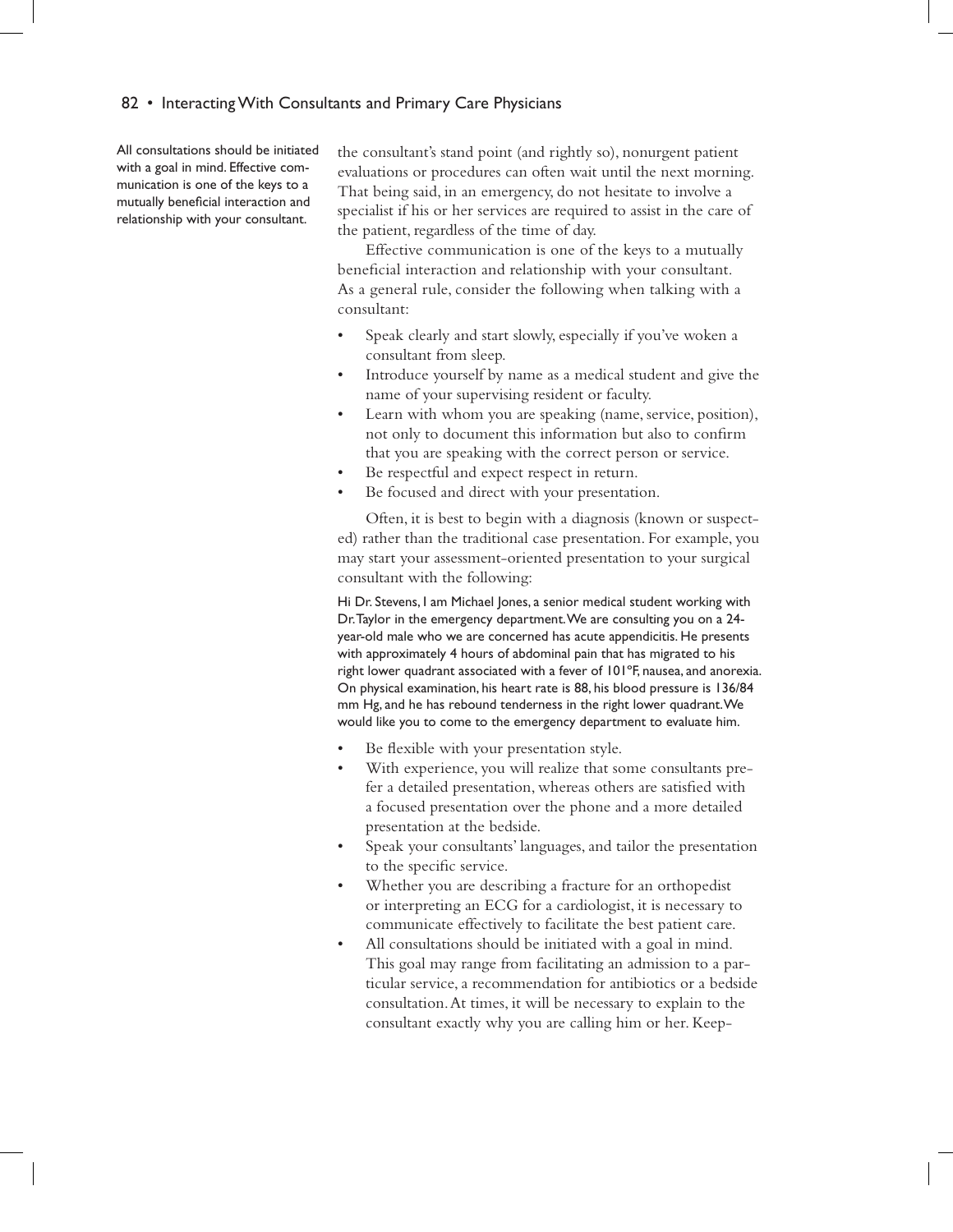All consultations should be initiated with a goal in mind. Effective communication is one of the keys to a mutually beneficial interaction and relationship with your consultant.

the consultant's stand point (and rightly so), nonurgent patient evaluations or procedures can often wait until the next morning. That being said, in an emergency, do not hesitate to involve a specialist if his or her services are required to assist in the care of the patient, regardless of the time of day.

Effective communication is one of the keys to a mutually beneficial interaction and relationship with your consultant. As a general rule, consider the following when talking with a consultant:

- Speak clearly and start slowly, especially if you've woken a consultant from sleep.
- Introduce yourself by name as a medical student and give the name of your supervising resident or faculty.
- Learn with whom you are speaking (name, service, position), not only to document this information but also to confirm that you are speaking with the correct person or service.
- Be respectful and expect respect in return.
- Be focused and direct with your presentation.

Often, it is best to begin with a diagnosis (known or suspected) rather than the traditional case presentation. For example, you may start your assessment-oriented presentation to your surgical consultant with the following:

> Hi Dr. Stevens, I am Michael Jones, a senior medical student working with Dr. Taylor in the emergency department. We are consulting you on a 24-year-old male who we are concerned has acute appendicitis. He presents with approximately 4 hours of abdominal pain that has migrated to his right lower quadrant associated with a fever of 101°F, nausea, and anorexia. On physical examination, his heart rate is 88, his blood pressure is 136/84 mm Hg, and he has rebound tenderness in the right lower quadrant. We would like you to come to the emergency department to evaluate him.

- Be flexible with your presentation style.
- With experience, you will realize that some consultants prefer a detailed presentation, whereas others are satisfied with a focused presentation over the phone and a more detailed presentation at the bedside.
- Speak your consultants' languages, and tailor the presentation to the specific service.
- Whether you are describing a fracture for an orthopedist or interpreting an ECG for a cardiologist, it is necessary to communicate effectively to facilitate the best patient care.
- All consultations should be initiated with a goal in mind. This goal may range from facilitating an admission to a particular service, a recommendation for antibiotics or a bedside consultation. At times, it will be necessary to explain to the consultant exactly why you are calling him or her. Keep-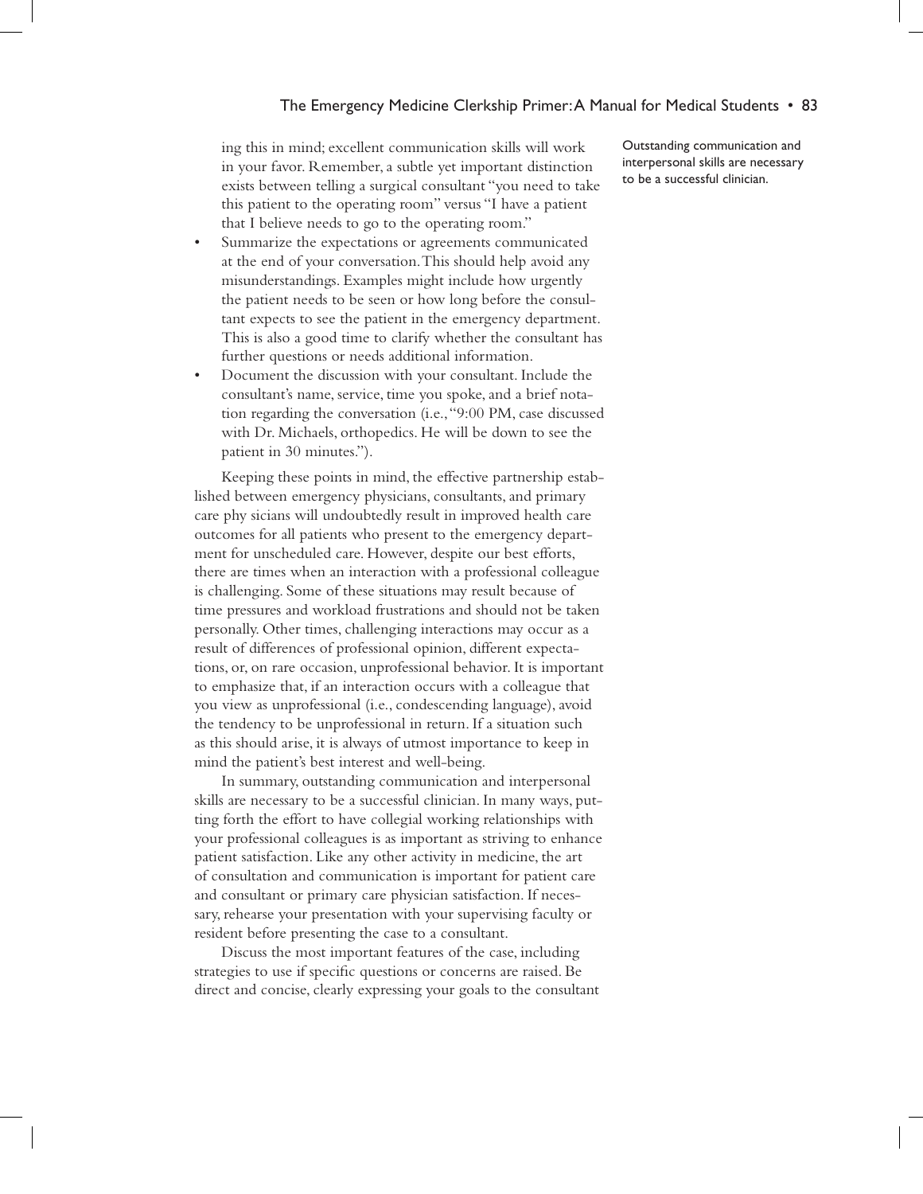ing this in mind; excellent communication skills will work in your favor. Remember, a subtle yet important distinction exists between telling a surgical consultant "you need to take this patient to the operating room" versus "I have a patient that I believe needs to go to the operating room."

- Summarize the expectations or agreements communicated at the end of your conversation. This should help avoid any misunderstandings. Examples might include how urgently the patient needs to be seen or how long before the consultant expects to see the patient in the emergency department. This is also a good time to clarify whether the consultant has further questions or needs additional information.
- Document the discussion with your consultant. Include the consultant's name, service, time you spoke, and a brief notation regarding the conversation (i.e., "9:00 PM, case discussed with Dr. Michaels, orthopedics. He will be down to see the patient in 30 minutes.").

Keeping these points in mind, the effective partnership established between emergency physicians, consultants, and primary care phy sicians will undoubtedly result in improved health care outcomes for all patients who present to the emergency department for unscheduled care. However, despite our best efforts, there are times when an interaction with a professional colleague is challenging. Some of these situations may result because of time pressures and workload frustrations and should not be taken personally. Other times, challenging interactions may occur as a result of differences of professional opinion, different expectations, or, on rare occasion, unprofessional behavior. It is important to emphasize that, if an interaction occurs with a colleague that you view as unprofessional (i.e., condescending language), avoid the tendency to be unprofessional in return. If a situation such as this should arise, it is always of utmost importance to keep in mind the patient's best interest and well-being.

Outstanding communication and interpersonal skills are necessary to be a successful clinician.

In summary, outstanding communication and interpersonal skills are necessary to be a successful clinician. In many ways, putting forth the effort to have collegial working relationships with your professional colleagues is as important as striving to enhance patient satisfaction. Like any other activity in medicine, the art of consultation and communication is important for patient care and consultant or primary care physician satisfaction. If necessary, rehearse your presentation with your supervising faculty or resident before presenting the case to a consultant.

Discuss the most important features of the case, including strategies to use if specific questions or concerns are raised. Be direct and concise, clearly expressing your goals to the consultant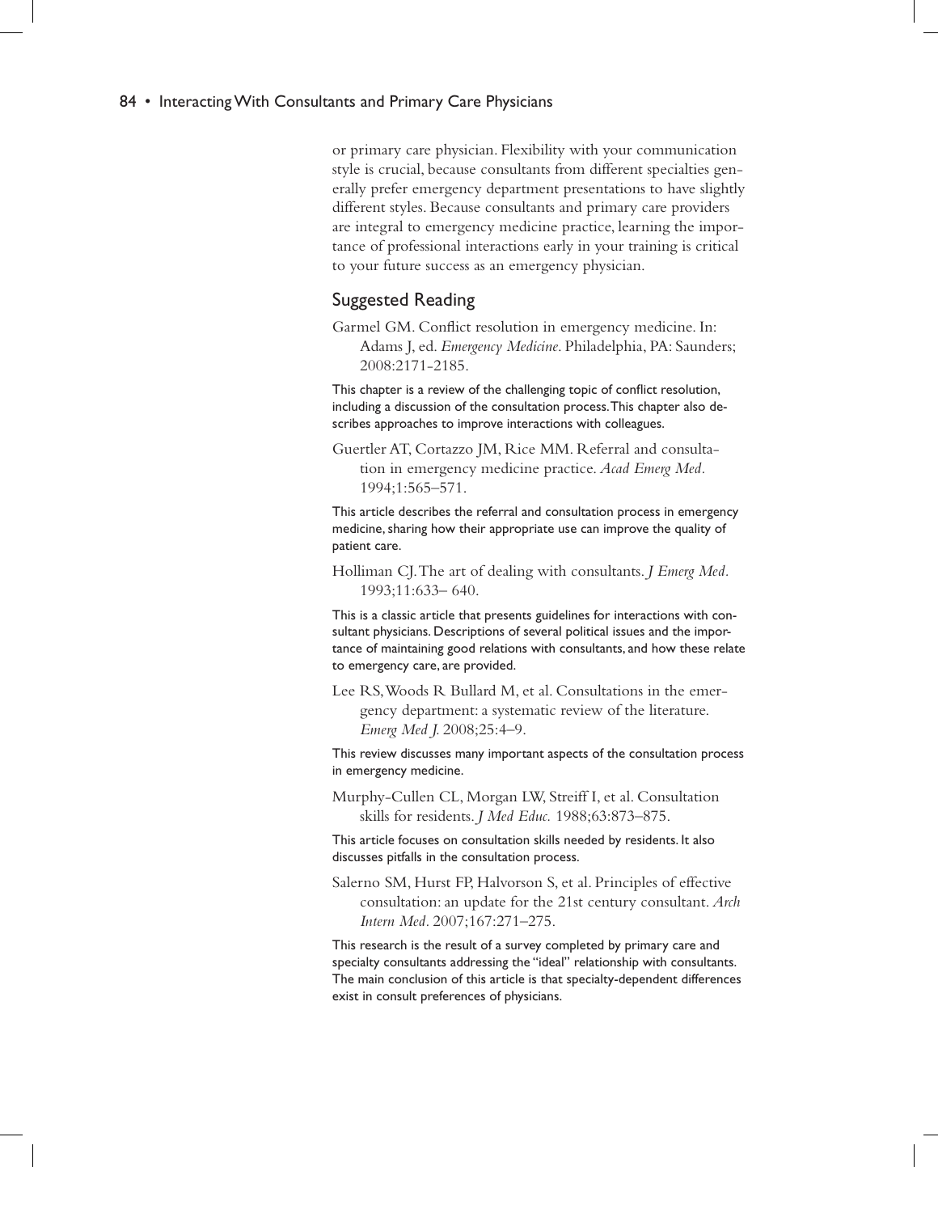or primary care physician. Flexibility with your communication style is crucial, because consultants from different specialties generally prefer emergency department presentations to have slightly different styles. Because consultants and primary care providers are integral to emergency medicine practice, learning the importance of professional interactions early in your training is critical to your future success as an emergency physician.

## Suggested Reading

Garmel GM. Conflict resolution in emergency medicine. In: Adams J, ed. *Emergency Medicine*. Philadelphia, PA: Saunders; 2008:2171-2185.

This chapter is a review of the challenging topic of conflict resolution, including a discussion of the consultation process. This chapter also describes approaches to improve interactions with colleagues.

Guertler AT, Cortazzo JM, Rice MM. Referral and consultation in emergency medicine practice. *Acad Emerg Med*. 1994;1:565–571.

This article describes the referral and consultation process in emergency medicine, sharing how their appropriate use can improve the quality of patient care.

Holliman CJ. The art of dealing with consultants. *J Emerg Med*. 1993;11:633– 640.

This is a classic article that presents guidelines for interactions with consultant physicians. Descriptions of several political issues and the importance of maintaining good relations with consultants, and how these relate to emergency care, are provided.

Lee RS, Woods R Bullard M, et al. Consultations in the emergency department: a systematic review of the literature. *Emerg Med J.* 2008;25:4–9.

This review discusses many important aspects of the consultation process in emergency medicine.

Murphy-Cullen CL, Morgan LW, Streiff I, et al. Consultation skills for residents. *J Med Educ.* 1988;63:873–875.

This article focuses on consultation skills needed by residents. It also discusses pitfalls in the consultation process.

Salerno SM, Hurst FP, Halvorson S, et al. Principles of effective consultation: an update for the 21st century consultant. *Arch Intern Med*. 2007;167:271–275.

This research is the result of a survey completed by primary care and specialty consultants addressing the "ideal" relationship with consultants. The main conclusion of this article is that specialty-dependent differences exist in consult preferences of physicians.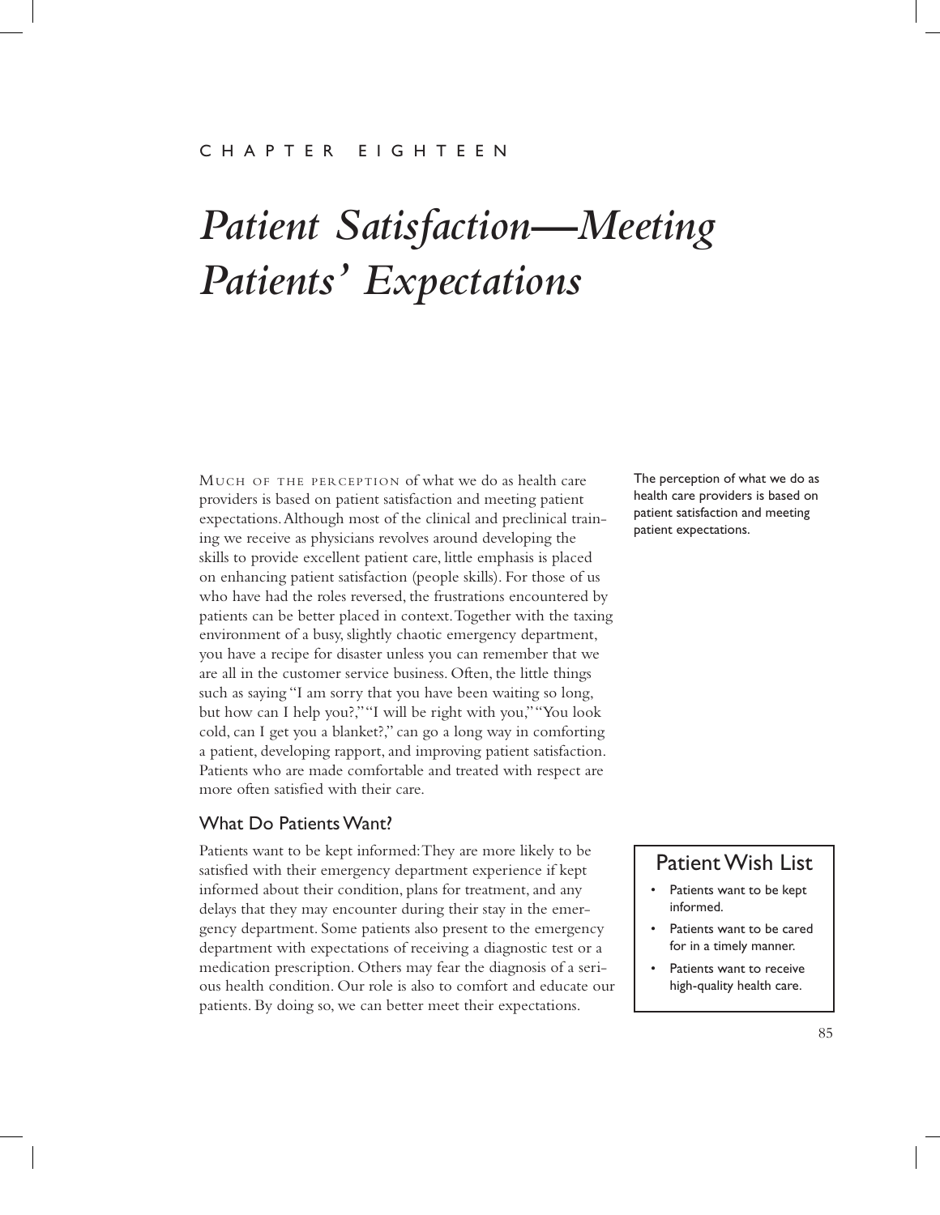CHAPTER EIGHTEEN

# *Patient Satisfaction—Meeting Patients' Expectations*

MUCH OF THE PERCEPTION of what we do as health care providers is based on patient satisfaction and meeting patient expectations. Although most of the clinical and preclinical training we receive as physicians revolves around developing the skills to provide excellent patient care, little emphasis is placed on enhancing patient satisfaction (people skills). For those of us who have had the roles reversed, the frustrations encountered by patients can be better placed in context. Together with the taxing environment of a busy, slightly chaotic emergency department, you have a recipe for disaster unless you can remember that we are all in the customer service business. Often, the little things such as saying "I am sorry that you have been waiting so long, but how can I help you?," "I will be right with you," "You look cold, can I get you a blanket?," can go a long way in comforting a patient, developing rapport, and improving patient satisfaction. Patients who are made comfortable and treated with respect are more often satisfied with their care.

The perception of what we do as health care providers is based on patient satisfaction and meeting patient expectations.

## What Do Patients Want?

Patients want to be kept informed: They are more likely to be satisfied with their emergency department experience if kept informed about their condition, plans for treatment, and any delays that they may encounter during their stay in the emergency department. Some patients also present to the emergency department with expectations of receiving a diagnostic test or a medication prescription. Others may fear the diagnosis of a serious health condition. Our role is also to comfort and educate our patients. By doing so, we can better meet their expectations.

### Patient Wish List

- Patients want to be kept informed.
- Patients want to be cared for in a timely manner.
- Patients want to receive high-quality health care.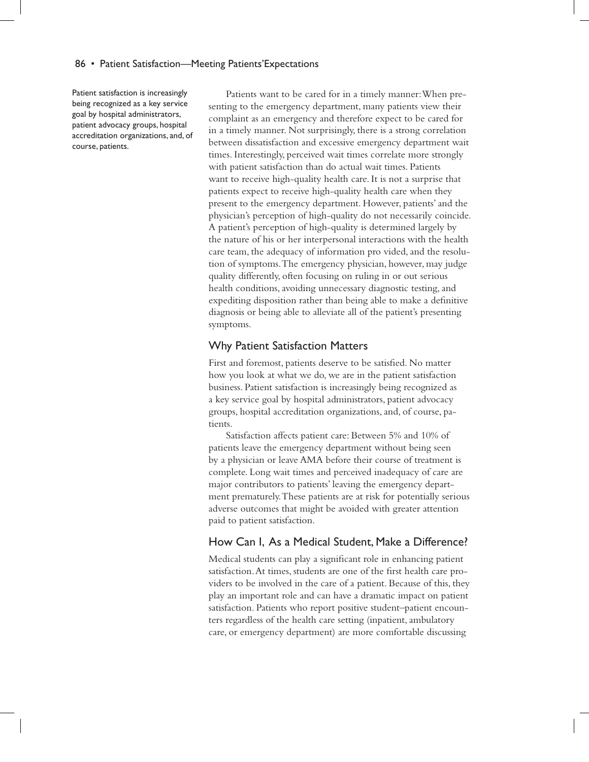Patient satisfaction is increasingly being recognized as a key service goal by hospital administrators, patient advocacy groups, hospital accreditation organizations, and, of course, patients.

Patients want to be cared for in a timely manner: When presenting to the emergency department, many patients view their complaint as an emergency and therefore expect to be cared for in a timely manner. Not surprisingly, there is a strong correlation between dissatisfaction and excessive emergency department wait times. Interestingly, perceived wait times correlate more strongly with patient satisfaction than do actual wait times. Patients want to receive high-quality health care. It is not a surprise that patients expect to receive high-quality health care when they present to the emergency department. However, patients' and the physician's perception of high-quality do not necessarily coincide. A patient's perception of high-quality is determined largely by the nature of his or her interpersonal interactions with the health care team, the adequacy of information pro vided, and the resolution of symptoms. The emergency physician, however, may judge quality differently, often focusing on ruling in or out serious health conditions, avoiding unnecessary diagnostic testing, and expediting disposition rather than being able to make a definitive diagnosis or being able to alleviate all of the patient's presenting symptoms.

## Why Patient Satisfaction Matters

First and foremost, patients deserve to be satisfied. No matter how you look at what we do, we are in the patient satisfaction business. Patient satisfaction is increasingly being recognized as a key service goal by hospital administrators, patient advocacy groups, hospital accreditation organizations, and, of course, patients.

Satisfaction affects patient care: Between 5% and 10% of patients leave the emergency department without being seen by a physician or leave AMA before their course of treatment is complete. Long wait times and perceived inadequacy of care are major contributors to patients' leaving the emergency department prematurely. These patients are at risk for potentially serious adverse outcomes that might be avoided with greater attention paid to patient satisfaction.

## How Can I, As a Medical Student, Make a Difference?

Medical students can play a significant role in enhancing patient satisfaction. At times, students are one of the first health care providers to be involved in the care of a patient. Because of this, they play an important role and can have a dramatic impact on patient satisfaction. Patients who report positive student–patient encounters regardless of the health care setting (inpatient, ambulatory care, or emergency department) are more comfortable discussing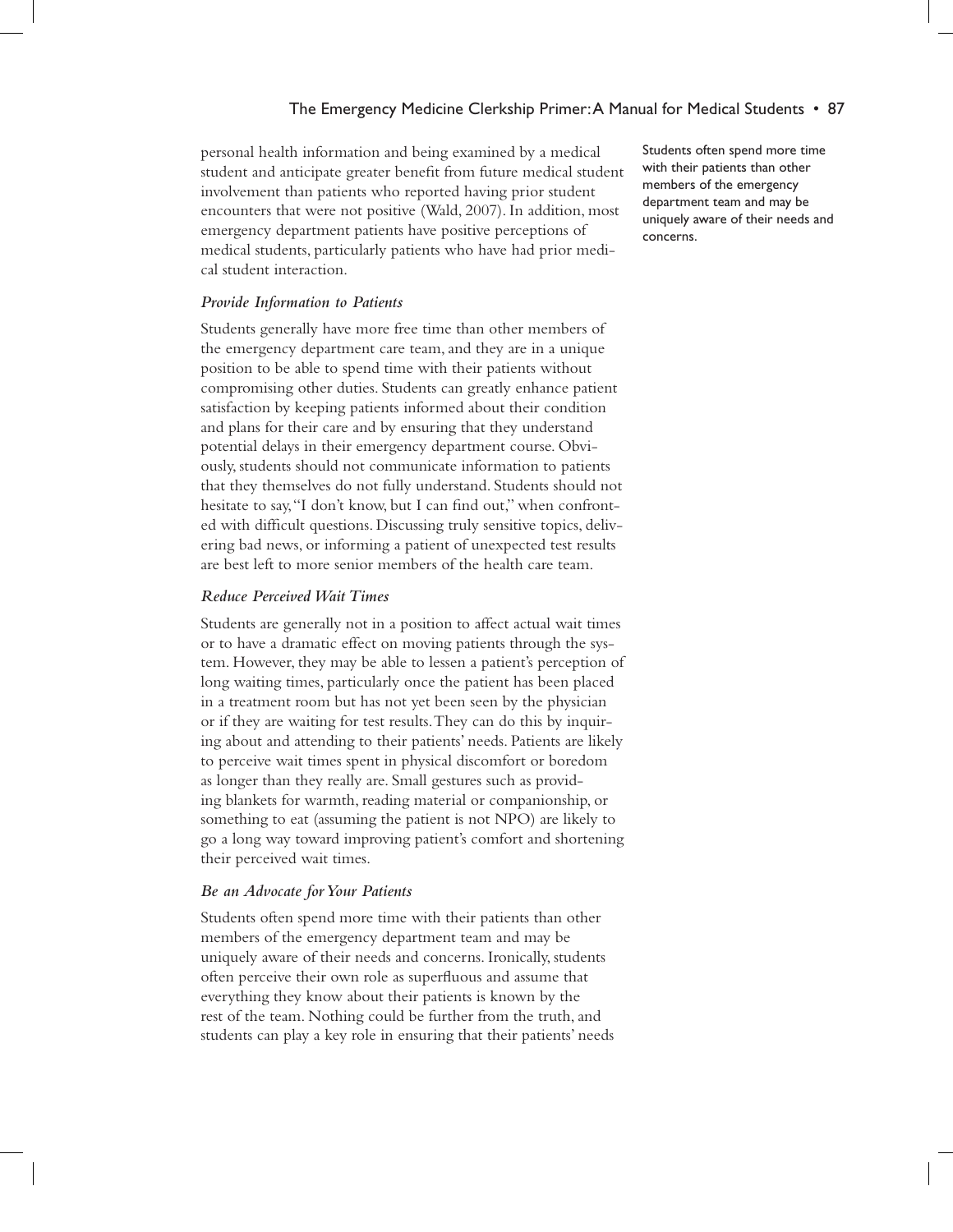personal health information and being examined by a medical student and anticipate greater benefit from future medical student involvement than patients who reported having prior student encounters that were not positive (Wald, 2007). In addition, most emergency department patients have positive perceptions of medical students, particularly patients who have had prior medical student interaction.

### *Provide Information to Patients*

Students generally have more free time than other members of the emergency department care team, and they are in a unique position to be able to spend time with their patients without compromising other duties. Students can greatly enhance patient satisfaction by keeping patients informed about their condition and plans for their care and by ensuring that they understand potential delays in their emergency department course. Obviously, students should not communicate information to patients that they themselves do not fully understand. Students should not hesitate to say, "I don't know, but I can find out," when confronted with difficult questions. Discussing truly sensitive topics, delivering bad news, or informing a patient of unexpected test results are best left to more senior members of the health care team.

### *Reduce Perceived Wait Times*

Students are generally not in a position to affect actual wait times or to have a dramatic effect on moving patients through the system. However, they may be able to lessen a patient's perception of long waiting times, particularly once the patient has been placed in a treatment room but has not yet been seen by the physician or if they are waiting for test results. They can do this by inquiring about and attending to their patients' needs. Patients are likely to perceive wait times spent in physical discomfort or boredom as longer than they really are. Small gestures such as providing blankets for warmth, reading material or companionship, or something to eat (assuming the patient is not NPO) are likely to go a long way toward improving patient's comfort and shortening their perceived wait times.

### *Be an Advocate for Your Patients*

Students often spend more time with their patients than other members of the emergency department team and may be uniquely aware of their needs and concerns.

Students often spend more time with their patients than other members of the emergency department team and may be uniquely aware of their needs and concerns. Ironically, students often perceive their own role as superfluous and assume that everything they know about their patients is known by the rest of the team. Nothing could be further from the truth, and students can play a key role in ensuring that their patients' needs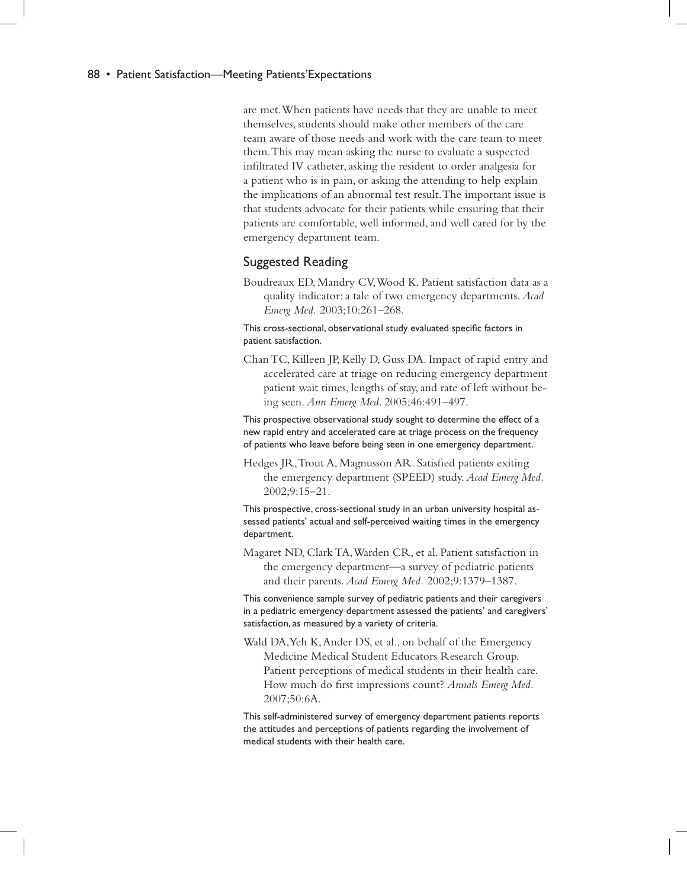are met. When patients have needs that they are unable to meet themselves, students should make other members of the care team aware of those needs and work with the care team to meet them. This may mean asking the nurse to evaluate a suspected infiltrated IV catheter, asking the resident to order analgesia for a patient who is in pain, or asking the attending to help explain the implications of an abnormal test result. The important issue is that students advocate for their patients while ensuring that their patients are comfortable, well informed, and well cared for by the emergency department team.

## Suggested Reading

Boudreaux ED, Mandry CV, Wood K. Patient satisfaction data as a quality indicator: a tale of two emergency departments. *Acad Emerg Med.* 2003;10:261–268.

This cross-sectional, observational study evaluated specific factors in patient satisfaction.

Chan TC, Killeen JP, Kelly D, Guss DA. Impact of rapid entry and accelerated care at triage on reducing emergency department patient wait times, lengths of stay, and rate of left without being seen. *Ann Emerg Med.* 2005;46:491–497.

This prospective observational study sought to determine the effect of a new rapid entry and accelerated care at triage process on the frequency of patients who leave before being seen in one emergency department.

Hedges JR, Trout A, Magnusson AR. Satisfied patients exiting the emergency department (SPEED) study. *Acad Emerg Med.* 2002;9:15–21.

This prospective, cross-sectional study in an urban university hospital assessed patients' actual and self-perceived waiting times in the emergency department.

Magaret ND, Clark TA, Warden CR, et al. Patient satisfaction in the emergency department—a survey of pediatric patients and their parents. *Acad Emerg Med.* 2002;9:1379–1387.

This convenience sample survey of pediatric patients and their caregivers in a pediatric emergency department assessed the patients' and caregivers' satisfaction, as measured by a variety of criteria.

Wald DA, Yeh K, Ander DS, et al., on behalf of the Emergency Medicine Medical Student Educators Research Group. Patient perceptions of medical students in their health care. How much do first impressions count? *Annals Emerg Med.* 2007;50:6A.

This self-administered survey of emergency department patients reports the attitudes and perceptions of patients regarding the involvement of medical students with their health care.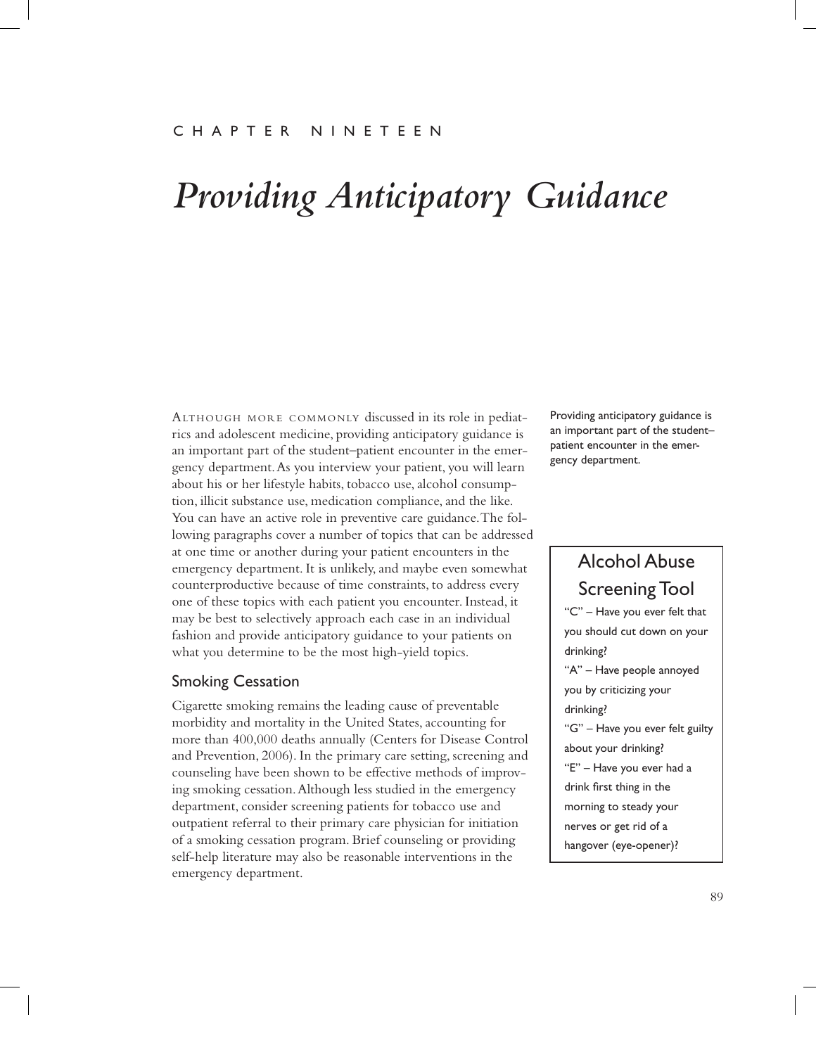CHAPTER NINETEEN

# *Providing Anticipatory Guidance*

Although more commonly discussed in its role in pediatrics and adolescent medicine, providing anticipatory guidance is an important part of the student–patient encounter in the emergency department. As you interview your patient, you will learn about his or her lifestyle habits, tobacco use, alcohol consumption, illicit substance use, medication compliance, and the like. You can have an active role in preventive care guidance. The following paragraphs cover a number of topics that can be addressed at one time or another during your patient encounters in the emergency department. It is unlikely, and maybe even somewhat counterproductive because of time constraints, to address every one of these topics with each patient you encounter. Instead, it may be best to selectively approach each case in an individual fashion and provide anticipatory guidance to your patients on what you determine to be the most high-yield topics.

Providing anticipatory guidance is an important part of the student–patient encounter in the emergency department.

## Smoking Cessation

Cigarette smoking remains the leading cause of preventable morbidity and mortality in the United States, accounting for more than 400,000 deaths annually (Centers for Disease Control and Prevention, 2006). In the primary care setting, screening and counseling have been shown to be effective methods of improving smoking cessation. Although less studied in the emergency department, consider screening patients for tobacco use and outpatient referral to their primary care physician for initiation of a smoking cessation program. Brief counseling or providing self-help literature may also be reasonable interventions in the emergency department.

### Alcohol Abuse Screening Tool

"C" – Have you ever felt that you should cut down on your drinking?

"A" – Have people annoyed you by criticizing your drinking?

"G" – Have you ever felt guilty about your drinking?

"E" – Have you ever had a drink first thing in the morning to steady your nerves or get rid of a hangover (eye-opener)?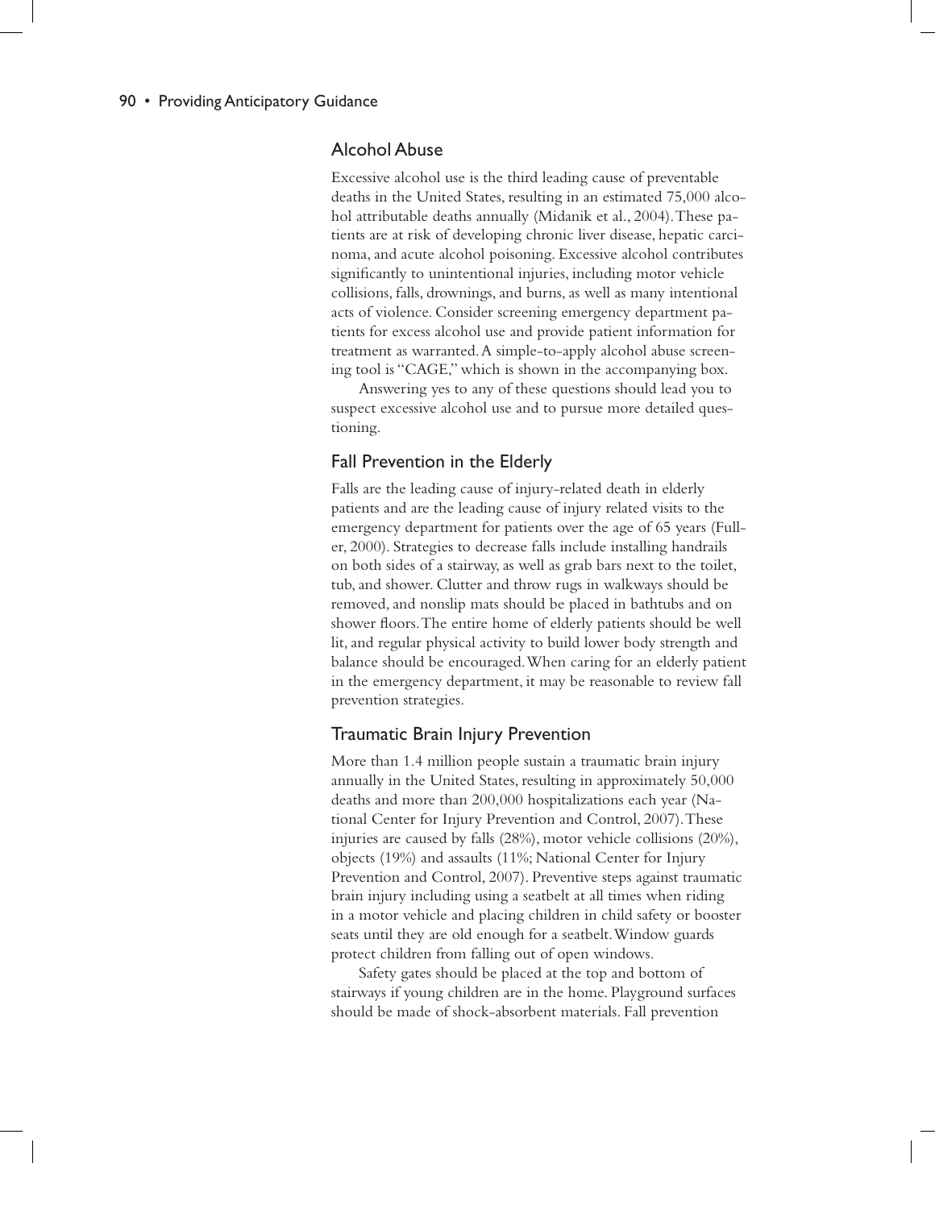## Alcohol Abuse

Excessive alcohol use is the third leading cause of preventable deaths in the United States, resulting in an estimated 75,000 alcohol attributable deaths annually (Midanik et al., 2004). These patients are at risk of developing chronic liver disease, hepatic carcinoma, and acute alcohol poisoning. Excessive alcohol contributes significantly to unintentional injuries, including motor vehicle collisions, falls, drownings, and burns, as well as many intentional acts of violence. Consider screening emergency department patients for excess alcohol use and provide patient information for treatment as warranted. A simple-to-apply alcohol abuse screening tool is "CAGE," which is shown in the accompanying box.

Answering yes to any of these questions should lead you to suspect excessive alcohol use and to pursue more detailed questioning.

## Fall Prevention in the Elderly

Falls are the leading cause of injury-related death in elderly patients and are the leading cause of injury related visits to the emergency department for patients over the age of 65 years (Fuller, 2000). Strategies to decrease falls include installing handrails on both sides of a stairway, as well as grab bars next to the toilet, tub, and shower. Clutter and throw rugs in walkways should be removed, and nonslip mats should be placed in bathtubs and on shower floors. The entire home of elderly patients should be well lit, and regular physical activity to build lower body strength and balance should be encouraged. When caring for an elderly patient in the emergency department, it may be reasonable to review fall prevention strategies.

## Traumatic Brain Injury Prevention

More than 1.4 million people sustain a traumatic brain injury annually in the United States, resulting in approximately 50,000 deaths and more than 200,000 hospitalizations each year (National Center for Injury Prevention and Control, 2007). These injuries are caused by falls (28%), motor vehicle collisions (20%), objects (19%) and assaults (11%; National Center for Injury Prevention and Control, 2007). Preventive steps against traumatic brain injury including using a seatbelt at all times when riding in a motor vehicle and placing children in child safety or booster seats until they are old enough for a seatbelt. Window guards protect children from falling out of open windows.

Safety gates should be placed at the top and bottom of stairways if young children are in the home. Playground surfaces should be made of shock-absorbent materials. Fall prevention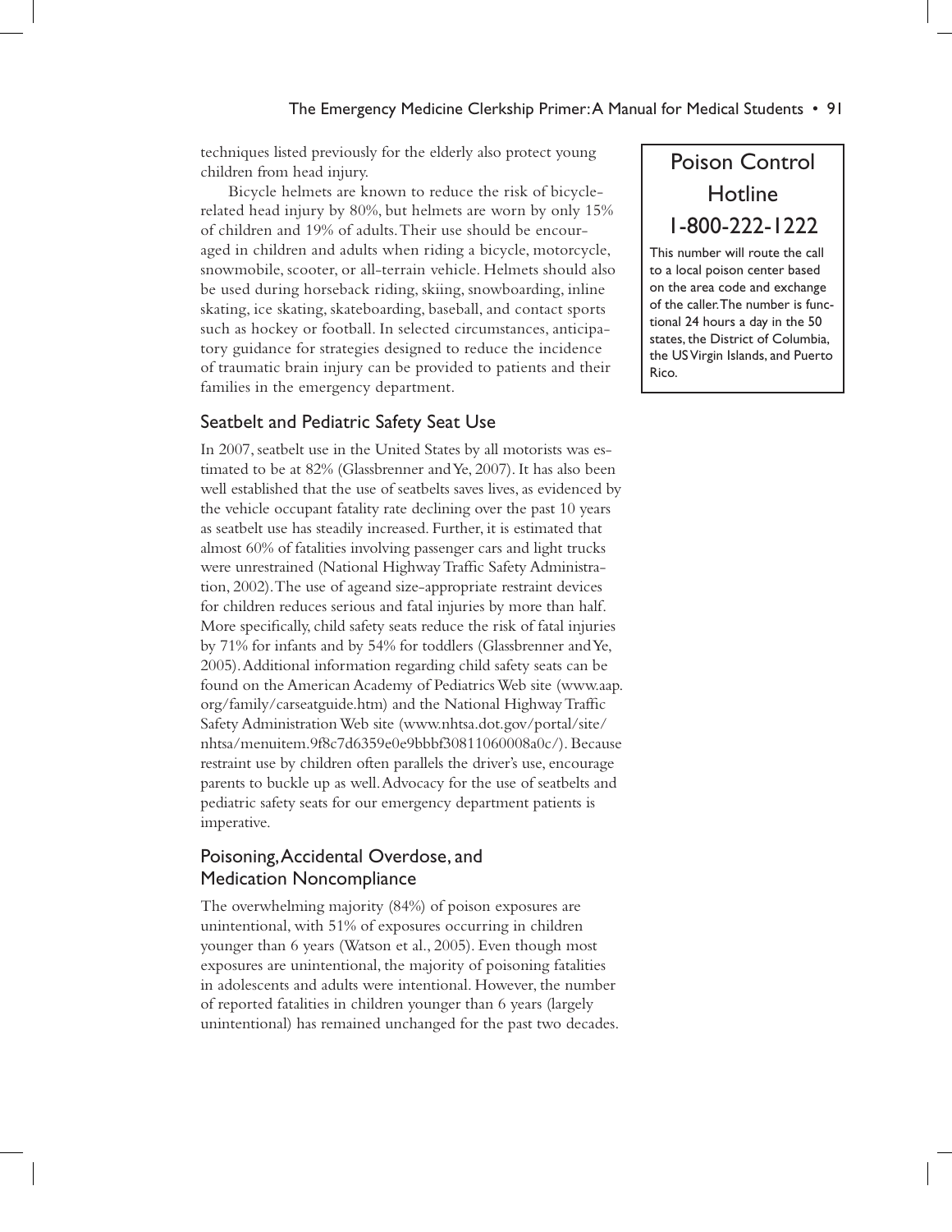techniques listed previously for the elderly also protect young children from head injury.

Bicycle helmets are known to reduce the risk of bicycle-related head injury by 80%, but helmets are worn by only 15% of children and 19% of adults. Their use should be encouraged in children and adults when riding a bicycle, motorcycle, snowmobile, scooter, or all-terrain vehicle. Helmets should also be used during horseback riding, skiing, snowboarding, inline skating, ice skating, skateboarding, baseball, and contact sports such as hockey or football. In selected circumstances, anticipatory guidance for strategies designed to reduce the incidence of traumatic brain injury can be provided to patients and their families in the emergency department.

## Poison Control Hotline 1-800-222-1222

This number will route the call to a local poison center based on the area code and exchange of the caller. The number is functional 24 hours a day in the 50 states, the District of Columbia, the US Virgin Islands, and Puerto Rico.

## Seatbelt and Pediatric Safety Seat Use

In 2007, seatbelt use in the United States by all motorists was estimated to be at 82% (Glassbrenner and Ye, 2007). It has also been well established that the use of seatbelts saves lives, as evidenced by the vehicle occupant fatality rate declining over the past 10 years as seatbelt use has steadily increased. Further, it is estimated that almost 60% of fatalities involving passenger cars and light trucks were unrestrained (National Highway Traffic Safety Administration, 2002). The use of ageand size-appropriate restraint devices for children reduces serious and fatal injuries by more than half. More specifically, child safety seats reduce the risk of fatal injuries by 71% for infants and by 54% for toddlers (Glassbrenner and Ye, 2005). Additional information regarding child safety seats can be found on the American Academy of Pediatrics Web site (www.aap.org/family/carseatguide.htm) and the National Highway Traffic Safety Administration Web site (www.nhtsa.dot.gov/portal/site/nhtsa/menuitem.9f8c7d6359e0e9bbbf30811060008a0c/). Because restraint use by children often parallels the driver's use, encourage parents to buckle up as well. Advocacy for the use of seatbelts and pediatric safety seats for our emergency department patients is imperative.

## Poisoning, Accidental Overdose, and Medication Noncompliance

The overwhelming majority (84%) of poison exposures are unintentional, with 51% of exposures occurring in children younger than 6 years (Watson et al., 2005). Even though most exposures are unintentional, the majority of poisoning fatalities in adolescents and adults were intentional. However, the number of reported fatalities in children younger than 6 years (largely unintentional) has remained unchanged for the past two decades.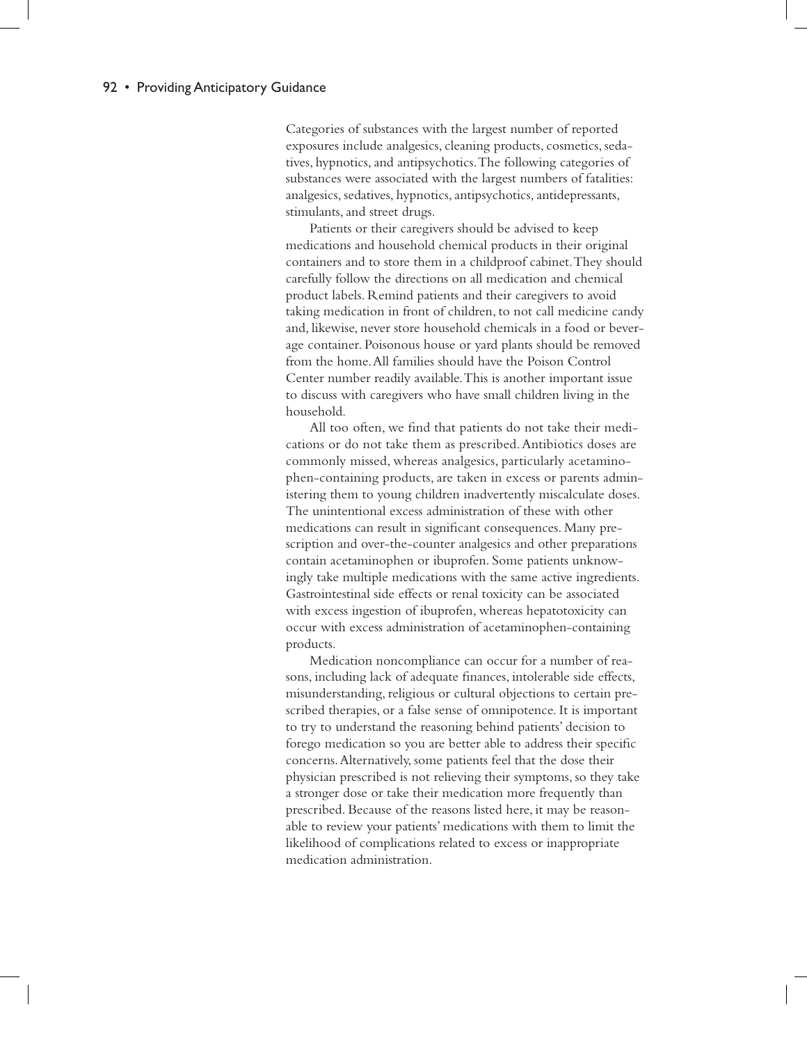Categories of substances with the largest number of reported exposures include analgesics, cleaning products, cosmetics, sedatives, hypnotics, and antipsychotics. The following categories of substances were associated with the largest numbers of fatalities: analgesics, sedatives, hypnotics, antipsychotics, antidepressants, stimulants, and street drugs.

Patients or their caregivers should be advised to keep medications and household chemical products in their original containers and to store them in a childproof cabinet. They should carefully follow the directions on all medication and chemical product labels. Remind patients and their caregivers to avoid taking medication in front of children, to not call medicine candy and, likewise, never store household chemicals in a food or beverage container. Poisonous house or yard plants should be removed from the home. All families should have the Poison Control Center number readily available. This is another important issue to discuss with caregivers who have small children living in the household.

All too often, we find that patients do not take their medications or do not take them as prescribed. Antibiotics doses are commonly missed, whereas analgesics, particularly acetaminophen-containing products, are taken in excess or parents administering them to young children inadvertently miscalculate doses. The unintentional excess administration of these with other medications can result in significant consequences. Many prescription and over-the-counter analgesics and other preparations contain acetaminophen or ibuprofen. Some patients unknowingly take multiple medications with the same active ingredients. Gastrointestinal side effects or renal toxicity can be associated with excess ingestion of ibuprofen, whereas hepatotoxicity can occur with excess administration of acetaminophen-containing products.

Medication noncompliance can occur for a number of reasons, including lack of adequate finances, intolerable side effects, misunderstanding, religious or cultural objections to certain prescribed therapies, or a false sense of omnipotence. It is important to try to understand the reasoning behind patients' decision to forego medication so you are better able to address their specific concerns. Alternatively, some patients feel that the dose their physician prescribed is not relieving their symptoms, so they take a stronger dose or take their medication more frequently than prescribed. Because of the reasons listed here, it may be reasonable to review your patients' medications with them to limit the likelihood of complications related to excess or inappropriate medication administration.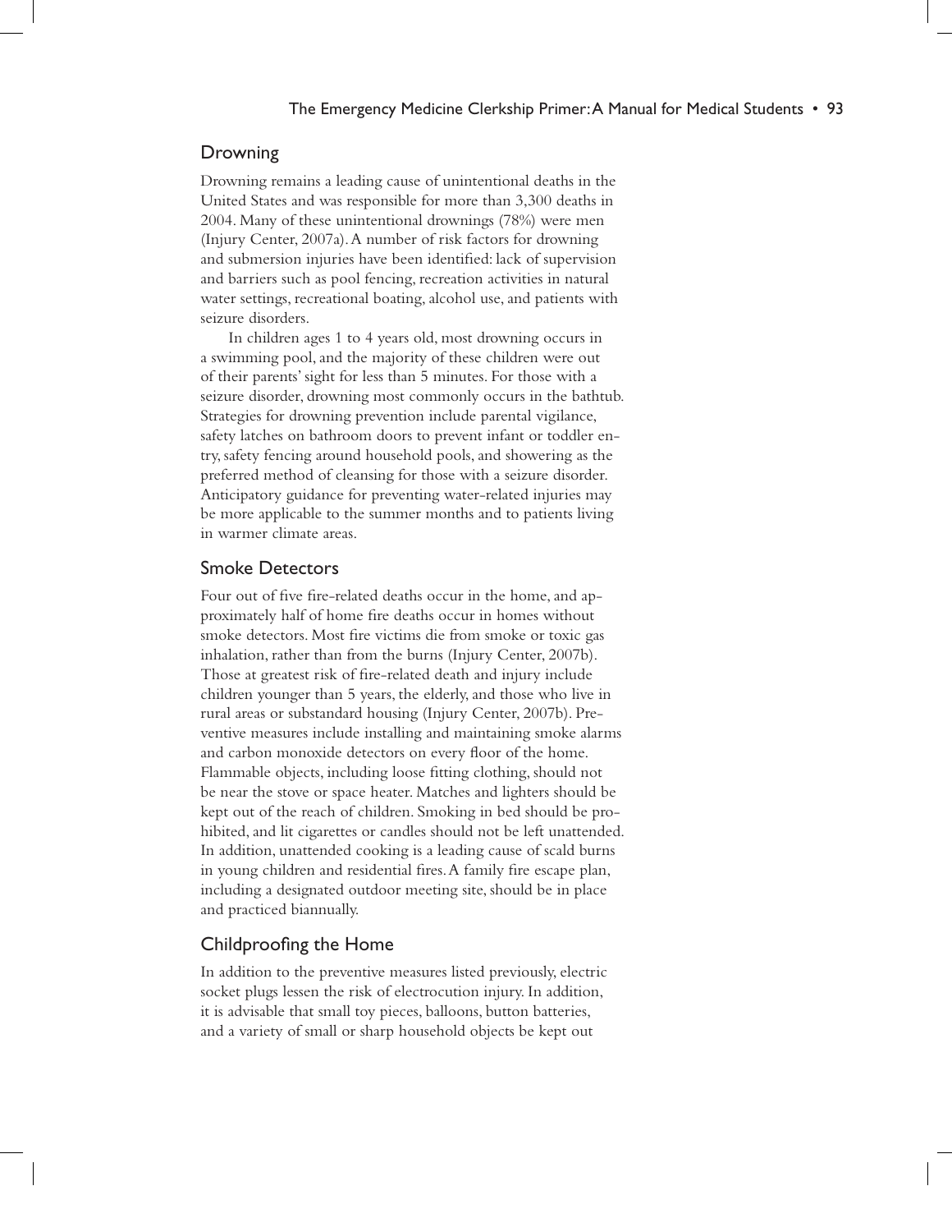## Drowning

Drowning remains a leading cause of unintentional deaths in the United States and was responsible for more than 3,300 deaths in 2004. Many of these unintentional drownings (78%) were men (Injury Center, 2007a). A number of risk factors for drowning and submersion injuries have been identified: lack of supervision and barriers such as pool fencing, recreation activities in natural water settings, recreational boating, alcohol use, and patients with seizure disorders.

In children ages 1 to 4 years old, most drowning occurs in a swimming pool, and the majority of these children were out of their parents' sight for less than 5 minutes. For those with a seizure disorder, drowning most commonly occurs in the bathtub. Strategies for drowning prevention include parental vigilance, safety latches on bathroom doors to prevent infant or toddler entry, safety fencing around household pools, and showering as the preferred method of cleansing for those with a seizure disorder. Anticipatory guidance for preventing water-related injuries may be more applicable to the summer months and to patients living in warmer climate areas.

## Smoke Detectors

Four out of five fire-related deaths occur in the home, and approximately half of home fire deaths occur in homes without smoke detectors. Most fire victims die from smoke or toxic gas inhalation, rather than from the burns (Injury Center, 2007b). Those at greatest risk of fire-related death and injury include children younger than 5 years, the elderly, and those who live in rural areas or substandard housing (Injury Center, 2007b). Preventive measures include installing and maintaining smoke alarms and carbon monoxide detectors on every floor of the home. Flammable objects, including loose fitting clothing, should not be near the stove or space heater. Matches and lighters should be kept out of the reach of children. Smoking in bed should be prohibited, and lit cigarettes or candles should not be left unattended. In addition, unattended cooking is a leading cause of scald burns in young children and residential fires. A family fire escape plan, including a designated outdoor meeting site, should be in place and practiced biannually.

## Childproofing the Home

In addition to the preventive measures listed previously, electric socket plugs lessen the risk of electrocution injury. In addition, it is advisable that small toy pieces, balloons, button batteries, and a variety of small or sharp household objects be kept out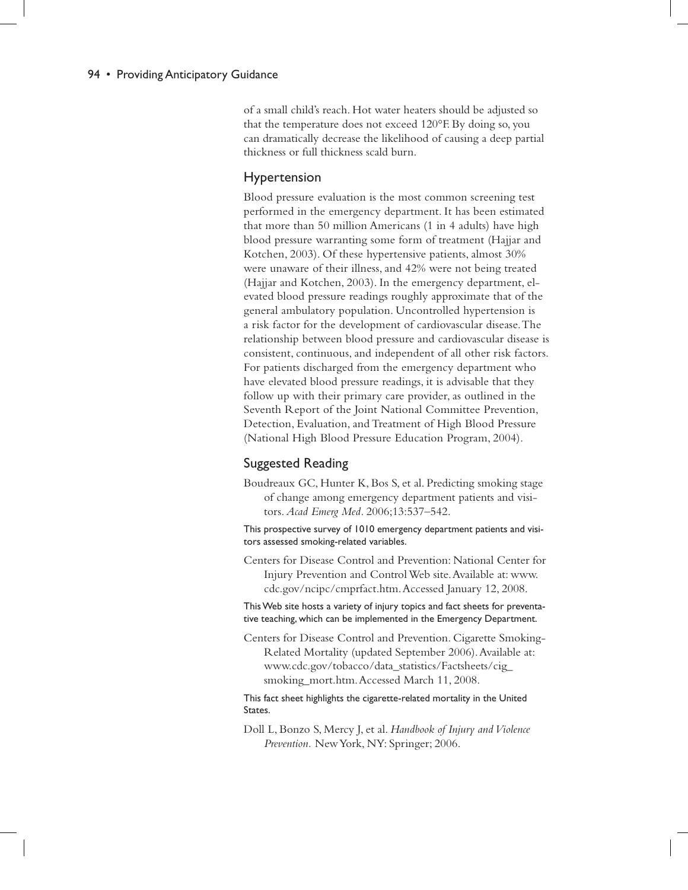of a small child's reach. Hot water heaters should be adjusted so that the temperature does not exceed 120°F. By doing so, you can dramatically decrease the likelihood of causing a deep partial thickness or full thickness scald burn.

## Hypertension

Blood pressure evaluation is the most common screening test performed in the emergency department. It has been estimated that more than 50 million Americans (1 in 4 adults) have high blood pressure warranting some form of treatment (Hajjar and Kotchen, 2003). Of these hypertensive patients, almost 30% were unaware of their illness, and 42% were not being treated (Hajjar and Kotchen, 2003). In the emergency department, elevated blood pressure readings roughly approximate that of the general ambulatory population. Uncontrolled hypertension is a risk factor for the development of cardiovascular disease. The relationship between blood pressure and cardiovascular disease is consistent, continuous, and independent of all other risk factors. For patients discharged from the emergency department who have elevated blood pressure readings, it is advisable that they follow up with their primary care provider, as outlined in the Seventh Report of the Joint National Committee Prevention, Detection, Evaluation, and Treatment of High Blood Pressure (National High Blood Pressure Education Program, 2004).

## Suggested Reading

Boudreaux GC, Hunter K, Bos S, et al. Predicting smoking stage of change among emergency department patients and visitors. *Acad Emerg Med*. 2006;13:537–542.

This prospective survey of 1010 emergency department patients and visitors assessed smoking-related variables.

Centers for Disease Control and Prevention: National Center for Injury Prevention and Control Web site. Available at: www.cdc.gov/ncipc/cmprfact.htm. Accessed January 12, 2008.

This Web site hosts a variety of injury topics and fact sheets for preventative teaching, which can be implemented in the Emergency Department.

Centers for Disease Control and Prevention. Cigarette Smoking-Related Mortality (updated September 2006). Available at: www.cdc.gov/tobacco/data_statistics/Factsheets/cig_smoking_mort.htm. Accessed March 11, 2008.

This fact sheet highlights the cigarette-related mortality in the United States.

Doll L, Bonzo S, Mercy J, et al. *Handbook of Injury and Violence Prevention*. New York, NY: Springer; 2006.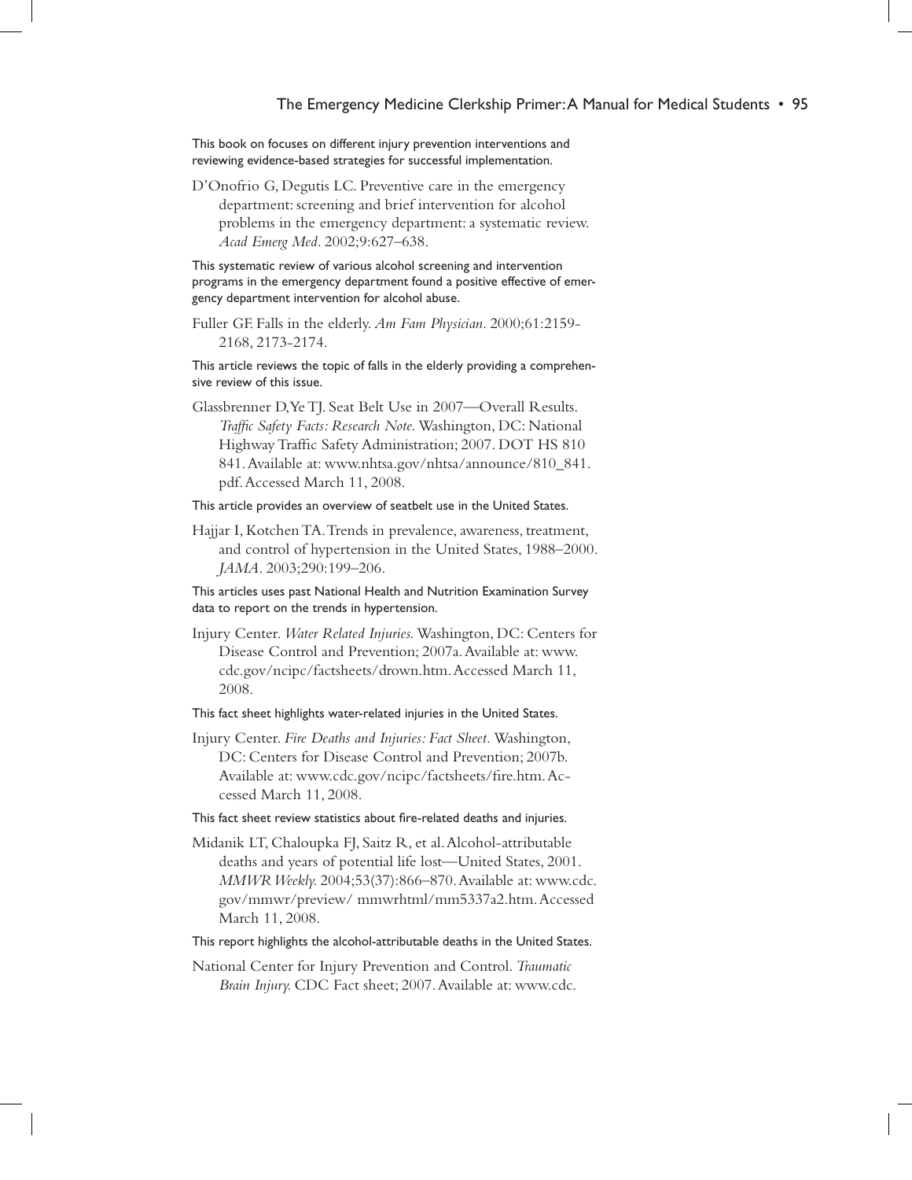This book on focuses on different injury prevention interventions and reviewing evidence-based strategies for successful implementation.

D'Onofrio G, Degutis LC. Preventive care in the emergency department: screening and brief intervention for alcohol problems in the emergency department: a systematic review. *Acad Emerg Med*. 2002;9:627–638.

This systematic review of various alcohol screening and intervention programs in the emergency department found a positive effective of emergency department intervention for alcohol abuse.

Fuller GF. Falls in the elderly. *Am Fam Physician*. 2000;61:2159-2168, 2173-2174.

This article reviews the topic of falls in the elderly providing a comprehensive review of this issue.

Glassbrenner D, Ye TJ. Seat Belt Use in 2007—Overall Results. *Traffic Safety Facts: Research Note.* Washington, DC: National Highway Traffic Safety Administration; 2007. DOT HS 810 841. Available at: www.nhtsa.gov/nhtsa/announce/810_841.pdf. Accessed March 11, 2008.

This article provides an overview of seatbelt use in the United States.

Hajjar I, Kotchen TA. Trends in prevalence, awareness, treatment, and control of hypertension in the United States, 1988–2000. *JAMA*. 2003;290:199–206.

This articles uses past National Health and Nutrition Examination Survey data to report on the trends in hypertension.

Injury Center. *Water Related Injuries.* Washington, DC: Centers for Disease Control and Prevention; 2007a. Available at: www.cdc.gov/ncipc/factsheets/drown.htm. Accessed March 11, 2008.

This fact sheet highlights water-related injuries in the United States.

Injury Center. *Fire Deaths and Injuries: Fact Sheet.* Washington, DC: Centers for Disease Control and Prevention; 2007b. Available at: www.cdc.gov/ncipc/factsheets/fire.htm. Accessed March 11, 2008.

This fact sheet review statistics about fire-related deaths and injuries.

Midanik LT, Chaloupka FJ, Saitz R, et al. Alcohol-attributable deaths and years of potential life lost—United States, 2001. *MMWR Weekly.* 2004;53(37):866–870. Available at: www.cdc.gov/mmwr/preview/ mmwrhtml/mm5337a2.htm. Accessed March 11, 2008.

This report highlights the alcohol-attributable deaths in the United States.

National Center for Injury Prevention and Control. *Traumatic Brain Injury.* CDC Fact sheet; 2007. Available at: www.cdc.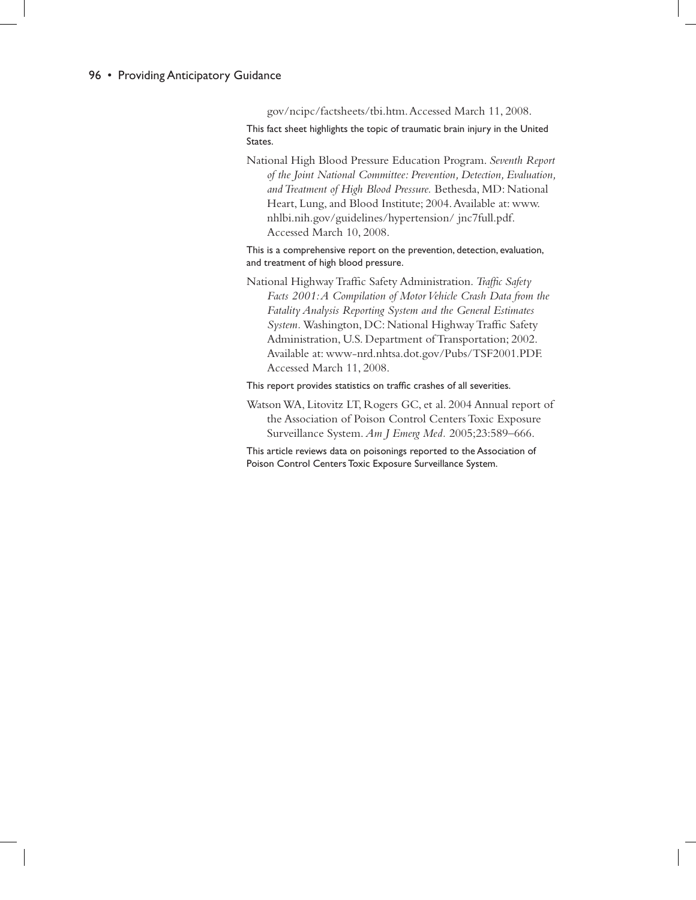gov/ncipc/factsheets/tbi.htm. Accessed March 11, 2008.

This fact sheet highlights the topic of traumatic brain injury in the United States.

National High Blood Pressure Education Program. *Seventh Report of the Joint National Committee: Prevention, Detection, Evaluation, and Treatment of High Blood Pressure.* Bethesda, MD: National Heart, Lung, and Blood Institute; 2004. Available at: www.nhlbi.nih.gov/guidelines/hypertension/ jnc7full.pdf. Accessed March 10, 2008.

This is a comprehensive report on the prevention, detection, evaluation, and treatment of high blood pressure.

National Highway Traffic Safety Administration. *Traffic Safety Facts 2001: A Compilation of Motor Vehicle Crash Data from the Fatality Analysis Reporting System and the General Estimates System.* Washington, DC: National Highway Traffic Safety Administration, U.S. Department of Transportation; 2002. Available at: www-nrd.nhtsa.dot.gov/Pubs/TSF2001.PDF. Accessed March 11, 2008.

This report provides statistics on traffic crashes of all severities.

Watson WA, Litovitz LT, Rogers GC, et al. 2004 Annual report of the Association of Poison Control Centers Toxic Exposure Surveillance System. *Am J Emerg Med.* 2005;23:589–666.

This article reviews data on poisonings reported to the Association of Poison Control Centers Toxic Exposure Surveillance System.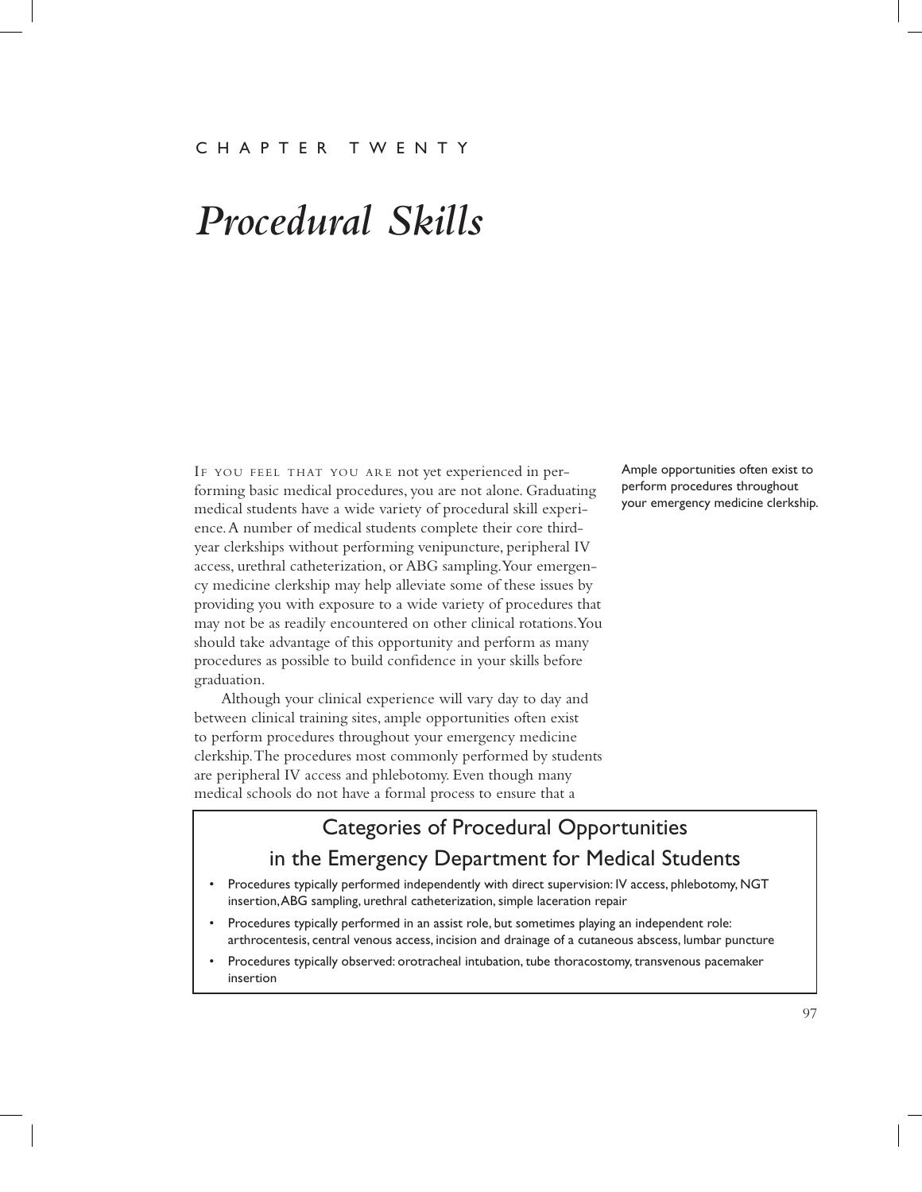CHAPTER TWENTY

# *Procedural Skills*

IF YOU FEEL THAT YOU ARE not yet experienced in performing basic medical procedures, you are not alone. Graduating medical students have a wide variety of procedural skill experience. A number of medical students complete their core third-year clerkships without performing venipuncture, peripheral IV access, urethral catheterization, or ABG sampling. Your emergency medicine clerkship may help alleviate some of these issues by providing you with exposure to a wide variety of procedures that may not be as readily encountered on other clinical rotations. You should take advantage of this opportunity and perform as many procedures as possible to build confidence in your skills before graduation.

Ample opportunities often exist to perform procedures throughout your emergency medicine clerkship.

Although your clinical experience will vary day to day and between clinical training sites, ample opportunities often exist to perform procedures throughout your emergency medicine clerkship. The procedures most commonly performed by students are peripheral IV access and phlebotomy. Even though many medical schools do not have a formal process to ensure that a

## Categories of Procedural Opportunities in the Emergency Department for Medical Students

- Procedures typically performed independently with direct supervision: IV access, phlebotomy, NGT insertion, ABG sampling, urethral catheterization, simple laceration repair
- Procedures typically performed in an assist role, but sometimes playing an independent role: arthrocentesis, central venous access, incision and drainage of a cutaneous abscess, lumbar puncture
- Procedures typically observed: orotracheal intubation, tube thoracostomy, transvenous pacemaker insertion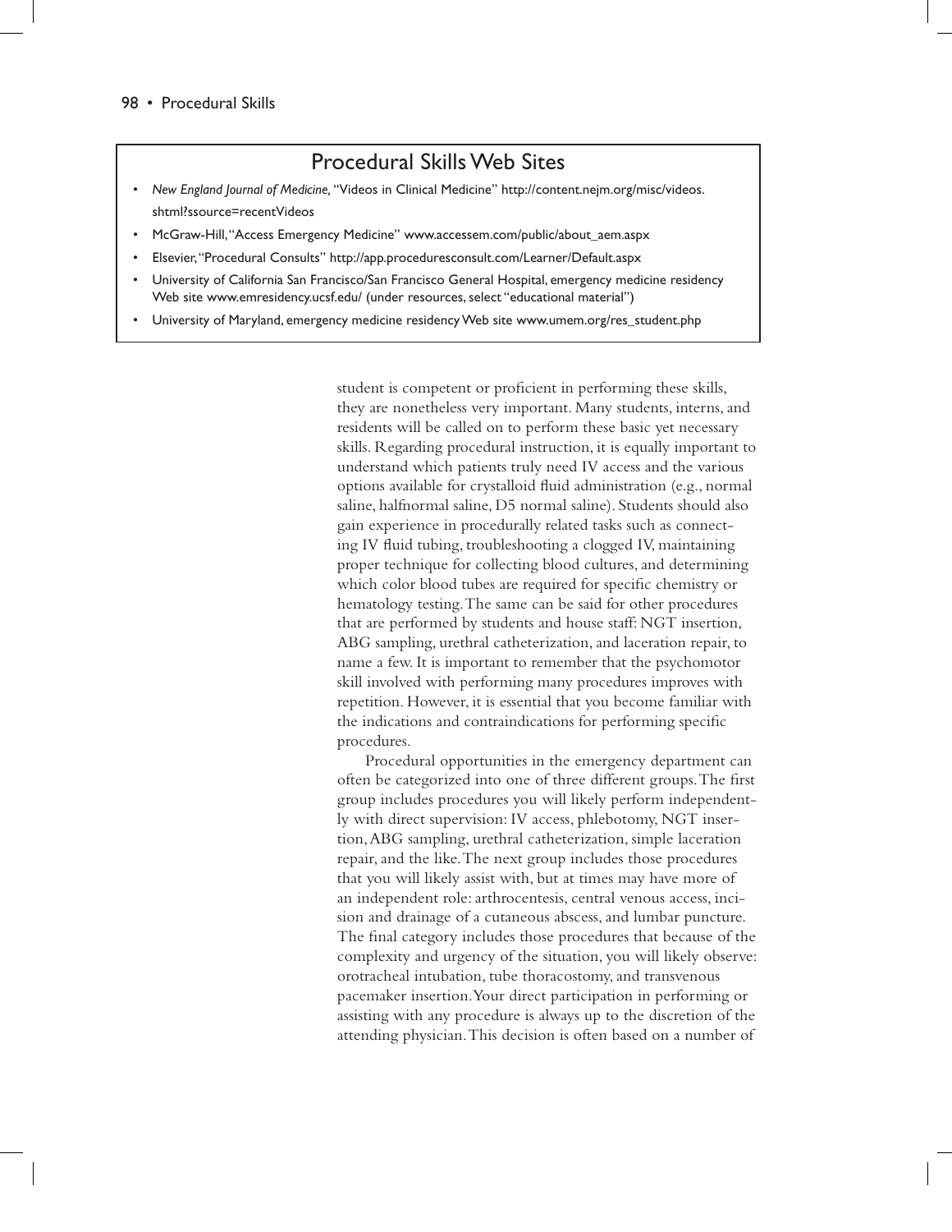## Procedural Skills Web Sites

- *New England Journal of Medicine,* "Videos in Clinical Medicine" http://content.nejm.org/misc/videos.shtml?ssource=recentVideos
- McGraw-Hill, "Access Emergency Medicine" www.accessem.com/public/about_aem.aspx
- Elsevier, "Procedural Consults" http://app.proceduresconsult.com/Learner/Default.aspx
- University of California San Francisco/San Francisco General Hospital, emergency medicine residency Web site www.emresidency.ucsf.edu/ (under resources, select "educational material")
- University of Maryland, emergency medicine residency Web site www.umem.org/res_student.php

student is competent or proficient in performing these skills, they are nonetheless very important. Many students, interns, and residents will be called on to perform these basic yet necessary skills. Regarding procedural instruction, it is equally important to understand which patients truly need IV access and the various options available for crystalloid fluid administration (e.g., normal saline, halfnormal saline, D5 normal saline). Students should also gain experience in procedurally related tasks such as connecting IV fluid tubing, troubleshooting a clogged IV, maintaining proper technique for collecting blood cultures, and determining which color blood tubes are required for specific chemistry or hematology testing. The same can be said for other procedures that are performed by students and house staff: NGT insertion, ABG sampling, urethral catheterization, and laceration repair, to name a few. It is important to remember that the psychomotor skill involved with performing many procedures improves with repetition. However, it is essential that you become familiar with the indications and contraindications for performing specific procedures.

Procedural opportunities in the emergency department can often be categorized into one of three different groups. The first group includes procedures you will likely perform independently with direct supervision: IV access, phlebotomy, NGT insertion, ABG sampling, urethral catheterization, simple laceration repair, and the like. The next group includes those procedures that you will likely assist with, but at times may have more of an independent role: arthrocentesis, central venous access, incision and drainage of a cutaneous abscess, and lumbar puncture. The final category includes those procedures that because of the complexity and urgency of the situation, you will likely observe: orotracheal intubation, tube thoracostomy, and transvenous pacemaker insertion. Your direct participation in performing or assisting with any procedure is always up to the discretion of the attending physician. This decision is often based on a number of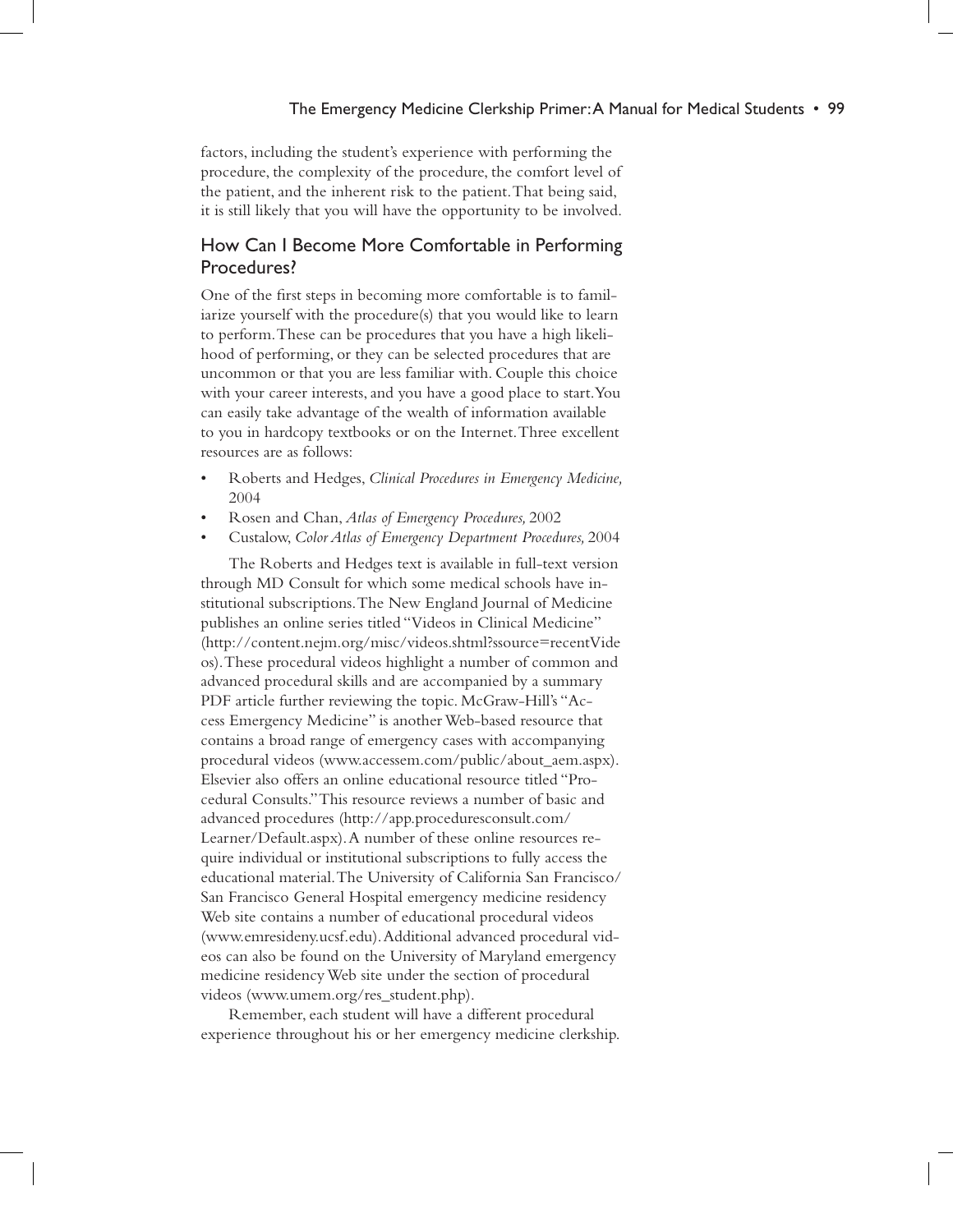factors, including the student's experience with performing the procedure, the complexity of the procedure, the comfort level of the patient, and the inherent risk to the patient. That being said, it is still likely that you will have the opportunity to be involved.

## How Can I Become More Comfortable in Performing Procedures?

One of the first steps in becoming more comfortable is to familiarize yourself with the procedure(s) that you would like to learn to perform. These can be procedures that you have a high likelihood of performing, or they can be selected procedures that are uncommon or that you are less familiar with. Couple this choice with your career interests, and you have a good place to start. You can easily take advantage of the wealth of information available to you in hardcopy textbooks or on the Internet. Three excellent resources are as follows:

- Roberts and Hedges, *Clinical Procedures in Emergency Medicine,* 2004
- Rosen and Chan, *Atlas of Emergency Procedures,* 2002
- Custalow, *Color Atlas of Emergency Department Procedures,* 2004

The Roberts and Hedges text is available in full-text version through MD Consult for which some medical schools have institutional subscriptions. The New England Journal of Medicine publishes an online series titled "Videos in Clinical Medicine" (http://content.nejm.org/misc/videos.shtml?ssource=recentVideos). These procedural videos highlight a number of common and advanced procedural skills and are accompanied by a summary PDF article further reviewing the topic. McGraw-Hill's "Access Emergency Medicine" is another Web-based resource that contains a broad range of emergency cases with accompanying procedural videos (www.accessem.com/public/about_aem.aspx). Elsevier also offers an online educational resource titled "Procedural Consults." This resource reviews a number of basic and advanced procedures (http://app.proceduresconsult.com/Learner/Default.aspx). A number of these online resources require individual or institutional subscriptions to fully access the educational material. The University of California San Francisco/San Francisco General Hospital emergency medicine residency Web site contains a number of educational procedural videos (www.emresideny.ucsf.edu). Additional advanced procedural videos can also be found on the University of Maryland emergency medicine residency Web site under the section of procedural videos (www.umem.org/res_student.php).

Remember, each student will have a different procedural experience throughout his or her emergency medicine clerkship.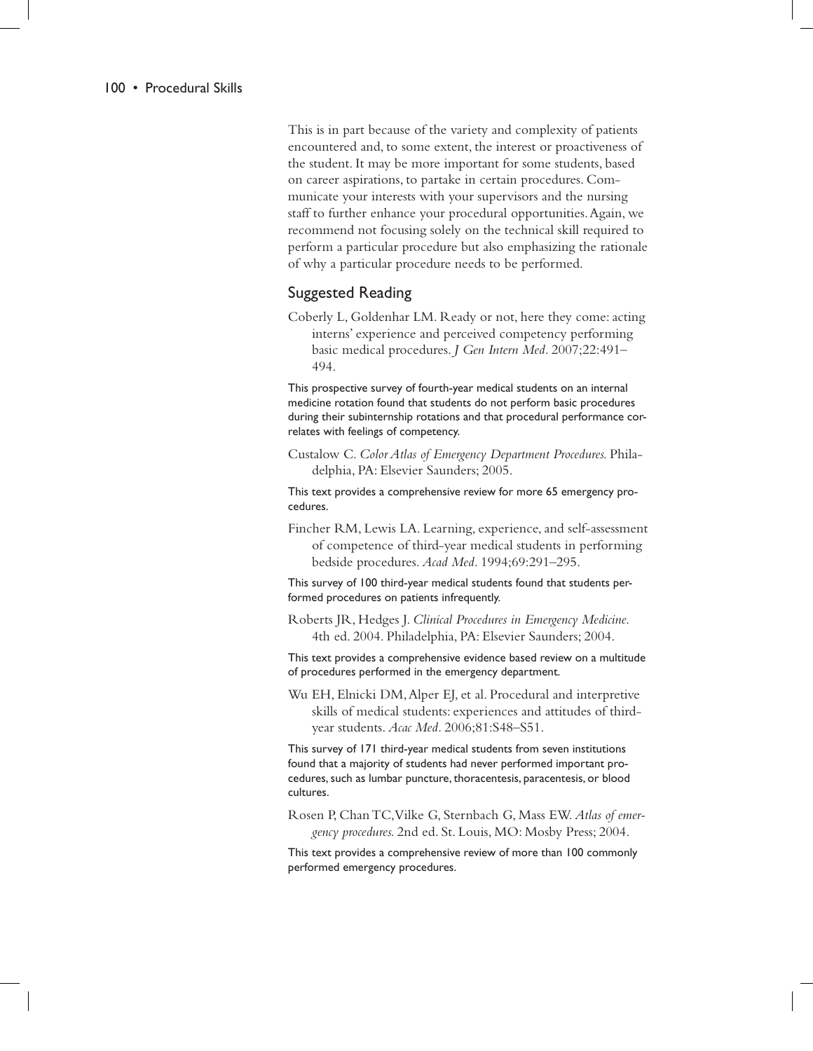This is in part because of the variety and complexity of patients encountered and, to some extent, the interest or proactiveness of the student. It may be more important for some students, based on career aspirations, to partake in certain procedures. Communicate your interests with your supervisors and the nursing staff to further enhance your procedural opportunities. Again, we recommend not focusing solely on the technical skill required to perform a particular procedure but also emphasizing the rationale of why a particular procedure needs to be performed.

## Suggested Reading

Coberly L, Goldenhar LM. Ready or not, here they come: acting interns' experience and perceived competency performing basic medical procedures. *J Gen Intern Med*. 2007;22:491–494.

This prospective survey of fourth-year medical students on an internal medicine rotation found that students do not perform basic procedures during their subinternship rotations and that procedural performance correlates with feelings of competency.

Custalow C. *Color Atlas of Emergency Department Procedures.* Philadelphia, PA: Elsevier Saunders; 2005.

This text provides a comprehensive review for more 65 emergency procedures.

Fincher RM, Lewis LA. Learning, experience, and self-assessment of competence of third-year medical students in performing bedside procedures. *Acad Med*. 1994;69:291–295.

This survey of 100 third-year medical students found that students performed procedures on patients infrequently.

Roberts JR, Hedges J. *Clinical Procedures in Emergency Medicine.* 4th ed. 2004. Philadelphia, PA: Elsevier Saunders; 2004.

This text provides a comprehensive evidence based review on a multitude of procedures performed in the emergency department.

Wu EH, Elnicki DM, Alper EJ, et al. Procedural and interpretive skills of medical students: experiences and attitudes of third-year students. *Acac Med*. 2006;81:S48–S51.

This survey of 171 third-year medical students from seven institutions found that a majority of students had never performed important procedures, such as lumbar puncture, thoracentesis, paracentesis, or blood cultures.

Rosen P, Chan TC, Vilke G, Sternbach G, Mass EW. *Atlas of emergency procedures.* 2nd ed. St. Louis, MO: Mosby Press; 2004.

This text provides a comprehensive review of more than 100 commonly performed emergency procedures.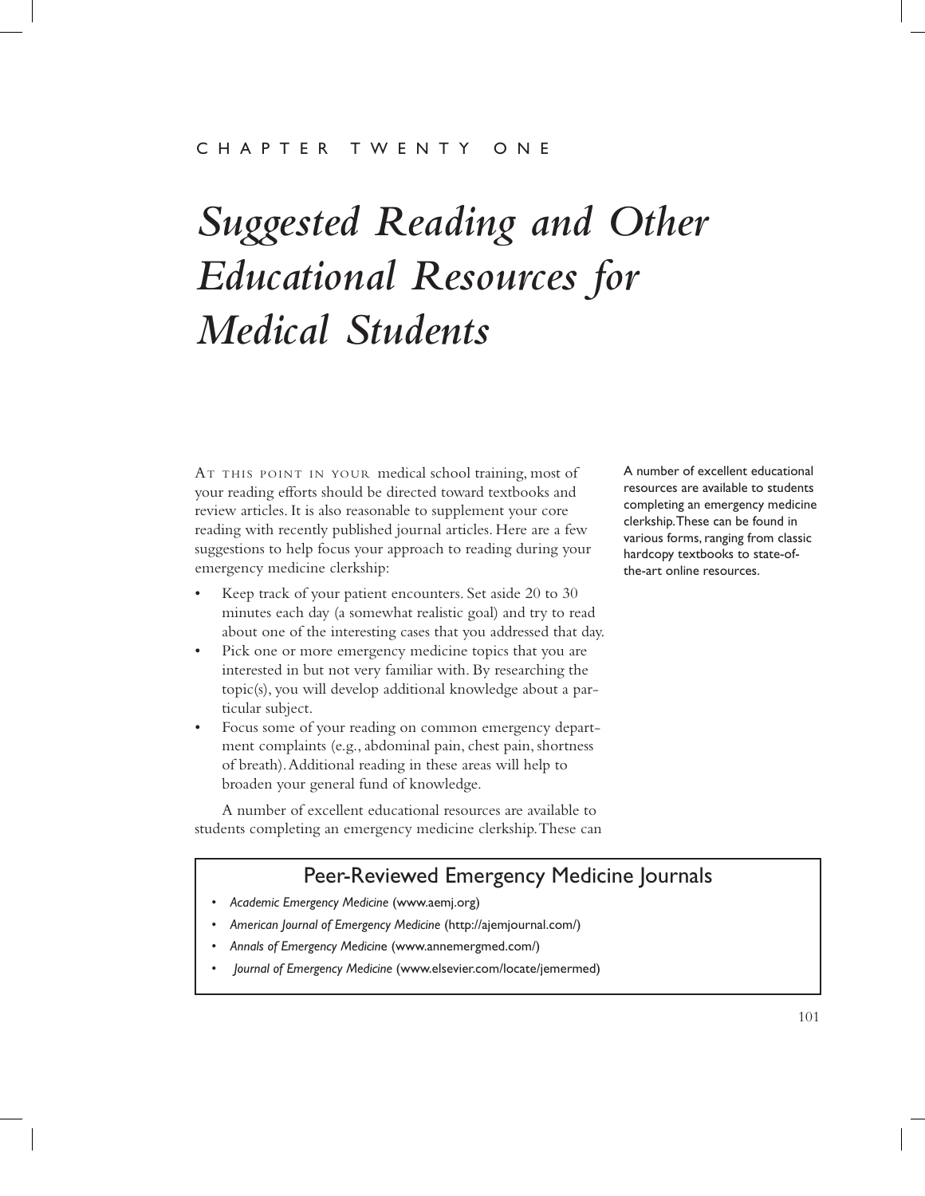CHAPTER TWENTY ONE

# *Suggested Reading and Other Educational Resources for Medical Students*

At this point in your medical school training, most of your reading efforts should be directed toward textbooks and review articles. It is also reasonable to supplement your core reading with recently published journal articles. Here are a few suggestions to help focus your approach to reading during your emergency medicine clerkship:

- Keep track of your patient encounters. Set aside 20 to 30 minutes each day (a somewhat realistic goal) and try to read about one of the interesting cases that you addressed that day.
- Pick one or more emergency medicine topics that you are interested in but not very familiar with. By researching the topic(s), you will develop additional knowledge about a particular subject.
- Focus some of your reading on common emergency department complaints (e.g., abdominal pain, chest pain, shortness of breath). Additional reading in these areas will help to broaden your general fund of knowledge.

A number of excellent educational resources are available to students completing an emergency medicine clerkship. These can

A number of excellent educational resources are available to students completing an emergency medicine clerkship. These can be found in various forms, ranging from classic hardcopy textbooks to state-of-the-art online resources.

## Peer-Reviewed Emergency Medicine Journals

- *Academic Emergency Medicine* (www.aemj.org)
- *American Journal of Emergency Medicine* (http://ajemjournal.com/)
- *Annals of Emergency Medicine* (www.annemergmed.com/)
- *Journal of Emergency Medicine* (www.elsevier.com/locate/jemermed)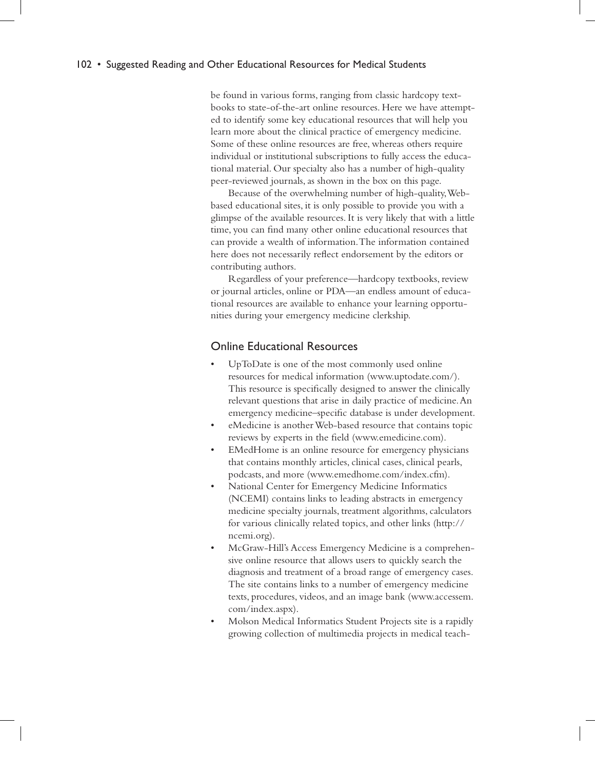be found in various forms, ranging from classic hardcopy textbooks to state-of-the-art online resources. Here we have attempted to identify some key educational resources that will help you learn more about the clinical practice of emergency medicine. Some of these online resources are free, whereas others require individual or institutional subscriptions to fully access the educational material. Our specialty also has a number of high-quality peer-reviewed journals, as shown in the box on this page.

Because of the overwhelming number of high-quality, Web-based educational sites, it is only possible to provide you with a glimpse of the available resources. It is very likely that with a little time, you can find many other online educational resources that can provide a wealth of information. The information contained here does not necessarily reflect endorsement by the editors or contributing authors.

Regardless of your preference—hardcopy textbooks, review or journal articles, online or PDA—an endless amount of educational resources are available to enhance your learning opportunities during your emergency medicine clerkship.

## Online Educational Resources

- UpToDate is one of the most commonly used online resources for medical information (www.uptodate.com/). This resource is specifically designed to answer the clinically relevant questions that arise in daily practice of medicine. An emergency medicine–specific database is under development.
- eMedicine is another Web-based resource that contains topic reviews by experts in the field (www.emedicine.com).
- EMedHome is an online resource for emergency physicians that contains monthly articles, clinical cases, clinical pearls, podcasts, and more (www.emedhome.com/index.cfm).
- National Center for Emergency Medicine Informatics (NCEMI) contains links to leading abstracts in emergency medicine specialty journals, treatment algorithms, calculators for various clinically related topics, and other links (http://ncemi.org).
- McGraw-Hill's Access Emergency Medicine is a comprehensive online resource that allows users to quickly search the diagnosis and treatment of a broad range of emergency cases. The site contains links to a number of emergency medicine texts, procedures, videos, and an image bank (www.accessem.com/index.aspx).
- Molson Medical Informatics Student Projects site is a rapidly growing collection of multimedia projects in medical teach-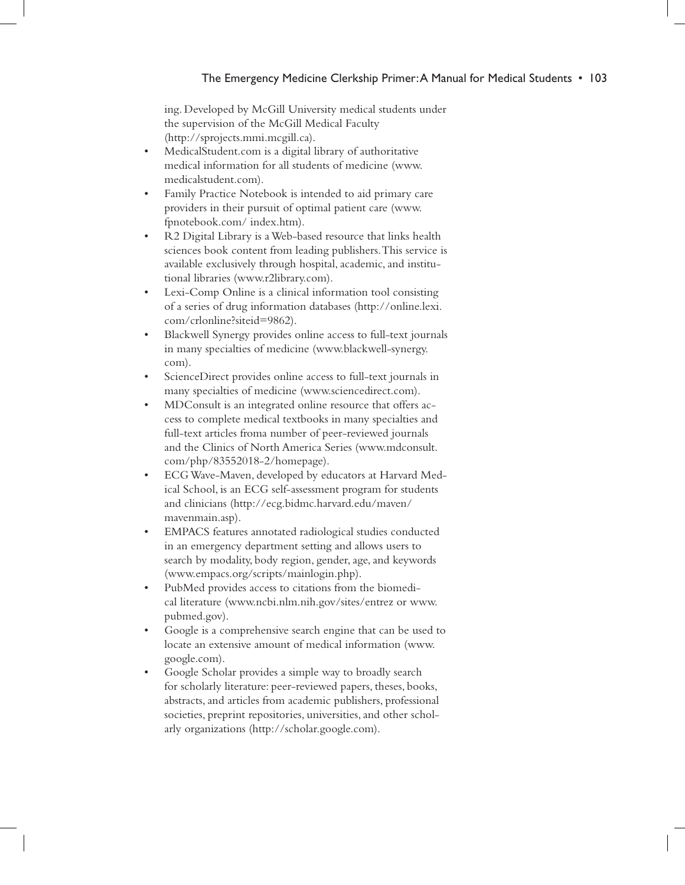ing. Developed by McGill University medical students under the supervision of the McGill Medical Faculty (http://sprojects.mmi.mcgill.ca).

- MedicalStudent.com is a digital library of authoritative medical information for all students of medicine (www.medicalstudent.com).
- Family Practice Notebook is intended to aid primary care providers in their pursuit of optimal patient care (www.fpnotebook.com/ index.htm).
- R2 Digital Library is a Web-based resource that links health sciences book content from leading publishers. This service is available exclusively through hospital, academic, and institutional libraries (www.r2library.com).
- Lexi-Comp Online is a clinical information tool consisting of a series of drug information databases (http://online.lexi.com/crlonline?siteid=9862).
- Blackwell Synergy provides online access to full-text journals in many specialties of medicine (www.blackwell-synergy.com).
- ScienceDirect provides online access to full-text journals in many specialties of medicine (www.sciencedirect.com).
- MDConsult is an integrated online resource that offers access to complete medical textbooks in many specialties and full-text articles froma number of peer-reviewed journals and the Clinics of North America Series (www.mdconsult.com/php/83552018-2/homepage).
- ECG Wave-Maven, developed by educators at Harvard Medical School, is an ECG self-assessment program for students and clinicians (http://ecg.bidmc.harvard.edu/maven/mavenmain.asp).
- EMPACS features annotated radiological studies conducted in an emergency department setting and allows users to search by modality, body region, gender, age, and keywords (www.empacs.org/scripts/mainlogin.php).
- PubMed provides access to citations from the biomedical literature (www.ncbi.nlm.nih.gov/sites/entrez or www.pubmed.gov).
- Google is a comprehensive search engine that can be used to locate an extensive amount of medical information (www.google.com).
- Google Scholar provides a simple way to broadly search for scholarly literature: peer-reviewed papers, theses, books, abstracts, and articles from academic publishers, professional societies, preprint repositories, universities, and other scholarly organizations (http://scholar.google.com).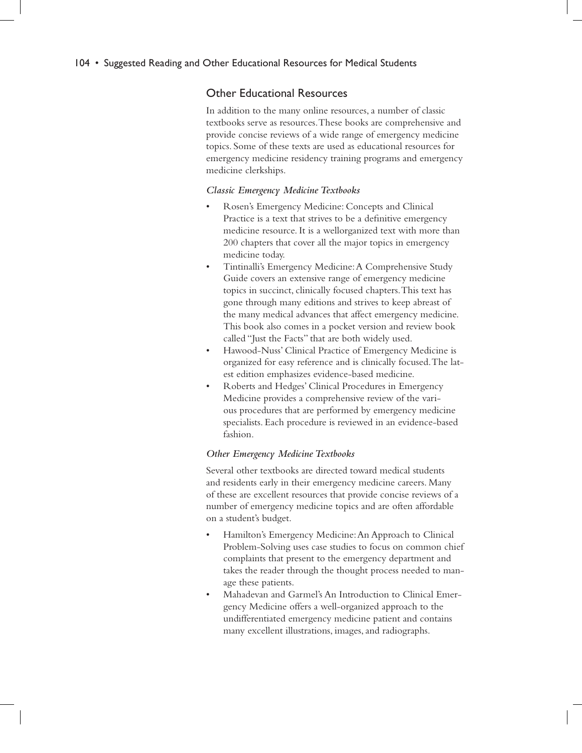## Other Educational Resources

In addition to the many online resources, a number of classic textbooks serve as resources. These books are comprehensive and provide concise reviews of a wide range of emergency medicine topics. Some of these texts are used as educational resources for emergency medicine residency training programs and emergency medicine clerkships.

### *Classic Emergency Medicine Textbooks*

- Rosen's Emergency Medicine: Concepts and Clinical Practice is a text that strives to be a definitive emergency medicine resource. It is a wellorganized text with more than 200 chapters that cover all the major topics in emergency medicine today.
- Tintinalli's Emergency Medicine: A Comprehensive Study Guide covers an extensive range of emergency medicine topics in succinct, clinically focused chapters. This text has gone through many editions and strives to keep abreast of the many medical advances that affect emergency medicine. This book also comes in a pocket version and review book called "Just the Facts" that are both widely used.
- Hawood-Nuss' Clinical Practice of Emergency Medicine is organized for easy reference and is clinically focused. The latest edition emphasizes evidence-based medicine.
- Roberts and Hedges' Clinical Procedures in Emergency Medicine provides a comprehensive review of the various procedures that are performed by emergency medicine specialists. Each procedure is reviewed in an evidence-based fashion.

### *Other Emergency Medicine Textbooks*

Several other textbooks are directed toward medical students and residents early in their emergency medicine careers. Many of these are excellent resources that provide concise reviews of a number of emergency medicine topics and are often affordable on a student's budget.

- Hamilton's Emergency Medicine: An Approach to Clinical Problem-Solving uses case studies to focus on common chief complaints that present to the emergency department and takes the reader through the thought process needed to manage these patients.
- Mahadevan and Garmel's An Introduction to Clinical Emergency Medicine offers a well-organized approach to the undifferentiated emergency medicine patient and contains many excellent illustrations, images, and radiographs.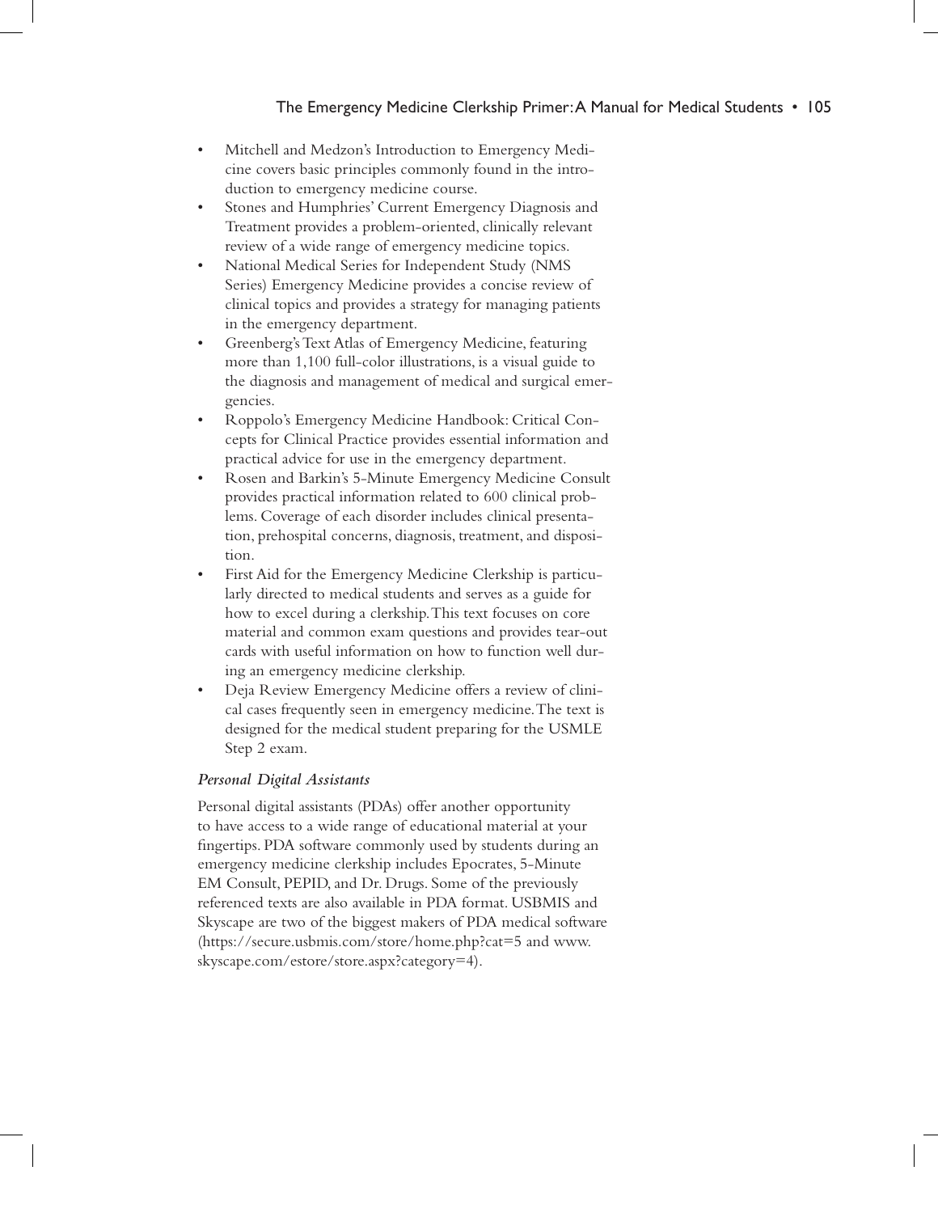- Mitchell and Medzon's Introduction to Emergency Medicine covers basic principles commonly found in the introduction to emergency medicine course.
- Stones and Humphries' Current Emergency Diagnosis and Treatment provides a problem-oriented, clinically relevant review of a wide range of emergency medicine topics.
- National Medical Series for Independent Study (NMS Series) Emergency Medicine provides a concise review of clinical topics and provides a strategy for managing patients in the emergency department.
- Greenberg's Text Atlas of Emergency Medicine, featuring more than 1,100 full-color illustrations, is a visual guide to the diagnosis and management of medical and surgical emergencies.
- Roppolo's Emergency Medicine Handbook: Critical Concepts for Clinical Practice provides essential information and practical advice for use in the emergency department.
- Rosen and Barkin's 5-Minute Emergency Medicine Consult provides practical information related to 600 clinical problems. Coverage of each disorder includes clinical presentation, prehospital concerns, diagnosis, treatment, and disposition.
- First Aid for the Emergency Medicine Clerkship is particularly directed to medical students and serves as a guide for how to excel during a clerkship. This text focuses on core material and common exam questions and provides tear-out cards with useful information on how to function well during an emergency medicine clerkship.
- Deja Review Emergency Medicine offers a review of clinical cases frequently seen in emergency medicine. The text is designed for the medical student preparing for the USMLE Step 2 exam.

#### *Personal Digital Assistants*

Personal digital assistants (PDAs) offer another opportunity to have access to a wide range of educational material at your fingertips. PDA software commonly used by students during an emergency medicine clerkship includes Epocrates, 5-Minute EM Consult, PEPID, and Dr. Drugs. Some of the previously referenced texts are also available in PDA format. USBMIS and Skyscape are two of the biggest makers of PDA medical software (https://secure.usbmis.com/store/home.php?cat=5 and www.skyscape.com/estore/store.aspx?category=4).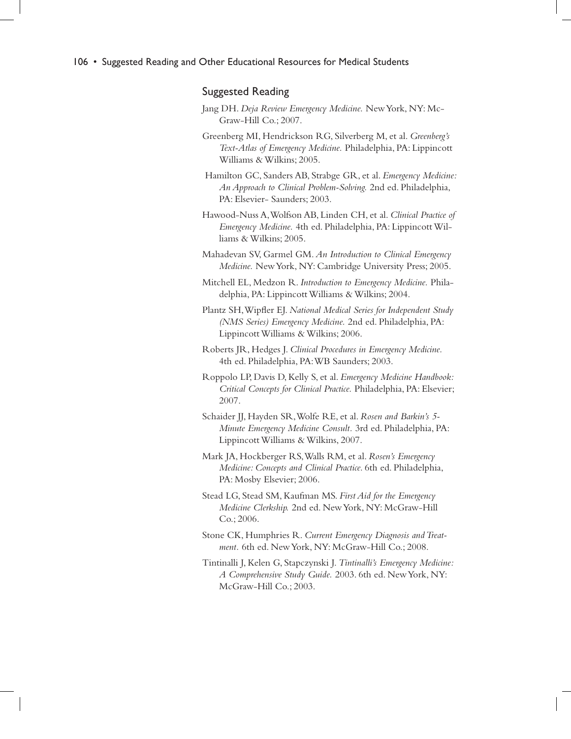## Suggested Reading

Jang DH. *Deja Review Emergency Medicine.* New York, NY: Mc-Graw-Hill Co.; 2007.

Greenberg MI, Hendrickson RG, Silverberg M, et al. *Greenberg's Text-Atlas of Emergency Medicine.* Philadelphia, PA: Lippincott Williams & Wilkins; 2005.

Hamilton GC, Sanders AB, Strabge GR, et al. *Emergency Medicine: An Approach to Clinical Problem-Solving.* 2nd ed. Philadelphia, PA: Elsevier- Saunders; 2003.

Hawood-Nuss A, Wolfson AB, Linden CH, et al. *Clinical Practice of Emergency Medicine.* 4th ed. Philadelphia, PA: Lippincott Williams & Wilkins; 2005.

Mahadevan SV, Garmel GM. *An Introduction to Clinical Emergency Medicine.* New York, NY: Cambridge University Press; 2005.

Mitchell EL, Medzon R. *Introduction to Emergency Medicine.* Philadelphia, PA: Lippincott Williams & Wilkins; 2004.

Plantz SH, Wipfler EJ. *National Medical Series for Independent Study (NMS Series) Emergency Medicine.* 2nd ed. Philadelphia, PA: Lippincott Williams & Wilkins; 2006.

Roberts JR, Hedges J. *Clinical Procedures in Emergency Medicine.* 4th ed. Philadelphia, PA: WB Saunders; 2003.

Roppolo LP, Davis D, Kelly S, et al. *Emergency Medicine Handbook: Critical Concepts for Clinical Practice.* Philadelphia, PA: Elsevier; 2007.

Schaider JJ, Hayden SR, Wolfe RE, et al. *Rosen and Barkin's 5-Minute Emergency Medicine Consult.* 3rd ed. Philadelphia, PA: Lippincott Williams & Wilkins, 2007.

Mark JA, Hockberger RS, Walls RM, et al. *Rosen's Emergency Medicine: Concepts and Clinical Practice.* 6th ed. Philadelphia, PA: Mosby Elsevier; 2006.

Stead LG, Stead SM, Kaufman MS. *First Aid for the Emergency Medicine Clerkship.* 2nd ed. New York, NY: McGraw-Hill Co.; 2006.

Stone CK, Humphries R. *Current Emergency Diagnosis and Treatment.* 6th ed. New York, NY: McGraw-Hill Co.; 2008.

Tintinalli J, Kelen G, Stapczynski J. *Tintinalli's Emergency Medicine: A Comprehensive Study Guide.* 2003. 6th ed. New York, NY: McGraw-Hill Co.; 2003.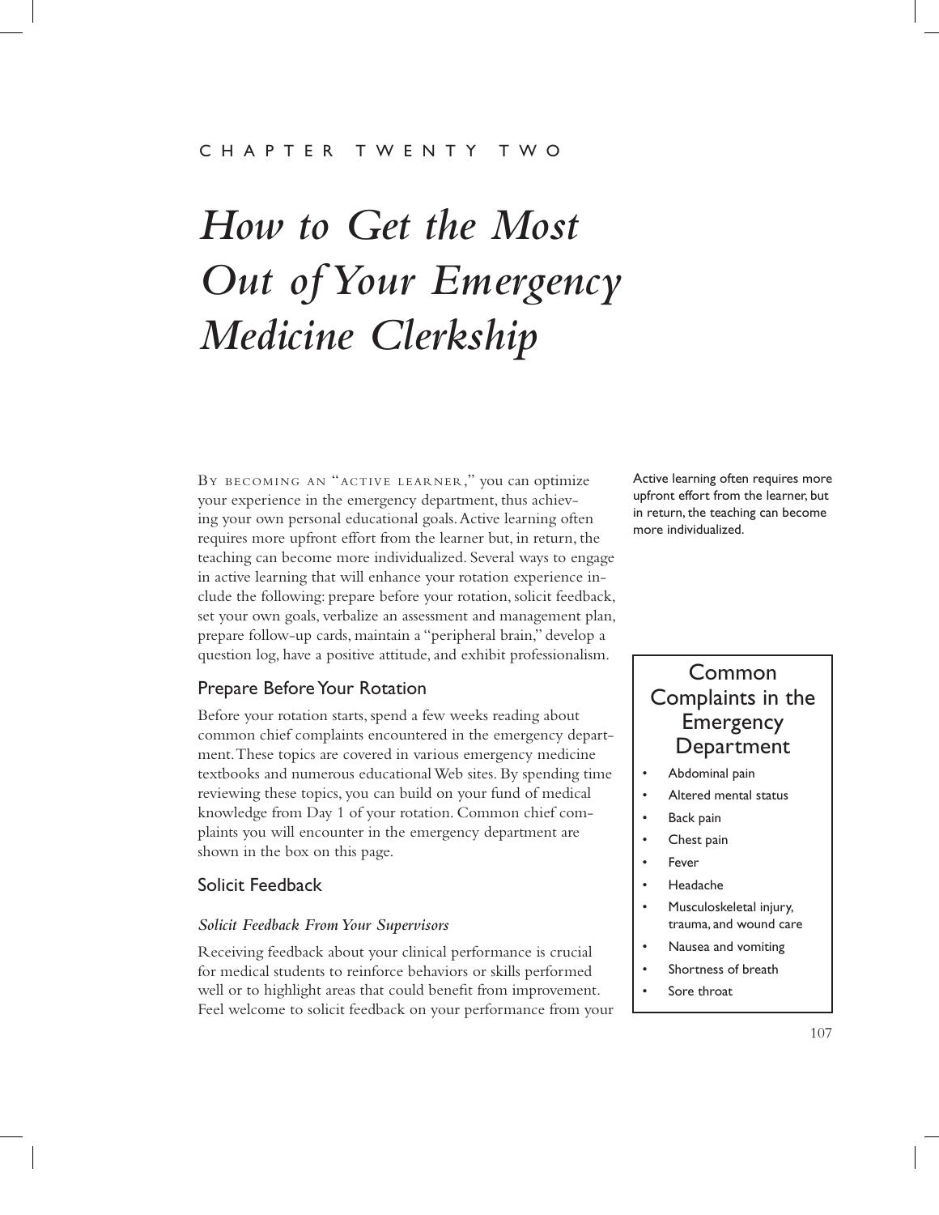CHAPTER TWENTY TWO

# *How to Get the Most Out of Your Emergency Medicine Clerkship*

By becoming an "active learner," you can optimize your experience in the emergency department, thus achieving your own personal educational goals. Active learning often requires more upfront effort from the learner but, in return, the teaching can become more individualized. Several ways to engage in active learning that will enhance your rotation experience include the following: prepare before your rotation, solicit feedback, set your own goals, verbalize an assessment and management plan, prepare follow-up cards, maintain a "peripheral brain," develop a question log, have a positive attitude, and exhibit professionalism.

Active learning often requires more upfront effort from the learner, but in return, the teaching can become more individualized.

## Prepare Before Your Rotation

Before your rotation starts, spend a few weeks reading about common chief complaints encountered in the emergency department. These topics are covered in various emergency medicine textbooks and numerous educational Web sites. By spending time reviewing these topics, you can build on your fund of medical knowledge from Day 1 of your rotation. Common chief complaints you will encounter in the emergency department are shown in the box on this page.

### Common Complaints in the Emergency Department

- Abdominal pain
- Altered mental status
- Back pain
- Chest pain
- Fever
- Headache
- Musculoskeletal injury, trauma, and wound care
- Nausea and vomiting
- Shortness of breath
- Sore throat

## Solicit Feedback

### *Solicit Feedback From Your Supervisors*

Receiving feedback about your clinical performance is crucial for medical students to reinforce behaviors or skills performed well or to highlight areas that could benefit from improvement. Feel welcome to solicit feedback on your performance from your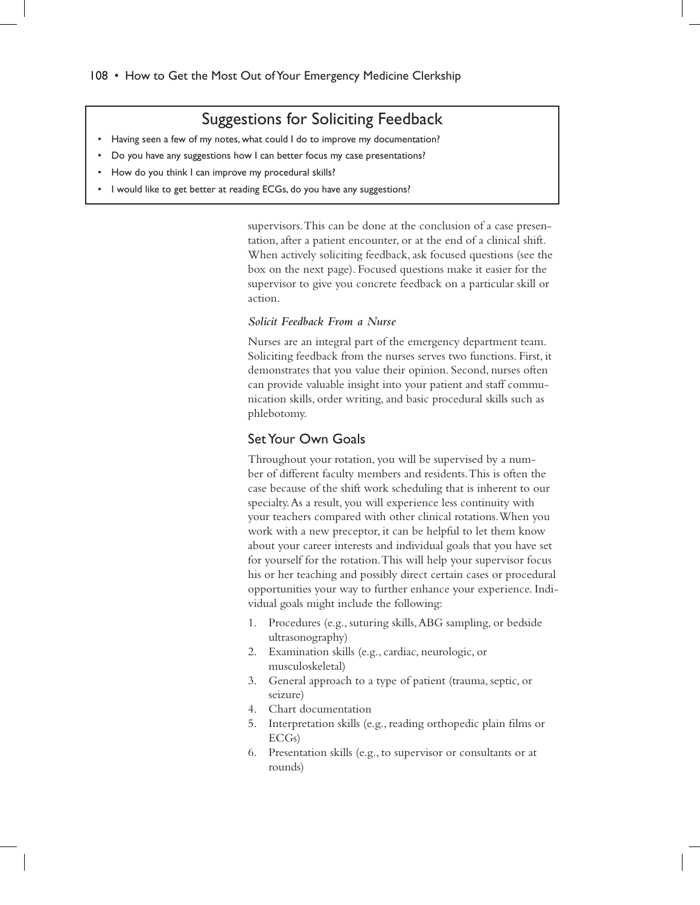## Suggestions for Soliciting Feedback

- Having seen a few of my notes, what could I do to improve my documentation?
- Do you have any suggestions how I can better focus my case presentations?
- How do you think I can improve my procedural skills?
- I would like to get better at reading ECGs, do you have any suggestions?

supervisors. This can be done at the conclusion of a case presentation, after a patient encounter, or at the end of a clinical shift. When actively soliciting feedback, ask focused questions (see the box on the next page). Focused questions make it easier for the supervisor to give you concrete feedback on a particular skill or action.

*Solicit Feedback From a Nurse*

Nurses are an integral part of the emergency department team. Soliciting feedback from the nurses serves two functions. First, it demonstrates that you value their opinion. Second, nurses often can provide valuable insight into your patient and staff communication skills, order writing, and basic procedural skills such as phlebotomy.

### Set Your Own Goals

Throughout your rotation, you will be supervised by a number of different faculty members and residents. This is often the case because of the shift work scheduling that is inherent to our specialty. As a result, you will experience less continuity with your teachers compared with other clinical rotations. When you work with a new preceptor, it can be helpful to let them know about your career interests and individual goals that you have set for yourself for the rotation. This will help your supervisor focus his or her teaching and possibly direct certain cases or procedural opportunities your way to further enhance your experience. Individual goals might include the following:

1. Procedures (e.g., suturing skills, ABG sampling, or bedside ultrasonography)
2. Examination skills (e.g., cardiac, neurologic, or musculoskeletal)
3. General approach to a type of patient (trauma, septic, or seizure)
4. Chart documentation
5. Interpretation skills (e.g., reading orthopedic plain films or ECGs)
6. Presentation skills (e.g., to supervisor or consultants or at rounds)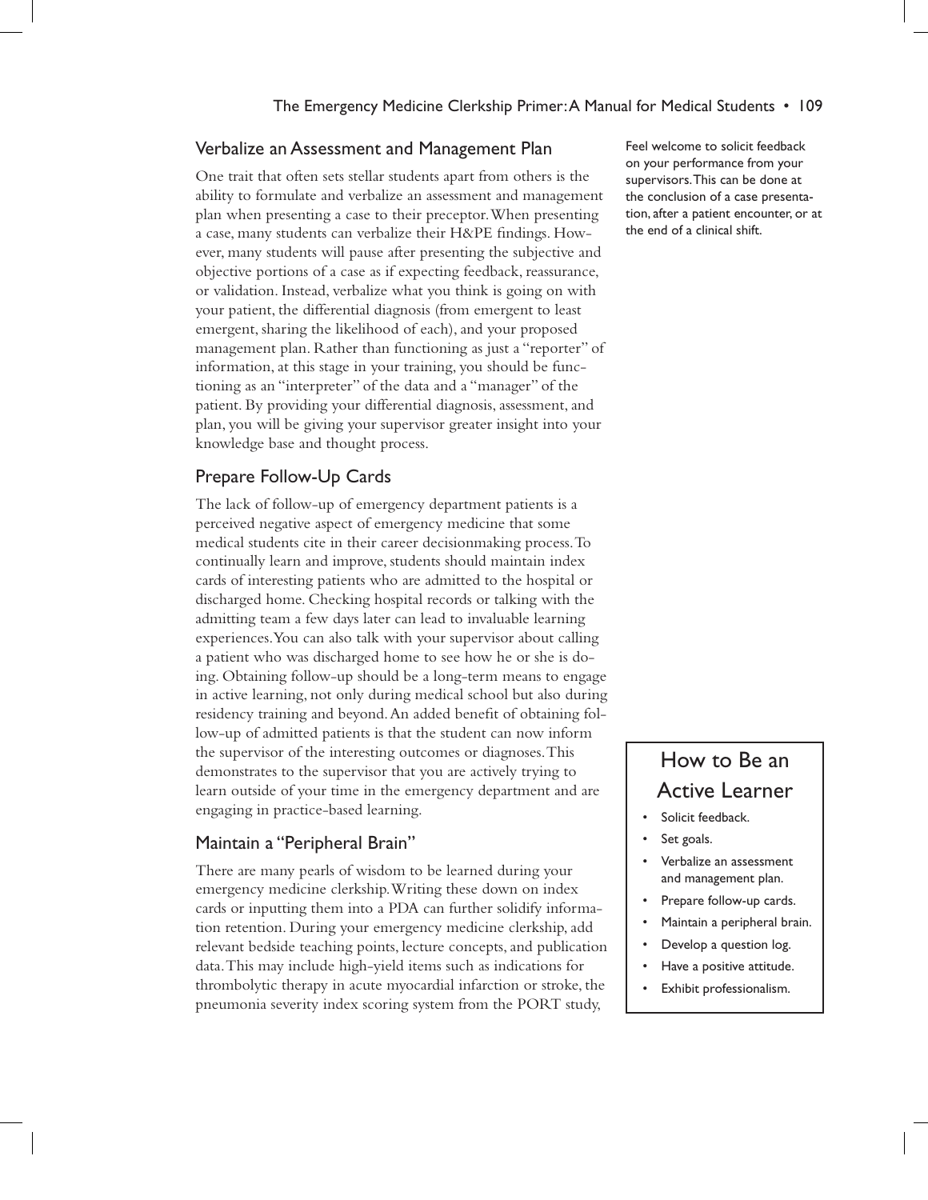## Verbalize an Assessment and Management Plan

One trait that often sets stellar students apart from others is the ability to formulate and verbalize an assessment and management plan when presenting a case to their preceptor. When presenting a case, many students can verbalize their H&PE findings. However, many students will pause after presenting the subjective and objective portions of a case as if expecting feedback, reassurance, or validation. Instead, verbalize what you think is going on with your patient, the differential diagnosis (from emergent to least emergent, sharing the likelihood of each), and your proposed management plan. Rather than functioning as just a "reporter" of information, at this stage in your training, you should be functioning as an "interpreter" of the data and a "manager" of the patient. By providing your differential diagnosis, assessment, and plan, you will be giving your supervisor greater insight into your knowledge base and thought process.

Feel welcome to solicit feedback on your performance from your supervisors. This can be done at the conclusion of a case presentation, after a patient encounter, or at the end of a clinical shift.

## Prepare Follow-Up Cards

The lack of follow-up of emergency department patients is a perceived negative aspect of emergency medicine that some medical students cite in their career decisionmaking process. To continually learn and improve, students should maintain index cards of interesting patients who are admitted to the hospital or discharged home. Checking hospital records or talking with the admitting team a few days later can lead to invaluable learning experiences. You can also talk with your supervisor about calling a patient who was discharged home to see how he or she is doing. Obtaining follow-up should be a long-term means to engage in active learning, not only during medical school but also during residency training and beyond. An added benefit of obtaining follow-up of admitted patients is that the student can now inform the supervisor of the interesting outcomes or diagnoses. This demonstrates to the supervisor that you are actively trying to learn outside of your time in the emergency department and are engaging in practice-based learning.

## Maintain a "Peripheral Brain"

There are many pearls of wisdom to be learned during your emergency medicine clerkship. Writing these down on index cards or inputting them into a PDA can further solidify information retention. During your emergency medicine clerkship, add relevant bedside teaching points, lecture concepts, and publication data. This may include high-yield items such as indications for thrombolytic therapy in acute myocardial infarction or stroke, the pneumonia severity index scoring system from the PORT study,

### How to Be an Active Learner

- Solicit feedback.
- Set goals.
- Verbalize an assessment and management plan.
- Prepare follow-up cards.
- Maintain a peripheral brain.
- Develop a question log.
- Have a positive attitude.
- Exhibit professionalism.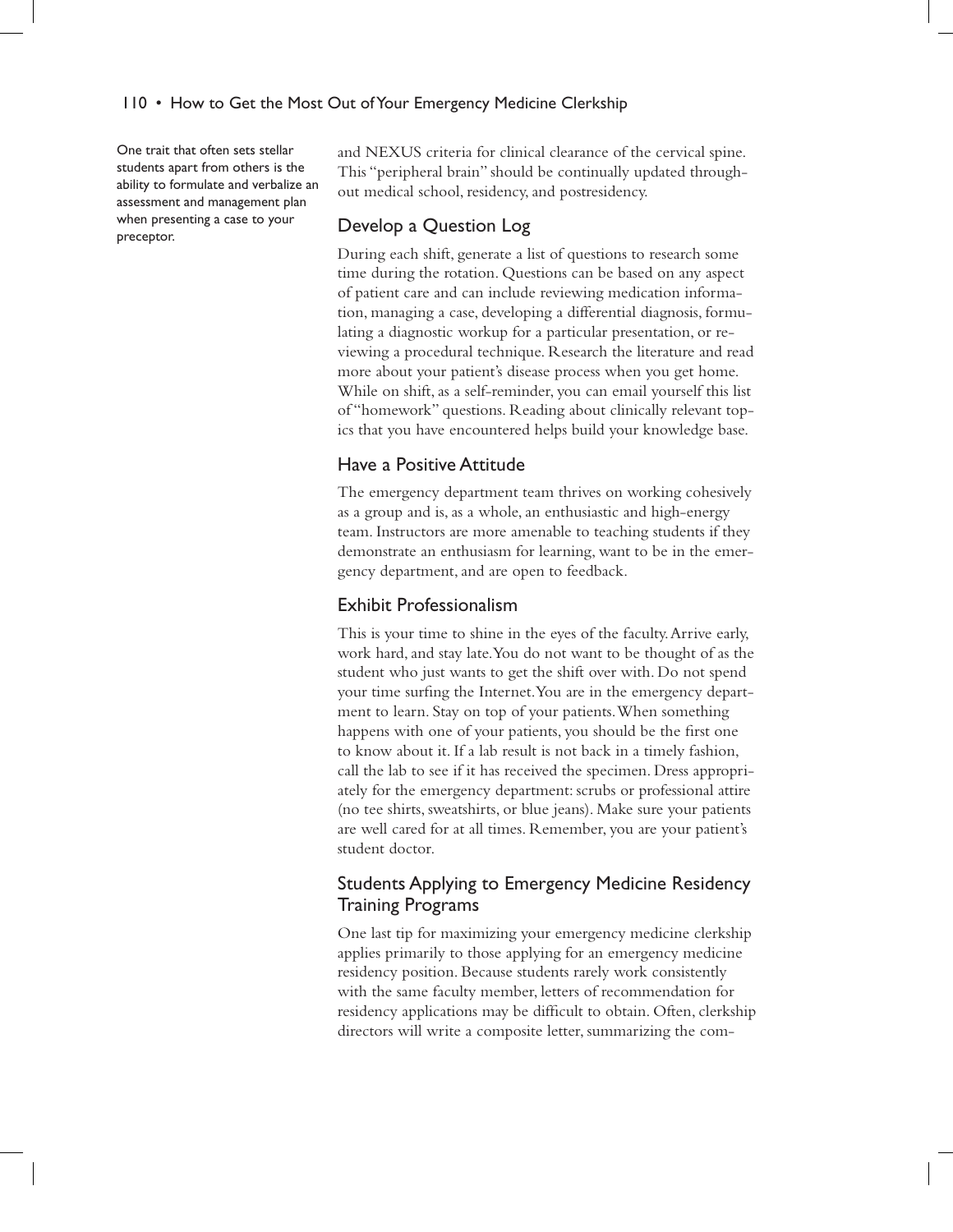One trait that often sets stellar students apart from others is the ability to formulate and verbalize an assessment and management plan when presenting a case to your preceptor.

and NEXUS criteria for clinical clearance of the cervical spine. This "peripheral brain" should be continually updated throughout medical school, residency, and postresidency.

## Develop a Question Log

During each shift, generate a list of questions to research some time during the rotation. Questions can be based on any aspect of patient care and can include reviewing medication information, managing a case, developing a differential diagnosis, formulating a diagnostic workup for a particular presentation, or reviewing a procedural technique. Research the literature and read more about your patient's disease process when you get home. While on shift, as a self-reminder, you can email yourself this list of "homework" questions. Reading about clinically relevant topics that you have encountered helps build your knowledge base.

## Have a Positive Attitude

The emergency department team thrives on working cohesively as a group and is, as a whole, an enthusiastic and high-energy team. Instructors are more amenable to teaching students if they demonstrate an enthusiasm for learning, want to be in the emergency department, and are open to feedback.

## Exhibit Professionalism

This is your time to shine in the eyes of the faculty. Arrive early, work hard, and stay late. You do not want to be thought of as the student who just wants to get the shift over with. Do not spend your time surfing the Internet. You are in the emergency department to learn. Stay on top of your patients. When something happens with one of your patients, you should be the first one to know about it. If a lab result is not back in a timely fashion, call the lab to see if it has received the specimen. Dress appropriately for the emergency department: scrubs or professional attire (no tee shirts, sweatshirts, or blue jeans). Make sure your patients are well cared for at all times. Remember, you are your patient's student doctor.

## Students Applying to Emergency Medicine Residency Training Programs

One last tip for maximizing your emergency medicine clerkship applies primarily to those applying for an emergency medicine residency position. Because students rarely work consistently with the same faculty member, letters of recommendation for residency applications may be difficult to obtain. Often, clerkship directors will write a composite letter, summarizing the com-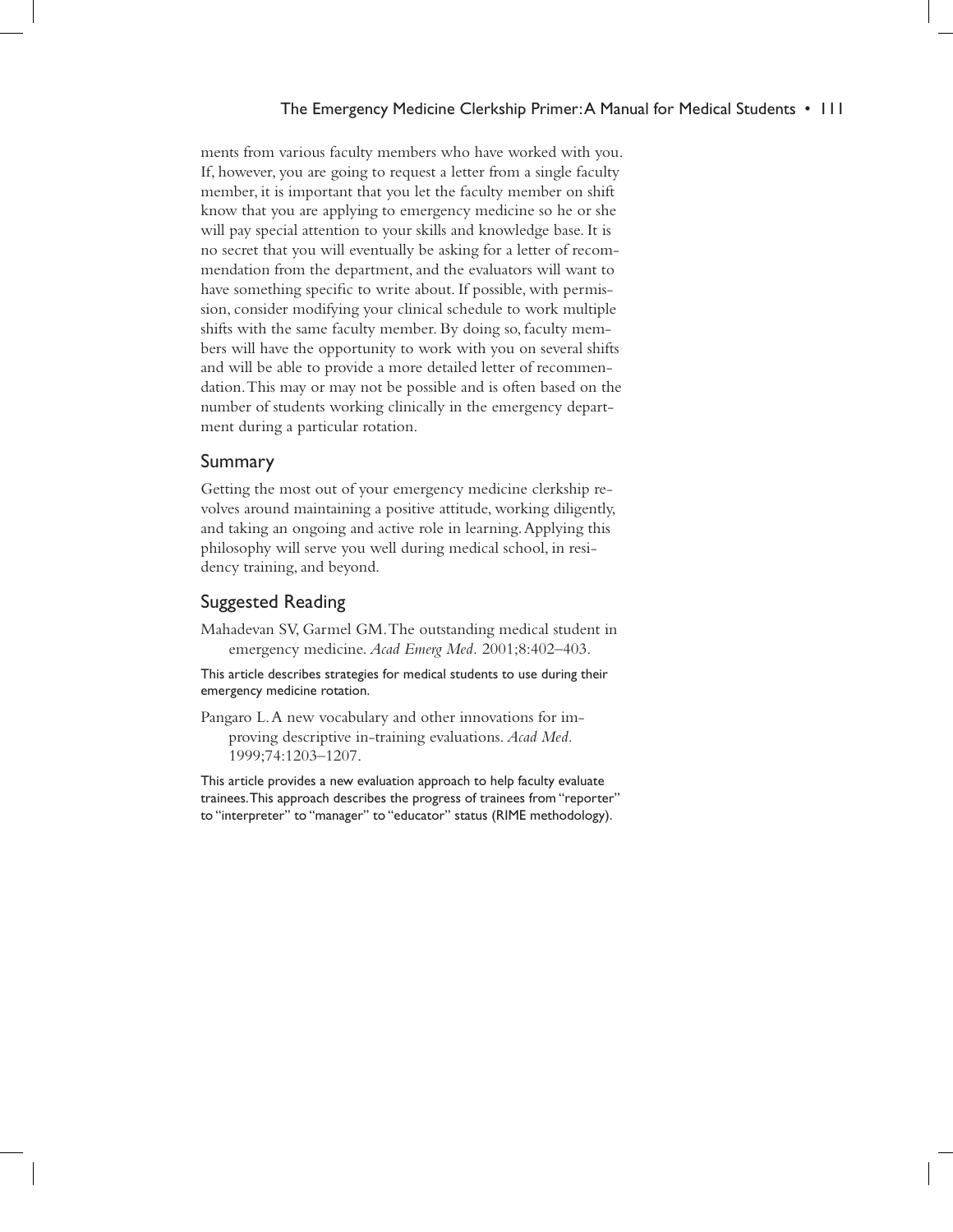ments from various faculty members who have worked with you. If, however, you are going to request a letter from a single faculty member, it is important that you let the faculty member on shift know that you are applying to emergency medicine so he or she will pay special attention to your skills and knowledge base. It is no secret that you will eventually be asking for a letter of recommendation from the department, and the evaluators will want to have something specific to write about. If possible, with permission, consider modifying your clinical schedule to work multiple shifts with the same faculty member. By doing so, faculty members will have the opportunity to work with you on several shifts and will be able to provide a more detailed letter of recommendation. This may or may not be possible and is often based on the number of students working clinically in the emergency department during a particular rotation.

## Summary

Getting the most out of your emergency medicine clerkship revolves around maintaining a positive attitude, working diligently, and taking an ongoing and active role in learning. Applying this philosophy will serve you well during medical school, in residency training, and beyond.

## Suggested Reading

Mahadevan SV, Garmel GM. The outstanding medical student in emergency medicine. *Acad Emerg Med.* 2001;8:402–403.

This article describes strategies for medical students to use during their emergency medicine rotation.

Pangaro L. A new vocabulary and other innovations for improving descriptive in-training evaluations. *Acad Med.* 1999;74:1203–1207.

This article provides a new evaluation approach to help faculty evaluate trainees. This approach describes the progress of trainees from "reporter" to "interpreter" to "manager" to "educator" status (RIME methodology).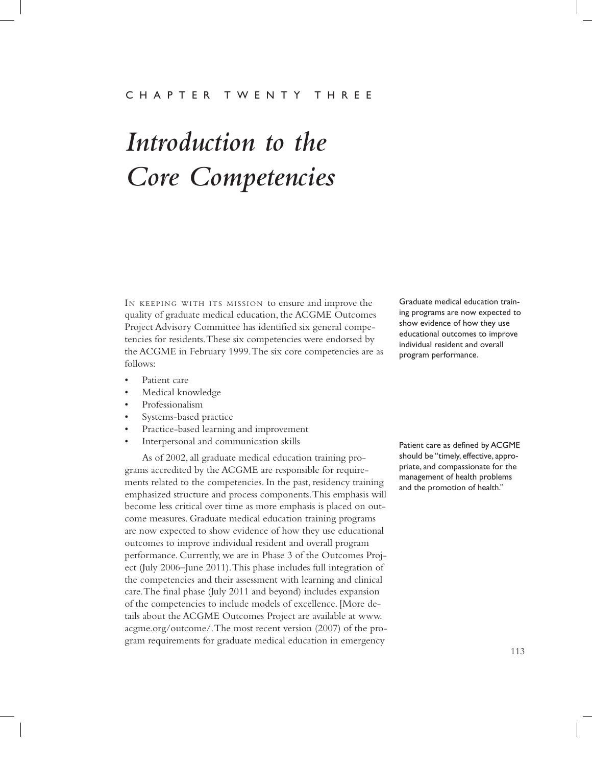CHAPTER TWENTY THREE

# *Introduction to the Core Competencies*

In keeping with its mission to ensure and improve the quality of graduate medical education, the ACGME Outcomes Project Advisory Committee has identified six general competencies for residents. These six competencies were endorsed by the ACGME in February 1999. The six core competencies are as follows:

> Graduate medical education training programs are now expected to show evidence of how they use educational outcomes to improve individual resident and overall program performance.

- Patient care
- Medical knowledge
- Professionalism
- Systems-based practice
- Practice-based learning and improvement
- Interpersonal and communication skills

> Patient care as defined by ACGME should be "timely, effective, appropriate, and compassionate for the management of health problems and the promotion of health."

As of 2002, all graduate medical education training programs accredited by the ACGME are responsible for requirements related to the competencies. In the past, residency training emphasized structure and process components. This emphasis will become less critical over time as more emphasis is placed on outcome measures. Graduate medical education training programs are now expected to show evidence of how they use educational outcomes to improve individual resident and overall program performance. Currently, we are in Phase 3 of the Outcomes Project (July 2006–June 2011). This phase includes full integration of the competencies and their assessment with learning and clinical care. The final phase (July 2011 and beyond) includes expansion of the competencies to include models of excellence. [More details about the ACGME Outcomes Project are available at www.acgme.org/outcome/. The most recent version (2007) of the program requirements for graduate medical education in emergency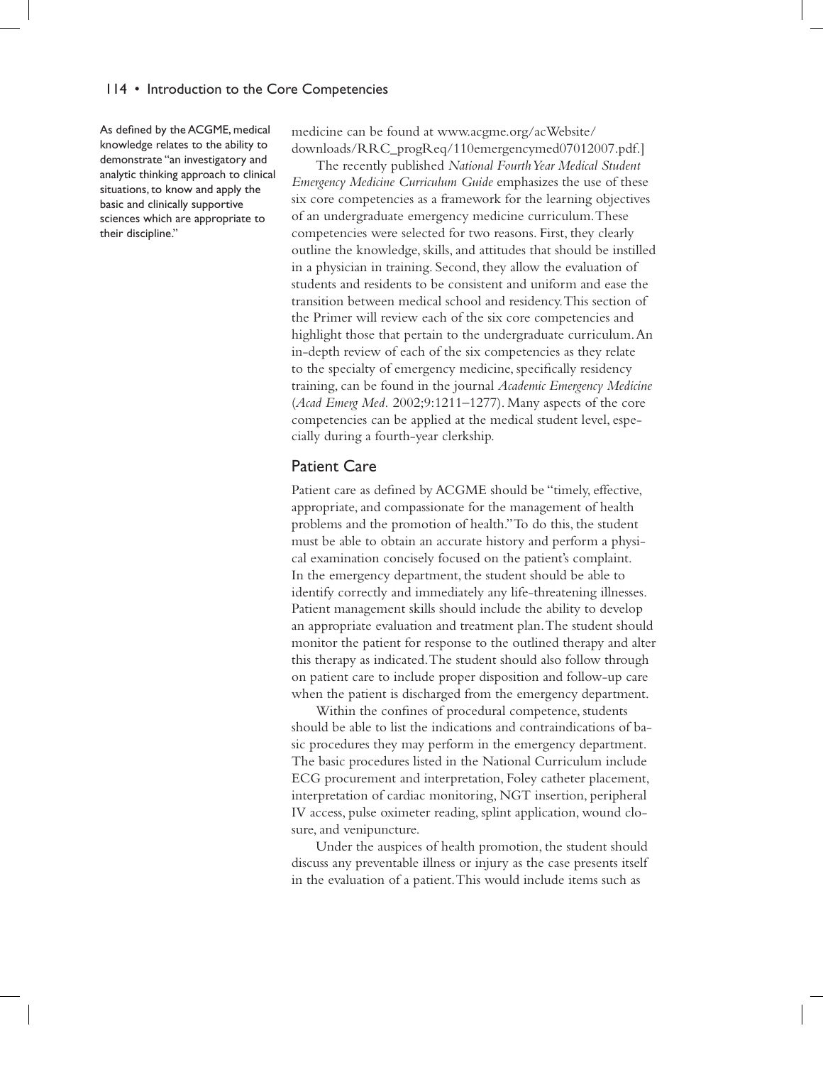As defined by the ACGME, medical knowledge relates to the ability to demonstrate "an investigatory and analytic thinking approach to clinical situations, to know and apply the basic and clinically supportive sciences which are appropriate to their discipline."

medicine can be found at www.acgme.org/acWebsite/downloads/RRC_progReq/110emergencymed07012007.pdf.]

The recently published *National Fourth Year Medical Student Emergency Medicine Curriculum Guide* emphasizes the use of these six core competencies as a framework for the learning objectives of an undergraduate emergency medicine curriculum. These competencies were selected for two reasons. First, they clearly outline the knowledge, skills, and attitudes that should be instilled in a physician in training. Second, they allow the evaluation of students and residents to be consistent and uniform and ease the transition between medical school and residency. This section of the Primer will review each of the six core competencies and highlight those that pertain to the undergraduate curriculum. An in-depth review of each of the six competencies as they relate to the specialty of emergency medicine, specifically residency training, can be found in the journal *Academic Emergency Medicine* (*Acad Emerg Med*. 2002;9:1211–1277). Many aspects of the core competencies can be applied at the medical student level, especially during a fourth-year clerkship.

## Patient Care

Patient care as defined by ACGME should be "timely, effective, appropriate, and compassionate for the management of health problems and the promotion of health." To do this, the student must be able to obtain an accurate history and perform a physical examination concisely focused on the patient's complaint. In the emergency department, the student should be able to identify correctly and immediately any life-threatening illnesses. Patient management skills should include the ability to develop an appropriate evaluation and treatment plan. The student should monitor the patient for response to the outlined therapy and alter this therapy as indicated. The student should also follow through on patient care to include proper disposition and follow-up care when the patient is discharged from the emergency department.

Within the confines of procedural competence, students should be able to list the indications and contraindications of basic procedures they may perform in the emergency department. The basic procedures listed in the National Curriculum include ECG procurement and interpretation, Foley catheter placement, interpretation of cardiac monitoring, NGT insertion, peripheral IV access, pulse oximeter reading, splint application, wound closure, and venipuncture.

Under the auspices of health promotion, the student should discuss any preventable illness or injury as the case presents itself in the evaluation of a patient. This would include items such as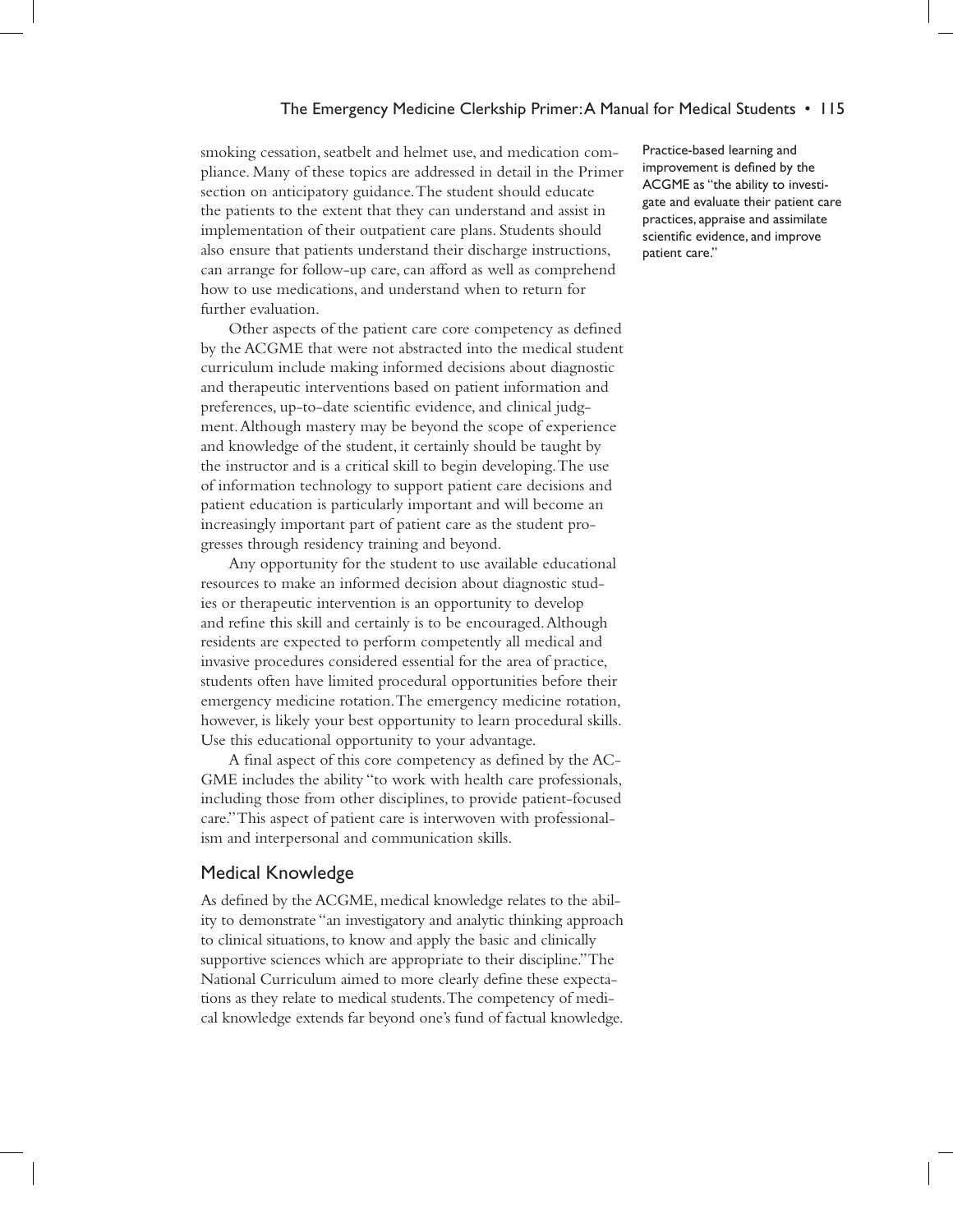smoking cessation, seatbelt and helmet use, and medication compliance. Many of these topics are addressed in detail in the Primer section on anticipatory guidance. The student should educate the patients to the extent that they can understand and assist in implementation of their outpatient care plans. Students should also ensure that patients understand their discharge instructions, can arrange for follow-up care, can afford as well as comprehend how to use medications, and understand when to return for further evaluation.

Other aspects of the patient care core competency as defined by the ACGME that were not abstracted into the medical student curriculum include making informed decisions about diagnostic and therapeutic interventions based on patient information and preferences, up-to-date scientific evidence, and clinical judgment. Although mastery may be beyond the scope of experience and knowledge of the student, it certainly should be taught by the instructor and is a critical skill to begin developing. The use of information technology to support patient care decisions and patient education is particularly important and will become an increasingly important part of patient care as the student progresses through residency training and beyond.

Any opportunity for the student to use available educational resources to make an informed decision about diagnostic studies or therapeutic intervention is an opportunity to develop and refine this skill and certainly is to be encouraged. Although residents are expected to perform competently all medical and invasive procedures considered essential for the area of practice, students often have limited procedural opportunities before their emergency medicine rotation. The emergency medicine rotation, however, is likely your best opportunity to learn procedural skills. Use this educational opportunity to your advantage.

A final aspect of this core competency as defined by the ACGME includes the ability "to work with health care professionals, including those from other disciplines, to provide patient-focused care." This aspect of patient care is interwoven with professionalism and interpersonal and communication skills.

Practice-based learning and improvement is defined by the ACGME as "the ability to investigate and evaluate their patient care practices, appraise and assimilate scientific evidence, and improve patient care."

## Medical Knowledge

As defined by the ACGME, medical knowledge relates to the ability to demonstrate "an investigatory and analytic thinking approach to clinical situations, to know and apply the basic and clinically supportive sciences which are appropriate to their discipline." The National Curriculum aimed to more clearly define these expectations as they relate to medical students. The competency of medical knowledge extends far beyond one's fund of factual knowledge.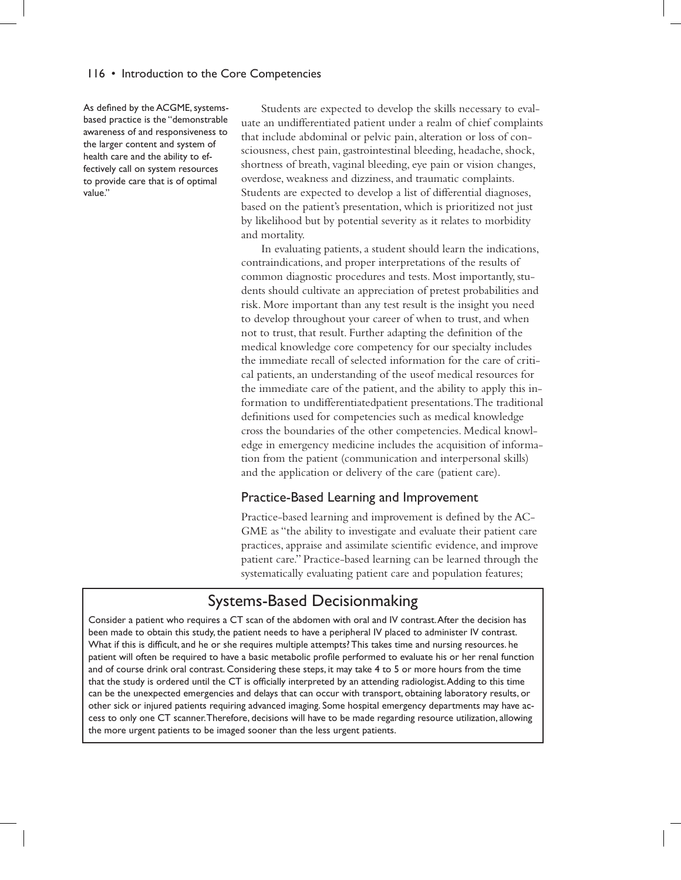As defined by the ACGME, systems-based practice is the "demonstrable awareness of and responsiveness to the larger content and system of health care and the ability to effectively call on system resources to provide care that is of optimal value."

Students are expected to develop the skills necessary to evaluate an undifferentiated patient under a realm of chief complaints that include abdominal or pelvic pain, alteration or loss of consciousness, chest pain, gastrointestinal bleeding, headache, shock, shortness of breath, vaginal bleeding, eye pain or vision changes, overdose, weakness and dizziness, and traumatic complaints. Students are expected to develop a list of differential diagnoses, based on the patient's presentation, which is prioritized not just by likelihood but by potential severity as it relates to morbidity and mortality.

In evaluating patients, a student should learn the indications, contraindications, and proper interpretations of the results of common diagnostic procedures and tests. Most importantly, students should cultivate an appreciation of pretest probabilities and risk. More important than any test result is the insight you need to develop throughout your career of when to trust, and when not to trust, that result. Further adapting the definition of the medical knowledge core competency for our specialty includes the immediate recall of selected information for the care of critical patients, an understanding of the useof medical resources for the immediate care of the patient, and the ability to apply this information to undifferentiatedpatient presentations. The traditional definitions used for competencies such as medical knowledge cross the boundaries of the other competencies. Medical knowledge in emergency medicine includes the acquisition of information from the patient (communication and interpersonal skills) and the application or delivery of the care (patient care).

## Practice-Based Learning and Improvement

Practice-based learning and improvement is defined by the ACGME as "the ability to investigate and evaluate their patient care practices, appraise and assimilate scientific evidence, and improve patient care." Practice-based learning can be learned through the systematically evaluating patient care and population features;

### Systems-Based Decisionmaking

Consider a patient who requires a CT scan of the abdomen with oral and IV contrast. After the decision has been made to obtain this study, the patient needs to have a peripheral IV placed to administer IV contrast. What if this is difficult, and he or she requires multiple attempts? This takes time and nursing resources. he patient will often be required to have a basic metabolic profile performed to evaluate his or her renal function and of course drink oral contrast. Considering these steps, it may take 4 to 5 or more hours from the time that the study is ordered until the CT is officially interpreted by an attending radiologist. Adding to this time can be the unexpected emergencies and delays that can occur with transport, obtaining laboratory results, or other sick or injured patients requiring advanced imaging. Some hospital emergency departments may have access to only one CT scanner. Therefore, decisions will have to be made regarding resource utilization, allowing the more urgent patients to be imaged sooner than the less urgent patients.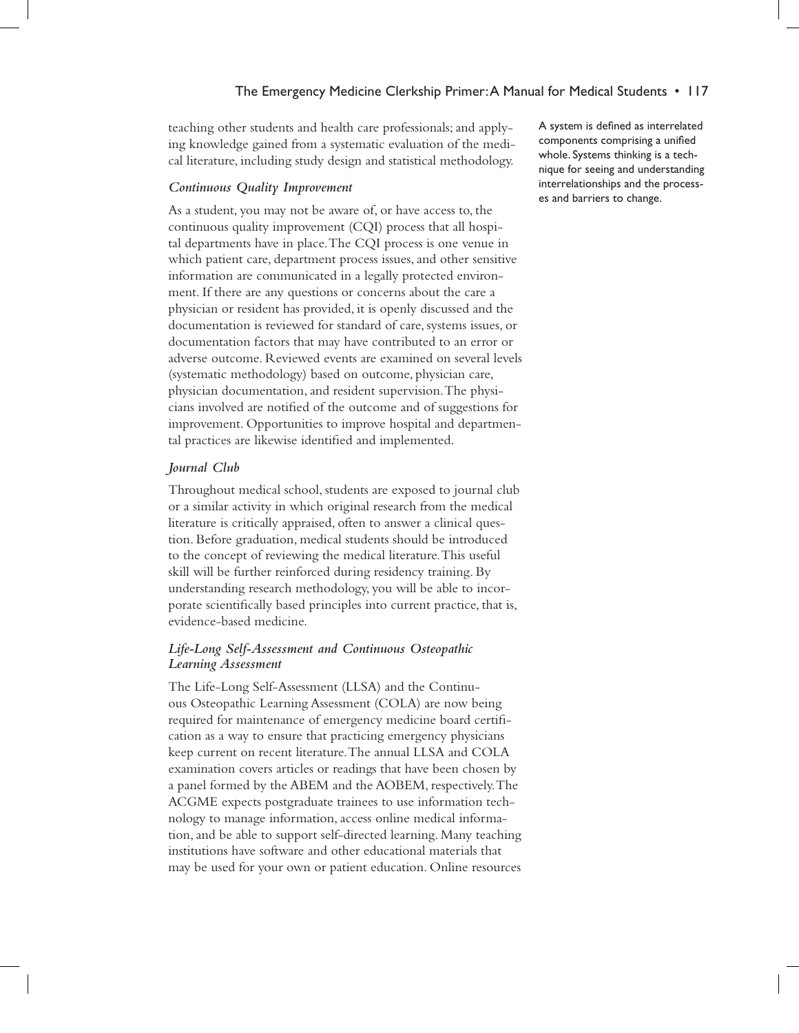teaching other students and health care professionals; and applying knowledge gained from a systematic evaluation of the medical literature, including study design and statistical methodology.

A system is defined as interrelated components comprising a unified whole. Systems thinking is a technique for seeing and understanding interrelationships and the processes and barriers to change.

### *Continuous Quality Improvement*

As a student, you may not be aware of, or have access to, the continuous quality improvement (CQI) process that all hospital departments have in place. The CQI process is one venue in which patient care, department process issues, and other sensitive information are communicated in a legally protected environment. If there are any questions or concerns about the care a physician or resident has provided, it is openly discussed and the documentation is reviewed for standard of care, systems issues, or documentation factors that may have contributed to an error or adverse outcome. Reviewed events are examined on several levels (systematic methodology) based on outcome, physician care, physician documentation, and resident supervision. The physicians involved are notified of the outcome and of suggestions for improvement. Opportunities to improve hospital and departmental practices are likewise identified and implemented.

### *Journal Club*

Throughout medical school, students are exposed to journal club or a similar activity in which original research from the medical literature is critically appraised, often to answer a clinical question. Before graduation, medical students should be introduced to the concept of reviewing the medical literature. This useful skill will be further reinforced during residency training. By understanding research methodology, you will be able to incorporate scientifically based principles into current practice, that is, evidence-based medicine.

### *Life-Long Self-Assessment and Continuous Osteopathic Learning Assessment*

The Life-Long Self-Assessment (LLSA) and the Continuous Osteopathic Learning Assessment (COLA) are now being required for maintenance of emergency medicine board certification as a way to ensure that practicing emergency physicians keep current on recent literature. The annual LLSA and COLA examination covers articles or readings that have been chosen by a panel formed by the ABEM and the AOBEM, respectively. The ACGME expects postgraduate trainees to use information technology to manage information, access online medical information, and be able to support self-directed learning. Many teaching institutions have software and other educational materials that may be used for your own or patient education. Online resources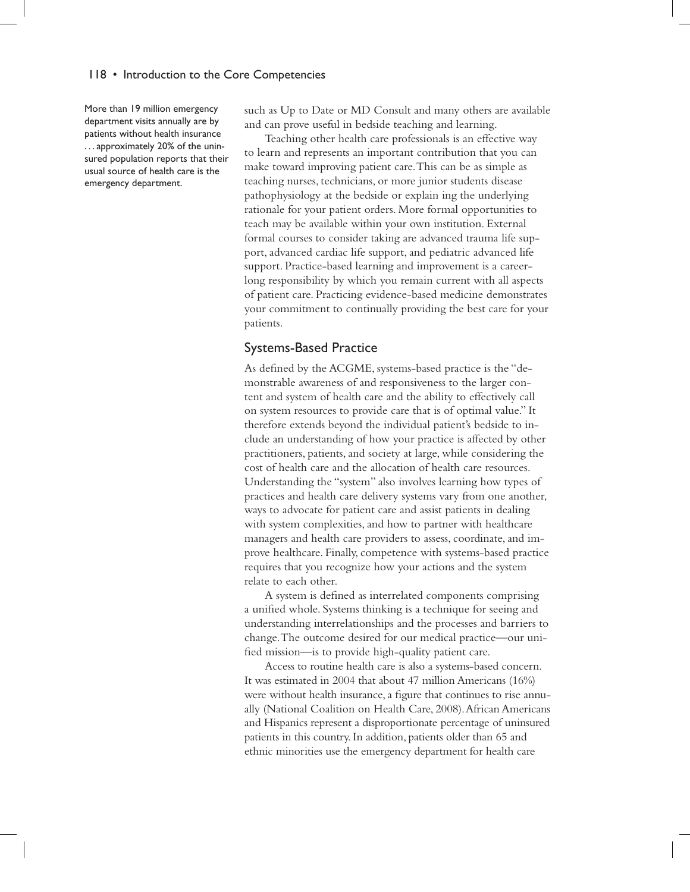> More than 19 million emergency department visits annually are by patients without health insurance . . . approximately 20% of the uninsured population reports that their usual source of health care is the emergency department.

such as Up to Date or MD Consult and many others are available and can prove useful in bedside teaching and learning.

Teaching other health care professionals is an effective way to learn and represents an important contribution that you can make toward improving patient care. This can be as simple as teaching nurses, technicians, or more junior students disease pathophysiology at the bedside or explain ing the underlying rationale for your patient orders. More formal opportunities to teach may be available within your own institution. External formal courses to consider taking are advanced trauma life support, advanced cardiac life support, and pediatric advanced life support. Practice-based learning and improvement is a career-long responsibility by which you remain current with all aspects of patient care. Practicing evidence-based medicine demonstrates your commitment to continually providing the best care for your patients.

## Systems-Based Practice

As defined by the ACGME, systems-based practice is the "demonstrable awareness of and responsiveness to the larger content and system of health care and the ability to effectively call on system resources to provide care that is of optimal value." It therefore extends beyond the individual patient's bedside to include an understanding of how your practice is affected by other practitioners, patients, and society at large, while considering the cost of health care and the allocation of health care resources. Understanding the "system" also involves learning how types of practices and health care delivery systems vary from one another, ways to advocate for patient care and assist patients in dealing with system complexities, and how to partner with healthcare managers and health care providers to assess, coordinate, and improve healthcare. Finally, competence with systems-based practice requires that you recognize how your actions and the system relate to each other.

A system is defined as interrelated components comprising a unified whole. Systems thinking is a technique for seeing and understanding interrelationships and the processes and barriers to change. The outcome desired for our medical practice—our unified mission—is to provide high-quality patient care.

Access to routine health care is also a systems-based concern. It was estimated in 2004 that about 47 million Americans (16%) were without health insurance, a figure that continues to rise annually (National Coalition on Health Care, 2008). African Americans and Hispanics represent a disproportionate percentage of uninsured patients in this country. In addition, patients older than 65 and ethnic minorities use the emergency department for health care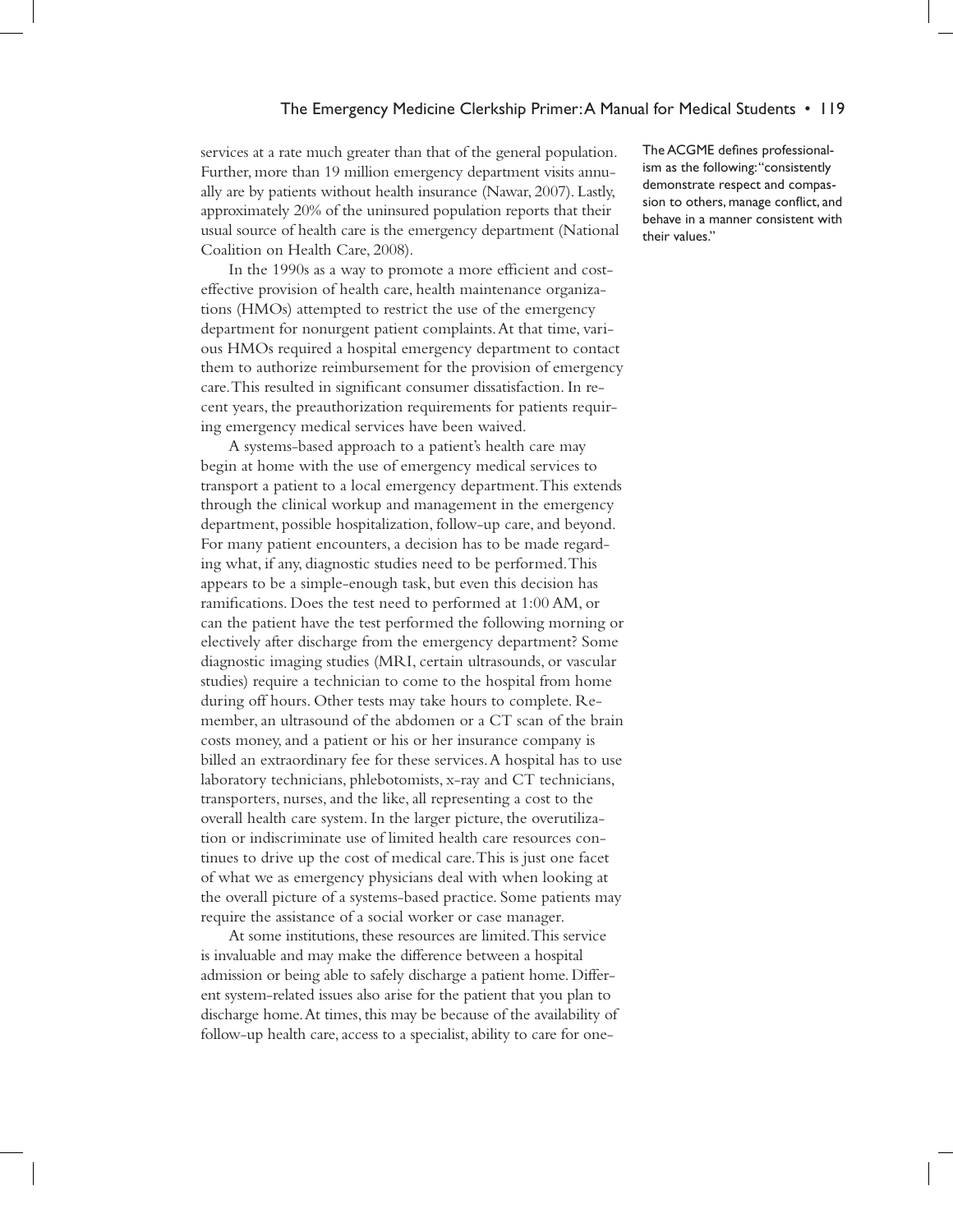services at a rate much greater than that of the general population. Further, more than 19 million emergency department visits annually are by patients without health insurance (Nawar, 2007). Lastly, approximately 20% of the uninsured population reports that their usual source of health care is the emergency department (National Coalition on Health Care, 2008).

In the 1990s as a way to promote a more efficient and cost-effective provision of health care, health maintenance organizations (HMOs) attempted to restrict the use of the emergency department for nonurgent patient complaints. At that time, various HMOs required a hospital emergency department to contact them to authorize reimbursement for the provision of emergency care. This resulted in significant consumer dissatisfaction. In recent years, the preauthorization requirements for patients requiring emergency medical services have been waived.

A systems-based approach to a patient's health care may begin at home with the use of emergency medical services to transport a patient to a local emergency department. This extends through the clinical workup and management in the emergency department, possible hospitalization, follow-up care, and beyond. For many patient encounters, a decision has to be made regarding what, if any, diagnostic studies need to be performed. This appears to be a simple-enough task, but even this decision has ramifications. Does the test need to performed at 1:00 AM, or can the patient have the test performed the following morning or electively after discharge from the emergency department? Some diagnostic imaging studies (MRI, certain ultrasounds, or vascular studies) require a technician to come to the hospital from home during off hours. Other tests may take hours to complete. Remember, an ultrasound of the abdomen or a CT scan of the brain costs money, and a patient or his or her insurance company is billed an extraordinary fee for these services. A hospital has to use laboratory technicians, phlebotomists, x-ray and CT technicians, transporters, nurses, and the like, all representing a cost to the overall health care system. In the larger picture, the overutilization or indiscriminate use of limited health care resources continues to drive up the cost of medical care. This is just one facet of what we as emergency physicians deal with when looking at the overall picture of a systems-based practice. Some patients may require the assistance of a social worker or case manager.

At some institutions, these resources are limited. This service is invaluable and may make the difference between a hospital admission or being able to safely discharge a patient home. Different system-related issues also arise for the patient that you plan to discharge home. At times, this may be because of the availability of follow-up health care, access to a specialist, ability to care for one-

The ACGME defines professionalism as the following: "consistently demonstrate respect and compassion to others, manage conflict, and behave in a manner consistent with their values."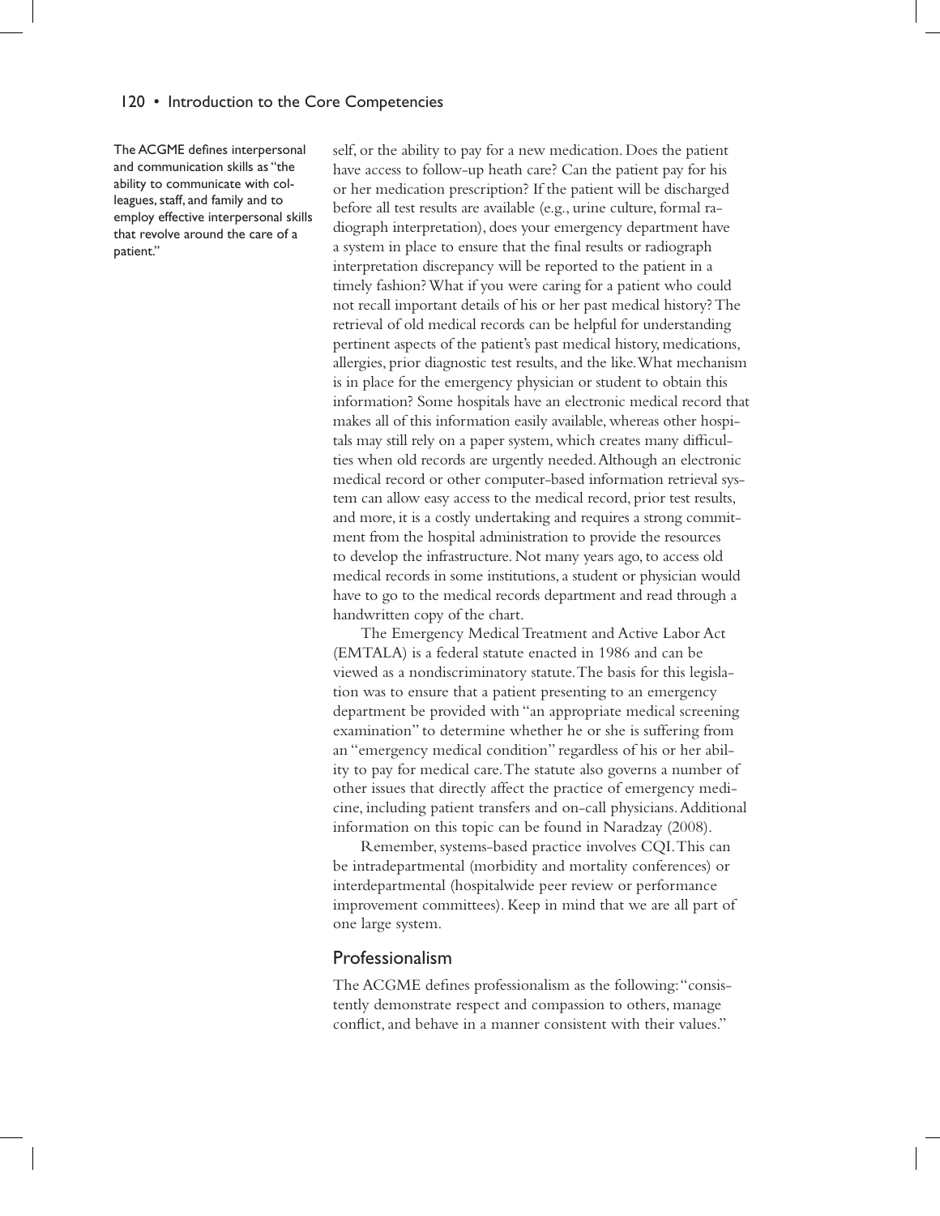The ACGME defines interpersonal and communication skills as "the ability to communicate with colleagues, staff, and family and to employ effective interpersonal skills that revolve around the care of a patient."

self, or the ability to pay for a new medication. Does the patient have access to follow-up heath care? Can the patient pay for his or her medication prescription? If the patient will be discharged before all test results are available (e.g., urine culture, formal radiograph interpretation), does your emergency department have a system in place to ensure that the final results or radiograph interpretation discrepancy will be reported to the patient in a timely fashion? What if you were caring for a patient who could not recall important details of his or her past medical history? The retrieval of old medical records can be helpful for understanding pertinent aspects of the patient's past medical history, medications, allergies, prior diagnostic test results, and the like. What mechanism is in place for the emergency physician or student to obtain this information? Some hospitals have an electronic medical record that makes all of this information easily available, whereas other hospitals may still rely on a paper system, which creates many difficulties when old records are urgently needed. Although an electronic medical record or other computer-based information retrieval system can allow easy access to the medical record, prior test results, and more, it is a costly undertaking and requires a strong commitment from the hospital administration to provide the resources to develop the infrastructure. Not many years ago, to access old medical records in some institutions, a student or physician would have to go to the medical records department and read through a handwritten copy of the chart.

The Emergency Medical Treatment and Active Labor Act (EMTALA) is a federal statute enacted in 1986 and can be viewed as a nondiscriminatory statute. The basis for this legislation was to ensure that a patient presenting to an emergency department be provided with "an appropriate medical screening examination" to determine whether he or she is suffering from an "emergency medical condition" regardless of his or her ability to pay for medical care. The statute also governs a number of other issues that directly affect the practice of emergency medicine, including patient transfers and on-call physicians. Additional information on this topic can be found in Naradzay (2008).

Remember, systems-based practice involves CQI. This can be intradepartmental (morbidity and mortality conferences) or interdepartmental (hospitalwide peer review or performance improvement committees). Keep in mind that we are all part of one large system.

## Professionalism

The ACGME defines professionalism as the following: "consistently demonstrate respect and compassion to others, manage conflict, and behave in a manner consistent with their values."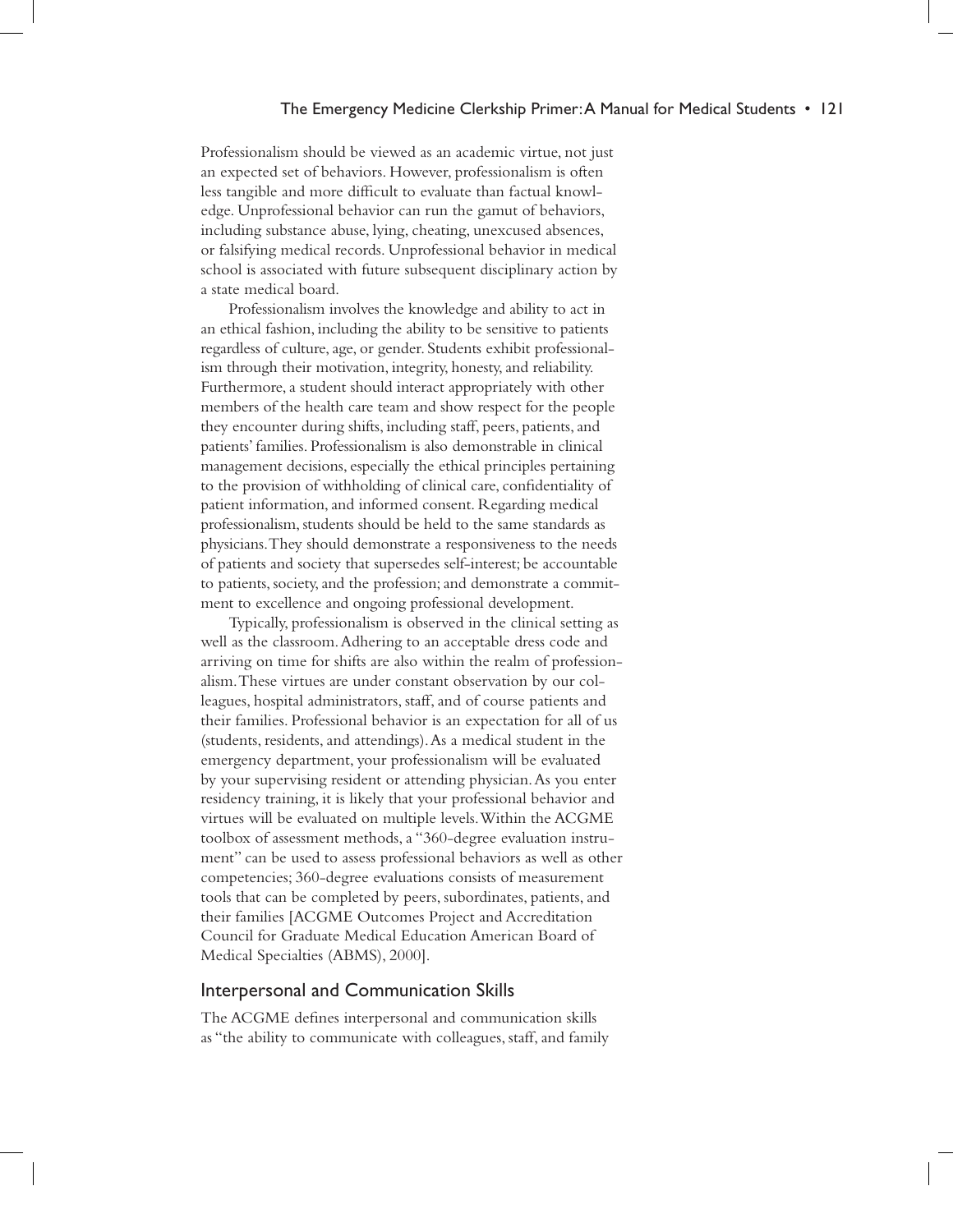Professionalism should be viewed as an academic virtue, not just an expected set of behaviors. However, professionalism is often less tangible and more difficult to evaluate than factual knowledge. Unprofessional behavior can run the gamut of behaviors, including substance abuse, lying, cheating, unexcused absences, or falsifying medical records. Unprofessional behavior in medical school is associated with future subsequent disciplinary action by a state medical board.

Professionalism involves the knowledge and ability to act in an ethical fashion, including the ability to be sensitive to patients regardless of culture, age, or gender. Students exhibit professionalism through their motivation, integrity, honesty, and reliability. Furthermore, a student should interact appropriately with other members of the health care team and show respect for the people they encounter during shifts, including staff, peers, patients, and patients' families. Professionalism is also demonstrable in clinical management decisions, especially the ethical principles pertaining to the provision of withholding of clinical care, confidentiality of patient information, and informed consent. Regarding medical professionalism, students should be held to the same standards as physicians. They should demonstrate a responsiveness to the needs of patients and society that supersedes self-interest; be accountable to patients, society, and the profession; and demonstrate a commitment to excellence and ongoing professional development.

Typically, professionalism is observed in the clinical setting as well as the classroom. Adhering to an acceptable dress code and arriving on time for shifts are also within the realm of professionalism. These virtues are under constant observation by our colleagues, hospital administrators, staff, and of course patients and their families. Professional behavior is an expectation for all of us (students, residents, and attendings). As a medical student in the emergency department, your professionalism will be evaluated by your supervising resident or attending physician. As you enter residency training, it is likely that your professional behavior and virtues will be evaluated on multiple levels. Within the ACGME toolbox of assessment methods, a "360-degree evaluation instrument" can be used to assess professional behaviors as well as other competencies; 360-degree evaluations consists of measurement tools that can be completed by peers, subordinates, patients, and their families [ACGME Outcomes Project and Accreditation Council for Graduate Medical Education American Board of Medical Specialties (ABMS), 2000].

## Interpersonal and Communication Skills

The ACGME defines interpersonal and communication skills as "the ability to communicate with colleagues, staff, and family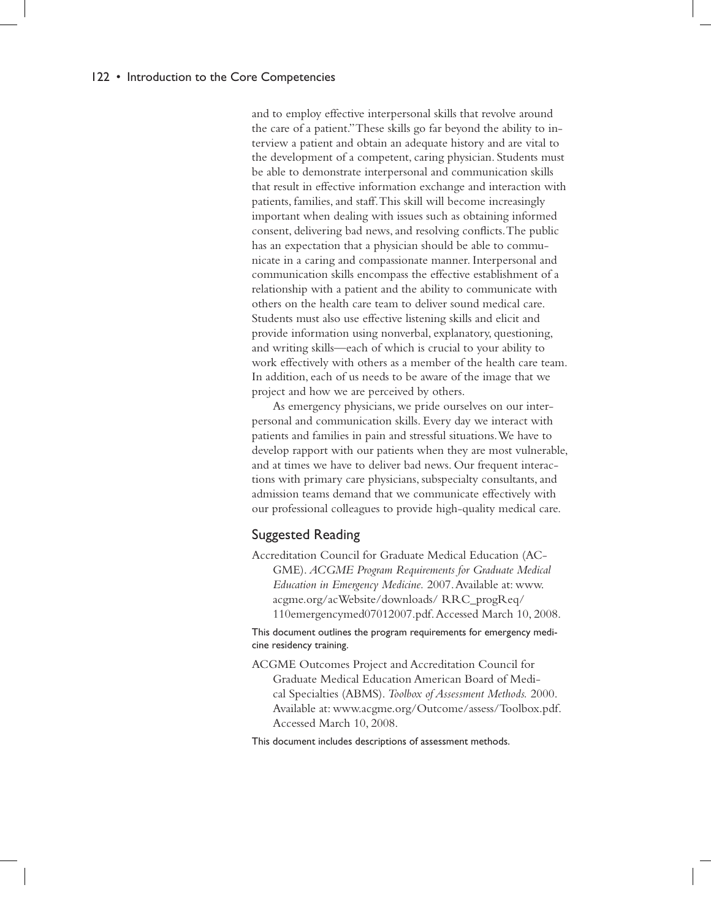and to employ effective interpersonal skills that revolve around the care of a patient." These skills go far beyond the ability to interview a patient and obtain an adequate history and are vital to the development of a competent, caring physician. Students must be able to demonstrate interpersonal and communication skills that result in effective information exchange and interaction with patients, families, and staff. This skill will become increasingly important when dealing with issues such as obtaining informed consent, delivering bad news, and resolving conflicts. The public has an expectation that a physician should be able to communicate in a caring and compassionate manner. Interpersonal and communication skills encompass the effective establishment of a relationship with a patient and the ability to communicate with others on the health care team to deliver sound medical care. Students must also use effective listening skills and elicit and provide information using nonverbal, explanatory, questioning, and writing skills—each of which is crucial to your ability to work effectively with others as a member of the health care team. In addition, each of us needs to be aware of the image that we project and how we are perceived by others.

As emergency physicians, we pride ourselves on our interpersonal and communication skills. Every day we interact with patients and families in pain and stressful situations. We have to develop rapport with our patients when they are most vulnerable, and at times we have to deliver bad news. Our frequent interactions with primary care physicians, subspecialty consultants, and admission teams demand that we communicate effectively with our professional colleagues to provide high-quality medical care.

## Suggested Reading

Accreditation Council for Graduate Medical Education (ACGME). *ACGME Program Requirements for Graduate Medical Education in Emergency Medicine.* 2007. Available at: www.acgme.org/acWebsite/downloads/ RRC_progReq/110emergencymed07012007.pdf. Accessed March 10, 2008.

This document outlines the program requirements for emergency medicine residency training.

ACGME Outcomes Project and Accreditation Council for Graduate Medical Education American Board of Medical Specialties (ABMS). *Toolbox of Assessment Methods.* 2000. Available at: www.acgme.org/Outcome/assess/Toolbox.pdf. Accessed March 10, 2008.

This document includes descriptions of assessment methods.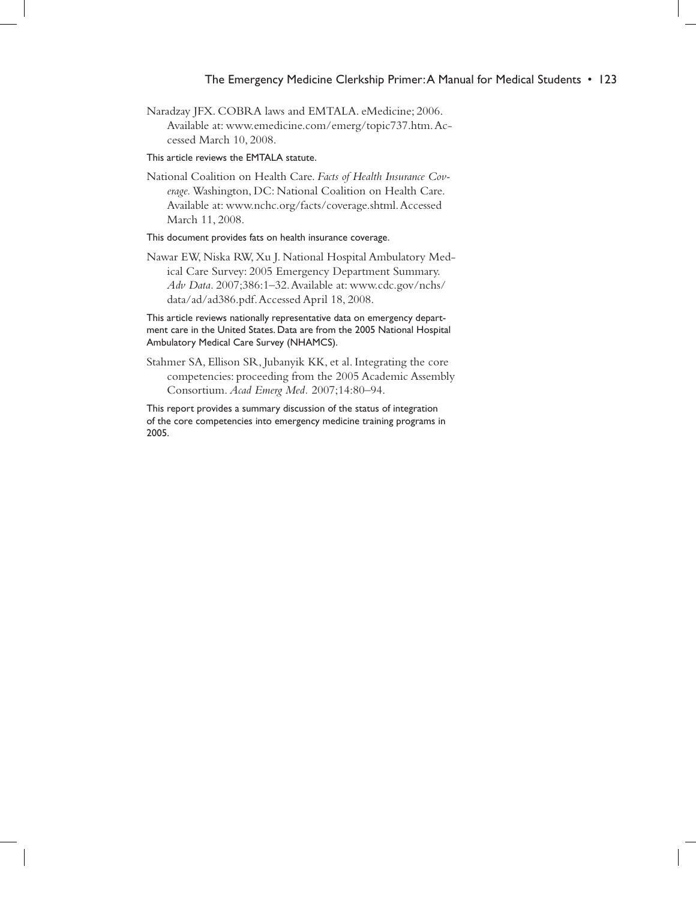Naradzay JFX. COBRA laws and EMTALA. eMedicine; 2006. Available at: www.emedicine.com/emerg/topic737.htm. Accessed March 10, 2008.

This article reviews the EMTALA statute.

National Coalition on Health Care. *Facts of Health Insurance Coverage.* Washington, DC: National Coalition on Health Care. Available at: www.nchc.org/facts/coverage.shtml. Accessed March 11, 2008.

This document provides fats on health insurance coverage.

Nawar EW, Niska RW, Xu J. National Hospital Ambulatory Medical Care Survey: 2005 Emergency Department Summary. *Adv Data*. 2007;386:1–32. Available at: www.cdc.gov/nchs/data/ad/ad386.pdf. Accessed April 18, 2008.

This article reviews nationally representative data on emergency department care in the United States. Data are from the 2005 National Hospital Ambulatory Medical Care Survey (NHAMCS).

Stahmer SA, Ellison SR, Jubanyik KK, et al. Integrating the core competencies: proceeding from the 2005 Academic Assembly Consortium. *Acad Emerg Med.* 2007;14:80–94.

This report provides a summary discussion of the status of integration of the core competencies into emergency medicine training programs in 2005.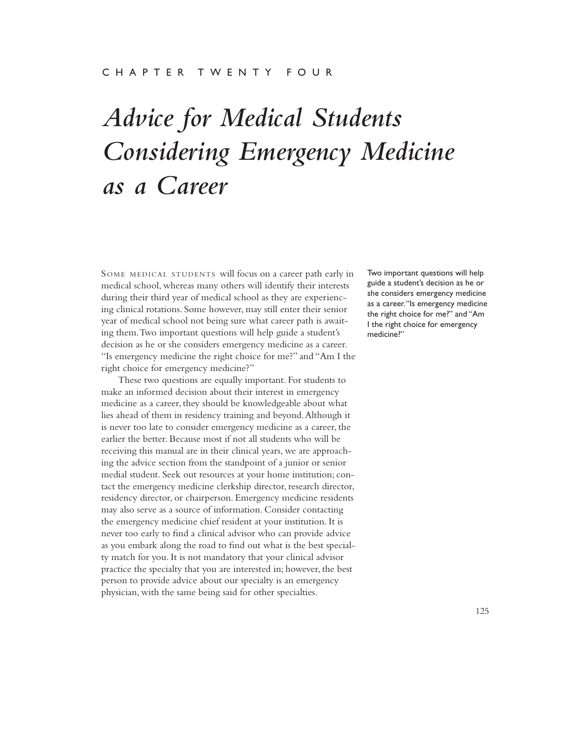CHAPTER TWENTY FOUR

# *Advice for Medical Students Considering Emergency Medicine as a Career*

Some medical students will focus on a career path early in medical school, whereas many others will identify their interests during their third year of medical school as they are experiencing clinical rotations. Some however, may still enter their senior year of medical school not being sure what career path is awaiting them. Two important questions will help guide a student's decision as he or she considers emergency medicine as a career. "Is emergency medicine the right choice for me?" and "Am I the right choice for emergency medicine?"

Two important questions will help guide a student's decision as he or she considers emergency medicine as a career. "Is emergency medicine the right choice for me?" and "Am I the right choice for emergency medicine?"

These two questions are equally important. For students to make an informed decision about their interest in emergency medicine as a career, they should be knowledgeable about what lies ahead of them in residency training and beyond. Although it is never too late to consider emergency medicine as a career, the earlier the better. Because most if not all students who will be receiving this manual are in their clinical years, we are approaching the advice section from the standpoint of a junior or senior medial student. Seek out resources at your home institution; contact the emergency medicine clerkship director, research director, residency director, or chairperson. Emergency medicine residents may also serve as a source of information. Consider contacting the emergency medicine chief resident at your institution. It is never too early to find a clinical advisor who can provide advice as you embark along the road to find out what is the best specialty match for you. It is not mandatory that your clinical advisor practice the specialty that you are interested in; however, the best person to provide advice about our specialty is an emergency physician, with the same being said for other specialties.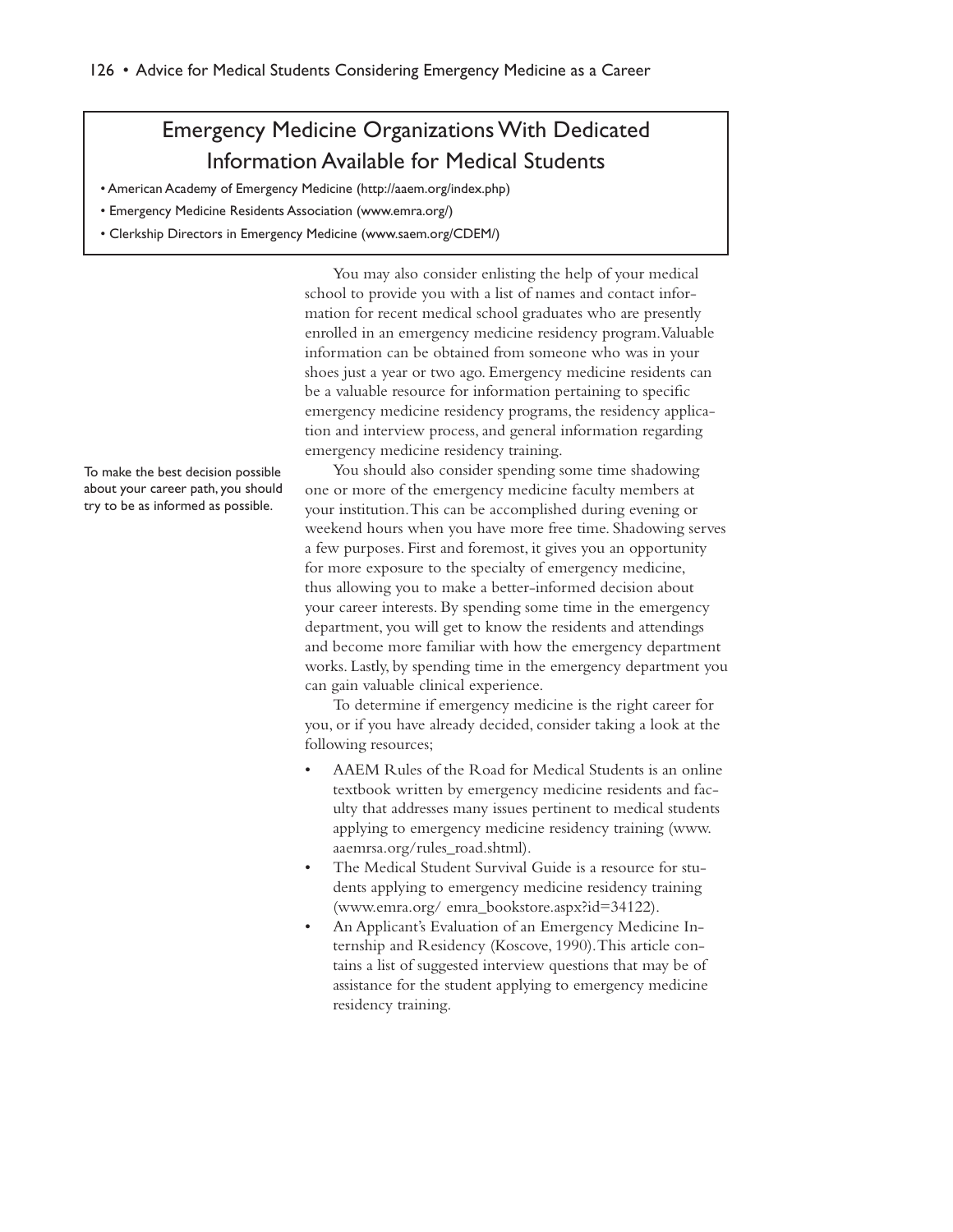## Emergency Medicine Organizations With Dedicated Information Available for Medical Students

- American Academy of Emergency Medicine (http://aaem.org/index.php)
- Emergency Medicine Residents Association (www.emra.org/)
- Clerkship Directors in Emergency Medicine (www.saem.org/CDEM/)

You may also consider enlisting the help of your medical school to provide you with a list of names and contact information for recent medical school graduates who are presently enrolled in an emergency medicine residency program. Valuable information can be obtained from someone who was in your shoes just a year or two ago. Emergency medicine residents can be a valuable resource for information pertaining to specific emergency medicine residency programs, the residency application and interview process, and general information regarding emergency medicine residency training.

To make the best decision possible about your career path, you should try to be as informed as possible.

You should also consider spending some time shadowing one or more of the emergency medicine faculty members at your institution. This can be accomplished during evening or weekend hours when you have more free time. Shadowing serves a few purposes. First and foremost, it gives you an opportunity for more exposure to the specialty of emergency medicine, thus allowing you to make a better-informed decision about your career interests. By spending some time in the emergency department, you will get to know the residents and attendings and become more familiar with how the emergency department works. Lastly, by spending time in the emergency department you can gain valuable clinical experience.

To determine if emergency medicine is the right career for you, or if you have already decided, consider taking a look at the following resources;

- AAEM Rules of the Road for Medical Students is an online textbook written by emergency medicine residents and faculty that addresses many issues pertinent to medical students applying to emergency medicine residency training (www.aaemrsa.org/rules_road.shtml).
- The Medical Student Survival Guide is a resource for students applying to emergency medicine residency training (www.emra.org/ emra_bookstore.aspx?id=34122).
- An Applicant's Evaluation of an Emergency Medicine Internship and Residency (Koscove, 1990). This article contains a list of suggested interview questions that may be of assistance for the student applying to emergency medicine residency training.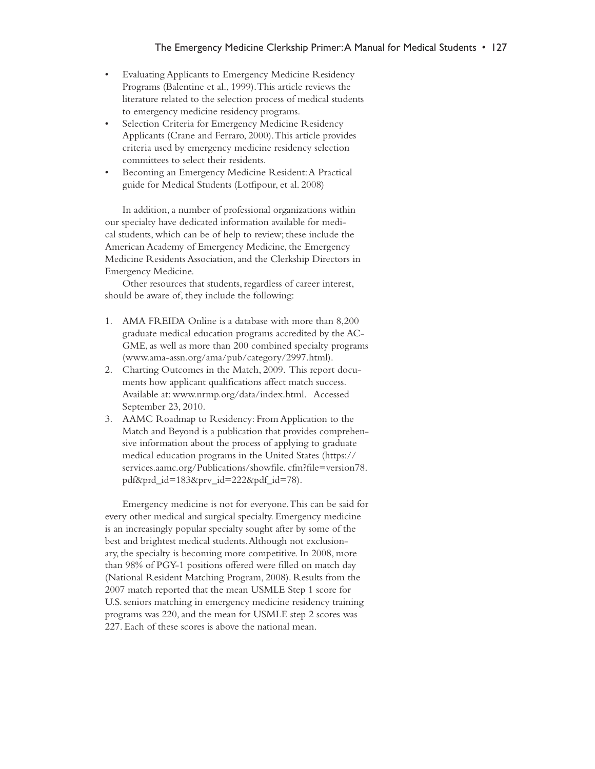- Evaluating Applicants to Emergency Medicine Residency Programs (Balentine et al., 1999). This article reviews the literature related to the selection process of medical students to emergency medicine residency programs.
- Selection Criteria for Emergency Medicine Residency Applicants (Crane and Ferraro, 2000). This article provides criteria used by emergency medicine residency selection committees to select their residents.
- Becoming an Emergency Medicine Resident: A Practical guide for Medical Students (Lotfipour, et al. 2008)

In addition, a number of professional organizations within our specialty have dedicated information available for medical students, which can be of help to review; these include the American Academy of Emergency Medicine, the Emergency Medicine Residents Association, and the Clerkship Directors in Emergency Medicine.

Other resources that students, regardless of career interest, should be aware of, they include the following:

1. AMA FREIDA Online is a database with more than 8,200 graduate medical education programs accredited by the ACGME, as well as more than 200 combined specialty programs (www.ama-assn.org/ama/pub/category/2997.html).
2. Charting Outcomes in the Match, 2009. This report documents how applicant qualifications affect match success. Available at: www.nrmp.org/data/index.html. Accessed September 23, 2010.
3. AAMC Roadmap to Residency: From Application to the Match and Beyond is a publication that provides comprehensive information about the process of applying to graduate medical education programs in the United States (https://services.aamc.org/Publications/showfile. cfm?file=version78.pdf&prd_id=183&prv_id=222&pdf_id=78).

Emergency medicine is not for everyone. This can be said for every other medical and surgical specialty. Emergency medicine is an increasingly popular specialty sought after by some of the best and brightest medical students. Although not exclusionary, the specialty is becoming more competitive. In 2008, more than 98% of PGY-1 positions offered were filled on match day (National Resident Matching Program, 2008). Results from the 2007 match reported that the mean USMLE Step 1 score for U.S. seniors matching in emergency medicine residency training programs was 220, and the mean for USMLE step 2 scores was 227. Each of these scores is above the national mean.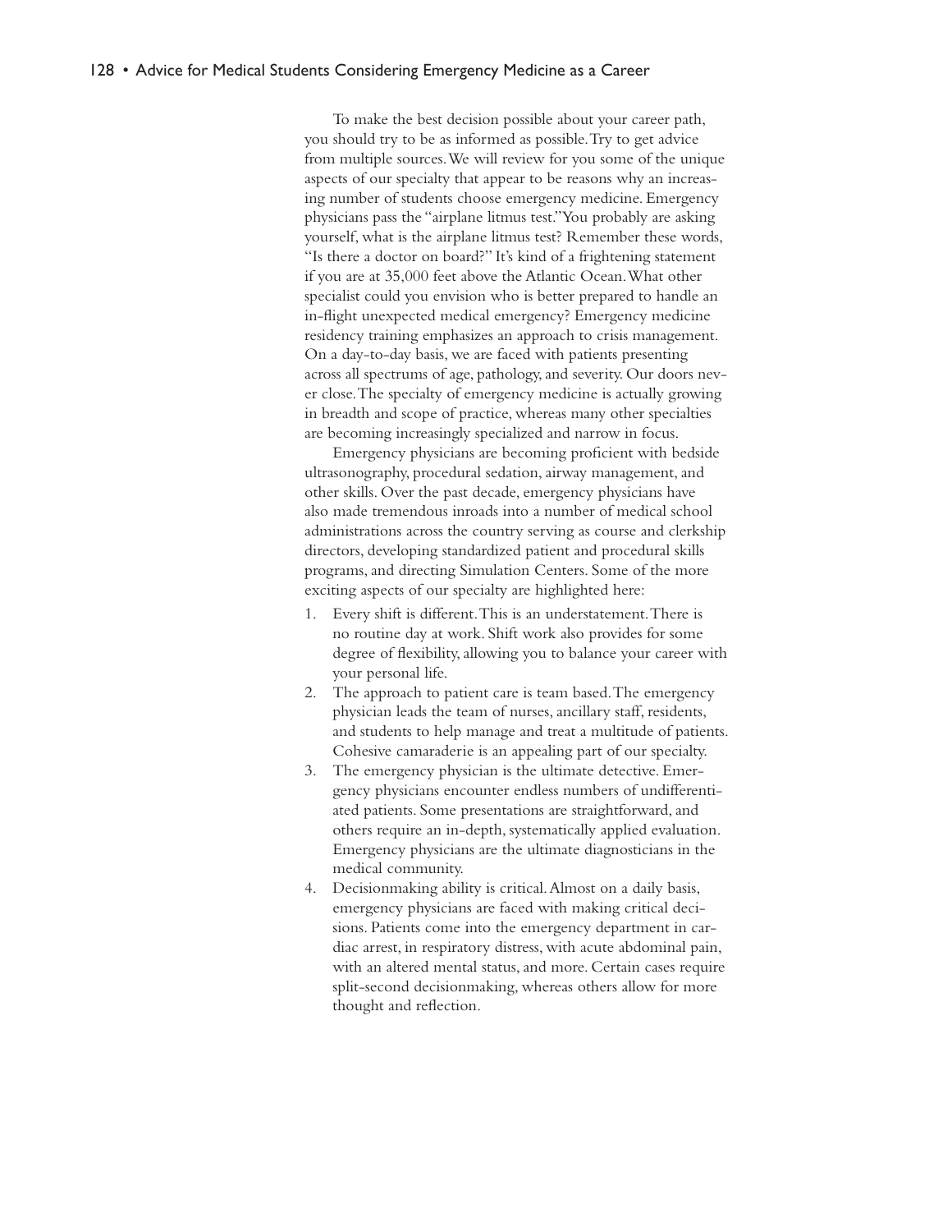To make the best decision possible about your career path, you should try to be as informed as possible. Try to get advice from multiple sources. We will review for you some of the unique aspects of our specialty that appear to be reasons why an increasing number of students choose emergency medicine. Emergency physicians pass the "airplane litmus test." You probably are asking yourself, what is the airplane litmus test? Remember these words, "Is there a doctor on board?" It's kind of a frightening statement if you are at 35,000 feet above the Atlantic Ocean. What other specialist could you envision who is better prepared to handle an in-flight unexpected medical emergency? Emergency medicine residency training emphasizes an approach to crisis management. On a day-to-day basis, we are faced with patients presenting across all spectrums of age, pathology, and severity. Our doors never close. The specialty of emergency medicine is actually growing in breadth and scope of practice, whereas many other specialties are becoming increasingly specialized and narrow in focus.

Emergency physicians are becoming proficient with bedside ultrasonography, procedural sedation, airway management, and other skills. Over the past decade, emergency physicians have also made tremendous inroads into a number of medical school administrations across the country serving as course and clerkship directors, developing standardized patient and procedural skills programs, and directing Simulation Centers. Some of the more exciting aspects of our specialty are highlighted here:

1. Every shift is different. This is an understatement. There is no routine day at work. Shift work also provides for some degree of flexibility, allowing you to balance your career with your personal life.
2. The approach to patient care is team based. The emergency physician leads the team of nurses, ancillary staff, residents, and students to help manage and treat a multitude of patients. Cohesive camaraderie is an appealing part of our specialty.
3. The emergency physician is the ultimate detective. Emergency physicians encounter endless numbers of undifferentiated patients. Some presentations are straightforward, and others require an in-depth, systematically applied evaluation. Emergency physicians are the ultimate diagnosticians in the medical community.
4. Decisionmaking ability is critical. Almost on a daily basis, emergency physicians are faced with making critical decisions. Patients come into the emergency department in cardiac arrest, in respiratory distress, with acute abdominal pain, with an altered mental status, and more. Certain cases require split-second decisionmaking, whereas others allow for more thought and reflection.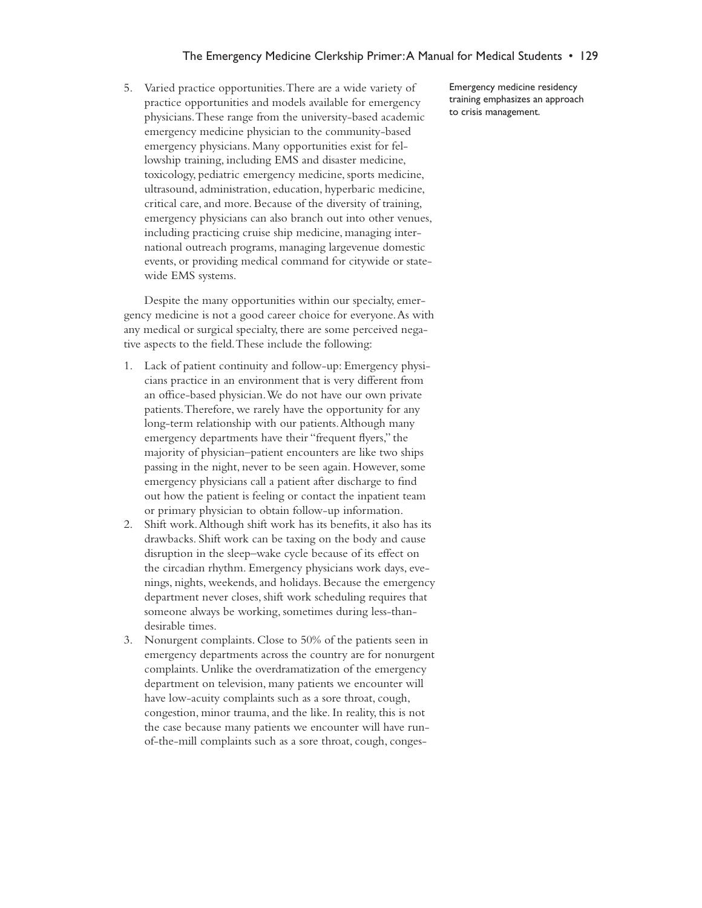5. Varied practice opportunities. There are a wide variety of practice opportunities and models available for emergency physicians. These range from the university-based academic emergency medicine physician to the community-based emergency physicians. Many opportunities exist for fellowship training, including EMS and disaster medicine, toxicology, pediatric emergency medicine, sports medicine, ultrasound, administration, education, hyperbaric medicine, critical care, and more. Because of the diversity of training, emergency physicians can also branch out into other venues, including practicing cruise ship medicine, managing international outreach programs, managing largevenue domestic events, or providing medical command for citywide or statewide EMS systems.

Emergency medicine residency training emphasizes an approach to crisis management.

Despite the many opportunities within our specialty, emergency medicine is not a good career choice for everyone. As with any medical or surgical specialty, there are some perceived negative aspects to the field. These include the following:

1. Lack of patient continuity and follow-up: Emergency physicians practice in an environment that is very different from an office-based physician. We do not have our own private patients. Therefore, we rarely have the opportunity for any long-term relationship with our patients. Although many emergency departments have their "frequent flyers," the majority of physician–patient encounters are like two ships passing in the night, never to be seen again. However, some emergency physicians call a patient after discharge to find out how the patient is feeling or contact the inpatient team or primary physician to obtain follow-up information.
2. Shift work. Although shift work has its benefits, it also has its drawbacks. Shift work can be taxing on the body and cause disruption in the sleep–wake cycle because of its effect on the circadian rhythm. Emergency physicians work days, evenings, nights, weekends, and holidays. Because the emergency department never closes, shift work scheduling requires that someone always be working, sometimes during less-than-desirable times.
3. Nonurgent complaints. Close to 50% of the patients seen in emergency departments across the country are for nonurgent complaints. Unlike the overdramatization of the emergency department on television, many patients we encounter will have low-acuity complaints such as a sore throat, cough, congestion, minor trauma, and the like. In reality, this is not the case because many patients we encounter will have run-of-the-mill complaints such as a sore throat, cough, conges-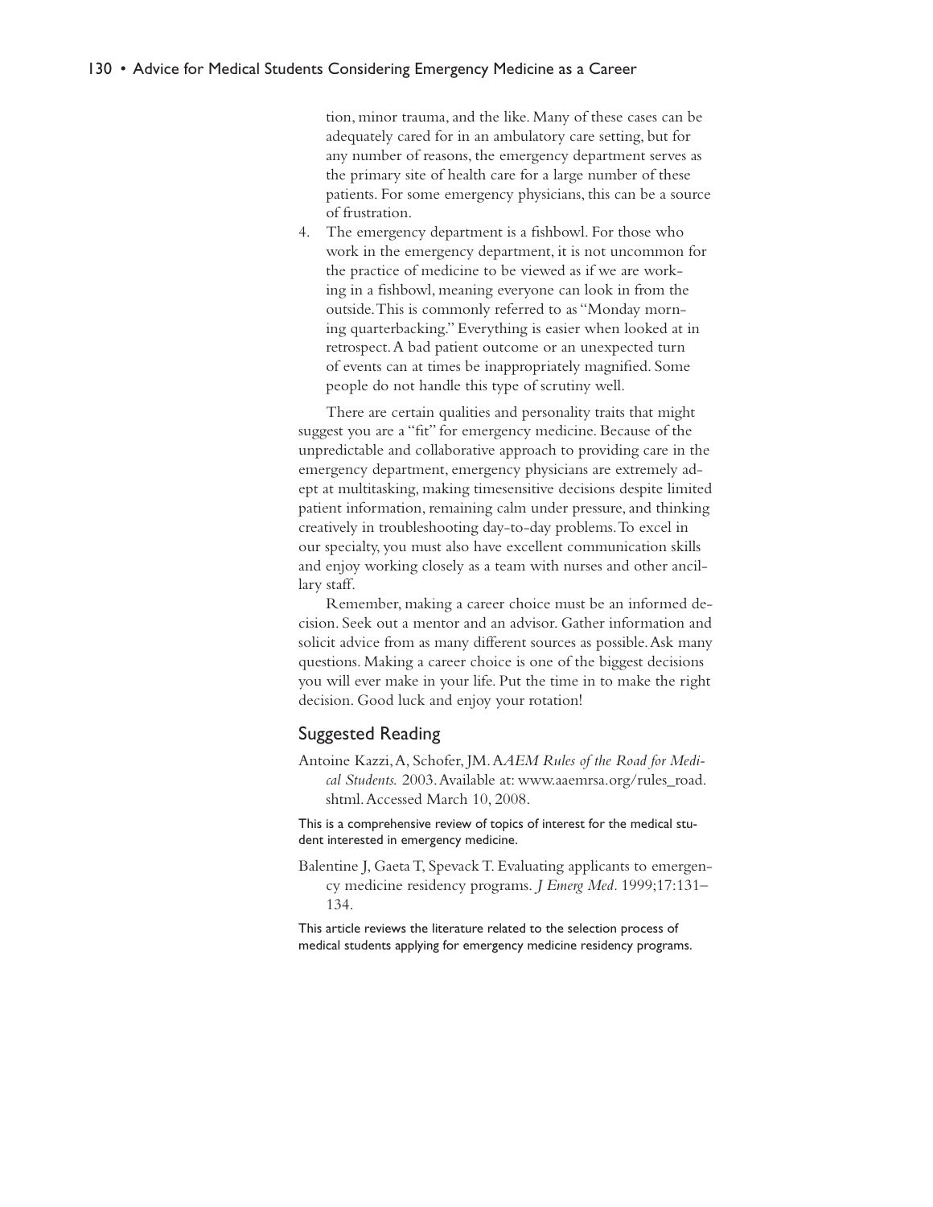tion, minor trauma, and the like. Many of these cases can be adequately cared for in an ambulatory care setting, but for any number of reasons, the emergency department serves as the primary site of health care for a large number of these patients. For some emergency physicians, this can be a source of frustration.

4. The emergency department is a fishbowl. For those who work in the emergency department, it is not uncommon for the practice of medicine to be viewed as if we are working in a fishbowl, meaning everyone can look in from the outside. This is commonly referred to as "Monday morning quarterbacking." Everything is easier when looked at in retrospect. A bad patient outcome or an unexpected turn of events can at times be inappropriately magnified. Some people do not handle this type of scrutiny well.

There are certain qualities and personality traits that might suggest you are a "fit" for emergency medicine. Because of the unpredictable and collaborative approach to providing care in the emergency department, emergency physicians are extremely adept at multitasking, making timesensitive decisions despite limited patient information, remaining calm under pressure, and thinking creatively in troubleshooting day-to-day problems. To excel in our specialty, you must also have excellent communication skills and enjoy working closely as a team with nurses and other ancillary staff.

Remember, making a career choice must be an informed decision. Seek out a mentor and an advisor. Gather information and solicit advice from as many different sources as possible. Ask many questions. Making a career choice is one of the biggest decisions you will ever make in your life. Put the time in to make the right decision. Good luck and enjoy your rotation!

## Suggested Reading

Antoine Kazzi, A, Schofer, JM. A*AEM Rules of the Road for Medical Students.* 2003. Available at: www.aaemrsa.org/rules_road.shtml. Accessed March 10, 2008.

This is a comprehensive review of topics of interest for the medical student interested in emergency medicine.

Balentine J, Gaeta T, Spevack T. Evaluating applicants to emergency medicine residency programs. *J Emerg Med*. 1999;17:131–134.

This article reviews the literature related to the selection process of medical students applying for emergency medicine residency programs.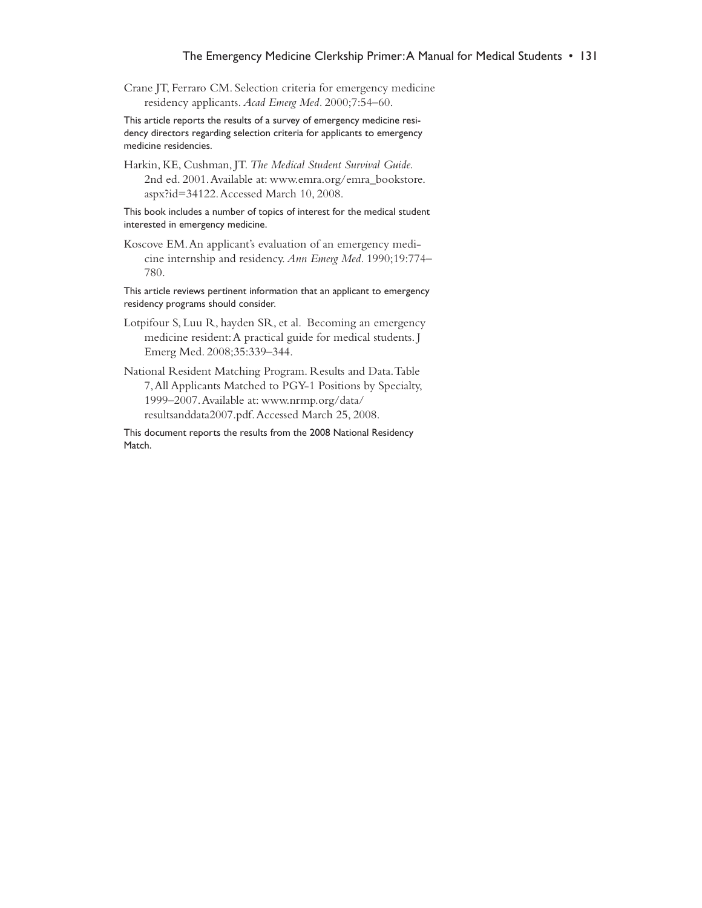Crane JT, Ferraro CM. Selection criteria for emergency medicine residency applicants. *Acad Emerg Med*. 2000;7:54–60.

This article reports the results of a survey of emergency medicine residency directors regarding selection criteria for applicants to emergency medicine residencies.

Harkin, KE, Cushman, JT. *The Medical Student Survival Guide*. 2nd ed. 2001. Available at: www.emra.org/emra_bookstore.aspx?id=34122. Accessed March 10, 2008.

This book includes a number of topics of interest for the medical student interested in emergency medicine.

Koscove EM. An applicant's evaluation of an emergency medicine internship and residency. *Ann Emerg Med*. 1990;19:774–780.

This article reviews pertinent information that an applicant to emergency residency programs should consider.

Lotpifour S, Luu R, hayden SR, et al. Becoming an emergency medicine resident: A practical guide for medical students. J Emerg Med. 2008;35:339–344.

National Resident Matching Program. Results and Data. Table 7, All Applicants Matched to PGY-1 Positions by Specialty, 1999–2007. Available at: www.nrmp.org/data/resultsanddata2007.pdf. Accessed March 25, 2008.

This document reports the results from the 2008 National Residency Match.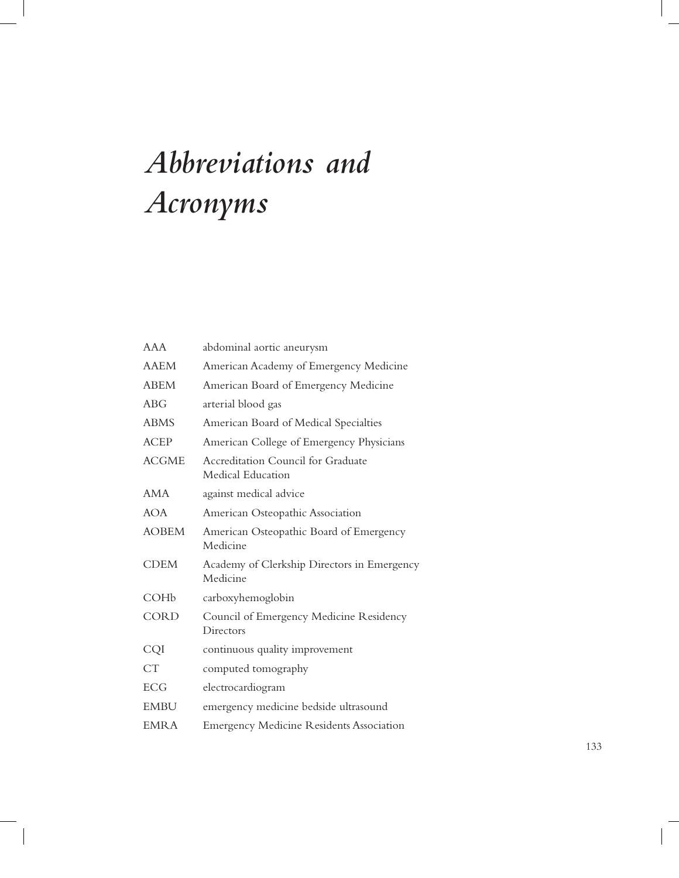# *Abbreviations and Acronyms*

| | |
|---|---|
| AAA | abdominal aortic aneurysm |
| AAEM | American Academy of Emergency Medicine |
| ABEM | American Board of Emergency Medicine |
| ABG | arterial blood gas |
| ABMS | American Board of Medical Specialties |
| ACEP | American College of Emergency Physicians |
| ACGME | Accreditation Council for Graduate Medical Education |
| AMA | against medical advice |
| AOA | American Osteopathic Association |
| AOBEM | American Osteopathic Board of Emergency Medicine |
| CDEM | Academy of Clerkship Directors in Emergency Medicine |
| COHb | carboxyhemoglobin |
| CORD | Council of Emergency Medicine Residency Directors |
| CQI | continuous quality improvement |
| CT | computed tomography |
| ECG | electrocardiogram |
| EMBU | emergency medicine bedside ultrasound |
| EMRA | Emergency Medicine Residents Association |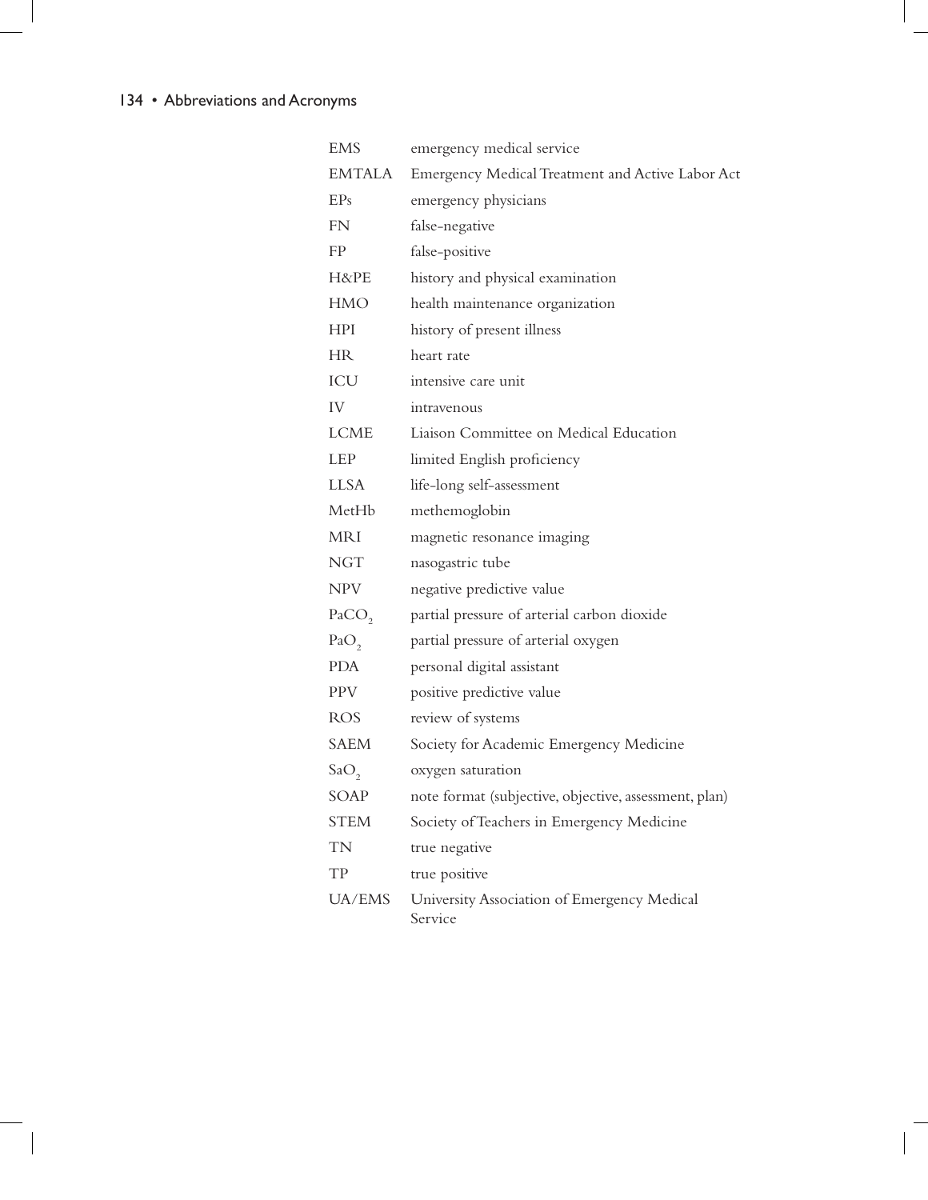| | |
|---|---|
| EMS | emergency medical service |
| EMTALA | Emergency Medical Treatment and Active Labor Act |
| EPs | emergency physicians |
| FN | false-negative |
| FP | false-positive |
| H&PE | history and physical examination |
| HMO | health maintenance organization |
| HPI | history of present illness |
| HR | heart rate |
| ICU | intensive care unit |
| IV | intravenous |
| LCME | Liaison Committee on Medical Education |
| LEP | limited English proficiency |
| LLSA | life-long self-assessment |
| MetHb | methemoglobin |
| MRI | magnetic resonance imaging |
| NGT | nasogastric tube |
| NPV | negative predictive value |
| $PaCO_2$ | partial pressure of arterial carbon dioxide |
| $PaO_2$ | partial pressure of arterial oxygen |
| PDA | personal digital assistant |
| PPV | positive predictive value |
| ROS | review of systems |
| SAEM | Society for Academic Emergency Medicine |
| $SaO_2$ | oxygen saturation |
| SOAP | note format (subjective, objective, assessment, plan) |
| STEM | Society of Teachers in Emergency Medicine |
| TN | true negative |
| TP | true positive |
| UA/EMS | University Association of Emergency Medical Service |